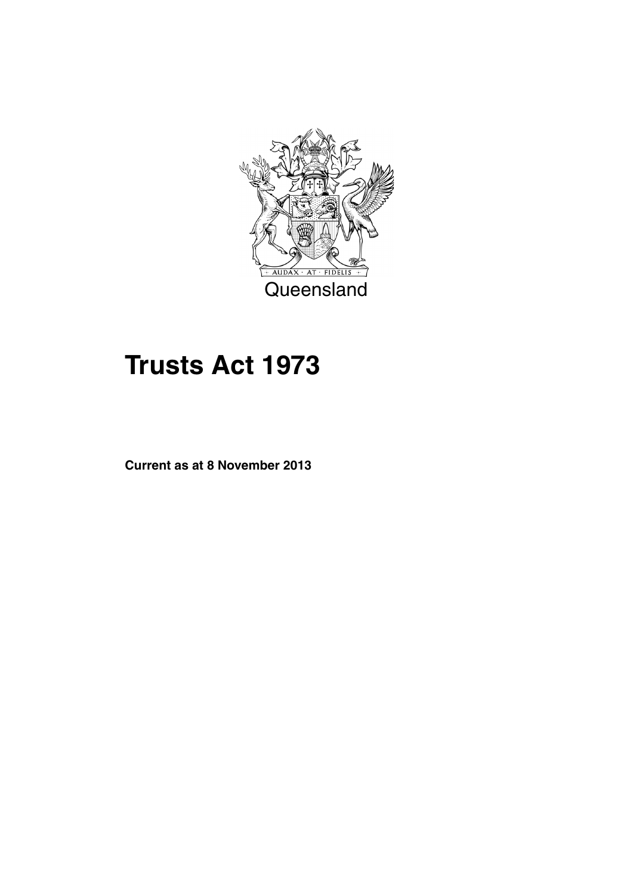Queensland

# Trusts Act 1973

**Current as at 8 November 2013**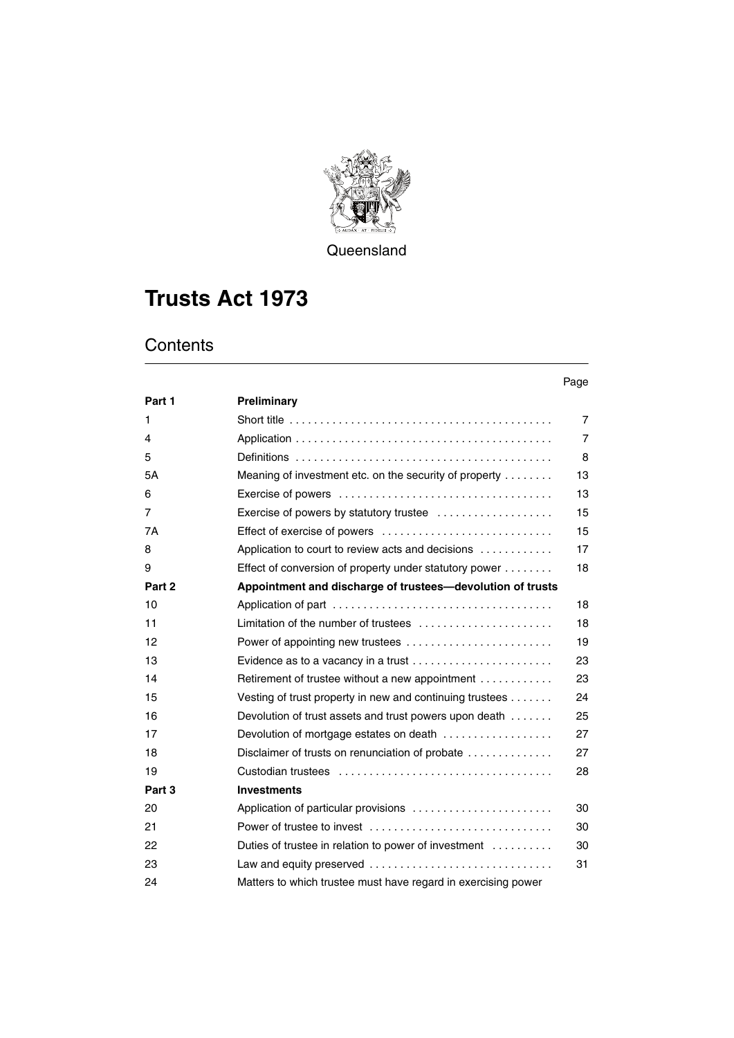Queensland

# Trusts Act 1973

## Contents

| | | Page |
|---|---|---|
| **Part 1** | **Preliminary** | |
| 1 | Short title | 7 |
| 4 | Application | 7 |
| 5 | Definitions | 8 |
| 5A | Meaning of investment etc. on the security of property | 13 |
| 6 | Exercise of powers | 13 |
| 7 | Exercise of powers by statutory trustee | 15 |
| 7A | Effect of exercise of powers | 15 |
| 8 | Application to court to review acts and decisions | 17 |
| 9 | Effect of conversion of property under statutory power | 18 |
| **Part 2** | **Appointment and discharge of trustees—devolution of trusts** | |
| 10 | Application of part | 18 |
| 11 | Limitation of the number of trustees | 18 |
| 12 | Power of appointing new trustees | 19 |
| 13 | Evidence as to a vacancy in a trust | 23 |
| 14 | Retirement of trustee without a new appointment | 23 |
| 15 | Vesting of trust property in new and continuing trustees | 24 |
| 16 | Devolution of trust assets and trust powers upon death | 25 |
| 17 | Devolution of mortgage estates on death | 27 |
| 18 | Disclaimer of trusts on renunciation of probate | 27 |
| 19 | Custodian trustees | 28 |
| **Part 3** | **Investments** | |
| 20 | Application of particular provisions | 30 |
| 21 | Power of trustee to invest | 30 |
| 22 | Duties of trustee in relation to power of investment | 30 |
| 23 | Law and equity preserved | 31 |
| 24 | Matters to which trustee must have regard in exercising power | |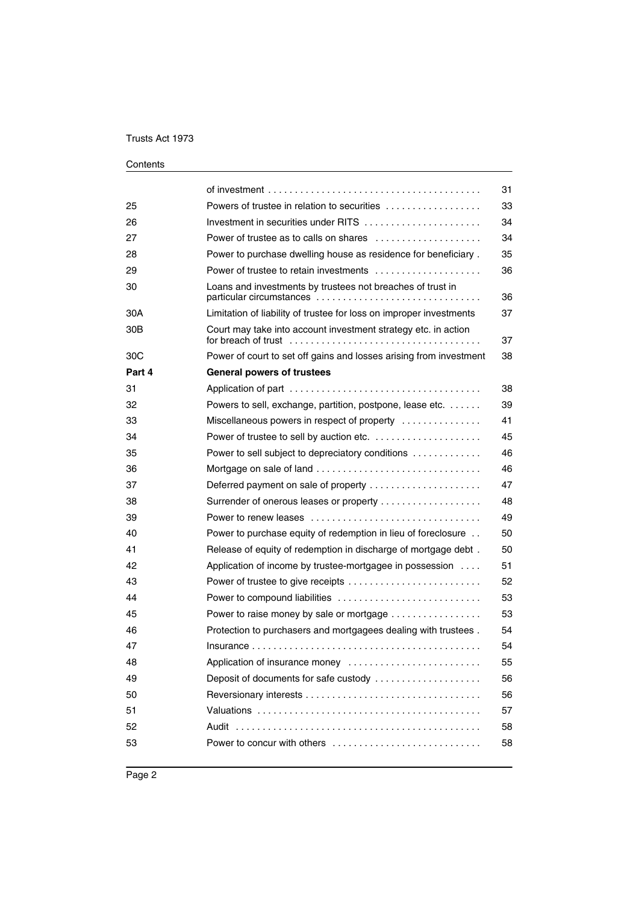| | | |
|---|---|---|
| | of investment | 31 |
| 25 | Powers of trustee in relation to securities | 33 |
| 26 | Investment in securities under RITS | 34 |
| 27 | Power of trustee as to calls on shares | 34 |
| 28 | Power to purchase dwelling house as residence for beneficiary | 35 |
| 29 | Power of trustee to retain investments | 36 |
| 30 | Loans and investments by trustees not breaches of trust in particular circumstances | 36 |
| 30A | Limitation of liability of trustee for loss on improper investments | 37 |
| 30B | Court may take into account investment strategy etc. in action for breach of trust | 37 |
| 30C | Power of court to set off gains and losses arising from investment | 38 |
| **Part 4** | **General powers of trustees** | |
| 31 | Application of part | 38 |
| 32 | Powers to sell, exchange, partition, postpone, lease etc. | 39 |
| 33 | Miscellaneous powers in respect of property | 41 |
| 34 | Power of trustee to sell by auction etc. | 45 |
| 35 | Power to sell subject to depreciatory conditions | 46 |
| 36 | Mortgage on sale of land | 46 |
| 37 | Deferred payment on sale of property | 47 |
| 38 | Surrender of onerous leases or property | 48 |
| 39 | Power to renew leases | 49 |
| 40 | Power to purchase equity of redemption in lieu of foreclosure | 50 |
| 41 | Release of equity of redemption in discharge of mortgage debt | 50 |
| 42 | Application of income by trustee-mortgagee in possession | 51 |
| 43 | Power of trustee to give receipts | 52 |
| 44 | Power to compound liabilities | 53 |
| 45 | Power to raise money by sale or mortgage | 53 |
| 46 | Protection to purchasers and mortgagees dealing with trustees | 54 |
| 47 | Insurance | 54 |
| 48 | Application of insurance money | 55 |
| 49 | Deposit of documents for safe custody | 56 |
| 50 | Reversionary interests | 56 |
| 51 | Valuations | 57 |
| 52 | Audit | 58 |
| 53 | Power to concur with others | 58 |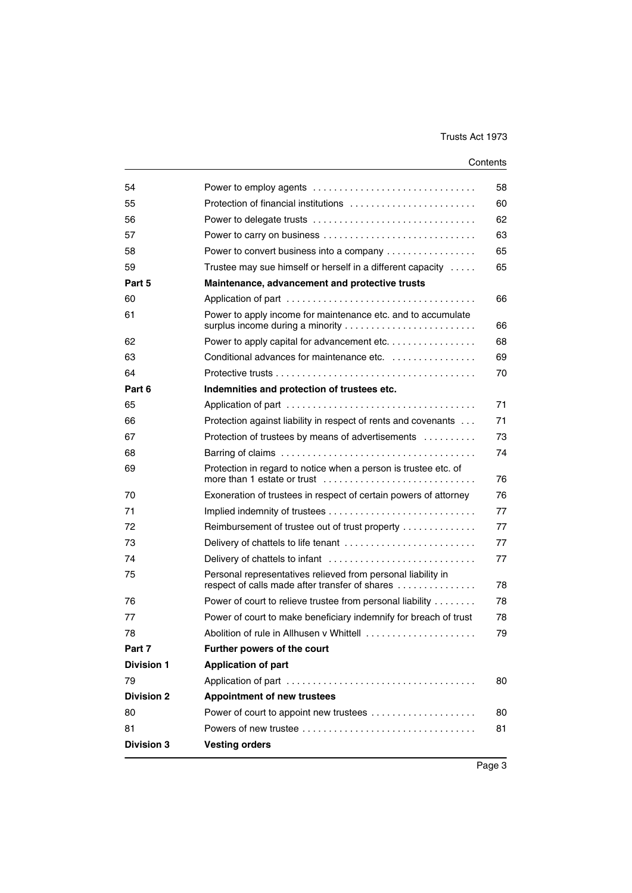| | | |
|---|---|---|
| 54 | Power to employ agents | 58 |
| 55 | Protection of financial institutions | 60 |
| 56 | Power to delegate trusts | 62 |
| 57 | Power to carry on business | 63 |
| 58 | Power to convert business into a company | 65 |
| 59 | Trustee may sue himself or herself in a different capacity | 65 |
| **Part 5** | **Maintenance, advancement and protective trusts** | |
| 60 | Application of part | 66 |
| 61 | Power to apply income for maintenance etc. and to accumulate surplus income during a minority | 66 |
| 62 | Power to apply capital for advancement etc. | 68 |
| 63 | Conditional advances for maintenance etc. | 69 |
| 64 | Protective trusts | 70 |
| **Part 6** | **Indemnities and protection of trustees etc.** | |
| 65 | Application of part | 71 |
| 66 | Protection against liability in respect of rents and covenants | 71 |
| 67 | Protection of trustees by means of advertisements | 73 |
| 68 | Barring of claims | 74 |
| 69 | Protection in regard to notice when a person is trustee etc. of more than 1 estate or trust | 76 |
| 70 | Exoneration of trustees in respect of certain powers of attorney | 76 |
| 71 | Implied indemnity of trustees | 77 |
| 72 | Reimbursement of trustee out of trust property | 77 |
| 73 | Delivery of chattels to life tenant | 77 |
| 74 | Delivery of chattels to infant | 77 |
| 75 | Personal representatives relieved from personal liability in respect of calls made after transfer of shares | 78 |
| 76 | Power of court to relieve trustee from personal liability | 78 |
| 77 | Power of court to make beneficiary indemnify for breach of trust | 78 |
| 78 | Abolition of rule in Allhusen v Whittell | 79 |
| **Part 7** | **Further powers of the court** | |
| **Division 1** | **Application of part** | |
| 79 | Application of part | 80 |
| **Division 2** | **Appointment of new trustees** | |
| 80 | Power of court to appoint new trustees | 80 |
| 81 | Powers of new trustee | 81 |
| **Division 3** | **Vesting orders** | |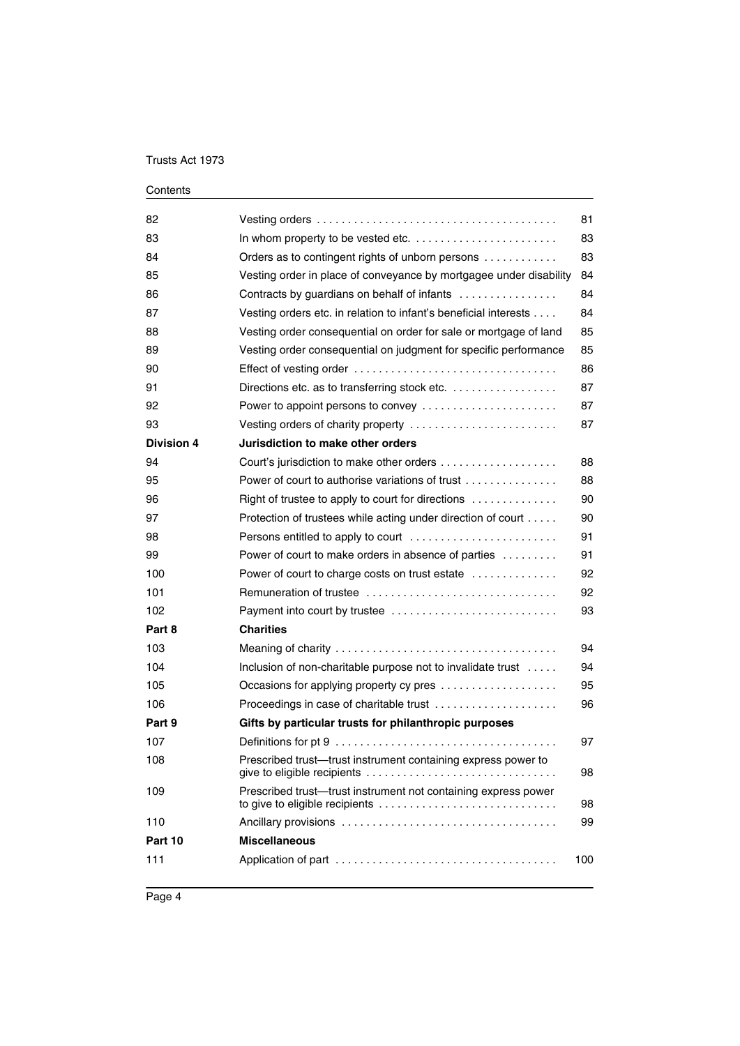| | | |
|---|---|---|
| 82 | Vesting orders | 81 |
| 83 | In whom property to be vested etc. | 83 |
| 84 | Orders as to contingent rights of unborn persons | 83 |
| 85 | Vesting order in place of conveyance by mortgagee under disability | 84 |
| 86 | Contracts by guardians on behalf of infants | 84 |
| 87 | Vesting orders etc. in relation to infant's beneficial interests | 84 |
| 88 | Vesting order consequential on order for sale or mortgage of land | 85 |
| 89 | Vesting order consequential on judgment for specific performance | 85 |
| 90 | Effect of vesting order | 86 |
| 91 | Directions etc. as to transferring stock etc. | 87 |
| 92 | Power to appoint persons to convey | 87 |
| 93 | Vesting orders of charity property | 87 |
| **Division 4** | **Jurisdiction to make other orders** | |
| 94 | Court's jurisdiction to make other orders | 88 |
| 95 | Power of court to authorise variations of trust | 88 |
| 96 | Right of trustee to apply to court for directions | 90 |
| 97 | Protection of trustees while acting under direction of court | 90 |
| 98 | Persons entitled to apply to court | 91 |
| 99 | Power of court to make orders in absence of parties | 91 |
| 100 | Power of court to charge costs on trust estate | 92 |
| 101 | Remuneration of trustee | 92 |
| 102 | Payment into court by trustee | 93 |
| **Part 8** | **Charities** | |
| 103 | Meaning of charity | 94 |
| 104 | Inclusion of non-charitable purpose not to invalidate trust | 94 |
| 105 | Occasions for applying property cy pres | 95 |
| 106 | Proceedings in case of charitable trust | 96 |
| **Part 9** | **Gifts by particular trusts for philanthropic purposes** | |
| 107 | Definitions for pt 9 | 97 |
| 108 | Prescribed trust—trust instrument containing express power to give to eligible recipients | 98 |
| 109 | Prescribed trust—trust instrument not containing express power to give to eligible recipients | 98 |
| 110 | Ancillary provisions | 99 |
| **Part 10** | **Miscellaneous** | |
| 111 | Application of part | 100 |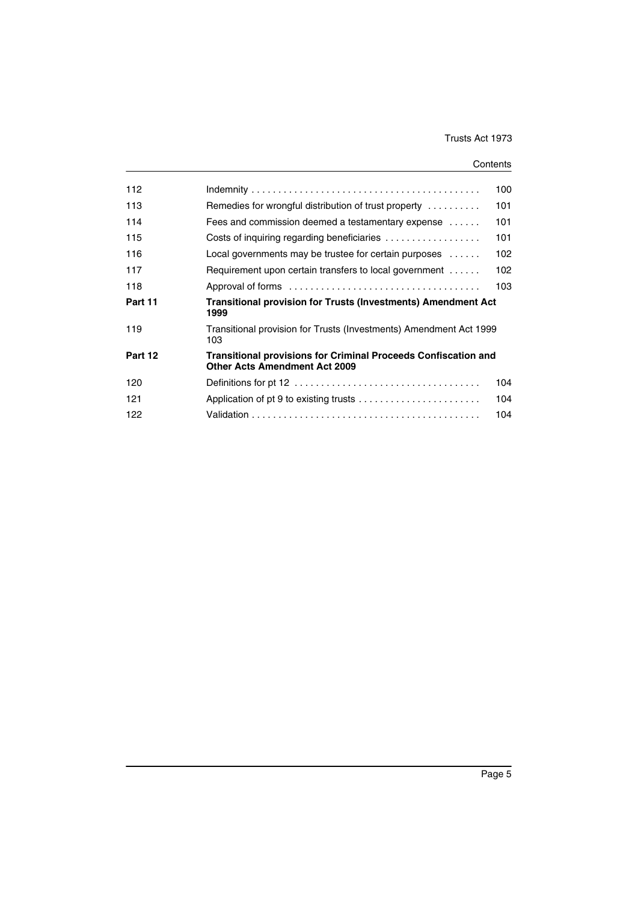| | | |
|---|---|---|
| 112 | Indemnity | 100 |
| 113 | Remedies for wrongful distribution of trust property | 101 |
| 114 | Fees and commission deemed a testamentary expense | 101 |
| 115 | Costs of inquiring regarding beneficiaries | 101 |
| 116 | Local governments may be trustee for certain purposes | 102 |
| 117 | Requirement upon certain transfers to local government | 102 |
| 118 | Approval of forms | 103 |
| **Part 11** | **Transitional provision for Trusts (Investments) Amendment Act 1999** | |
| 119 | Transitional provision for Trusts (Investments) Amendment Act 1999 | 103 |
| **Part 12** | **Transitional provisions for Criminal Proceeds Confiscation and Other Acts Amendment Act 2009** | |
| 120 | Definitions for pt 12 | 104 |
| 121 | Application of pt 9 to existing trusts | 104 |
| 122 | Validation | 104 |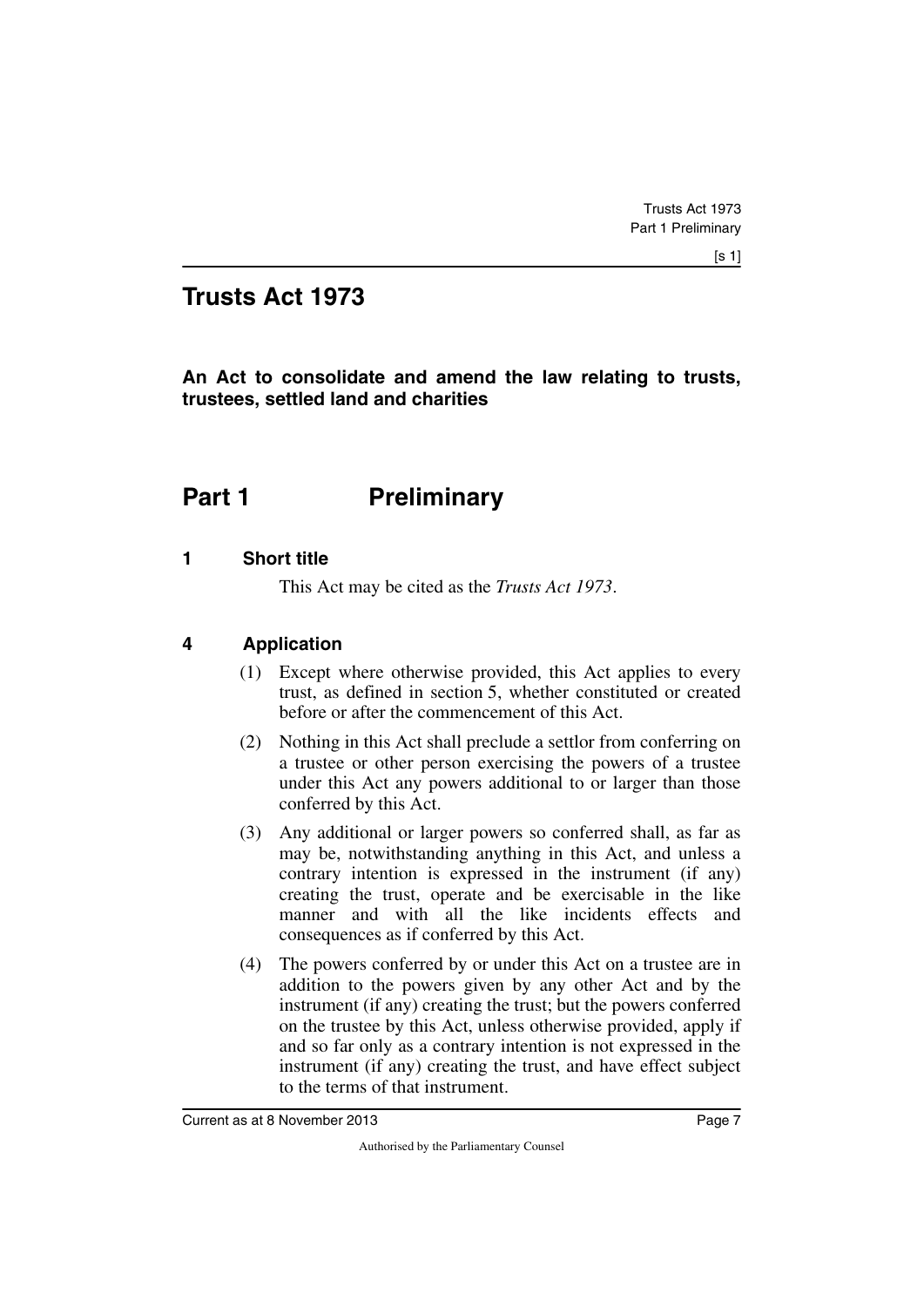# Trusts Act 1973

**An Act to consolidate and amend the law relating to trusts, trustees, settled land and charities**

## Part 1 Preliminary

### 1 Short title

This Act may be cited as the *Trusts Act 1973*.

### 4 Application

(1) Except where otherwise provided, this Act applies to every trust, as defined in section 5, whether constituted or created before or after the commencement of this Act.

(2) Nothing in this Act shall preclude a settlor from conferring on a trustee or other person exercising the powers of a trustee under this Act any powers additional to or larger than those conferred by this Act.

(3) Any additional or larger powers so conferred shall, as far as may be, notwithstanding anything in this Act, and unless a contrary intention is expressed in the instrument (if any) creating the trust, operate and be exercisable in the like manner and with all the like incidents effects and consequences as if conferred by this Act.

(4) The powers conferred by or under this Act on a trustee are in addition to the powers given by any other Act and by the instrument (if any) creating the trust; but the powers conferred on the trustee by this Act, unless otherwise provided, apply if and so far only as a contrary intention is not expressed in the instrument (if any) creating the trust, and have effect subject to the terms of that instrument.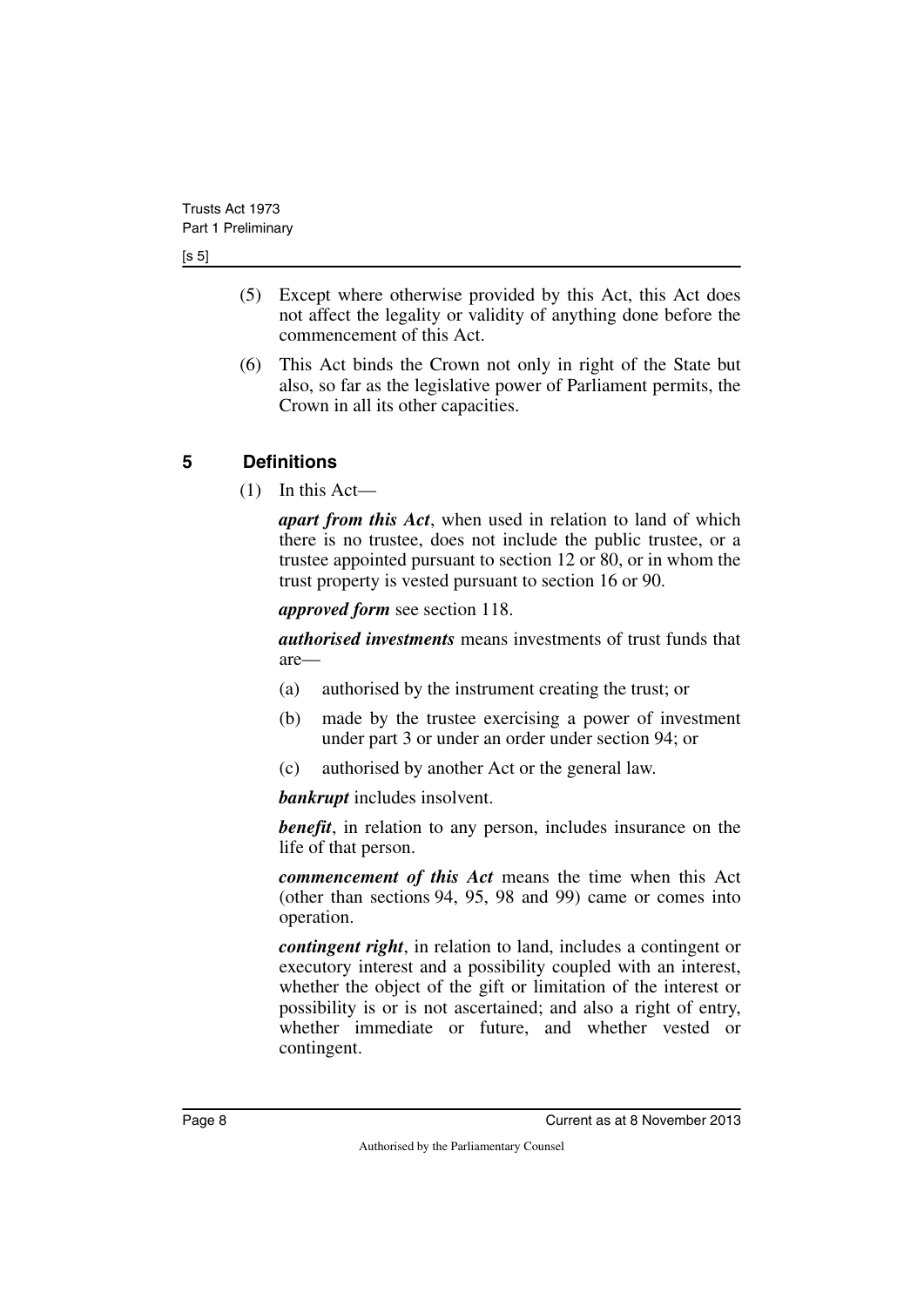(5) Except where otherwise provided by this Act, this Act does not affect the legality or validity of anything done before the commencement of this Act.

(6) This Act binds the Crown not only in right of the State but also, so far as the legislative power of Parliament permits, the Crown in all its other capacities.

## 5 Definitions

(1) In this Act—

***apart from this Act***, when used in relation to land of which there is no trustee, does not include the public trustee, or a trustee appointed pursuant to section 12 or 80, or in whom the trust property is vested pursuant to section 16 or 90.

***approved form*** see section 118.

***authorised investments*** means investments of trust funds that are—

(a) authorised by the instrument creating the trust; or

(b) made by the trustee exercising a power of investment under part 3 or under an order under section 94; or

(c) authorised by another Act or the general law.

***bankrupt*** includes insolvent.

***benefit***, in relation to any person, includes insurance on the life of that person.

***commencement of this Act*** means the time when this Act (other than sections 94, 95, 98 and 99) came or comes into operation.

***contingent right***, in relation to land, includes a contingent or executory interest and a possibility coupled with an interest, whether the object of the gift or limitation of the interest or possibility is or is not ascertained; and also a right of entry, whether immediate or future, and whether vested or contingent.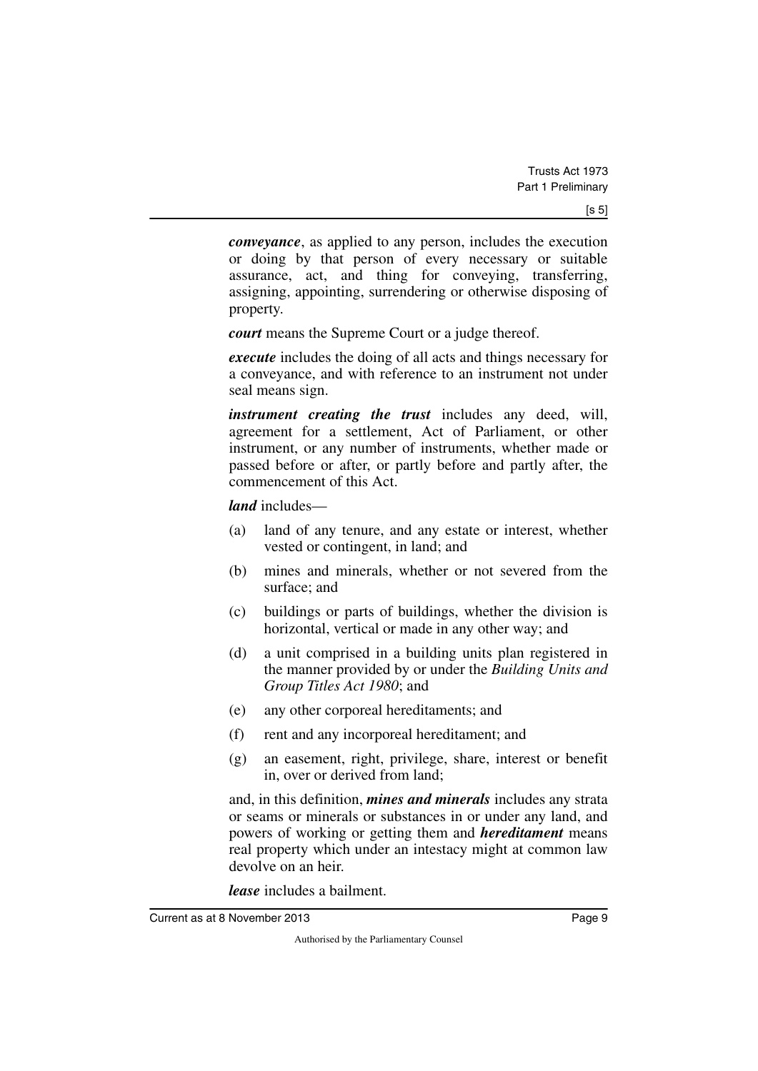***conveyance***, as applied to any person, includes the execution or doing by that person of every necessary or suitable assurance, act, and thing for conveying, transferring, assigning, appointing, surrendering or otherwise disposing of property.

***court*** means the Supreme Court or a judge thereof.

***execute*** includes the doing of all acts and things necessary for a conveyance, and with reference to an instrument not under seal means sign.

***instrument creating the trust*** includes any deed, will, agreement for a settlement, Act of Parliament, or other instrument, or any number of instruments, whether made or passed before or after, or partly before and partly after, the commencement of this Act.

***land*** includes—

(a) land of any tenure, and any estate or interest, whether vested or contingent, in land; and

(b) mines and minerals, whether or not severed from the surface; and

(c) buildings or parts of buildings, whether the division is horizontal, vertical or made in any other way; and

(d) a unit comprised in a building units plan registered in the manner provided by or under the *Building Units and Group Titles Act 1980*; and

(e) any other corporeal hereditaments; and

(f) rent and any incorporeal hereditament; and

(g) an easement, right, privilege, share, interest or benefit in, over or derived from land;

and, in this definition, ***mines and minerals*** includes any strata or seams or minerals or substances in or under any land, and powers of working or getting them and ***hereditament*** means real property which under an intestacy might at common law devolve on an heir.

***lease*** includes a bailment.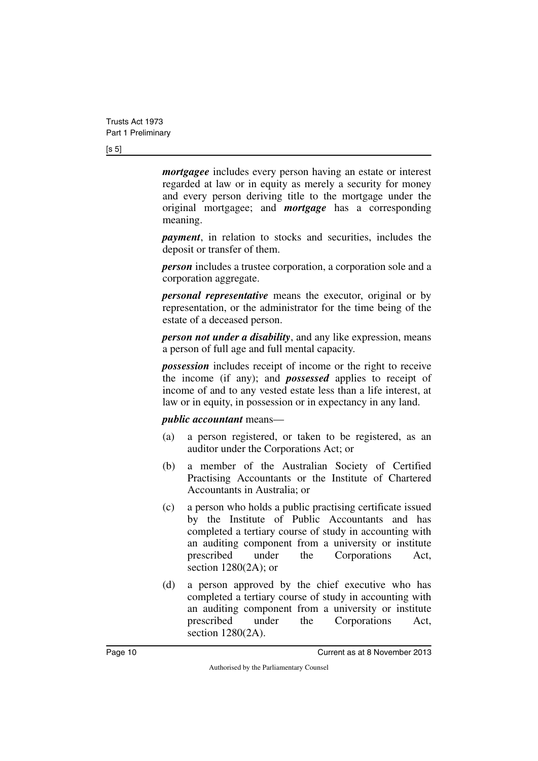***mortgagee*** includes every person having an estate or interest regarded at law or in equity as merely a security for money and every person deriving title to the mortgage under the original mortgagee; and ***mortgage*** has a corresponding meaning.

***payment***, in relation to stocks and securities, includes the deposit or transfer of them.

***person*** includes a trustee corporation, a corporation sole and a corporation aggregate.

***personal representative*** means the executor, original or by representation, or the administrator for the time being of the estate of a deceased person.

***person not under a disability***, and any like expression, means a person of full age and full mental capacity.

***possession*** includes receipt of income or the right to receive the income (if any); and ***possessed*** applies to receipt of income of and to any vested estate less than a life interest, at law or in equity, in possession or in expectancy in any land.

***public accountant*** means—

(a) a person registered, or taken to be registered, as an auditor under the Corporations Act; or

(b) a member of the Australian Society of Certified Practising Accountants or the Institute of Chartered Accountants in Australia; or

(c) a person who holds a public practising certificate issued by the Institute of Public Accountants and has completed a tertiary course of study in accounting with an auditing component from a university or institute prescribed under the Corporations Act, section 1280(2A); or

(d) a person approved by the chief executive who has completed a tertiary course of study in accounting with an auditing component from a university or institute prescribed under the Corporations Act, section 1280(2A).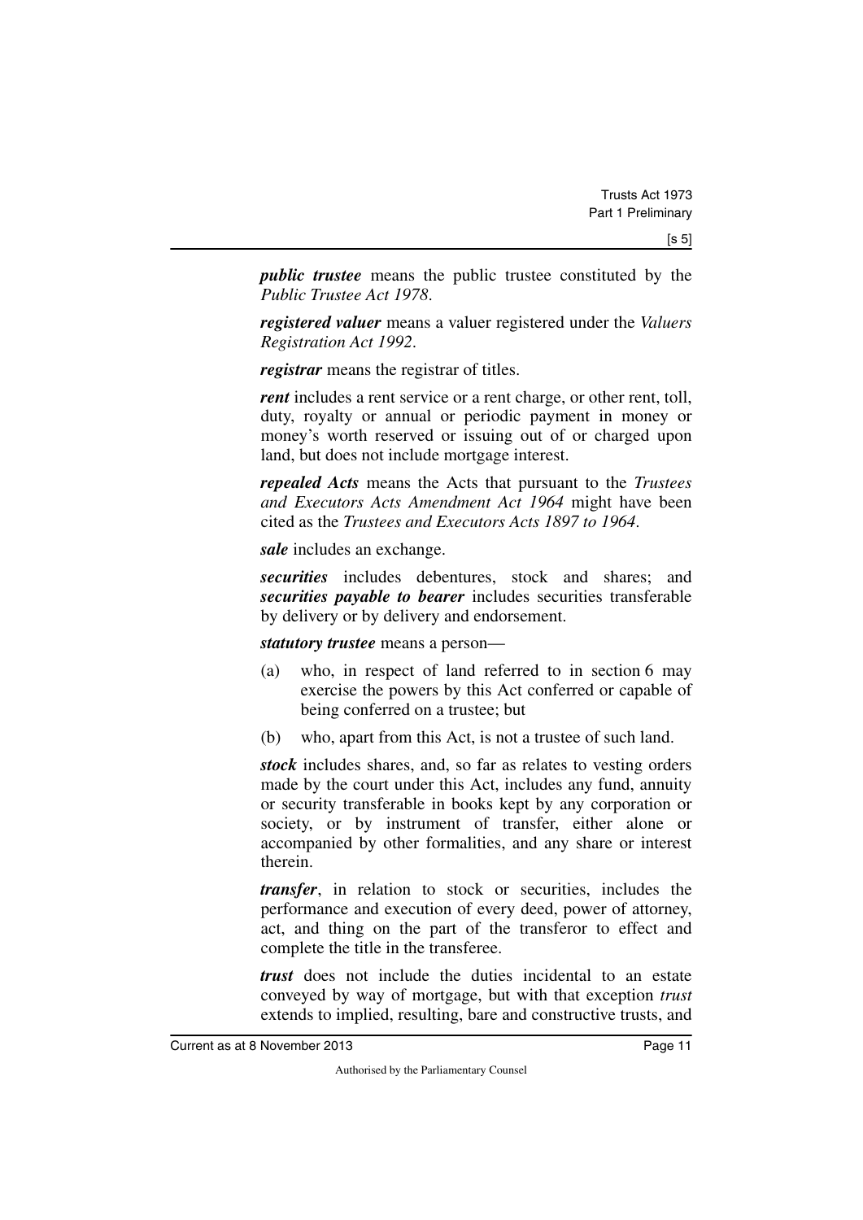***public trustee*** means the public trustee constituted by the *Public Trustee Act 1978*.

***registered valuer*** means a valuer registered under the *Valuers Registration Act 1992*.

***registrar*** means the registrar of titles.

***rent*** includes a rent service or a rent charge, or other rent, toll, duty, royalty or annual or periodic payment in money or money's worth reserved or issuing out of or charged upon land, but does not include mortgage interest.

***repealed Acts*** means the Acts that pursuant to the *Trustees and Executors Acts Amendment Act 1964* might have been cited as the *Trustees and Executors Acts 1897 to 1964*.

***sale*** includes an exchange.

***securities*** includes debentures, stock and shares; and ***securities payable to bearer*** includes securities transferable by delivery or by delivery and endorsement.

***statutory trustee*** means a person—

(a) who, in respect of land referred to in section 6 may exercise the powers by this Act conferred or capable of being conferred on a trustee; but

(b) who, apart from this Act, is not a trustee of such land.

***stock*** includes shares, and, so far as relates to vesting orders made by the court under this Act, includes any fund, annuity or security transferable in books kept by any corporation or society, or by instrument of transfer, either alone or accompanied by other formalities, and any share or interest therein.

***transfer***, in relation to stock or securities, includes the performance and execution of every deed, power of attorney, act, and thing on the part of the transferor to effect and complete the title in the transferee.

***trust*** does not include the duties incidental to an estate conveyed by way of mortgage, but with that exception *trust* extends to implied, resulting, bare and constructive trusts, and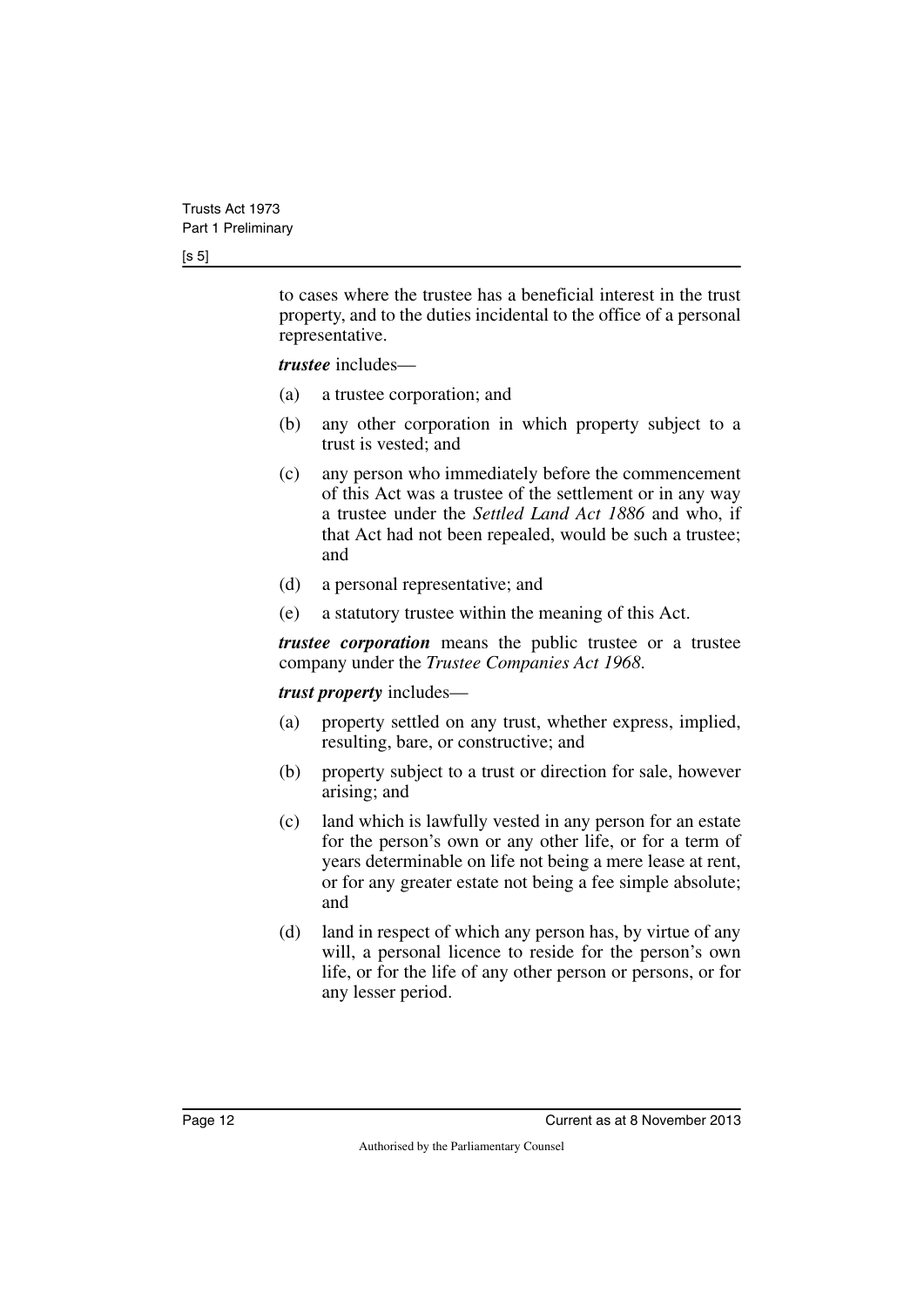to cases where the trustee has a beneficial interest in the trust property, and to the duties incidental to the office of a personal representative.

***trustee*** includes—

(a) a trustee corporation; and

(b) any other corporation in which property subject to a trust is vested; and

(c) any person who immediately before the commencement of this Act was a trustee of the settlement or in any way a trustee under the *Settled Land Act 1886* and who, if that Act had not been repealed, would be such a trustee; and

(d) a personal representative; and

(e) a statutory trustee within the meaning of this Act.

***trustee corporation*** means the public trustee or a trustee company under the *Trustee Companies Act 1968*.

***trust property*** includes—

(a) property settled on any trust, whether express, implied, resulting, bare, or constructive; and

(b) property subject to a trust or direction for sale, however arising; and

(c) land which is lawfully vested in any person for an estate for the person's own or any other life, or for a term of years determinable on life not being a mere lease at rent, or for any greater estate not being a fee simple absolute; and

(d) land in respect of which any person has, by virtue of any will, a personal licence to reside for the person's own life, or for the life of any other person or persons, or for any lesser period.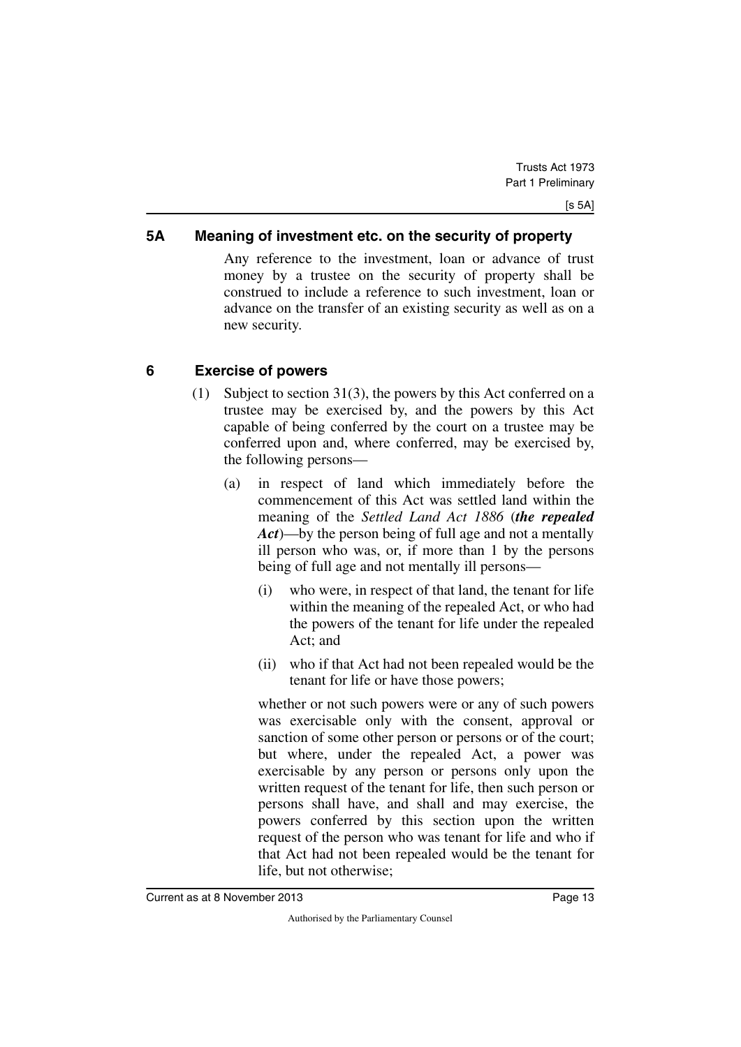## 5A Meaning of investment etc. on the security of property

Any reference to the investment, loan or advance of trust money by a trustee on the security of property shall be construed to include a reference to such investment, loan or advance on the transfer of an existing security as well as on a new security.

## 6 Exercise of powers

(1) Subject to section 31(3), the powers by this Act conferred on a trustee may be exercised by, and the powers by this Act capable of being conferred by the court on a trustee may be conferred upon and, where conferred, may be exercised by, the following persons—

(a) in respect of land which immediately before the commencement of this Act was settled land within the meaning of the *Settled Land Act 1886* (***the repealed Act***)—by the person being of full age and not a mentally ill person who was, or, if more than 1 by the persons being of full age and not mentally ill persons—

(i) who were, in respect of that land, the tenant for life within the meaning of the repealed Act, or who had the powers of the tenant for life under the repealed Act; and

(ii) who if that Act had not been repealed would be the tenant for life or have those powers;

whether or not such powers were or any of such powers was exercisable only with the consent, approval or sanction of some other person or persons or of the court; but where, under the repealed Act, a power was exercisable by any person or persons only upon the written request of the tenant for life, then such person or persons shall have, and shall and may exercise, the powers conferred by this section upon the written request of the person who was tenant for life and who if that Act had not been repealed would be the tenant for life, but not otherwise;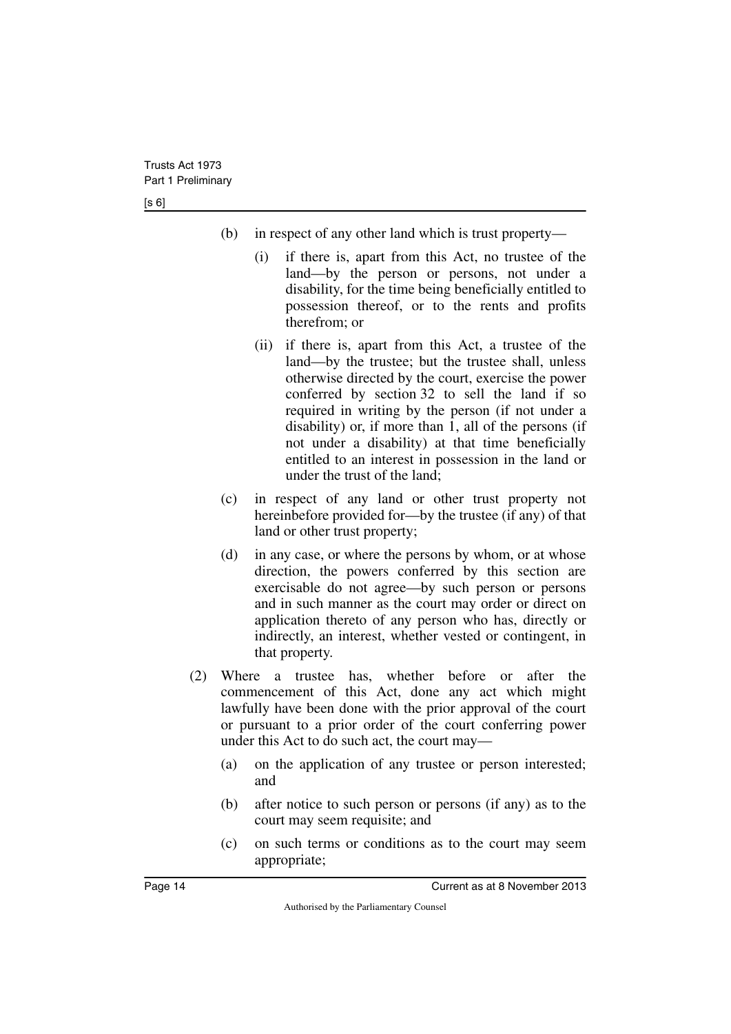(b) in respect of any other land which is trust property—

   (i) if there is, apart from this Act, no trustee of the land—by the person or persons, not under a disability, for the time being beneficially entitled to possession thereof, or to the rents and profits therefrom; or

   (ii) if there is, apart from this Act, a trustee of the land—by the trustee; but the trustee shall, unless otherwise directed by the court, exercise the power conferred by section 32 to sell the land if so required in writing by the person (if not under a disability) or, if more than 1, all of the persons (if not under a disability) at that time beneficially entitled to an interest in possession in the land or under the trust of the land;

(c) in respect of any land or other trust property not hereinbefore provided for—by the trustee (if any) of that land or other trust property;

(d) in any case, or where the persons by whom, or at whose direction, the powers conferred by this section are exercisable do not agree—by such person or persons and in such manner as the court may order or direct on application thereto of any person who has, directly or indirectly, an interest, whether vested or contingent, in that property.

(2) Where a trustee has, whether before or after the commencement of this Act, done any act which might lawfully have been done with the prior approval of the court or pursuant to a prior order of the court conferring power under this Act to do such act, the court may—

   (a) on the application of any trustee or person interested; and

   (b) after notice to such person or persons (if any) as to the court may seem requisite; and

   (c) on such terms or conditions as to the court may seem appropriate;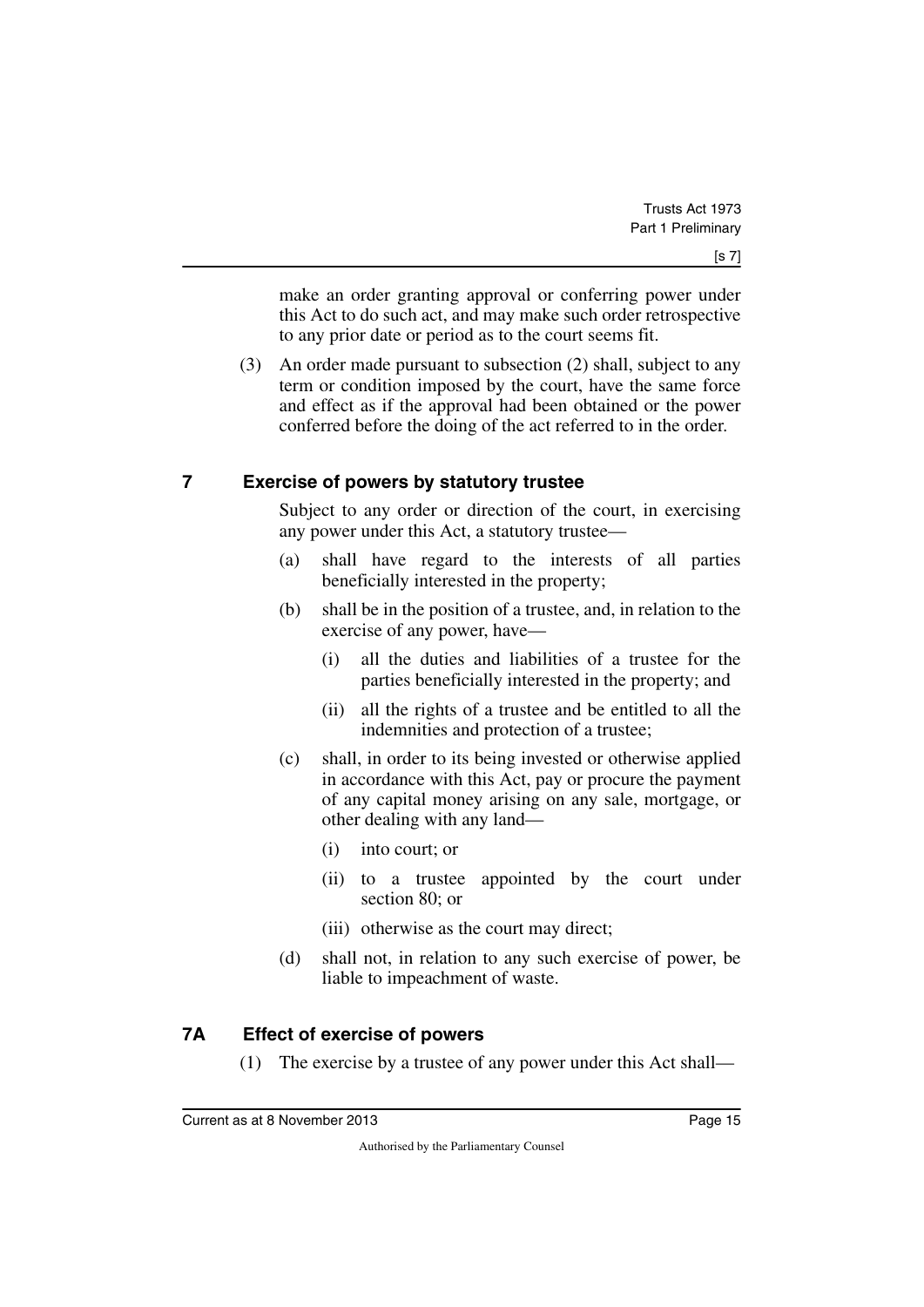make an order granting approval or conferring power under this Act to do such act, and may make such order retrospective to any prior date or period as to the court seems fit.

(3) An order made pursuant to subsection (2) shall, subject to any term or condition imposed by the court, have the same force and effect as if the approval had been obtained or the power conferred before the doing of the act referred to in the order.

## 7 Exercise of powers by statutory trustee

Subject to any order or direction of the court, in exercising any power under this Act, a statutory trustee—

(a) shall have regard to the interests of all parties beneficially interested in the property;

(b) shall be in the position of a trustee, and, in relation to the exercise of any power, have—

(i) all the duties and liabilities of a trustee for the parties beneficially interested in the property; and

(ii) all the rights of a trustee and be entitled to all the indemnities and protection of a trustee;

(c) shall, in order to its being invested or otherwise applied in accordance with this Act, pay or procure the payment of any capital money arising on any sale, mortgage, or other dealing with any land—

(i) into court; or

(ii) to a trustee appointed by the court under section 80; or

(iii) otherwise as the court may direct;

(d) shall not, in relation to any such exercise of power, be liable to impeachment of waste.

## 7A Effect of exercise of powers

(1) The exercise by a trustee of any power under this Act shall—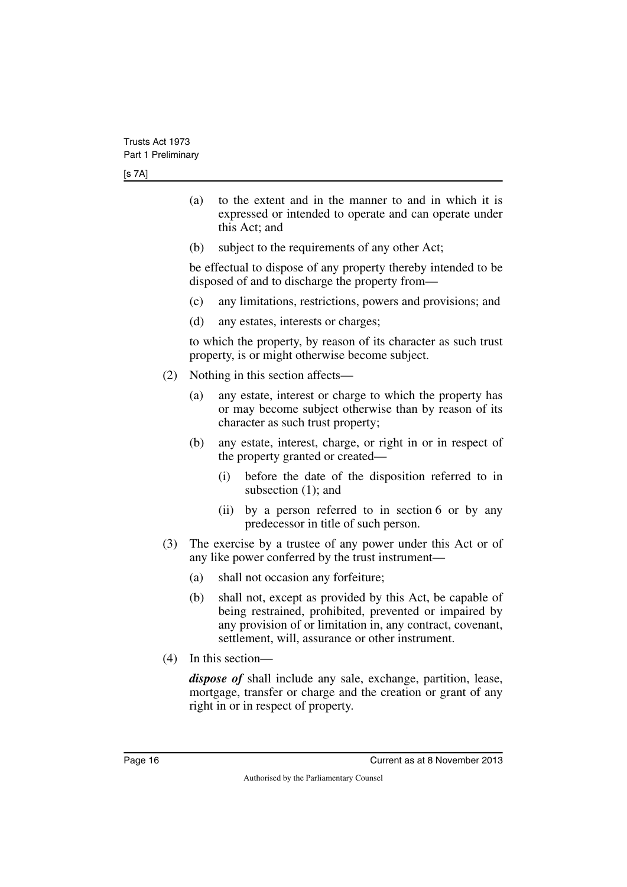(a) to the extent and in the manner to and in which it is expressed or intended to operate and can operate under this Act; and

(b) subject to the requirements of any other Act;

be effectual to dispose of any property thereby intended to be disposed of and to discharge the property from—

(c) any limitations, restrictions, powers and provisions; and

(d) any estates, interests or charges;

to which the property, by reason of its character as such trust property, is or might otherwise become subject.

(2) Nothing in this section affects—

(a) any estate, interest or charge to which the property has or may become subject otherwise than by reason of its character as such trust property;

(b) any estate, interest, charge, or right in or in respect of the property granted or created—

(i) before the date of the disposition referred to in subsection (1); and

(ii) by a person referred to in section 6 or by any predecessor in title of such person.

(3) The exercise by a trustee of any power under this Act or of any like power conferred by the trust instrument—

(a) shall not occasion any forfeiture;

(b) shall not, except as provided by this Act, be capable of being restrained, prohibited, prevented or impaired by any provision of or limitation in, any contract, covenant, settlement, will, assurance or other instrument.

(4) In this section—

***dispose of*** shall include any sale, exchange, partition, lease, mortgage, transfer or charge and the creation or grant of any right in or in respect of property.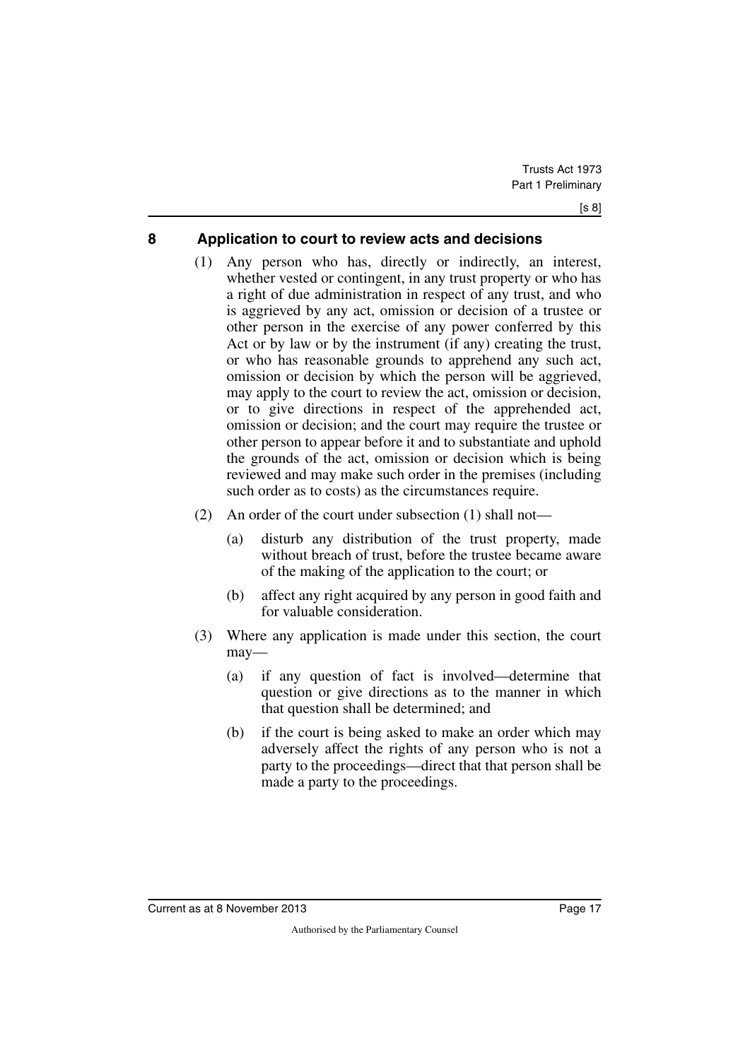## 8 Application to court to review acts and decisions

(1) Any person who has, directly or indirectly, an interest, whether vested or contingent, in any trust property or who has a right of due administration in respect of any trust, and who is aggrieved by any act, omission or decision of a trustee or other person in the exercise of any power conferred by this Act or by law or by the instrument (if any) creating the trust, or who has reasonable grounds to apprehend any such act, omission or decision by which the person will be aggrieved, may apply to the court to review the act, omission or decision, or to give directions in respect of the apprehended act, omission or decision; and the court may require the trustee or other person to appear before it and to substantiate and uphold the grounds of the act, omission or decision which is being reviewed and may make such order in the premises (including such order as to costs) as the circumstances require.

(2) An order of the court under subsection (1) shall not—

(a) disturb any distribution of the trust property, made without breach of trust, before the trustee became aware of the making of the application to the court; or

(b) affect any right acquired by any person in good faith and for valuable consideration.

(3) Where any application is made under this section, the court may—

(a) if any question of fact is involved—determine that question or give directions as to the manner in which that question shall be determined; and

(b) if the court is being asked to make an order which may adversely affect the rights of any person who is not a party to the proceedings—direct that that person shall be made a party to the proceedings.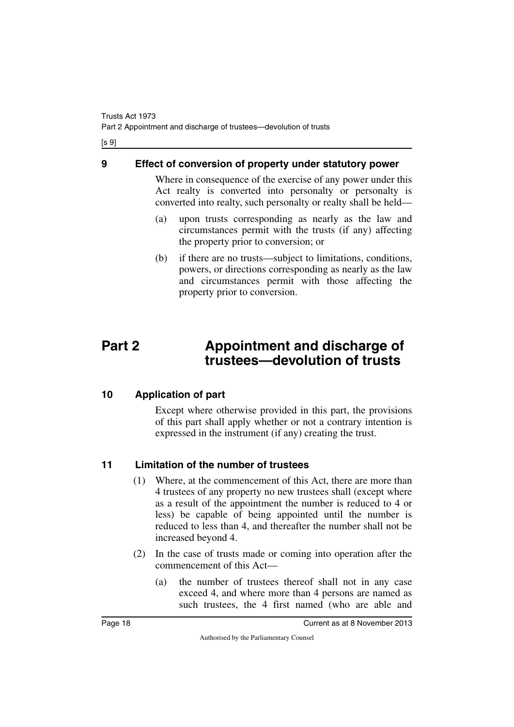### 9 Effect of conversion of property under statutory power

Where in consequence of the exercise of any power under this Act realty is converted into personalty or personalty is converted into realty, such personalty or realty shall be held—

(a) upon trusts corresponding as nearly as the law and circumstances permit with the trusts (if any) affecting the property prior to conversion; or

(b) if there are no trusts—subject to limitations, conditions, powers, or directions corresponding as nearly as the law and circumstances permit with those affecting the property prior to conversion.

## Part 2 Appointment and discharge of trustees—devolution of trusts

### 10 Application of part

Except where otherwise provided in this part, the provisions of this part shall apply whether or not a contrary intention is expressed in the instrument (if any) creating the trust.

### 11 Limitation of the number of trustees

(1) Where, at the commencement of this Act, there are more than 4 trustees of any property no new trustees shall (except where as a result of the appointment the number is reduced to 4 or less) be capable of being appointed until the number is reduced to less than 4, and thereafter the number shall not be increased beyond 4.

(2) In the case of trusts made or coming into operation after the commencement of this Act—

(a) the number of trustees thereof shall not in any case exceed 4, and where more than 4 persons are named as such trustees, the 4 first named (who are able and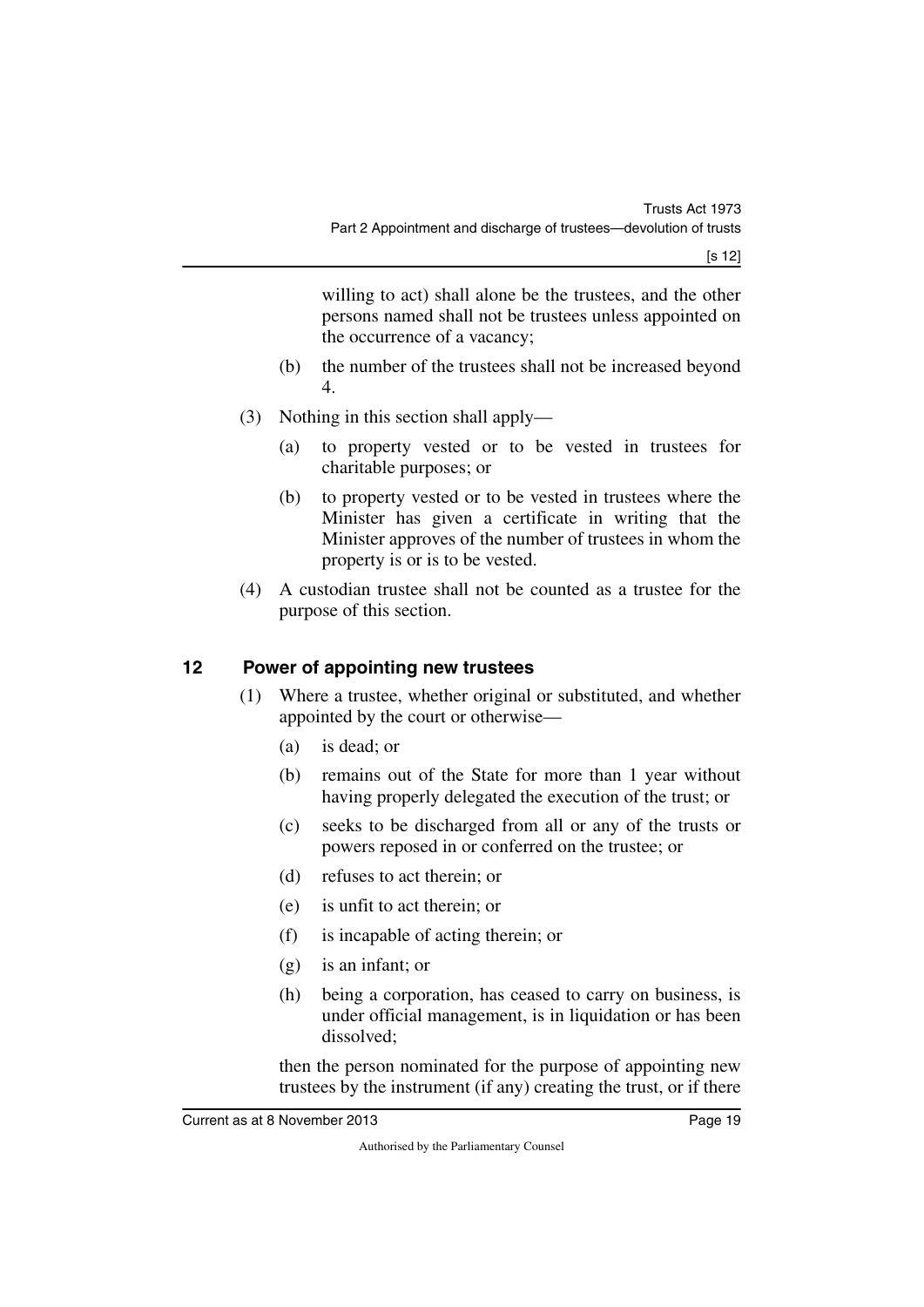willing to act) shall alone be the trustees, and the other persons named shall not be trustees unless appointed on the occurrence of a vacancy;

(b) the number of the trustees shall not be increased beyond 4.

(3) Nothing in this section shall apply—

(a) to property vested or to be vested in trustees for charitable purposes; or

(b) to property vested or to be vested in trustees where the Minister has given a certificate in writing that the Minister approves of the number of trustees in whom the property is or is to be vested.

(4) A custodian trustee shall not be counted as a trustee for the purpose of this section.

## 12 Power of appointing new trustees

(1) Where a trustee, whether original or substituted, and whether appointed by the court or otherwise—

(a) is dead; or

(b) remains out of the State for more than 1 year without having properly delegated the execution of the trust; or

(c) seeks to be discharged from all or any of the trusts or powers reposed in or conferred on the trustee; or

(d) refuses to act therein; or

(e) is unfit to act therein; or

(f) is incapable of acting therein; or

(g) is an infant; or

(h) being a corporation, has ceased to carry on business, is under official management, is in liquidation or has been dissolved;

then the person nominated for the purpose of appointing new trustees by the instrument (if any) creating the trust, or if there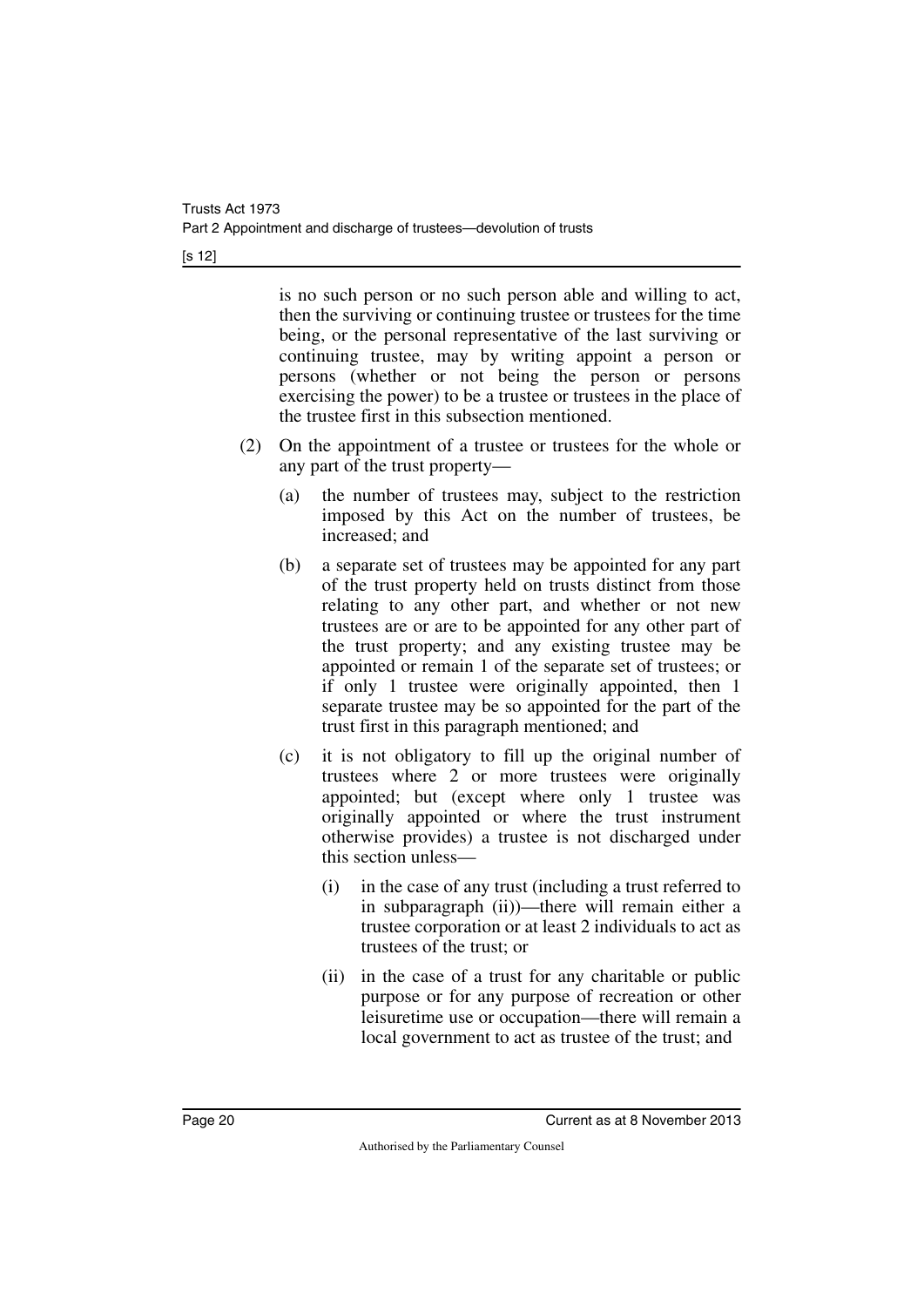is no such person or no such person able and willing to act, then the surviving or continuing trustee or trustees for the time being, or the personal representative of the last surviving or continuing trustee, may by writing appoint a person or persons (whether or not being the person or persons exercising the power) to be a trustee or trustees in the place of the trustee first in this subsection mentioned.

(2) On the appointment of a trustee or trustees for the whole or any part of the trust property—

(a) the number of trustees may, subject to the restriction imposed by this Act on the number of trustees, be increased; and

(b) a separate set of trustees may be appointed for any part of the trust property held on trusts distinct from those relating to any other part, and whether or not new trustees are or are to be appointed for any other part of the trust property; and any existing trustee may be appointed or remain 1 of the separate set of trustees; or if only 1 trustee were originally appointed, then 1 separate trustee may be so appointed for the part of the trust first in this paragraph mentioned; and

(c) it is not obligatory to fill up the original number of trustees where 2 or more trustees were originally appointed; but (except where only 1 trustee was originally appointed or where the trust instrument otherwise provides) a trustee is not discharged under this section unless—

(i) in the case of any trust (including a trust referred to in subparagraph (ii))—there will remain either a trustee corporation or at least 2 individuals to act as trustees of the trust; or

(ii) in the case of a trust for any charitable or public purpose or for any purpose of recreation or other leisuretime use or occupation—there will remain a local government to act as trustee of the trust; and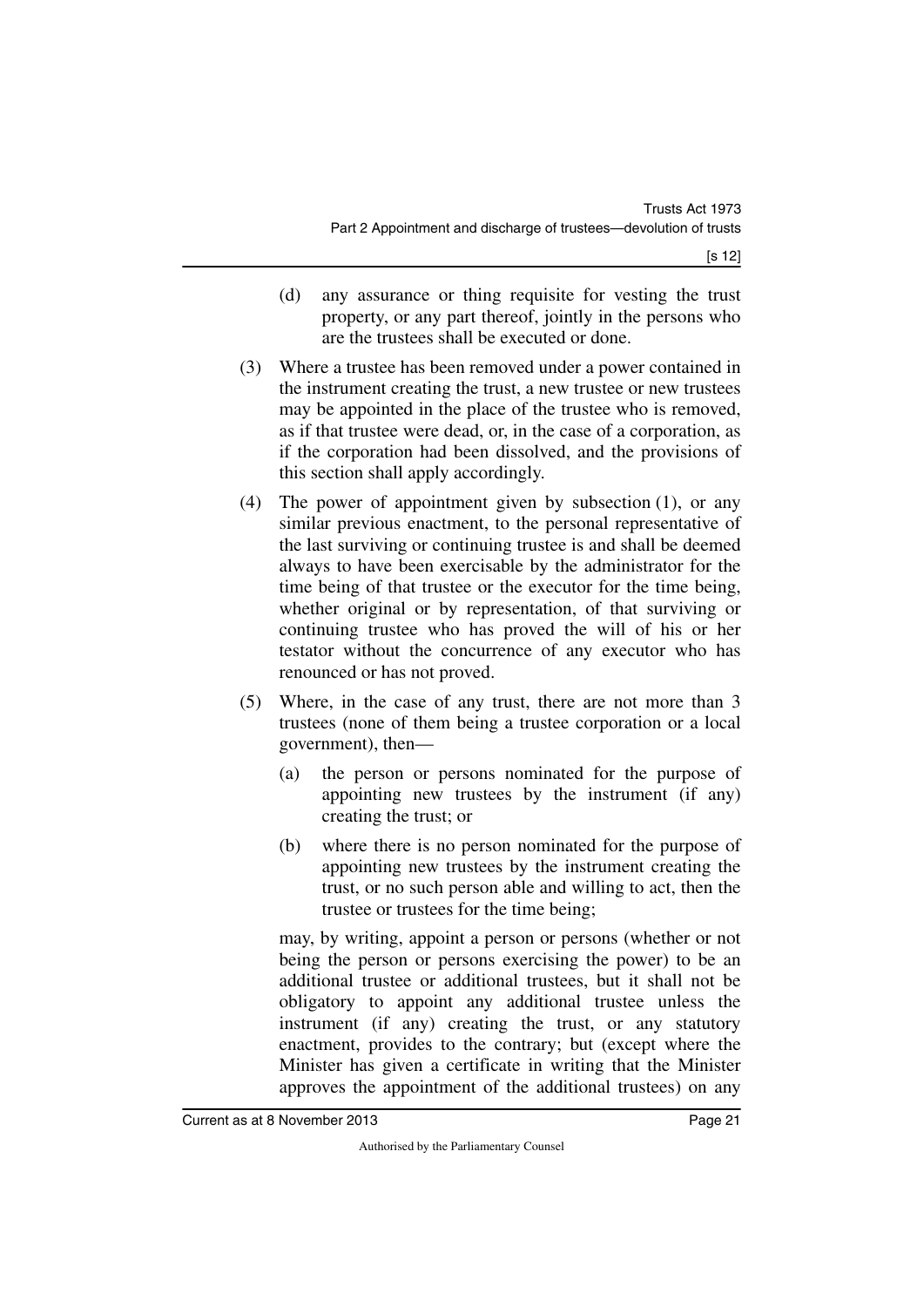(d) any assurance or thing requisite for vesting the trust property, or any part thereof, jointly in the persons who are the trustees shall be executed or done.

(3) Where a trustee has been removed under a power contained in the instrument creating the trust, a new trustee or new trustees may be appointed in the place of the trustee who is removed, as if that trustee were dead, or, in the case of a corporation, as if the corporation had been dissolved, and the provisions of this section shall apply accordingly.

(4) The power of appointment given by subsection (1), or any similar previous enactment, to the personal representative of the last surviving or continuing trustee is and shall be deemed always to have been exercisable by the administrator for the time being of that trustee or the executor for the time being, whether original or by representation, of that surviving or continuing trustee who has proved the will of his or her testator without the concurrence of any executor who has renounced or has not proved.

(5) Where, in the case of any trust, there are not more than 3 trustees (none of them being a trustee corporation or a local government), then—

(a) the person or persons nominated for the purpose of appointing new trustees by the instrument (if any) creating the trust; or

(b) where there is no person nominated for the purpose of appointing new trustees by the instrument creating the trust, or no such person able and willing to act, then the trustee or trustees for the time being;

may, by writing, appoint a person or persons (whether or not being the person or persons exercising the power) to be an additional trustee or additional trustees, but it shall not be obligatory to appoint any additional trustee unless the instrument (if any) creating the trust, or any statutory enactment, provides to the contrary; but (except where the Minister has given a certificate in writing that the Minister approves the appointment of the additional trustees) on any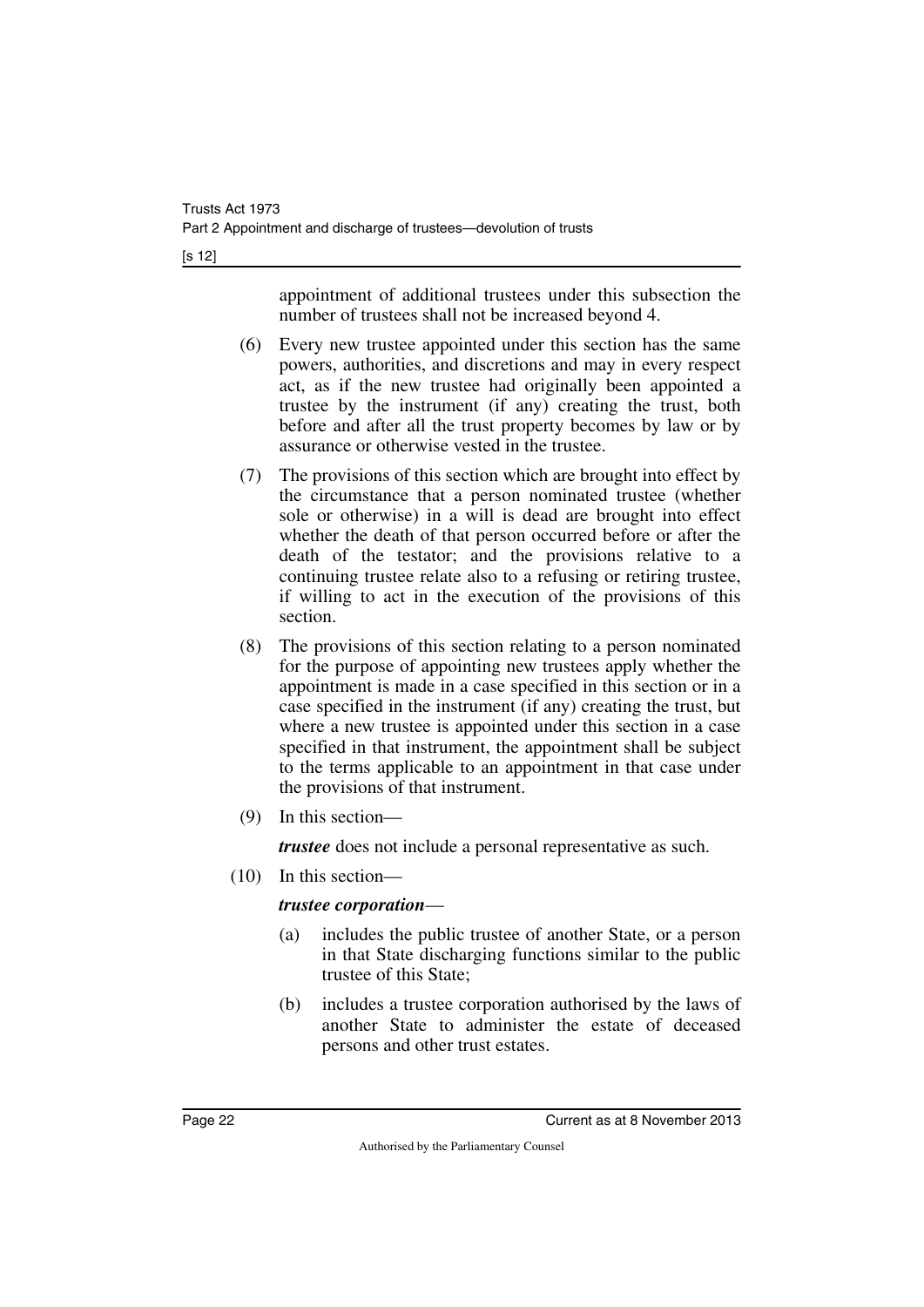appointment of additional trustees under this subsection the number of trustees shall not be increased beyond 4.

(6) Every new trustee appointed under this section has the same powers, authorities, and discretions and may in every respect act, as if the new trustee had originally been appointed a trustee by the instrument (if any) creating the trust, both before and after all the trust property becomes by law or by assurance or otherwise vested in the trustee.

(7) The provisions of this section which are brought into effect by the circumstance that a person nominated trustee (whether sole or otherwise) in a will is dead are brought into effect whether the death of that person occurred before or after the death of the testator; and the provisions relative to a continuing trustee relate also to a refusing or retiring trustee, if willing to act in the execution of the provisions of this section.

(8) The provisions of this section relating to a person nominated for the purpose of appointing new trustees apply whether the appointment is made in a case specified in this section or in a case specified in the instrument (if any) creating the trust, but where a new trustee is appointed under this section in a case specified in that instrument, the appointment shall be subject to the terms applicable to an appointment in that case under the provisions of that instrument.

(9) In this section—

***trustee*** does not include a personal representative as such.

(10) In this section—

***trustee corporation***—

(a) includes the public trustee of another State, or a person in that State discharging functions similar to the public trustee of this State;

(b) includes a trustee corporation authorised by the laws of another State to administer the estate of deceased persons and other trust estates.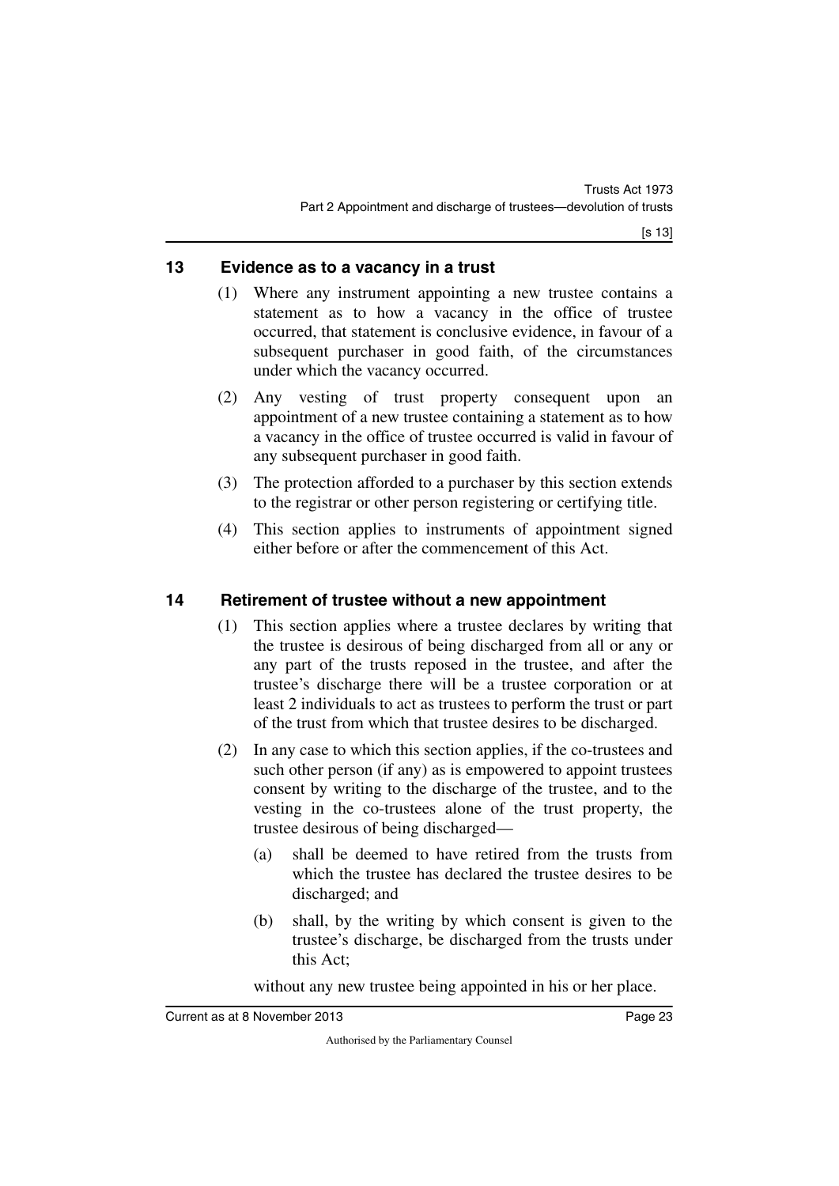## 13 Evidence as to a vacancy in a trust

(1) Where any instrument appointing a new trustee contains a statement as to how a vacancy in the office of trustee occurred, that statement is conclusive evidence, in favour of a subsequent purchaser in good faith, of the circumstances under which the vacancy occurred.

(2) Any vesting of trust property consequent upon an appointment of a new trustee containing a statement as to how a vacancy in the office of trustee occurred is valid in favour of any subsequent purchaser in good faith.

(3) The protection afforded to a purchaser by this section extends to the registrar or other person registering or certifying title.

(4) This section applies to instruments of appointment signed either before or after the commencement of this Act.

## 14 Retirement of trustee without a new appointment

(1) This section applies where a trustee declares by writing that the trustee is desirous of being discharged from all or any or any part of the trusts reposed in the trustee, and after the trustee's discharge there will be a trustee corporation or at least 2 individuals to act as trustees to perform the trust or part of the trust from which that trustee desires to be discharged.

(2) In any case to which this section applies, if the co-trustees and such other person (if any) as is empowered to appoint trustees consent by writing to the discharge of the trustee, and to the vesting in the co-trustees alone of the trust property, the trustee desirous of being discharged—

(a) shall be deemed to have retired from the trusts from which the trustee has declared the trustee desires to be discharged; and

(b) shall, by the writing by which consent is given to the trustee's discharge, be discharged from the trusts under this Act;

without any new trustee being appointed in his or her place.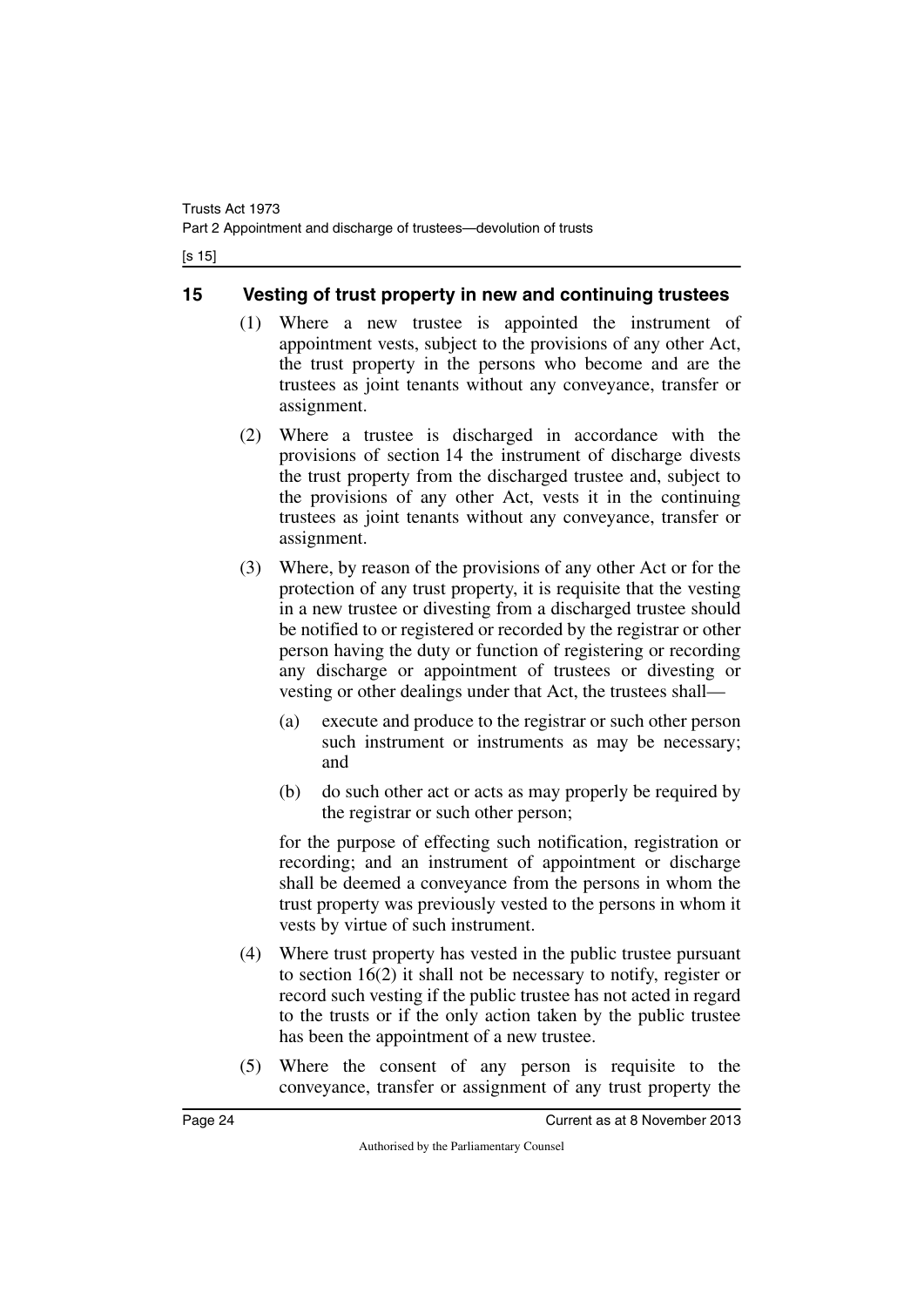## 15 Vesting of trust property in new and continuing trustees

(1) Where a new trustee is appointed the instrument of appointment vests, subject to the provisions of any other Act, the trust property in the persons who become and are the trustees as joint tenants without any conveyance, transfer or assignment.

(2) Where a trustee is discharged in accordance with the provisions of section 14 the instrument of discharge divests the trust property from the discharged trustee and, subject to the provisions of any other Act, vests it in the continuing trustees as joint tenants without any conveyance, transfer or assignment.

(3) Where, by reason of the provisions of any other Act or for the protection of any trust property, it is requisite that the vesting in a new trustee or divesting from a discharged trustee should be notified to or registered or recorded by the registrar or other person having the duty or function of registering or recording any discharge or appointment of trustees or divesting or vesting or other dealings under that Act, the trustees shall—

(a) execute and produce to the registrar or such other person such instrument or instruments as may be necessary; and

(b) do such other act or acts as may properly be required by the registrar or such other person;

for the purpose of effecting such notification, registration or recording; and an instrument of appointment or discharge shall be deemed a conveyance from the persons in whom the trust property was previously vested to the persons in whom it vests by virtue of such instrument.

(4) Where trust property has vested in the public trustee pursuant to section 16(2) it shall not be necessary to notify, register or record such vesting if the public trustee has not acted in regard to the trusts or if the only action taken by the public trustee has been the appointment of a new trustee.

(5) Where the consent of any person is requisite to the conveyance, transfer or assignment of any trust property the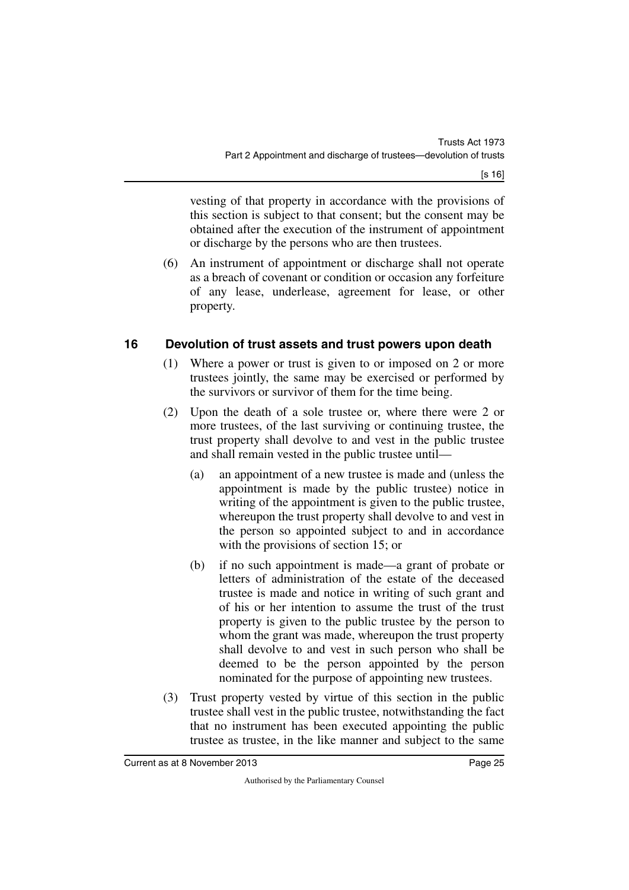vesting of that property in accordance with the provisions of this section is subject to that consent; but the consent may be obtained after the execution of the instrument of appointment or discharge by the persons who are then trustees.

(6) An instrument of appointment or discharge shall not operate as a breach of covenant or condition or occasion any forfeiture of any lease, underlease, agreement for lease, or other property.

## 16 Devolution of trust assets and trust powers upon death

(1) Where a power or trust is given to or imposed on 2 or more trustees jointly, the same may be exercised or performed by the survivors or survivor of them for the time being.

(2) Upon the death of a sole trustee or, where there were 2 or more trustees, of the last surviving or continuing trustee, the trust property shall devolve to and vest in the public trustee and shall remain vested in the public trustee until—

(a) an appointment of a new trustee is made and (unless the appointment is made by the public trustee) notice in writing of the appointment is given to the public trustee, whereupon the trust property shall devolve to and vest in the person so appointed subject to and in accordance with the provisions of section 15; or

(b) if no such appointment is made—a grant of probate or letters of administration of the estate of the deceased trustee is made and notice in writing of such grant and of his or her intention to assume the trust of the trust property is given to the public trustee by the person to whom the grant was made, whereupon the trust property shall devolve to and vest in such person who shall be deemed to be the person appointed by the person nominated for the purpose of appointing new trustees.

(3) Trust property vested by virtue of this section in the public trustee shall vest in the public trustee, notwithstanding the fact that no instrument has been executed appointing the public trustee as trustee, in the like manner and subject to the same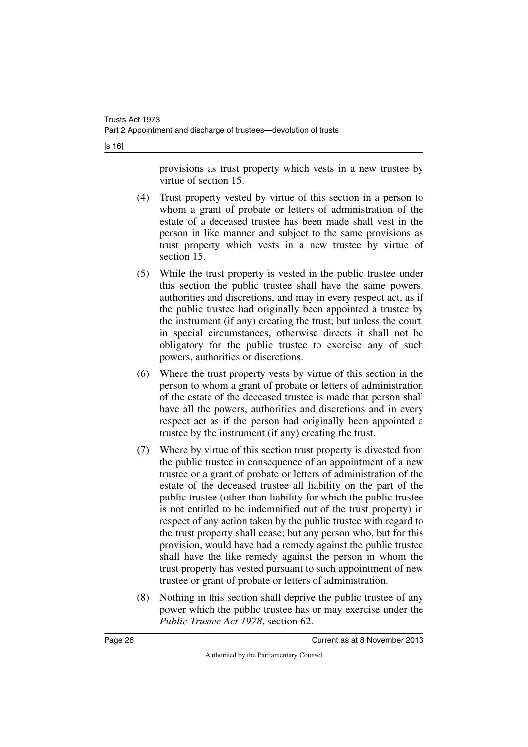provisions as trust property which vests in a new trustee by virtue of section 15.

(4) Trust property vested by virtue of this section in a person to whom a grant of probate or letters of administration of the estate of a deceased trustee has been made shall vest in the person in like manner and subject to the same provisions as trust property which vests in a new trustee by virtue of section 15.

(5) While the trust property is vested in the public trustee under this section the public trustee shall have the same powers, authorities and discretions, and may in every respect act, as if the public trustee had originally been appointed a trustee by the instrument (if any) creating the trust; but unless the court, in special circumstances, otherwise directs it shall not be obligatory for the public trustee to exercise any of such powers, authorities or discretions.

(6) Where the trust property vests by virtue of this section in the person to whom a grant of probate or letters of administration of the estate of the deceased trustee is made that person shall have all the powers, authorities and discretions and in every respect act as if the person had originally been appointed a trustee by the instrument (if any) creating the trust.

(7) Where by virtue of this section trust property is divested from the public trustee in consequence of an appointment of a new trustee or a grant of probate or letters of administration of the estate of the deceased trustee all liability on the part of the public trustee (other than liability for which the public trustee is not entitled to be indemnified out of the trust property) in respect of any action taken by the public trustee with regard to the trust property shall cease; but any person who, but for this provision, would have had a remedy against the public trustee shall have the like remedy against the person in whom the trust property has vested pursuant to such appointment of new trustee or grant of probate or letters of administration.

(8) Nothing in this section shall deprive the public trustee of any power which the public trustee has or may exercise under the *Public Trustee Act 1978*, section 62.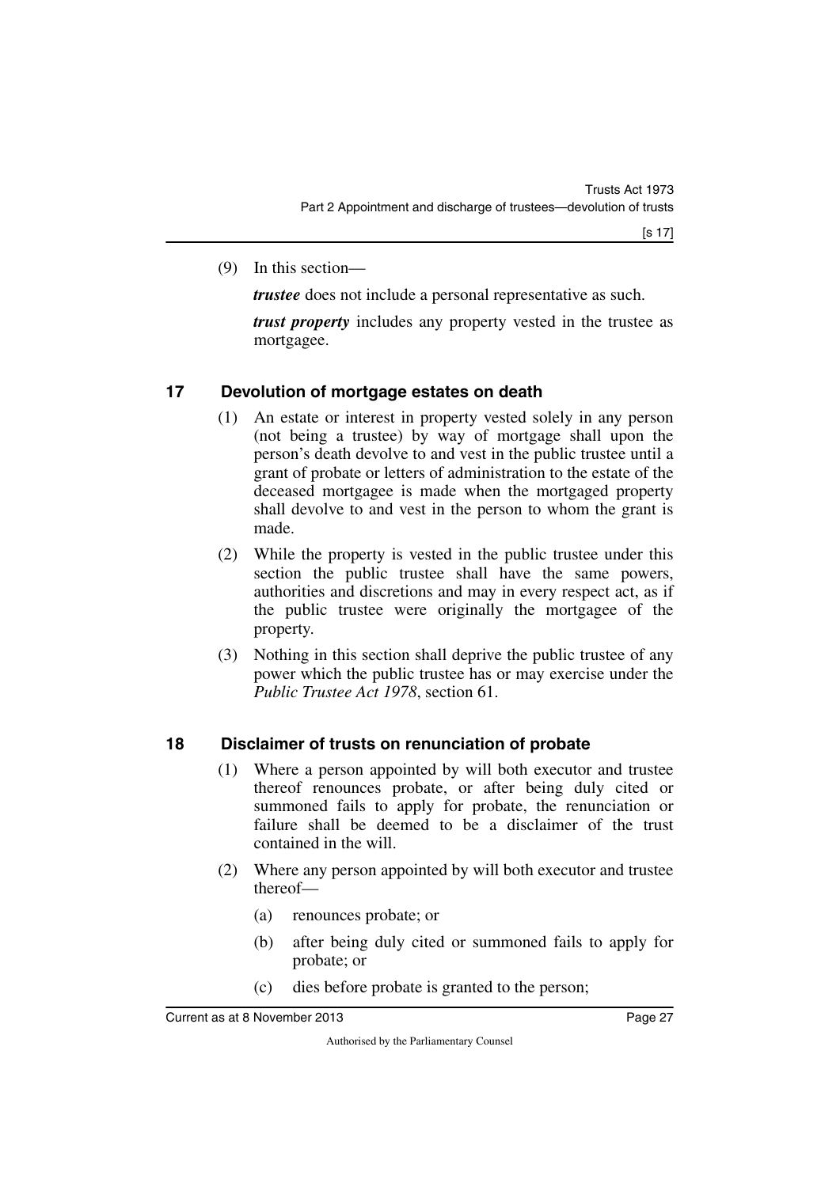(9) In this section—

***trustee*** does not include a personal representative as such.

***trust property*** includes any property vested in the trustee as mortgagee.

## 17 Devolution of mortgage estates on death

(1) An estate or interest in property vested solely in any person (not being a trustee) by way of mortgage shall upon the person's death devolve to and vest in the public trustee until a grant of probate or letters of administration to the estate of the deceased mortgagee is made when the mortgaged property shall devolve to and vest in the person to whom the grant is made.

(2) While the property is vested in the public trustee under this section the public trustee shall have the same powers, authorities and discretions and may in every respect act, as if the public trustee were originally the mortgagee of the property.

(3) Nothing in this section shall deprive the public trustee of any power which the public trustee has or may exercise under the *Public Trustee Act 1978*, section 61.

## 18 Disclaimer of trusts on renunciation of probate

(1) Where a person appointed by will both executor and trustee thereof renounces probate, or after being duly cited or summoned fails to apply for probate, the renunciation or failure shall be deemed to be a disclaimer of the trust contained in the will.

(2) Where any person appointed by will both executor and trustee thereof—

(a) renounces probate; or

(b) after being duly cited or summoned fails to apply for probate; or

(c) dies before probate is granted to the person;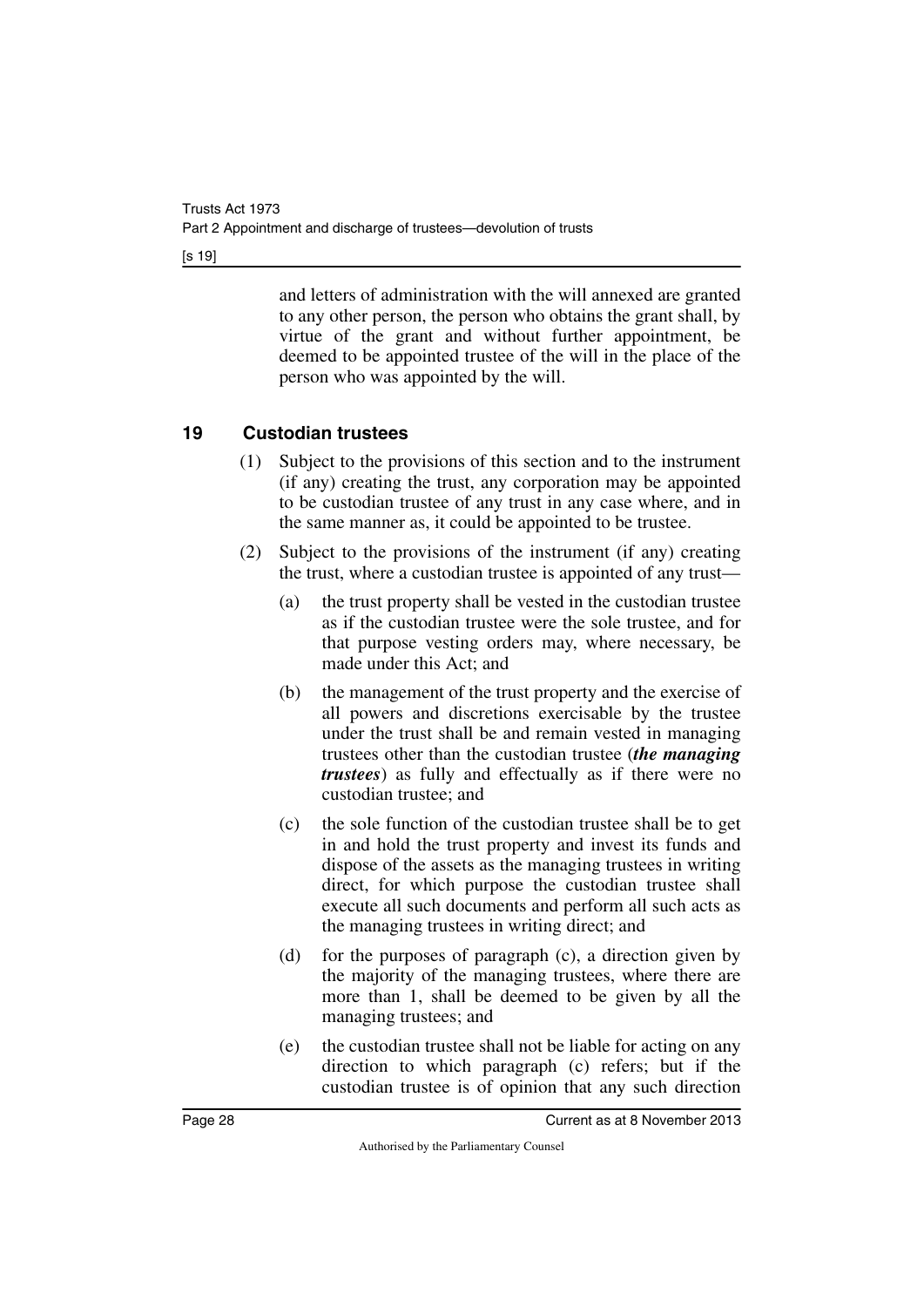and letters of administration with the will annexed are granted to any other person, the person who obtains the grant shall, by virtue of the grant and without further appointment, be deemed to be appointed trustee of the will in the place of the person who was appointed by the will.

### 19 Custodian trustees

(1) Subject to the provisions of this section and to the instrument (if any) creating the trust, any corporation may be appointed to be custodian trustee of any trust in any case where, and in the same manner as, it could be appointed to be trustee.

(2) Subject to the provisions of the instrument (if any) creating the trust, where a custodian trustee is appointed of any trust—

(a) the trust property shall be vested in the custodian trustee as if the custodian trustee were the sole trustee, and for that purpose vesting orders may, where necessary, be made under this Act; and

(b) the management of the trust property and the exercise of all powers and discretions exercisable by the trustee under the trust shall be and remain vested in managing trustees other than the custodian trustee (***the managing trustees***) as fully and effectually as if there were no custodian trustee; and

(c) the sole function of the custodian trustee shall be to get in and hold the trust property and invest its funds and dispose of the assets as the managing trustees in writing direct, for which purpose the custodian trustee shall execute all such documents and perform all such acts as the managing trustees in writing direct; and

(d) for the purposes of paragraph (c), a direction given by the majority of the managing trustees, where there are more than 1, shall be deemed to be given by all the managing trustees; and

(e) the custodian trustee shall not be liable for acting on any direction to which paragraph (c) refers; but if the custodian trustee is of opinion that any such direction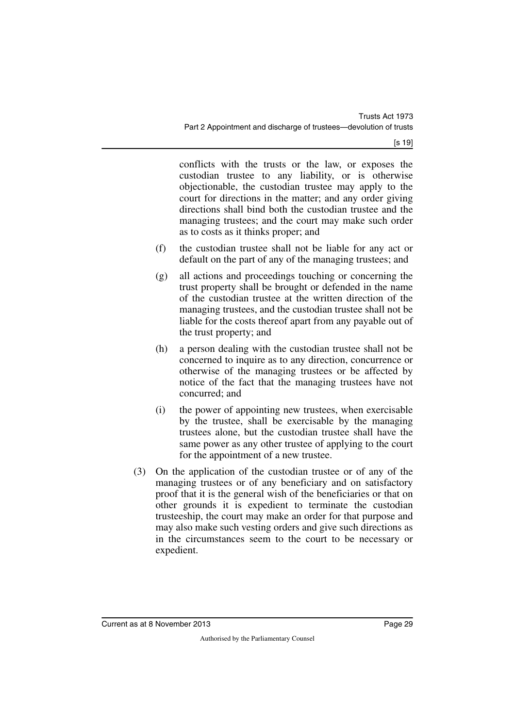conflicts with the trusts or the law, or exposes the custodian trustee to any liability, or is otherwise objectionable, the custodian trustee may apply to the court for directions in the matter; and any order giving directions shall bind both the custodian trustee and the managing trustees; and the court may make such order as to costs as it thinks proper; and

(f) the custodian trustee shall not be liable for any act or default on the part of any of the managing trustees; and

(g) all actions and proceedings touching or concerning the trust property shall be brought or defended in the name of the custodian trustee at the written direction of the managing trustees, and the custodian trustee shall not be liable for the costs thereof apart from any payable out of the trust property; and

(h) a person dealing with the custodian trustee shall not be concerned to inquire as to any direction, concurrence or otherwise of the managing trustees or be affected by notice of the fact that the managing trustees have not concurred; and

(i) the power of appointing new trustees, when exercisable by the trustee, shall be exercisable by the managing trustees alone, but the custodian trustee shall have the same power as any other trustee of applying to the court for the appointment of a new trustee.

(3) On the application of the custodian trustee or of any of the managing trustees or of any beneficiary and on satisfactory proof that it is the general wish of the beneficiaries or that on other grounds it is expedient to terminate the custodian trusteeship, the court may make an order for that purpose and may also make such vesting orders and give such directions as in the circumstances seem to the court to be necessary or expedient.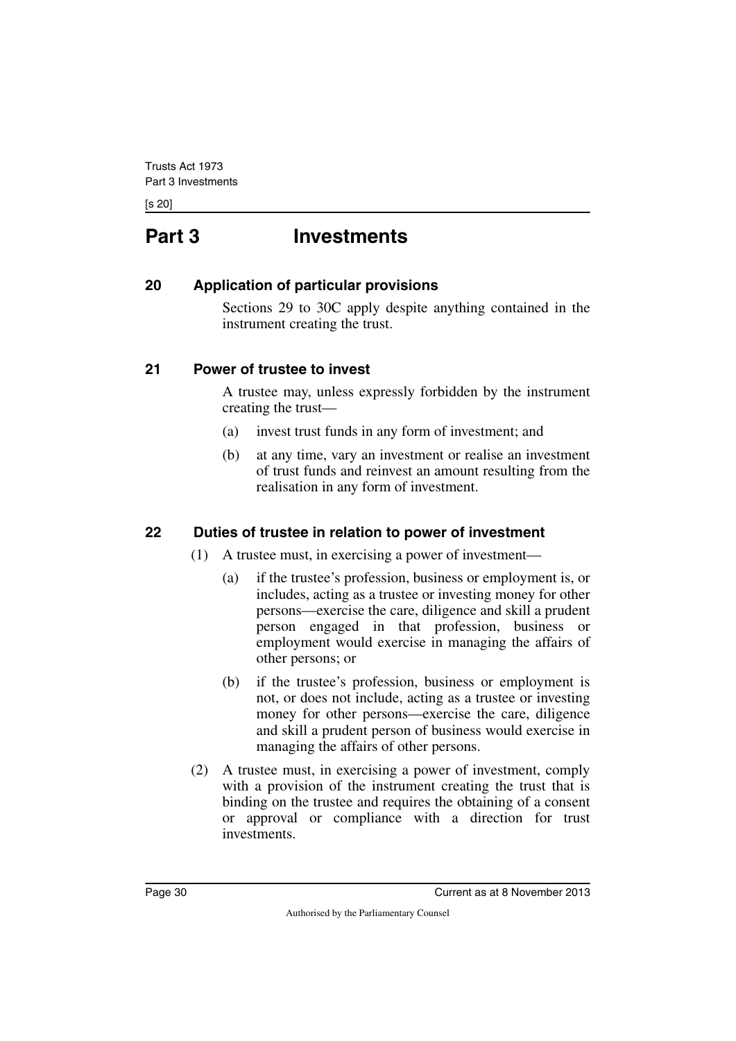# Part 3 Investments

## 20 Application of particular provisions

Sections 29 to 30C apply despite anything contained in the instrument creating the trust.

## 21 Power of trustee to invest

A trustee may, unless expressly forbidden by the instrument creating the trust—

(a) invest trust funds in any form of investment; and

(b) at any time, vary an investment or realise an investment of trust funds and reinvest an amount resulting from the realisation in any form of investment.

## 22 Duties of trustee in relation to power of investment

(1) A trustee must, in exercising a power of investment—

(a) if the trustee's profession, business or employment is, or includes, acting as a trustee or investing money for other persons—exercise the care, diligence and skill a prudent person engaged in that profession, business or employment would exercise in managing the affairs of other persons; or

(b) if the trustee's profession, business or employment is not, or does not include, acting as a trustee or investing money for other persons—exercise the care, diligence and skill a prudent person of business would exercise in managing the affairs of other persons.

(2) A trustee must, in exercising a power of investment, comply with a provision of the instrument creating the trust that is binding on the trustee and requires the obtaining of a consent or approval or compliance with a direction for trust investments.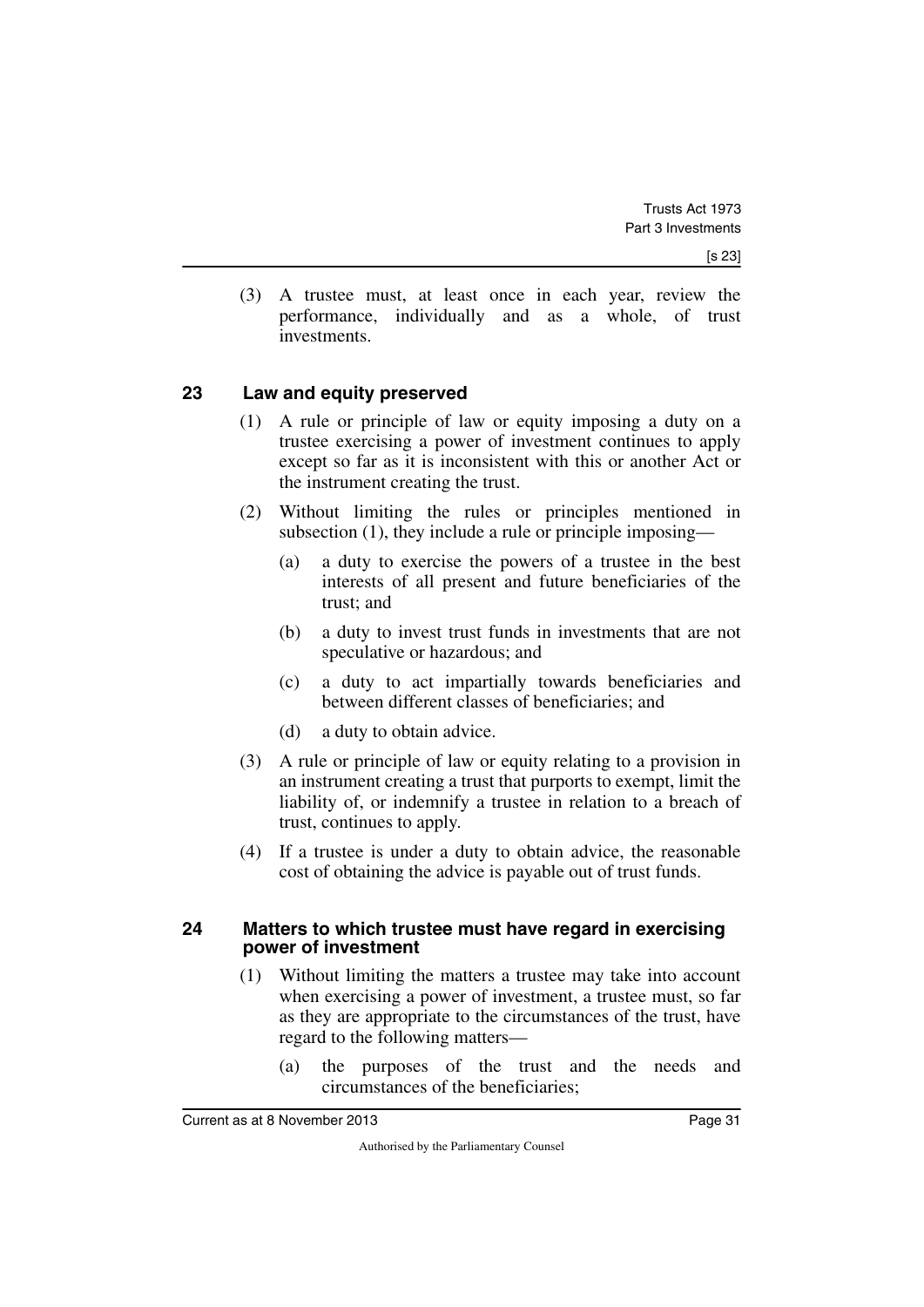(3) A trustee must, at least once in each year, review the performance, individually and as a whole, of trust investments.

## 23 Law and equity preserved

(1) A rule or principle of law or equity imposing a duty on a trustee exercising a power of investment continues to apply except so far as it is inconsistent with this or another Act or the instrument creating the trust.

(2) Without limiting the rules or principles mentioned in subsection (1), they include a rule or principle imposing—

(a) a duty to exercise the powers of a trustee in the best interests of all present and future beneficiaries of the trust; and

(b) a duty to invest trust funds in investments that are not speculative or hazardous; and

(c) a duty to act impartially towards beneficiaries and between different classes of beneficiaries; and

(d) a duty to obtain advice.

(3) A rule or principle of law or equity relating to a provision in an instrument creating a trust that purports to exempt, limit the liability of, or indemnify a trustee in relation to a breach of trust, continues to apply.

(4) If a trustee is under a duty to obtain advice, the reasonable cost of obtaining the advice is payable out of trust funds.

## 24 Matters to which trustee must have regard in exercising power of investment

(1) Without limiting the matters a trustee may take into account when exercising a power of investment, a trustee must, so far as they are appropriate to the circumstances of the trust, have regard to the following matters—

(a) the purposes of the trust and the needs and circumstances of the beneficiaries;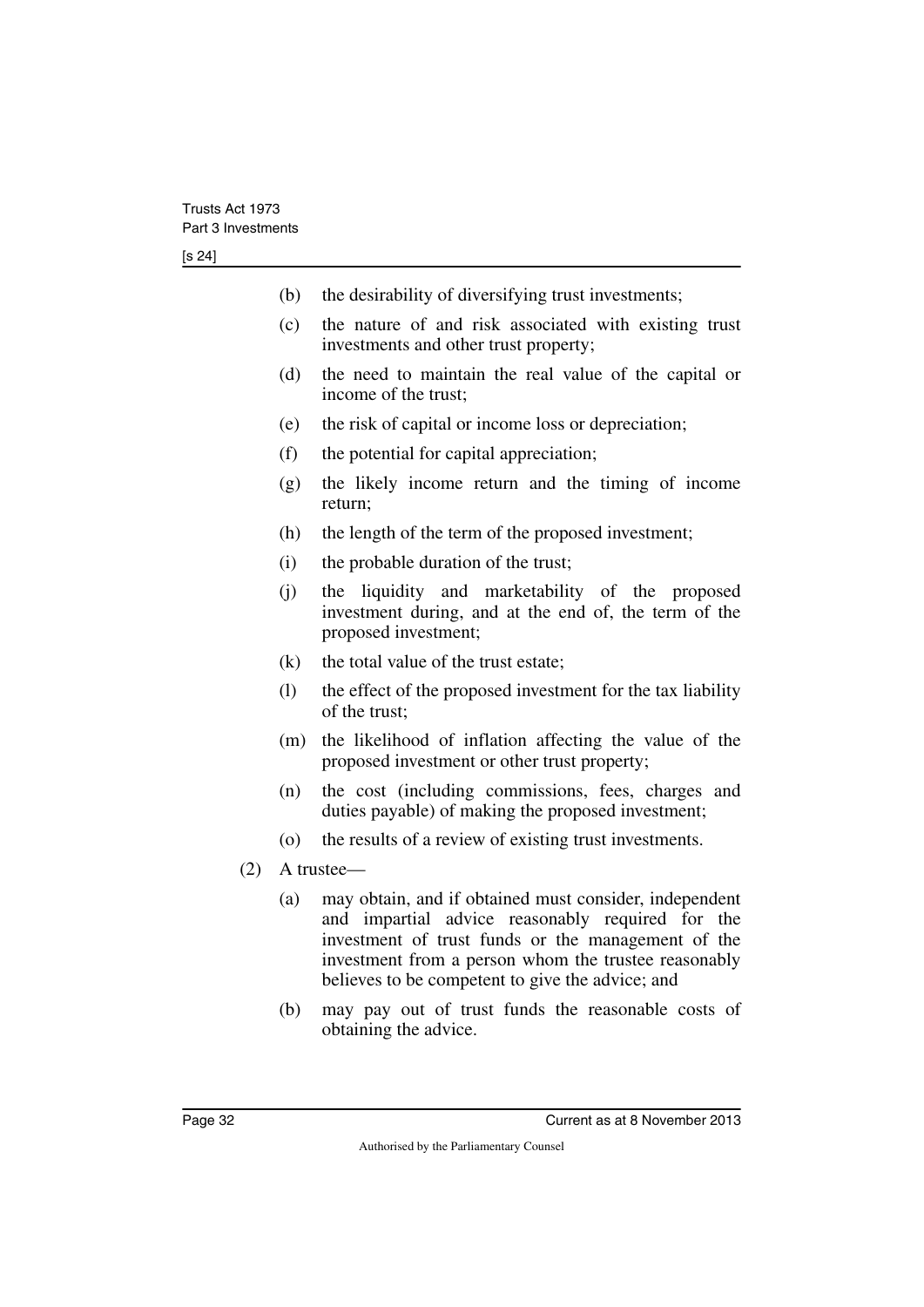(b) the desirability of diversifying trust investments;

(c) the nature of and risk associated with existing trust investments and other trust property;

(d) the need to maintain the real value of the capital or income of the trust;

(e) the risk of capital or income loss or depreciation;

(f) the potential for capital appreciation;

(g) the likely income return and the timing of income return;

(h) the length of the term of the proposed investment;

(i) the probable duration of the trust;

(j) the liquidity and marketability of the proposed investment during, and at the end of, the term of the proposed investment;

(k) the total value of the trust estate;

(l) the effect of the proposed investment for the tax liability of the trust;

(m) the likelihood of inflation affecting the value of the proposed investment or other trust property;

(n) the cost (including commissions, fees, charges and duties payable) of making the proposed investment;

(o) the results of a review of existing trust investments.

(2) A trustee—

(a) may obtain, and if obtained must consider, independent and impartial advice reasonably required for the investment of trust funds or the management of the investment from a person whom the trustee reasonably believes to be competent to give the advice; and

(b) may pay out of trust funds the reasonable costs of obtaining the advice.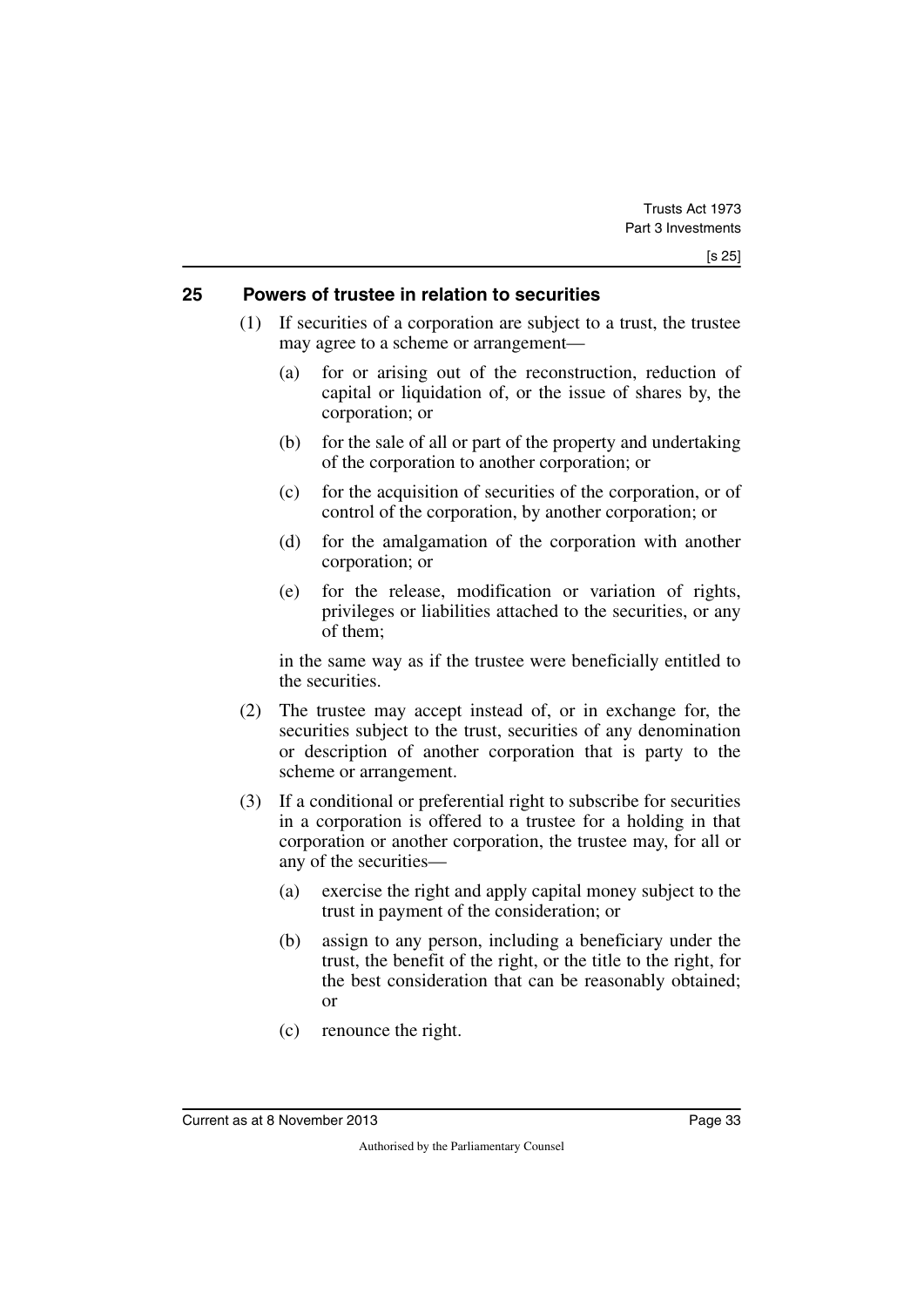## 25 Powers of trustee in relation to securities

(1) If securities of a corporation are subject to a trust, the trustee may agree to a scheme or arrangement—

  (a) for or arising out of the reconstruction, reduction of capital or liquidation of, or the issue of shares by, the corporation; or

  (b) for the sale of all or part of the property and undertaking of the corporation to another corporation; or

  (c) for the acquisition of securities of the corporation, or of control of the corporation, by another corporation; or

  (d) for the amalgamation of the corporation with another corporation; or

  (e) for the release, modification or variation of rights, privileges or liabilities attached to the securities, or any of them;

in the same way as if the trustee were beneficially entitled to the securities.

(2) The trustee may accept instead of, or in exchange for, the securities subject to the trust, securities of any denomination or description of another corporation that is party to the scheme or arrangement.

(3) If a conditional or preferential right to subscribe for securities in a corporation is offered to a trustee for a holding in that corporation or another corporation, the trustee may, for all or any of the securities—

  (a) exercise the right and apply capital money subject to the trust in payment of the consideration; or

  (b) assign to any person, including a beneficiary under the trust, the benefit of the right, or the title to the right, for the best consideration that can be reasonably obtained; or

  (c) renounce the right.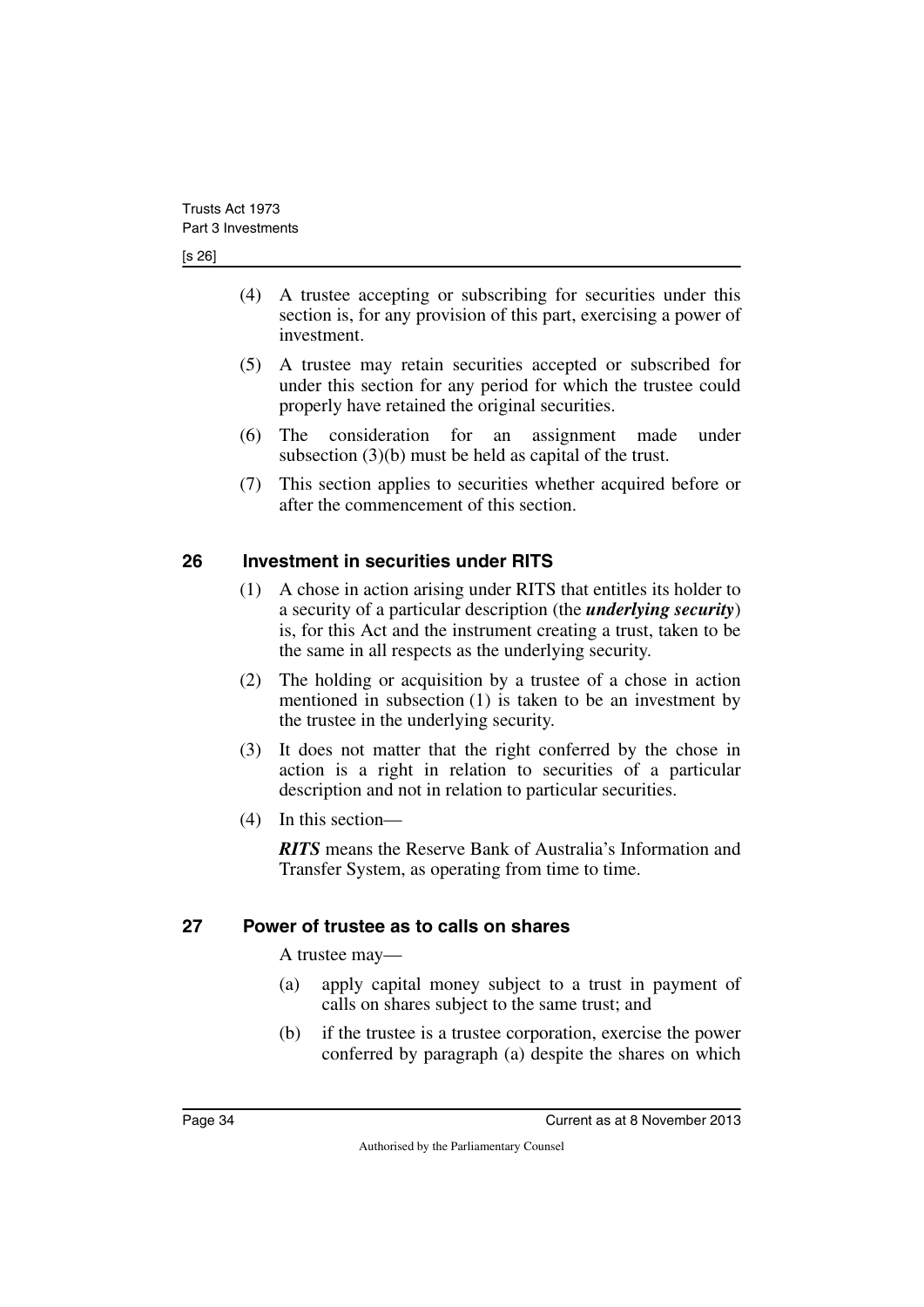(4) A trustee accepting or subscribing for securities under this section is, for any provision of this part, exercising a power of investment.

(5) A trustee may retain securities accepted or subscribed for under this section for any period for which the trustee could properly have retained the original securities.

(6) The consideration for an assignment made under subsection (3)(b) must be held as capital of the trust.

(7) This section applies to securities whether acquired before or after the commencement of this section.

## 26 Investment in securities under RITS

(1) A chose in action arising under RITS that entitles its holder to a security of a particular description (the ***underlying security***) is, for this Act and the instrument creating a trust, taken to be the same in all respects as the underlying security.

(2) The holding or acquisition by a trustee of a chose in action mentioned in subsection (1) is taken to be an investment by the trustee in the underlying security.

(3) It does not matter that the right conferred by the chose in action is a right in relation to securities of a particular description and not in relation to particular securities.

(4) In this section—

***RITS*** means the Reserve Bank of Australia's Information and Transfer System, as operating from time to time.

## 27 Power of trustee as to calls on shares

A trustee may—

(a) apply capital money subject to a trust in payment of calls on shares subject to the same trust; and

(b) if the trustee is a trustee corporation, exercise the power conferred by paragraph (a) despite the shares on which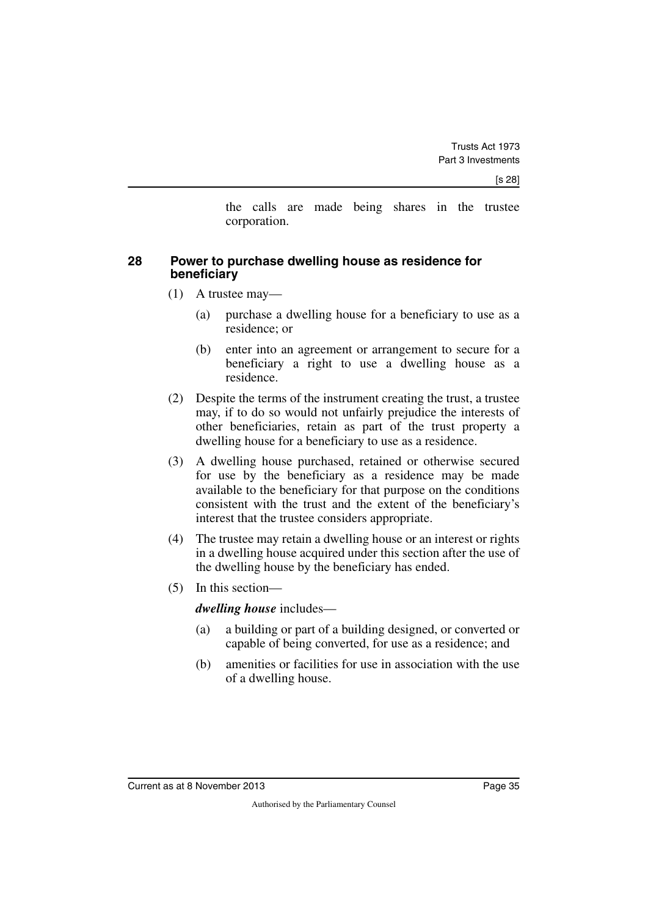the calls are made being shares in the trustee corporation.

## 28 Power to purchase dwelling house as residence for beneficiary

(1) A trustee may—

(a) purchase a dwelling house for a beneficiary to use as a residence; or

(b) enter into an agreement or arrangement to secure for a beneficiary a right to use a dwelling house as a residence.

(2) Despite the terms of the instrument creating the trust, a trustee may, if to do so would not unfairly prejudice the interests of other beneficiaries, retain as part of the trust property a dwelling house for a beneficiary to use as a residence.

(3) A dwelling house purchased, retained or otherwise secured for use by the beneficiary as a residence may be made available to the beneficiary for that purpose on the conditions consistent with the trust and the extent of the beneficiary's interest that the trustee considers appropriate.

(4) The trustee may retain a dwelling house or an interest or rights in a dwelling house acquired under this section after the use of the dwelling house by the beneficiary has ended.

(5) In this section—

***dwelling house*** includes—

(a) a building or part of a building designed, or converted or capable of being converted, for use as a residence; and

(b) amenities or facilities for use in association with the use of a dwelling house.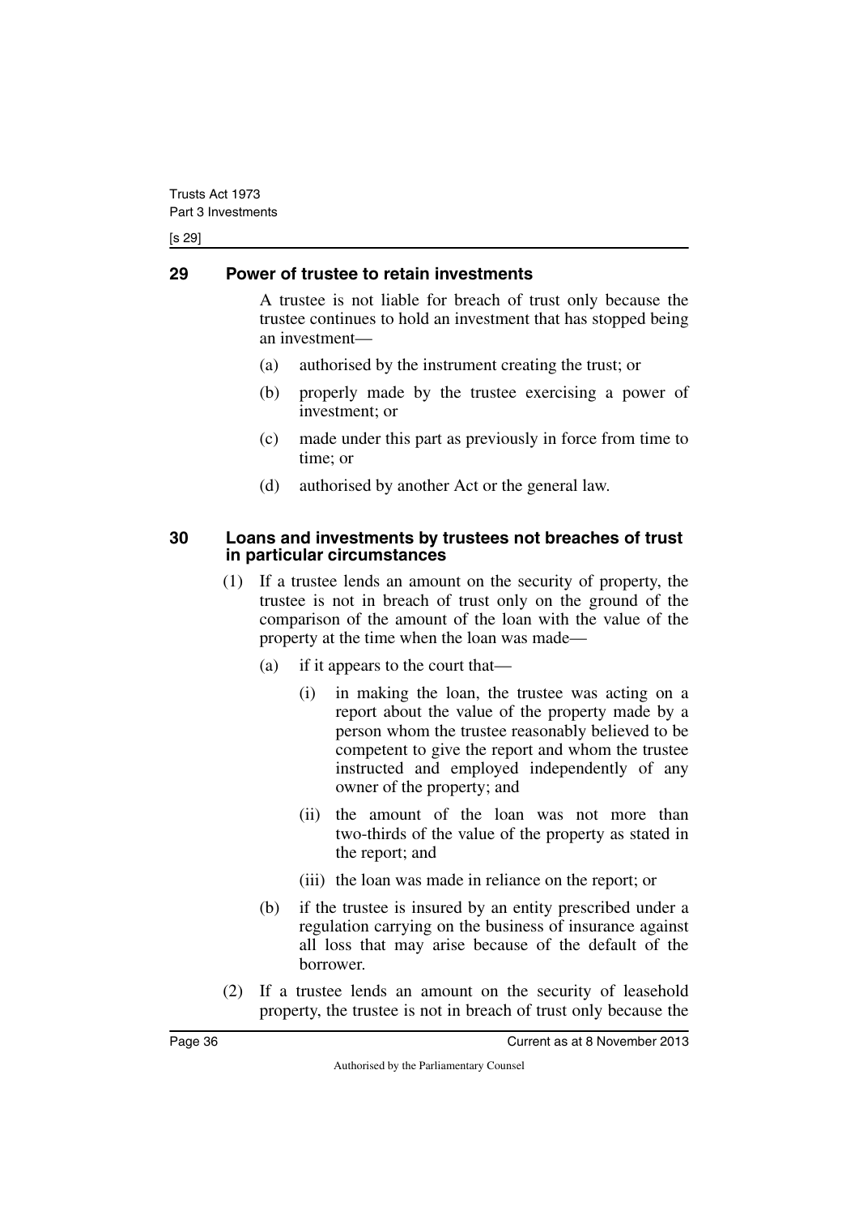## 29 Power of trustee to retain investments

A trustee is not liable for breach of trust only because the trustee continues to hold an investment that has stopped being an investment—

(a) authorised by the instrument creating the trust; or

(b) properly made by the trustee exercising a power of investment; or

(c) made under this part as previously in force from time to time; or

(d) authorised by another Act or the general law.

## 30 Loans and investments by trustees not breaches of trust in particular circumstances

(1) If a trustee lends an amount on the security of property, the trustee is not in breach of trust only on the ground of the comparison of the amount of the loan with the value of the property at the time when the loan was made—

(a) if it appears to the court that—

(i) in making the loan, the trustee was acting on a report about the value of the property made by a person whom the trustee reasonably believed to be competent to give the report and whom the trustee instructed and employed independently of any owner of the property; and

(ii) the amount of the loan was not more than two-thirds of the value of the property as stated in the report; and

(iii) the loan was made in reliance on the report; or

(b) if the trustee is insured by an entity prescribed under a regulation carrying on the business of insurance against all loss that may arise because of the default of the borrower.

(2) If a trustee lends an amount on the security of leasehold property, the trustee is not in breach of trust only because the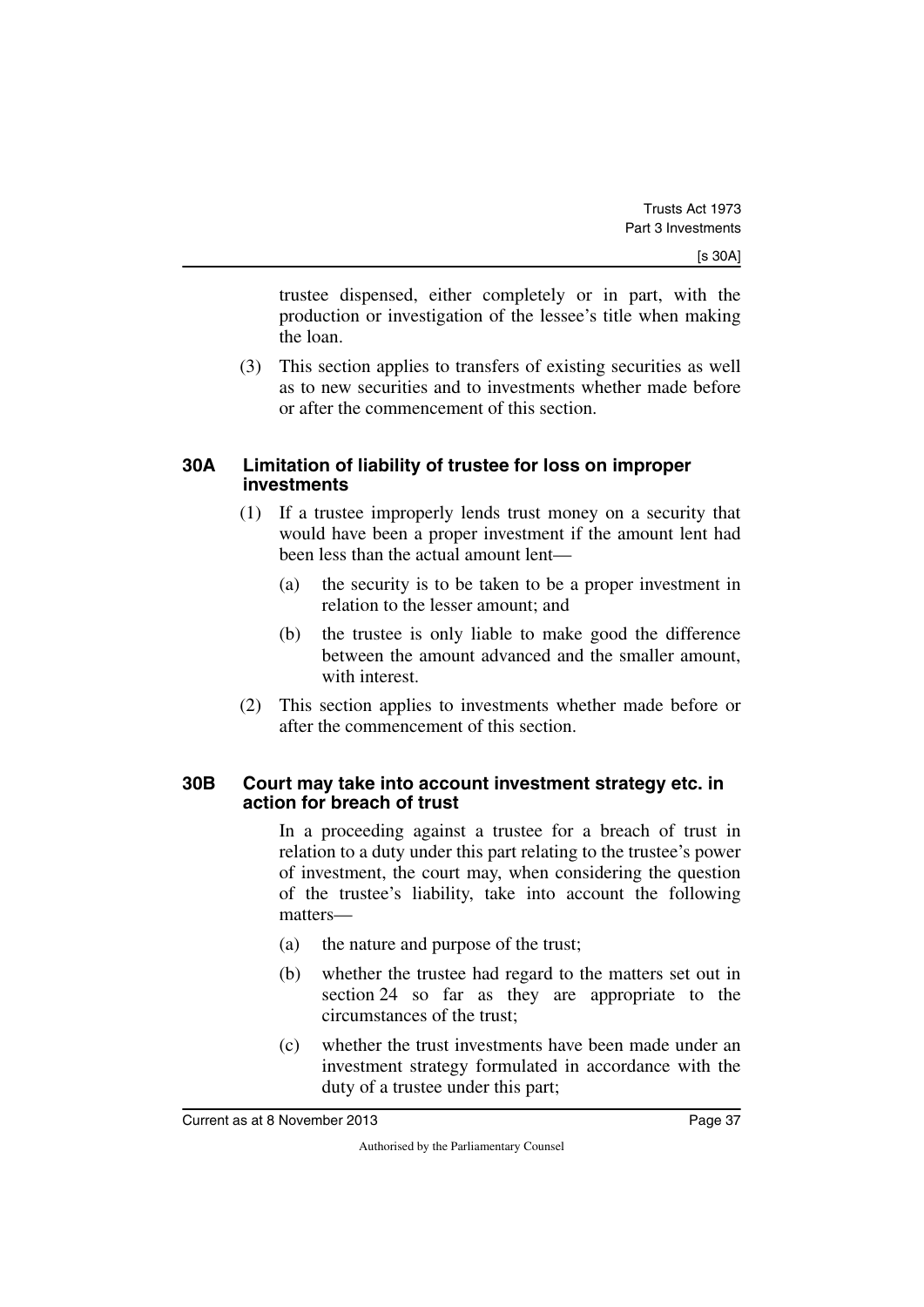trustee dispensed, either completely or in part, with the production or investigation of the lessee's title when making the loan.

(3) This section applies to transfers of existing securities as well as to new securities and to investments whether made before or after the commencement of this section.

### 30A Limitation of liability of trustee for loss on improper investments

(1) If a trustee improperly lends trust money on a security that would have been a proper investment if the amount lent had been less than the actual amount lent—

(a) the security is to be taken to be a proper investment in relation to the lesser amount; and

(b) the trustee is only liable to make good the difference between the amount advanced and the smaller amount, with interest.

(2) This section applies to investments whether made before or after the commencement of this section.

### 30B Court may take into account investment strategy etc. in action for breach of trust

In a proceeding against a trustee for a breach of trust in relation to a duty under this part relating to the trustee's power of investment, the court may, when considering the question of the trustee's liability, take into account the following matters—

(a) the nature and purpose of the trust;

(b) whether the trustee had regard to the matters set out in section 24 so far as they are appropriate to the circumstances of the trust;

(c) whether the trust investments have been made under an investment strategy formulated in accordance with the duty of a trustee under this part;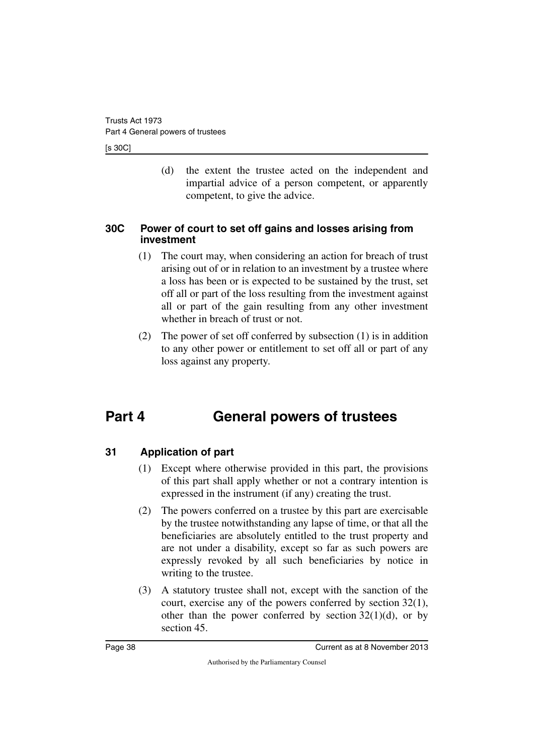(d) the extent the trustee acted on the independent and impartial advice of a person competent, or apparently competent, to give the advice.

### 30C Power of court to set off gains and losses arising from investment

(1) The court may, when considering an action for breach of trust arising out of or in relation to an investment by a trustee where a loss has been or is expected to be sustained by the trust, set off all or part of the loss resulting from the investment against all or part of the gain resulting from any other investment whether in breach of trust or not.

(2) The power of set off conferred by subsection (1) is in addition to any other power or entitlement to set off all or part of any loss against any property.

## Part 4 General powers of trustees

### 31 Application of part

(1) Except where otherwise provided in this part, the provisions of this part shall apply whether or not a contrary intention is expressed in the instrument (if any) creating the trust.

(2) The powers conferred on a trustee by this part are exercisable by the trustee notwithstanding any lapse of time, or that all the beneficiaries are absolutely entitled to the trust property and are not under a disability, except so far as such powers are expressly revoked by all such beneficiaries by notice in writing to the trustee.

(3) A statutory trustee shall not, except with the sanction of the court, exercise any of the powers conferred by section 32(1), other than the power conferred by section 32(1)(d), or by section 45.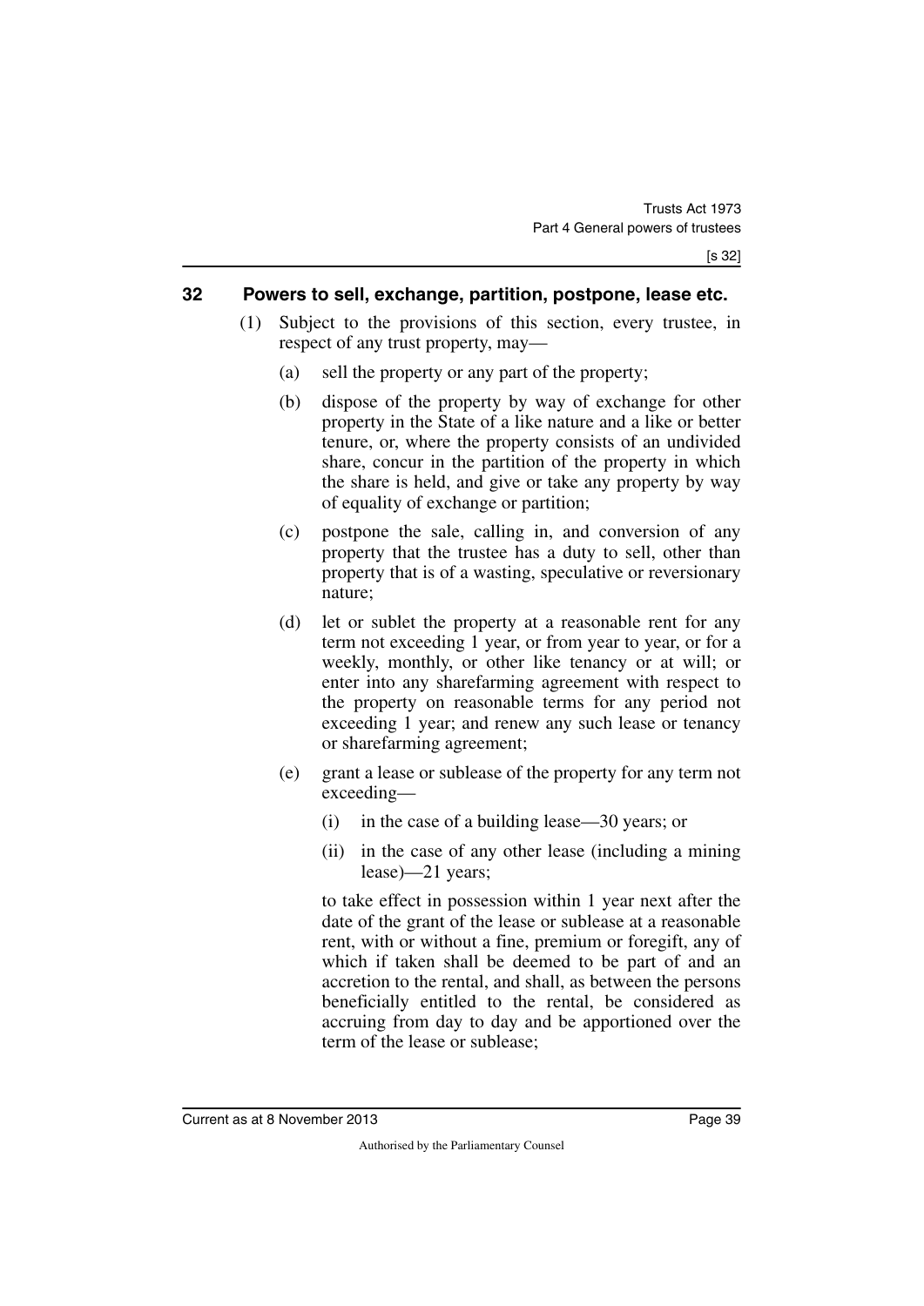## 32 Powers to sell, exchange, partition, postpone, lease etc.

(1) Subject to the provisions of this section, every trustee, in respect of any trust property, may—

(a) sell the property or any part of the property;

(b) dispose of the property by way of exchange for other property in the State of a like nature and a like or better tenure, or, where the property consists of an undivided share, concur in the partition of the property in which the share is held, and give or take any property by way of equality of exchange or partition;

(c) postpone the sale, calling in, and conversion of any property that the trustee has a duty to sell, other than property that is of a wasting, speculative or reversionary nature;

(d) let or sublet the property at a reasonable rent for any term not exceeding 1 year, or from year to year, or for a weekly, monthly, or other like tenancy or at will; or enter into any sharefarming agreement with respect to the property on reasonable terms for any period not exceeding 1 year; and renew any such lease or tenancy or sharefarming agreement;

(e) grant a lease or sublease of the property for any term not exceeding—

(i) in the case of a building lease—30 years; or

(ii) in the case of any other lease (including a mining lease)—21 years;

to take effect in possession within 1 year next after the date of the grant of the lease or sublease at a reasonable rent, with or without a fine, premium or foregift, any of which if taken shall be deemed to be part of and an accretion to the rental, and shall, as between the persons beneficially entitled to the rental, be considered as accruing from day to day and be apportioned over the term of the lease or sublease;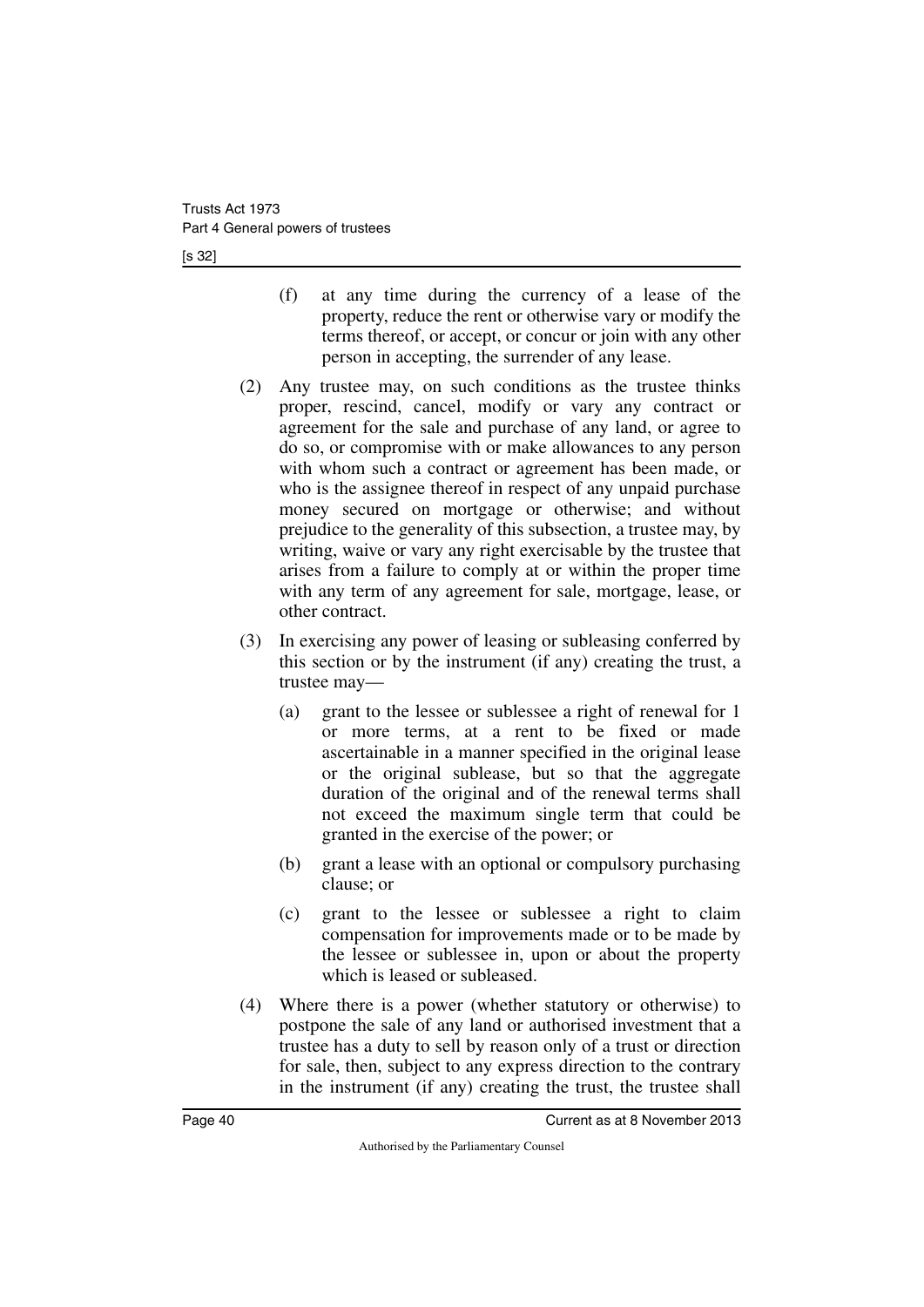(f) at any time during the currency of a lease of the property, reduce the rent or otherwise vary or modify the terms thereof, or accept, or concur or join with any other person in accepting, the surrender of any lease.

(2) Any trustee may, on such conditions as the trustee thinks proper, rescind, cancel, modify or vary any contract or agreement for the sale and purchase of any land, or agree to do so, or compromise with or make allowances to any person with whom such a contract or agreement has been made, or who is the assignee thereof in respect of any unpaid purchase money secured on mortgage or otherwise; and without prejudice to the generality of this subsection, a trustee may, by writing, waive or vary any right exercisable by the trustee that arises from a failure to comply at or within the proper time with any term of any agreement for sale, mortgage, lease, or other contract.

(3) In exercising any power of leasing or subleasing conferred by this section or by the instrument (if any) creating the trust, a trustee may—

(a) grant to the lessee or sublessee a right of renewal for 1 or more terms, at a rent to be fixed or made ascertainable in a manner specified in the original lease or the original sublease, but so that the aggregate duration of the original and of the renewal terms shall not exceed the maximum single term that could be granted in the exercise of the power; or

(b) grant a lease with an optional or compulsory purchasing clause; or

(c) grant to the lessee or sublessee a right to claim compensation for improvements made or to be made by the lessee or sublessee in, upon or about the property which is leased or subleased.

(4) Where there is a power (whether statutory or otherwise) to postpone the sale of any land or authorised investment that a trustee has a duty to sell by reason only of a trust or direction for sale, then, subject to any express direction to the contrary in the instrument (if any) creating the trust, the trustee shall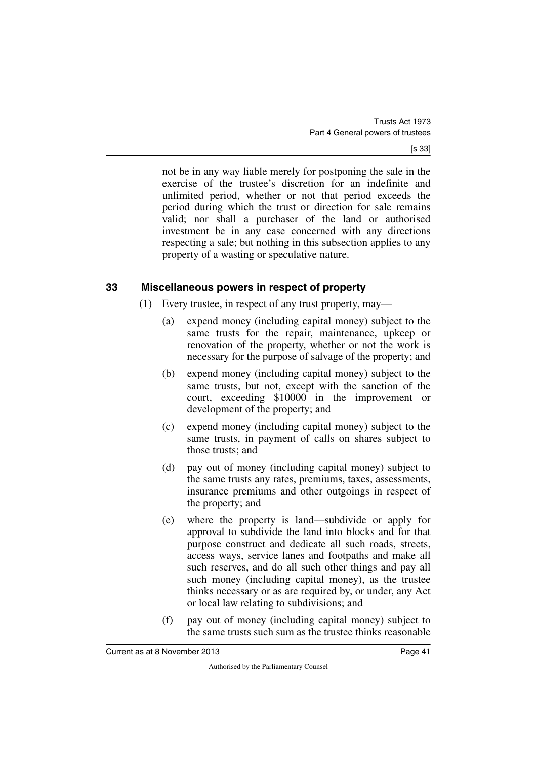not be in any way liable merely for postponing the sale in the exercise of the trustee's discretion for an indefinite and unlimited period, whether or not that period exceeds the period during which the trust or direction for sale remains valid; nor shall a purchaser of the land or authorised investment be in any case concerned with any directions respecting a sale; but nothing in this subsection applies to any property of a wasting or speculative nature.

## 33 Miscellaneous powers in respect of property

(1) Every trustee, in respect of any trust property, may—

(a) expend money (including capital money) subject to the same trusts for the repair, maintenance, upkeep or renovation of the property, whether or not the work is necessary for the purpose of salvage of the property; and

(b) expend money (including capital money) subject to the same trusts, but not, except with the sanction of the court, exceeding $10000 in the improvement or development of the property; and

(c) expend money (including capital money) subject to the same trusts, in payment of calls on shares subject to those trusts; and

(d) pay out of money (including capital money) subject to the same trusts any rates, premiums, taxes, assessments, insurance premiums and other outgoings in respect of the property; and

(e) where the property is land—subdivide or apply for approval to subdivide the land into blocks and for that purpose construct and dedicate all such roads, streets, access ways, service lanes and footpaths and make all such reserves, and do all such other things and pay all such money (including capital money), as the trustee thinks necessary or as are required by, or under, any Act or local law relating to subdivisions; and

(f) pay out of money (including capital money) subject to the same trusts such sum as the trustee thinks reasonable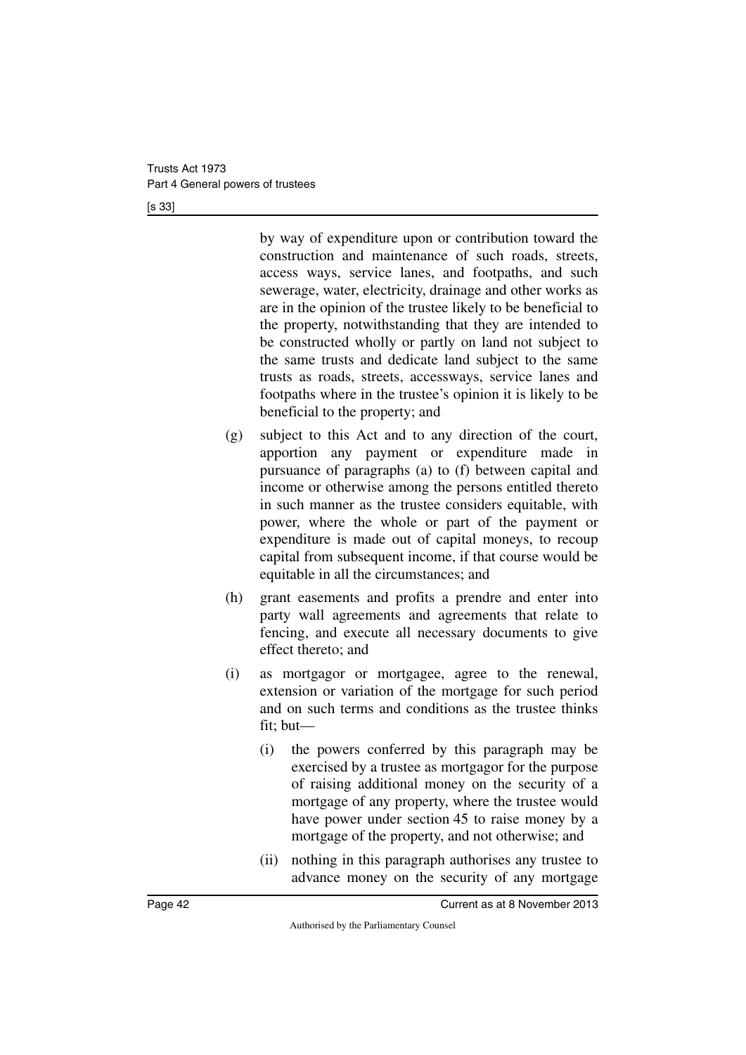by way of expenditure upon or contribution toward the construction and maintenance of such roads, streets, access ways, service lanes, and footpaths, and such sewerage, water, electricity, drainage and other works as are in the opinion of the trustee likely to be beneficial to the property, notwithstanding that they are intended to be constructed wholly or partly on land not subject to the same trusts and dedicate land subject to the same trusts as roads, streets, accessways, service lanes and footpaths where in the trustee's opinion it is likely to be beneficial to the property; and

(g) subject to this Act and to any direction of the court, apportion any payment or expenditure made in pursuance of paragraphs (a) to (f) between capital and income or otherwise among the persons entitled thereto in such manner as the trustee considers equitable, with power, where the whole or part of the payment or expenditure is made out of capital moneys, to recoup capital from subsequent income, if that course would be equitable in all the circumstances; and

(h) grant easements and profits a prendre and enter into party wall agreements and agreements that relate to fencing, and execute all necessary documents to give effect thereto; and

(i) as mortgagor or mortgagee, agree to the renewal, extension or variation of the mortgage for such period and on such terms and conditions as the trustee thinks fit; but—

   (i) the powers conferred by this paragraph may be exercised by a trustee as mortgagor for the purpose of raising additional money on the security of a mortgage of any property, where the trustee would have power under section 45 to raise money by a mortgage of the property, and not otherwise; and

   (ii) nothing in this paragraph authorises any trustee to advance money on the security of any mortgage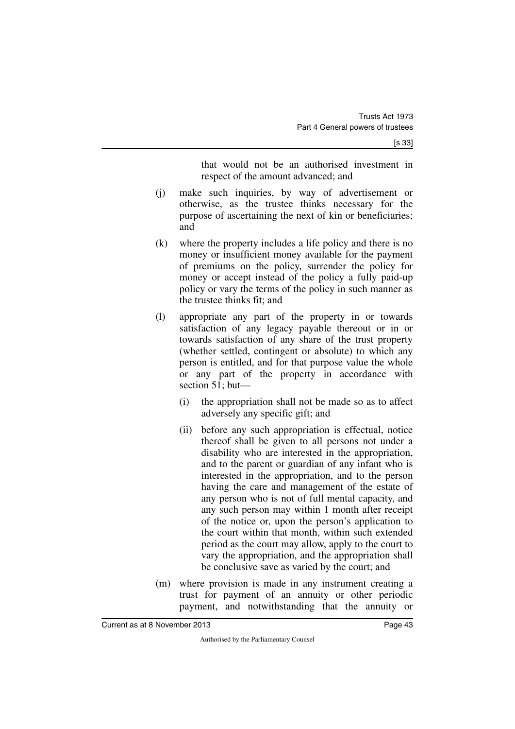that would not be an authorised investment in respect of the amount advanced; and

(j) make such inquiries, by way of advertisement or otherwise, as the trustee thinks necessary for the purpose of ascertaining the next of kin or beneficiaries; and

(k) where the property includes a life policy and there is no money or insufficient money available for the payment of premiums on the policy, surrender the policy for money or accept instead of the policy a fully paid-up policy or vary the terms of the policy in such manner as the trustee thinks fit; and

(l) appropriate any part of the property in or towards satisfaction of any legacy payable thereout or in or towards satisfaction of any share of the trust property (whether settled, contingent or absolute) to which any person is entitled, and for that purpose value the whole or any part of the property in accordance with section 51; but—

 (i) the appropriation shall not be made so as to affect adversely any specific gift; and

 (ii) before any such appropriation is effectual, notice thereof shall be given to all persons not under a disability who are interested in the appropriation, and to the parent or guardian of any infant who is interested in the appropriation, and to the person having the care and management of the estate of any person who is not of full mental capacity, and any such person may within 1 month after receipt of the notice or, upon the person's application to the court within that month, within such extended period as the court may allow, apply to the court to vary the appropriation, and the appropriation shall be conclusive save as varied by the court; and

(m) where provision is made in any instrument creating a trust for payment of an annuity or other periodic payment, and notwithstanding that the annuity or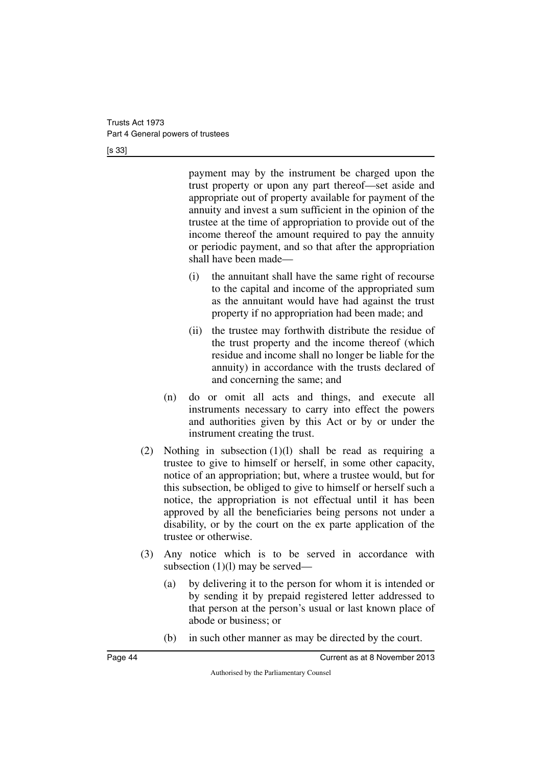payment may by the instrument be charged upon the trust property or upon any part thereof—set aside and appropriate out of property available for payment of the annuity and invest a sum sufficient in the opinion of the trustee at the time of appropriation to provide out of the income thereof the amount required to pay the annuity or periodic payment, and so that after the appropriation shall have been made—

(i) the annuitant shall have the same right of recourse to the capital and income of the appropriated sum as the annuitant would have had against the trust property if no appropriation had been made; and

(ii) the trustee may forthwith distribute the residue of the trust property and the income thereof (which residue and income shall no longer be liable for the annuity) in accordance with the trusts declared of and concerning the same; and

(n) do or omit all acts and things, and execute all instruments necessary to carry into effect the powers and authorities given by this Act or by or under the instrument creating the trust.

(2) Nothing in subsection (1)(l) shall be read as requiring a trustee to give to himself or herself, in some other capacity, notice of an appropriation; but, where a trustee would, but for this subsection, be obliged to give to himself or herself such a notice, the appropriation is not effectual until it has been approved by all the beneficiaries being persons not under a disability, or by the court on the ex parte application of the trustee or otherwise.

(3) Any notice which is to be served in accordance with subsection (1)(l) may be served—

(a) by delivering it to the person for whom it is intended or by sending it by prepaid registered letter addressed to that person at the person's usual or last known place of abode or business; or

(b) in such other manner as may be directed by the court.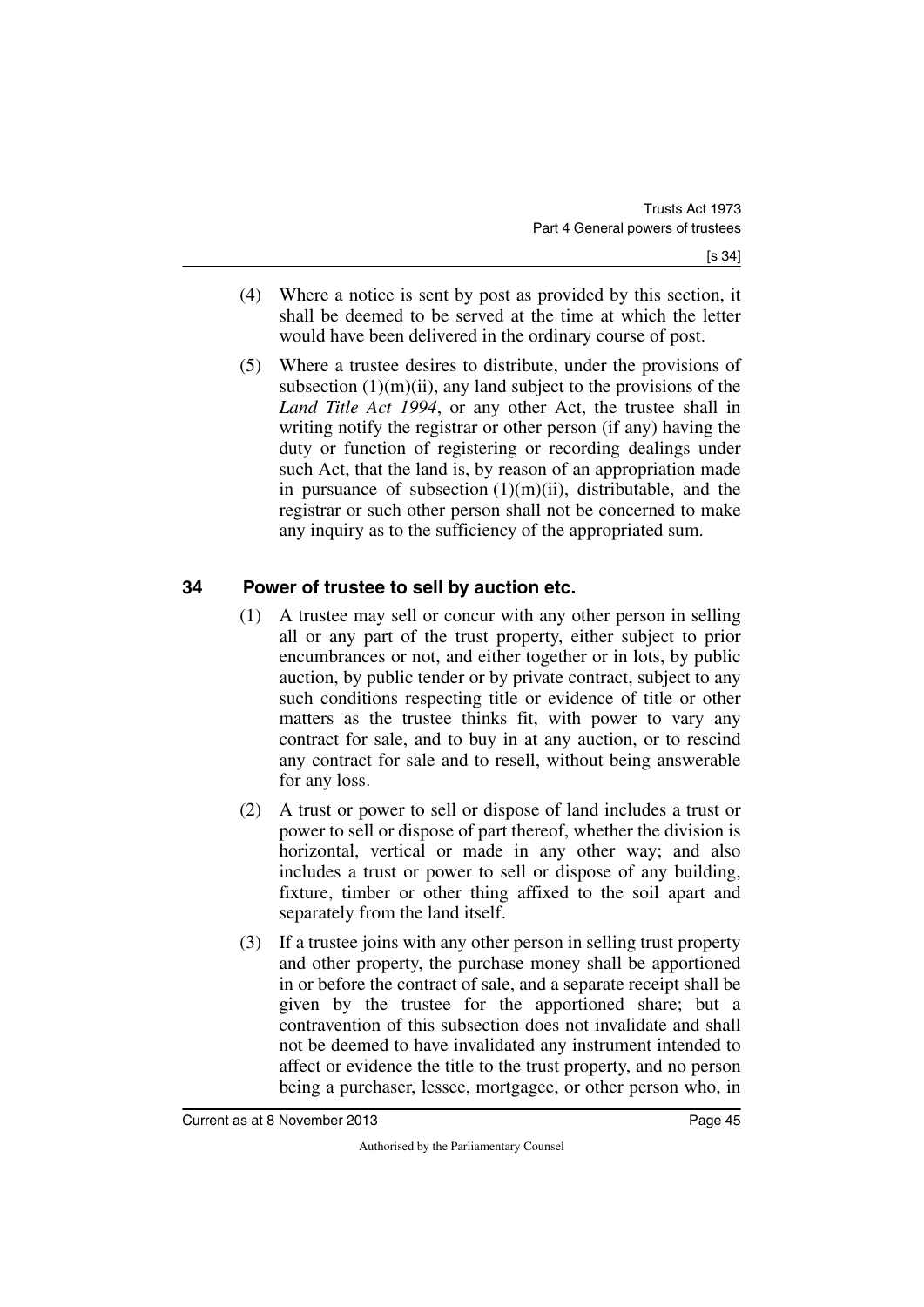(4) Where a notice is sent by post as provided by this section, it shall be deemed to be served at the time at which the letter would have been delivered in the ordinary course of post.

(5) Where a trustee desires to distribute, under the provisions of subsection (1)(m)(ii), any land subject to the provisions of the *Land Title Act 1994*, or any other Act, the trustee shall in writing notify the registrar or other person (if any) having the duty or function of registering or recording dealings under such Act, that the land is, by reason of an appropriation made in pursuance of subsection (1)(m)(ii), distributable, and the registrar or such other person shall not be concerned to make any inquiry as to the sufficiency of the appropriated sum.

## 34 Power of trustee to sell by auction etc.

(1) A trustee may sell or concur with any other person in selling all or any part of the trust property, either subject to prior encumbrances or not, and either together or in lots, by public auction, by public tender or by private contract, subject to any such conditions respecting title or evidence of title or other matters as the trustee thinks fit, with power to vary any contract for sale, and to buy in at any auction, or to rescind any contract for sale and to resell, without being answerable for any loss.

(2) A trust or power to sell or dispose of land includes a trust or power to sell or dispose of part thereof, whether the division is horizontal, vertical or made in any other way; and also includes a trust or power to sell or dispose of any building, fixture, timber or other thing affixed to the soil apart and separately from the land itself.

(3) If a trustee joins with any other person in selling trust property and other property, the purchase money shall be apportioned in or before the contract of sale, and a separate receipt shall be given by the trustee for the apportioned share; but a contravention of this subsection does not invalidate and shall not be deemed to have invalidated any instrument intended to affect or evidence the title to the trust property, and no person being a purchaser, lessee, mortgagee, or other person who, in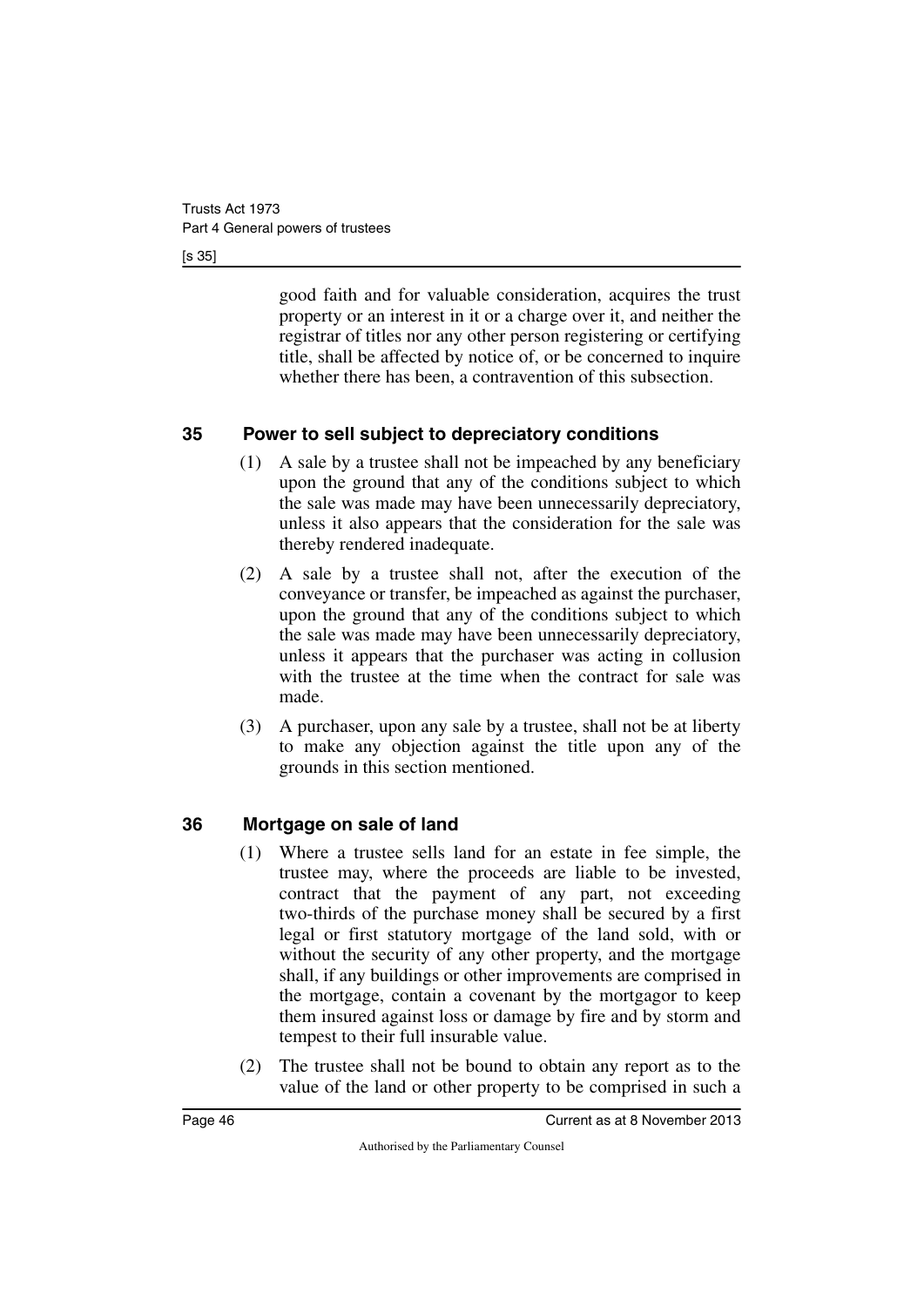good faith and for valuable consideration, acquires the trust property or an interest in it or a charge over it, and neither the registrar of titles nor any other person registering or certifying title, shall be affected by notice of, or be concerned to inquire whether there has been, a contravention of this subsection.

## 35 Power to sell subject to depreciatory conditions

(1) A sale by a trustee shall not be impeached by any beneficiary upon the ground that any of the conditions subject to which the sale was made may have been unnecessarily depreciatory, unless it also appears that the consideration for the sale was thereby rendered inadequate.

(2) A sale by a trustee shall not, after the execution of the conveyance or transfer, be impeached as against the purchaser, upon the ground that any of the conditions subject to which the sale was made may have been unnecessarily depreciatory, unless it appears that the purchaser was acting in collusion with the trustee at the time when the contract for sale was made.

(3) A purchaser, upon any sale by a trustee, shall not be at liberty to make any objection against the title upon any of the grounds in this section mentioned.

## 36 Mortgage on sale of land

(1) Where a trustee sells land for an estate in fee simple, the trustee may, where the proceeds are liable to be invested, contract that the payment of any part, not exceeding two-thirds of the purchase money shall be secured by a first legal or first statutory mortgage of the land sold, with or without the security of any other property, and the mortgage shall, if any buildings or other improvements are comprised in the mortgage, contain a covenant by the mortgagor to keep them insured against loss or damage by fire and by storm and tempest to their full insurable value.

(2) The trustee shall not be bound to obtain any report as to the value of the land or other property to be comprised in such a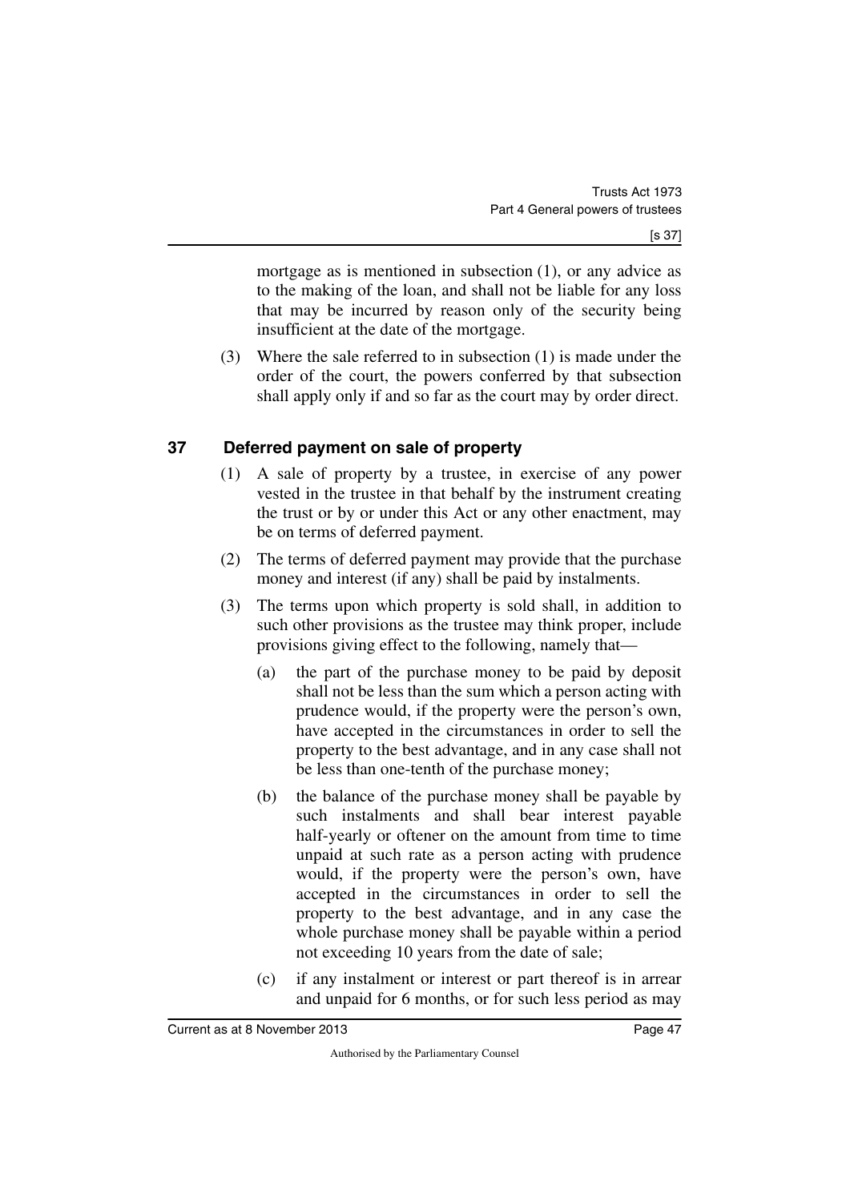mortgage as is mentioned in subsection (1), or any advice as to the making of the loan, and shall not be liable for any loss that may be incurred by reason only of the security being insufficient at the date of the mortgage.

(3) Where the sale referred to in subsection (1) is made under the order of the court, the powers conferred by that subsection shall apply only if and so far as the court may by order direct.

## 37 Deferred payment on sale of property

(1) A sale of property by a trustee, in exercise of any power vested in the trustee in that behalf by the instrument creating the trust or by or under this Act or any other enactment, may be on terms of deferred payment.

(2) The terms of deferred payment may provide that the purchase money and interest (if any) shall be paid by instalments.

(3) The terms upon which property is sold shall, in addition to such other provisions as the trustee may think proper, include provisions giving effect to the following, namely that—

(a) the part of the purchase money to be paid by deposit shall not be less than the sum which a person acting with prudence would, if the property were the person's own, have accepted in the circumstances in order to sell the property to the best advantage, and in any case shall not be less than one-tenth of the purchase money;

(b) the balance of the purchase money shall be payable by such instalments and shall bear interest payable half-yearly or oftener on the amount from time to time unpaid at such rate as a person acting with prudence would, if the property were the person's own, have accepted in the circumstances in order to sell the property to the best advantage, and in any case the whole purchase money shall be payable within a period not exceeding 10 years from the date of sale;

(c) if any instalment or interest or part thereof is in arrear and unpaid for 6 months, or for such less period as may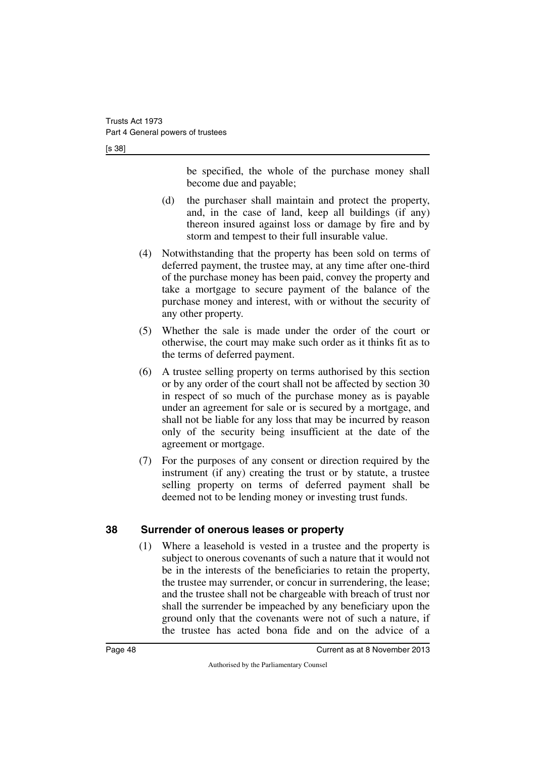be specified, the whole of the purchase money shall become due and payable;

(d) the purchaser shall maintain and protect the property, and, in the case of land, keep all buildings (if any) thereon insured against loss or damage by fire and by storm and tempest to their full insurable value.

(4) Notwithstanding that the property has been sold on terms of deferred payment, the trustee may, at any time after one-third of the purchase money has been paid, convey the property and take a mortgage to secure payment of the balance of the purchase money and interest, with or without the security of any other property.

(5) Whether the sale is made under the order of the court or otherwise, the court may make such order as it thinks fit as to the terms of deferred payment.

(6) A trustee selling property on terms authorised by this section or by any order of the court shall not be affected by section 30 in respect of so much of the purchase money as is payable under an agreement for sale or is secured by a mortgage, and shall not be liable for any loss that may be incurred by reason only of the security being insufficient at the date of the agreement or mortgage.

(7) For the purposes of any consent or direction required by the instrument (if any) creating the trust or by statute, a trustee selling property on terms of deferred payment shall be deemed not to be lending money or investing trust funds.

### 38 Surrender of onerous leases or property

(1) Where a leasehold is vested in a trustee and the property is subject to onerous covenants of such a nature that it would not be in the interests of the beneficiaries to retain the property, the trustee may surrender, or concur in surrendering, the lease; and the trustee shall not be chargeable with breach of trust nor shall the surrender be impeached by any beneficiary upon the ground only that the covenants were not of such a nature, if the trustee has acted bona fide and on the advice of a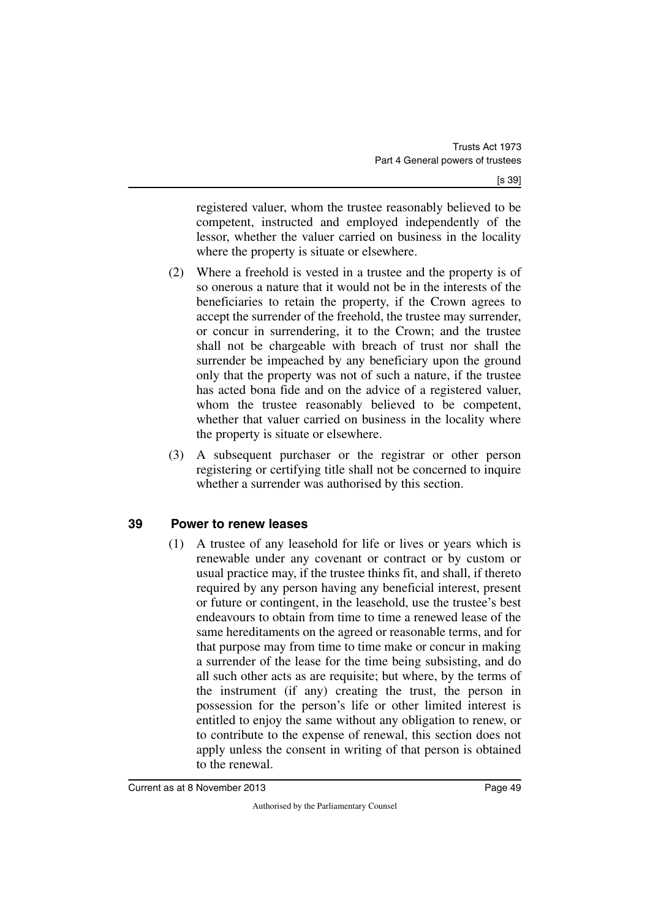registered valuer, whom the trustee reasonably believed to be competent, instructed and employed independently of the lessor, whether the valuer carried on business in the locality where the property is situate or elsewhere.

(2) Where a freehold is vested in a trustee and the property is of so onerous a nature that it would not be in the interests of the beneficiaries to retain the property, if the Crown agrees to accept the surrender of the freehold, the trustee may surrender, or concur in surrendering, it to the Crown; and the trustee shall not be chargeable with breach of trust nor shall the surrender be impeached by any beneficiary upon the ground only that the property was not of such a nature, if the trustee has acted bona fide and on the advice of a registered valuer, whom the trustee reasonably believed to be competent, whether that valuer carried on business in the locality where the property is situate or elsewhere.

(3) A subsequent purchaser or the registrar or other person registering or certifying title shall not be concerned to inquire whether a surrender was authorised by this section.

### 39 Power to renew leases

(1) A trustee of any leasehold for life or lives or years which is renewable under any covenant or contract or by custom or usual practice may, if the trustee thinks fit, and shall, if thereto required by any person having any beneficial interest, present or future or contingent, in the leasehold, use the trustee's best endeavours to obtain from time to time a renewed lease of the same hereditaments on the agreed or reasonable terms, and for that purpose may from time to time make or concur in making a surrender of the lease for the time being subsisting, and do all such other acts as are requisite; but where, by the terms of the instrument (if any) creating the trust, the person in possession for the person's life or other limited interest is entitled to enjoy the same without any obligation to renew, or to contribute to the expense of renewal, this section does not apply unless the consent in writing of that person is obtained to the renewal.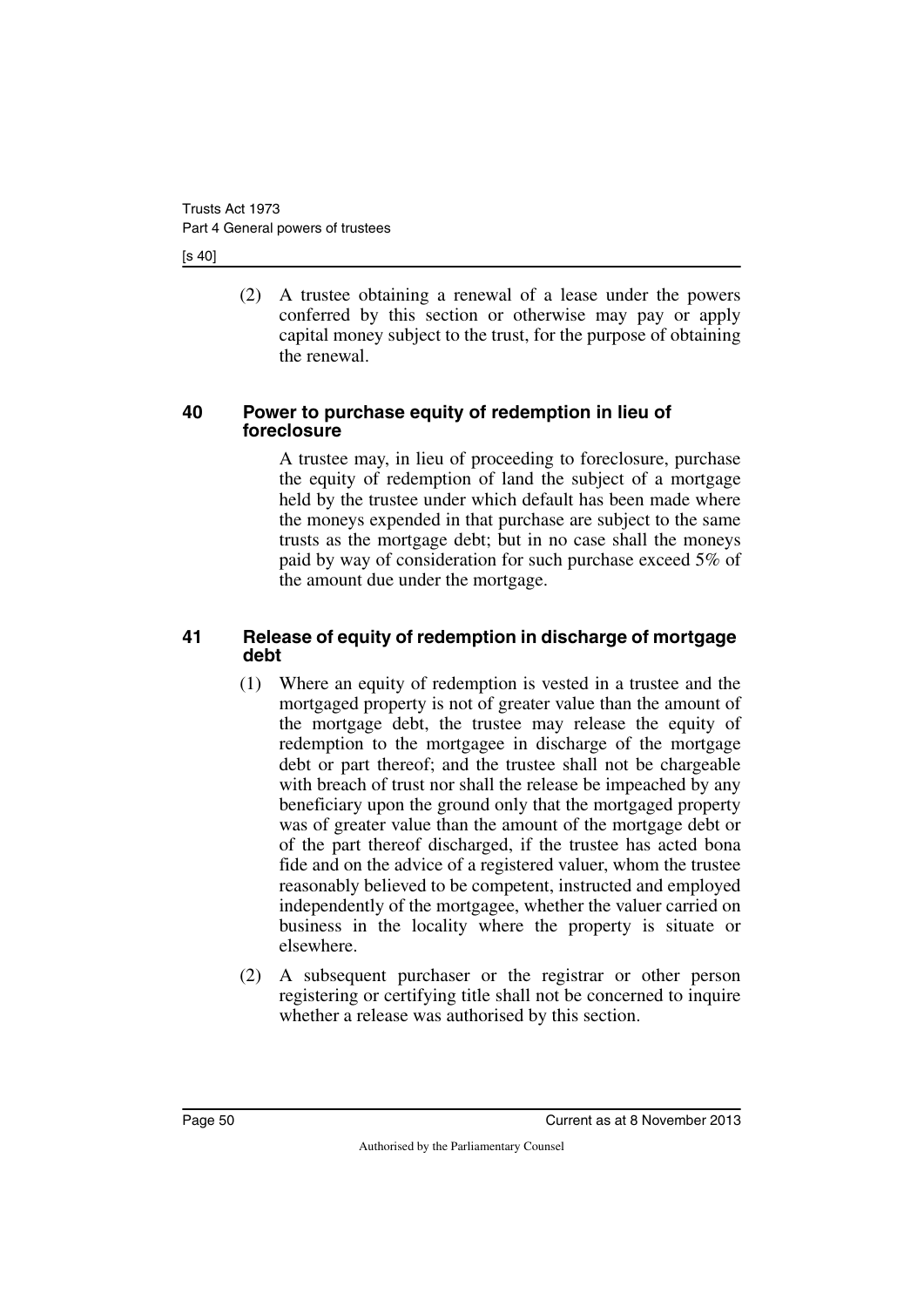(2) A trustee obtaining a renewal of a lease under the powers conferred by this section or otherwise may pay or apply capital money subject to the trust, for the purpose of obtaining the renewal.

### 40 Power to purchase equity of redemption in lieu of foreclosure

A trustee may, in lieu of proceeding to foreclosure, purchase the equity of redemption of land the subject of a mortgage held by the trustee under which default has been made where the moneys expended in that purchase are subject to the same trusts as the mortgage debt; but in no case shall the moneys paid by way of consideration for such purchase exceed 5% of the amount due under the mortgage.

### 41 Release of equity of redemption in discharge of mortgage debt

(1) Where an equity of redemption is vested in a trustee and the mortgaged property is not of greater value than the amount of the mortgage debt, the trustee may release the equity of redemption to the mortgagee in discharge of the mortgage debt or part thereof; and the trustee shall not be chargeable with breach of trust nor shall the release be impeached by any beneficiary upon the ground only that the mortgaged property was of greater value than the amount of the mortgage debt or of the part thereof discharged, if the trustee has acted bona fide and on the advice of a registered valuer, whom the trustee reasonably believed to be competent, instructed and employed independently of the mortgagee, whether the valuer carried on business in the locality where the property is situate or elsewhere.

(2) A subsequent purchaser or the registrar or other person registering or certifying title shall not be concerned to inquire whether a release was authorised by this section.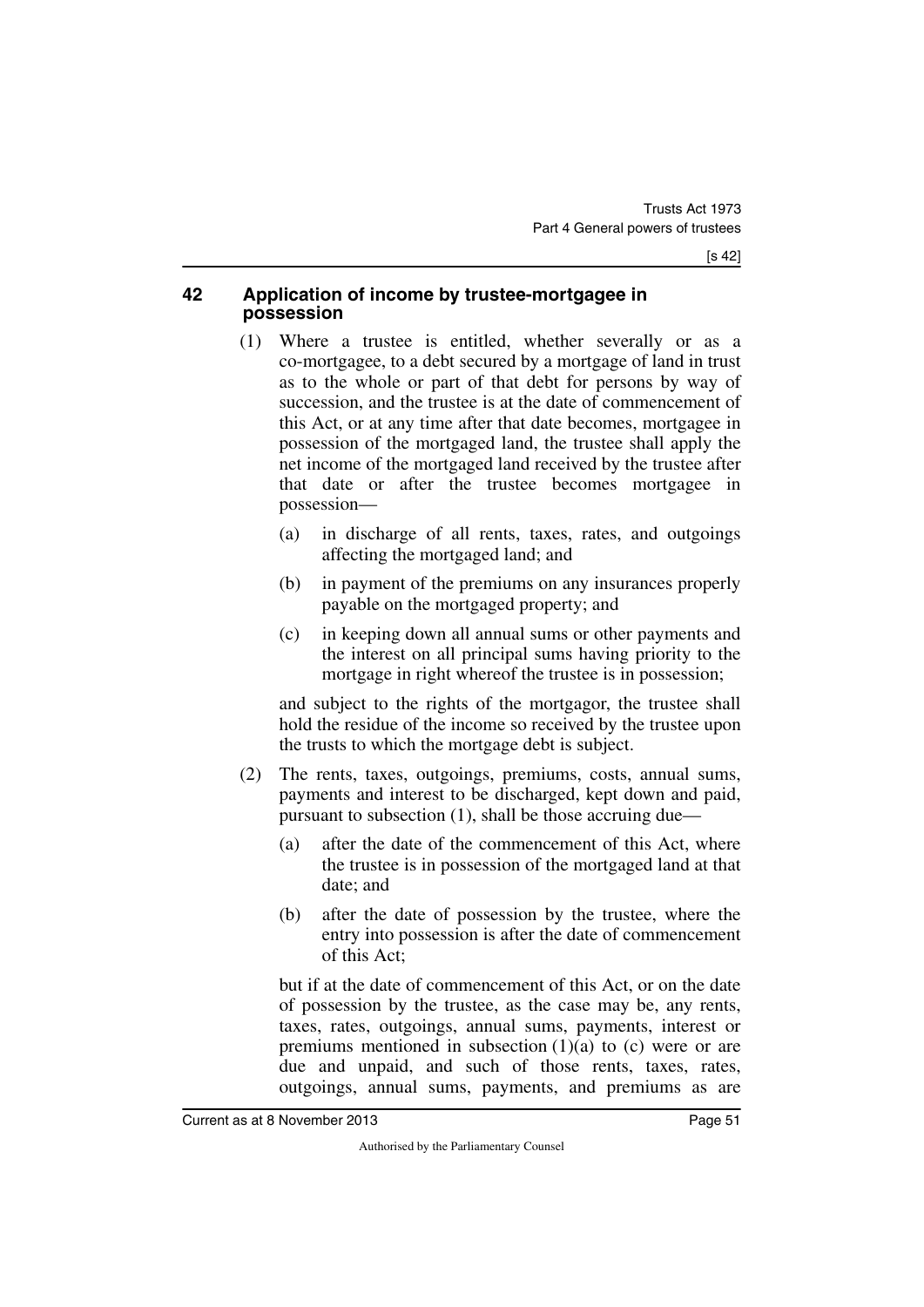## 42 Application of income by trustee-mortgagee in possession

(1) Where a trustee is entitled, whether severally or as a co-mortgagee, to a debt secured by a mortgage of land in trust as to the whole or part of that debt for persons by way of succession, and the trustee is at the date of commencement of this Act, or at any time after that date becomes, mortgagee in possession of the mortgaged land, the trustee shall apply the net income of the mortgaged land received by the trustee after that date or after the trustee becomes mortgagee in possession—

(a) in discharge of all rents, taxes, rates, and outgoings affecting the mortgaged land; and

(b) in payment of the premiums on any insurances properly payable on the mortgaged property; and

(c) in keeping down all annual sums or other payments and the interest on all principal sums having priority to the mortgage in right whereof the trustee is in possession;

and subject to the rights of the mortgagor, the trustee shall hold the residue of the income so received by the trustee upon the trusts to which the mortgage debt is subject.

(2) The rents, taxes, outgoings, premiums, costs, annual sums, payments and interest to be discharged, kept down and paid, pursuant to subsection (1), shall be those accruing due—

(a) after the date of the commencement of this Act, where the trustee is in possession of the mortgaged land at that date; and

(b) after the date of possession by the trustee, where the entry into possession is after the date of commencement of this Act;

but if at the date of commencement of this Act, or on the date of possession by the trustee, as the case may be, any rents, taxes, rates, outgoings, annual sums, payments, interest or premiums mentioned in subsection (1)(a) to (c) were or are due and unpaid, and such of those rents, taxes, rates, outgoings, annual sums, payments, and premiums as are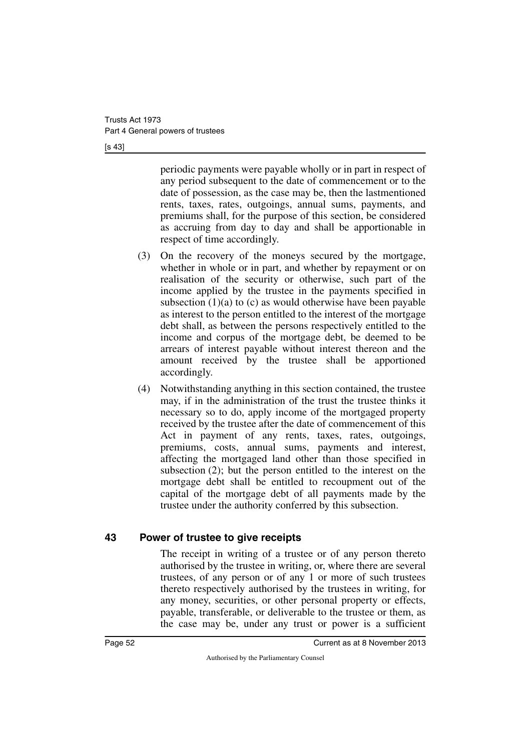periodic payments were payable wholly or in part in respect of any period subsequent to the date of commencement or to the date of possession, as the case may be, then the lastmentioned rents, taxes, rates, outgoings, annual sums, payments, and premiums shall, for the purpose of this section, be considered as accruing from day to day and shall be apportionable in respect of time accordingly.

(3) On the recovery of the moneys secured by the mortgage, whether in whole or in part, and whether by repayment or on realisation of the security or otherwise, such part of the income applied by the trustee in the payments specified in subsection (1)(a) to (c) as would otherwise have been payable as interest to the person entitled to the interest of the mortgage debt shall, as between the persons respectively entitled to the income and corpus of the mortgage debt, be deemed to be arrears of interest payable without interest thereon and the amount received by the trustee shall be apportioned accordingly.

(4) Notwithstanding anything in this section contained, the trustee may, if in the administration of the trust the trustee thinks it necessary so to do, apply income of the mortgaged property received by the trustee after the date of commencement of this Act in payment of any rents, taxes, rates, outgoings, premiums, costs, annual sums, payments and interest, affecting the mortgaged land other than those specified in subsection (2); but the person entitled to the interest on the mortgage debt shall be entitled to recoupment out of the capital of the mortgage debt of all payments made by the trustee under the authority conferred by this subsection.

## 43 Power of trustee to give receipts

The receipt in writing of a trustee or of any person thereto authorised by the trustee in writing, or, where there are several trustees, of any person or of any 1 or more of such trustees thereto respectively authorised by the trustees in writing, for any money, securities, or other personal property or effects, payable, transferable, or deliverable to the trustee or them, as the case may be, under any trust or power is a sufficient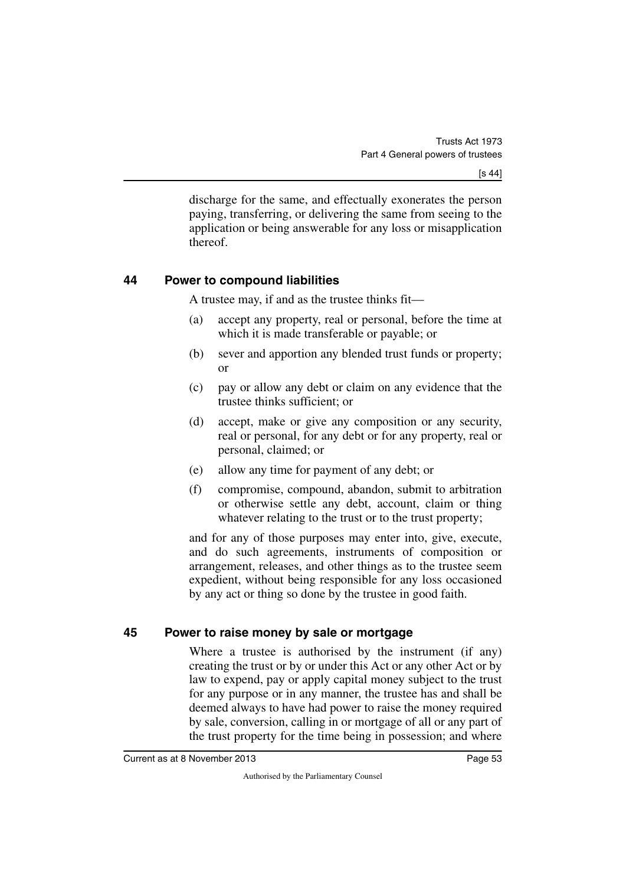discharge for the same, and effectually exonerates the person paying, transferring, or delivering the same from seeing to the application or being answerable for any loss or misapplication thereof.

### 44 Power to compound liabilities

A trustee may, if and as the trustee thinks fit—

(a) accept any property, real or personal, before the time at which it is made transferable or payable; or

(b) sever and apportion any blended trust funds or property; or

(c) pay or allow any debt or claim on any evidence that the trustee thinks sufficient; or

(d) accept, make or give any composition or any security, real or personal, for any debt or for any property, real or personal, claimed; or

(e) allow any time for payment of any debt; or

(f) compromise, compound, abandon, submit to arbitration or otherwise settle any debt, account, claim or thing whatever relating to the trust or to the trust property;

and for any of those purposes may enter into, give, execute, and do such agreements, instruments of composition or arrangement, releases, and other things as to the trustee seem expedient, without being responsible for any loss occasioned by any act or thing so done by the trustee in good faith.

### 45 Power to raise money by sale or mortgage

Where a trustee is authorised by the instrument (if any) creating the trust or by or under this Act or any other Act or by law to expend, pay or apply capital money subject to the trust for any purpose or in any manner, the trustee has and shall be deemed always to have had power to raise the money required by sale, conversion, calling in or mortgage of all or any part of the trust property for the time being in possession; and where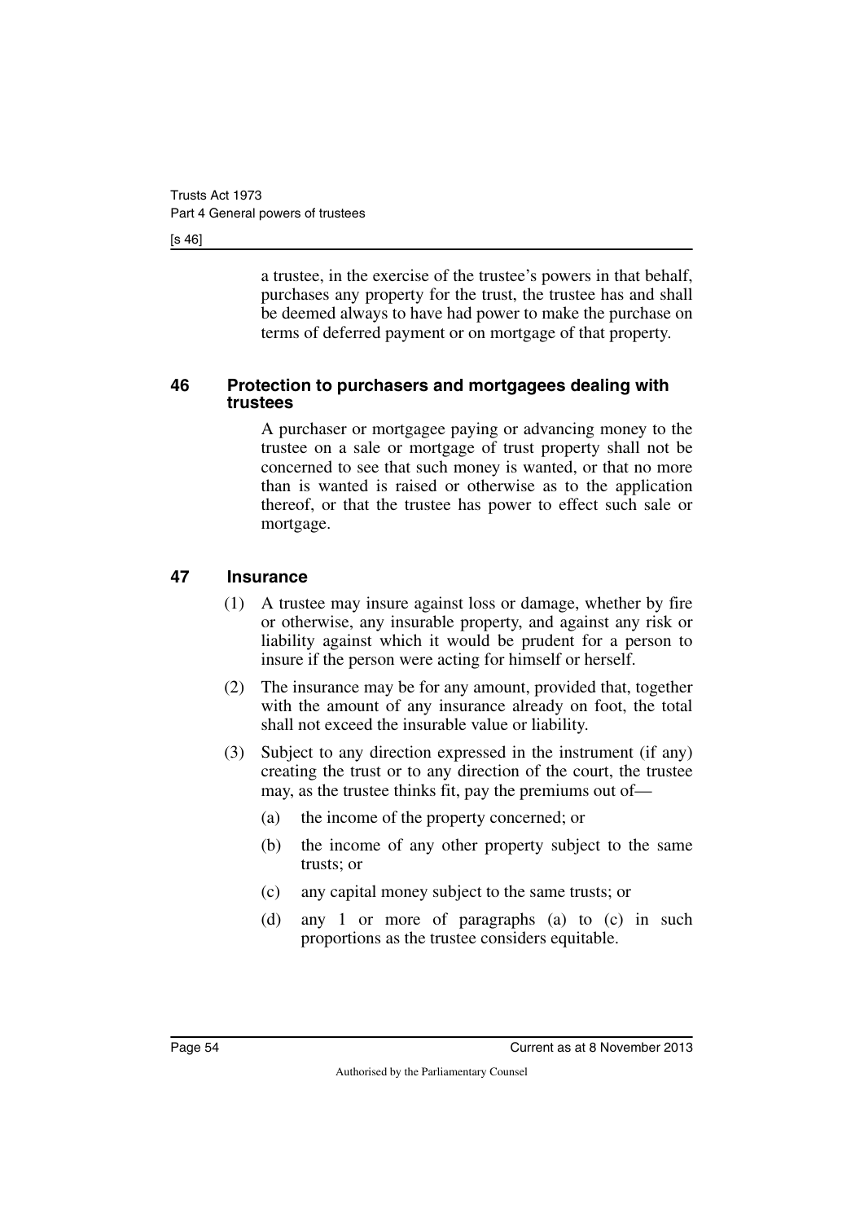a trustee, in the exercise of the trustee's powers in that behalf, purchases any property for the trust, the trustee has and shall be deemed always to have had power to make the purchase on terms of deferred payment or on mortgage of that property.

### 46 Protection to purchasers and mortgagees dealing with trustees

A purchaser or mortgagee paying or advancing money to the trustee on a sale or mortgage of trust property shall not be concerned to see that such money is wanted, or that no more than is wanted is raised or otherwise as to the application thereof, or that the trustee has power to effect such sale or mortgage.

### 47 Insurance

(1) A trustee may insure against loss or damage, whether by fire or otherwise, any insurable property, and against any risk or liability against which it would be prudent for a person to insure if the person were acting for himself or herself.

(2) The insurance may be for any amount, provided that, together with the amount of any insurance already on foot, the total shall not exceed the insurable value or liability.

(3) Subject to any direction expressed in the instrument (if any) creating the trust or to any direction of the court, the trustee may, as the trustee thinks fit, pay the premiums out of—

(a) the income of the property concerned; or

(b) the income of any other property subject to the same trusts; or

(c) any capital money subject to the same trusts; or

(d) any 1 or more of paragraphs (a) to (c) in such proportions as the trustee considers equitable.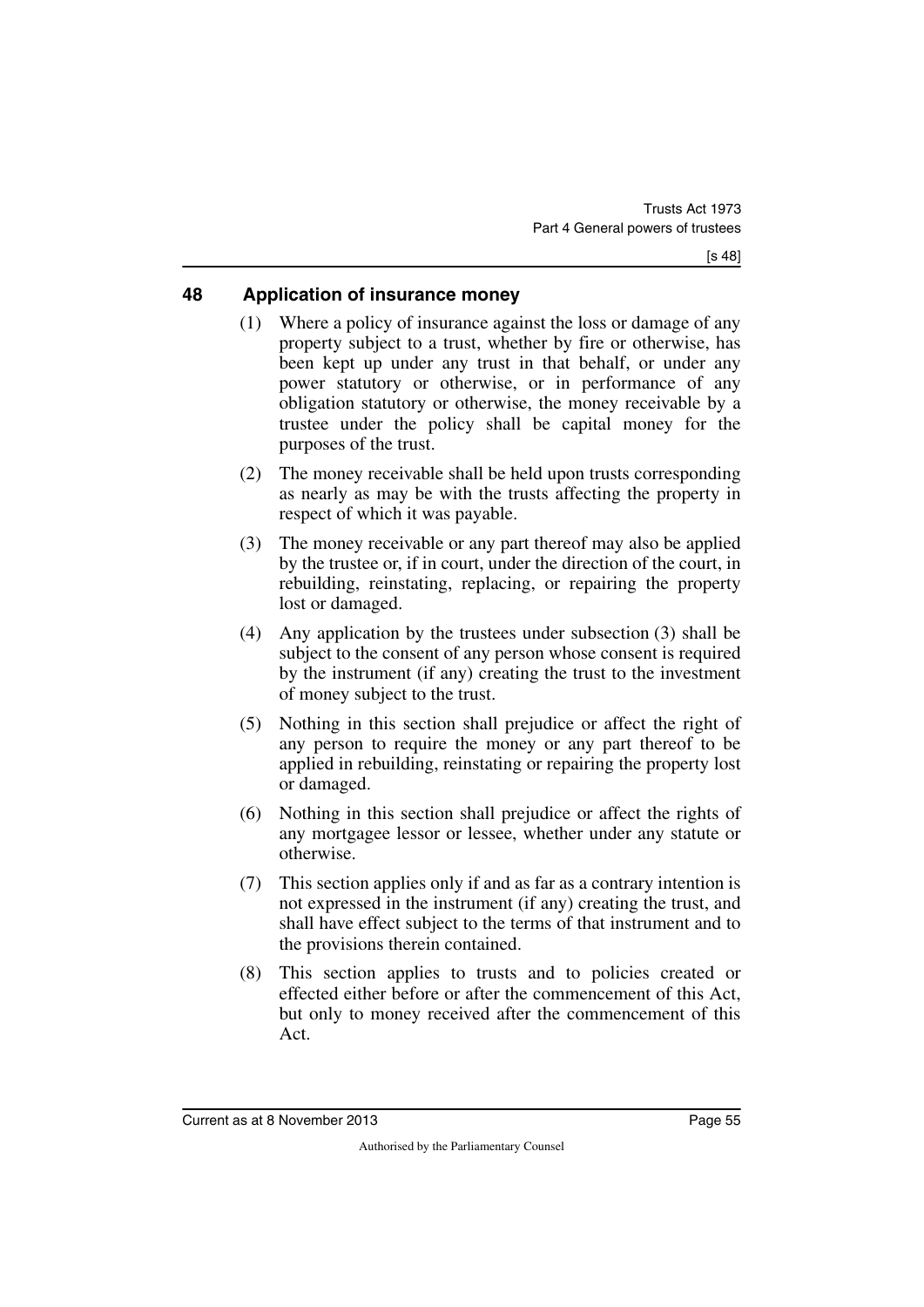## 48 Application of insurance money

(1) Where a policy of insurance against the loss or damage of any property subject to a trust, whether by fire or otherwise, has been kept up under any trust in that behalf, or under any power statutory or otherwise, or in performance of any obligation statutory or otherwise, the money receivable by a trustee under the policy shall be capital money for the purposes of the trust.

(2) The money receivable shall be held upon trusts corresponding as nearly as may be with the trusts affecting the property in respect of which it was payable.

(3) The money receivable or any part thereof may also be applied by the trustee or, if in court, under the direction of the court, in rebuilding, reinstating, replacing, or repairing the property lost or damaged.

(4) Any application by the trustees under subsection (3) shall be subject to the consent of any person whose consent is required by the instrument (if any) creating the trust to the investment of money subject to the trust.

(5) Nothing in this section shall prejudice or affect the right of any person to require the money or any part thereof to be applied in rebuilding, reinstating or repairing the property lost or damaged.

(6) Nothing in this section shall prejudice or affect the rights of any mortgagee lessor or lessee, whether under any statute or otherwise.

(7) This section applies only if and as far as a contrary intention is not expressed in the instrument (if any) creating the trust, and shall have effect subject to the terms of that instrument and to the provisions therein contained.

(8) This section applies to trusts and to policies created or effected either before or after the commencement of this Act, but only to money received after the commencement of this Act.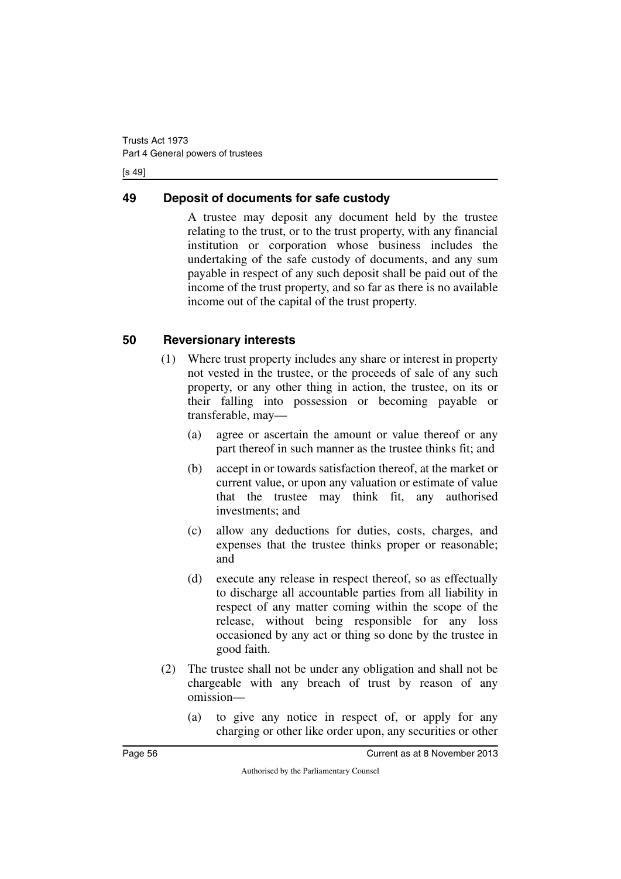## 49 Deposit of documents for safe custody

A trustee may deposit any document held by the trustee relating to the trust, or to the trust property, with any financial institution or corporation whose business includes the undertaking of the safe custody of documents, and any sum payable in respect of any such deposit shall be paid out of the income of the trust property, and so far as there is no available income out of the capital of the trust property.

## 50 Reversionary interests

(1) Where trust property includes any share or interest in property not vested in the trustee, or the proceeds of sale of any such property, or any other thing in action, the trustee, on its or their falling into possession or becoming payable or transferable, may—

(a) agree or ascertain the amount or value thereof or any part thereof in such manner as the trustee thinks fit; and

(b) accept in or towards satisfaction thereof, at the market or current value, or upon any valuation or estimate of value that the trustee may think fit, any authorised investments; and

(c) allow any deductions for duties, costs, charges, and expenses that the trustee thinks proper or reasonable; and

(d) execute any release in respect thereof, so as effectually to discharge all accountable parties from all liability in respect of any matter coming within the scope of the release, without being responsible for any loss occasioned by any act or thing so done by the trustee in good faith.

(2) The trustee shall not be under any obligation and shall not be chargeable with any breach of trust by reason of any omission—

(a) to give any notice in respect of, or apply for any charging or other like order upon, any securities or other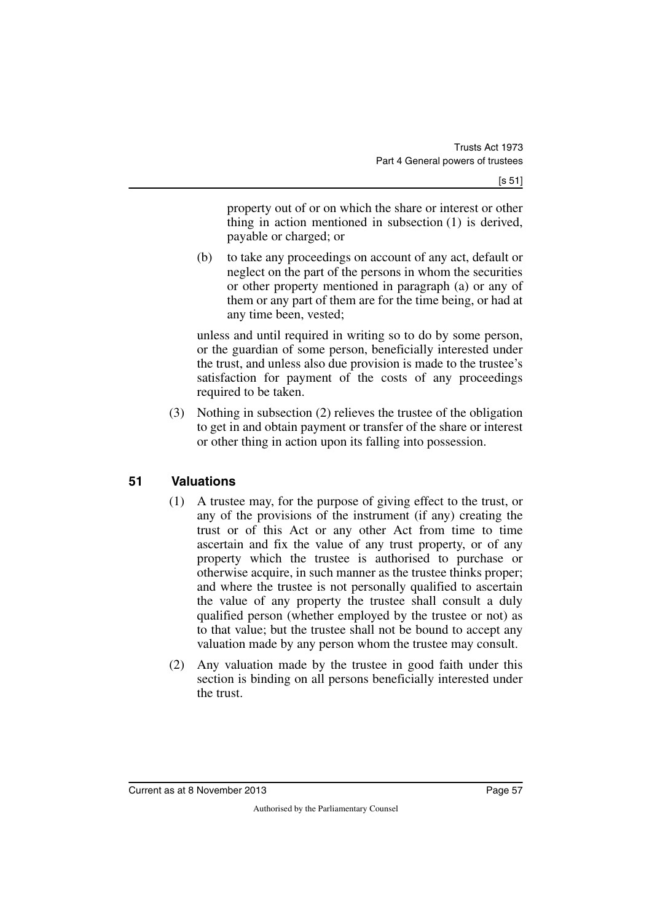property out of or on which the share or interest or other thing in action mentioned in subsection (1) is derived, payable or charged; or

(b) to take any proceedings on account of any act, default or neglect on the part of the persons in whom the securities or other property mentioned in paragraph (a) or any of them or any part of them are for the time being, or had at any time been, vested;

unless and until required in writing so to do by some person, or the guardian of some person, beneficially interested under the trust, and unless also due provision is made to the trustee's satisfaction for payment of the costs of any proceedings required to be taken.

(3) Nothing in subsection (2) relieves the trustee of the obligation to get in and obtain payment or transfer of the share or interest or other thing in action upon its falling into possession.

## 51 Valuations

(1) A trustee may, for the purpose of giving effect to the trust, or any of the provisions of the instrument (if any) creating the trust or of this Act or any other Act from time to time ascertain and fix the value of any trust property, or of any property which the trustee is authorised to purchase or otherwise acquire, in such manner as the trustee thinks proper; and where the trustee is not personally qualified to ascertain the value of any property the trustee shall consult a duly qualified person (whether employed by the trustee or not) as to that value; but the trustee shall not be bound to accept any valuation made by any person whom the trustee may consult.

(2) Any valuation made by the trustee in good faith under this section is binding on all persons beneficially interested under the trust.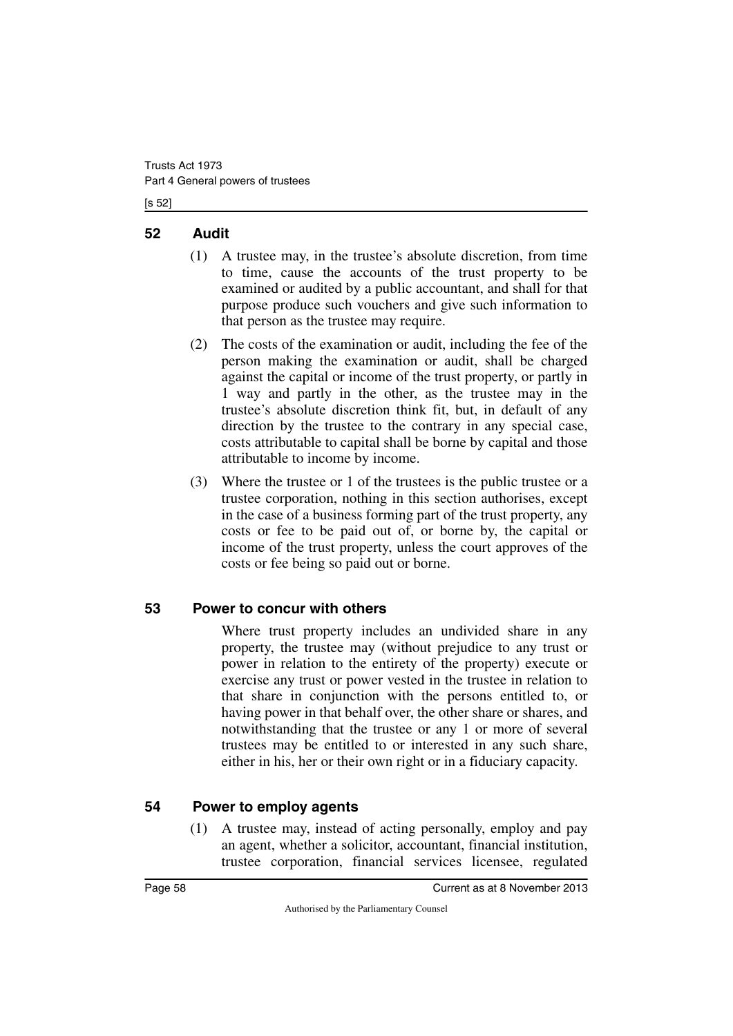## 52 Audit

(1) A trustee may, in the trustee's absolute discretion, from time to time, cause the accounts of the trust property to be examined or audited by a public accountant, and shall for that purpose produce such vouchers and give such information to that person as the trustee may require.

(2) The costs of the examination or audit, including the fee of the person making the examination or audit, shall be charged against the capital or income of the trust property, or partly in 1 way and partly in the other, as the trustee may in the trustee's absolute discretion think fit, but, in default of any direction by the trustee to the contrary in any special case, costs attributable to capital shall be borne by capital and those attributable to income by income.

(3) Where the trustee or 1 of the trustees is the public trustee or a trustee corporation, nothing in this section authorises, except in the case of a business forming part of the trust property, any costs or fee to be paid out of, or borne by, the capital or income of the trust property, unless the court approves of the costs or fee being so paid out or borne.

## 53 Power to concur with others

Where trust property includes an undivided share in any property, the trustee may (without prejudice to any trust or power in relation to the entirety of the property) execute or exercise any trust or power vested in the trustee in relation to that share in conjunction with the persons entitled to, or having power in that behalf over, the other share or shares, and notwithstanding that the trustee or any 1 or more of several trustees may be entitled to or interested in any such share, either in his, her or their own right or in a fiduciary capacity.

## 54 Power to employ agents

(1) A trustee may, instead of acting personally, employ and pay an agent, whether a solicitor, accountant, financial institution, trustee corporation, financial services licensee, regulated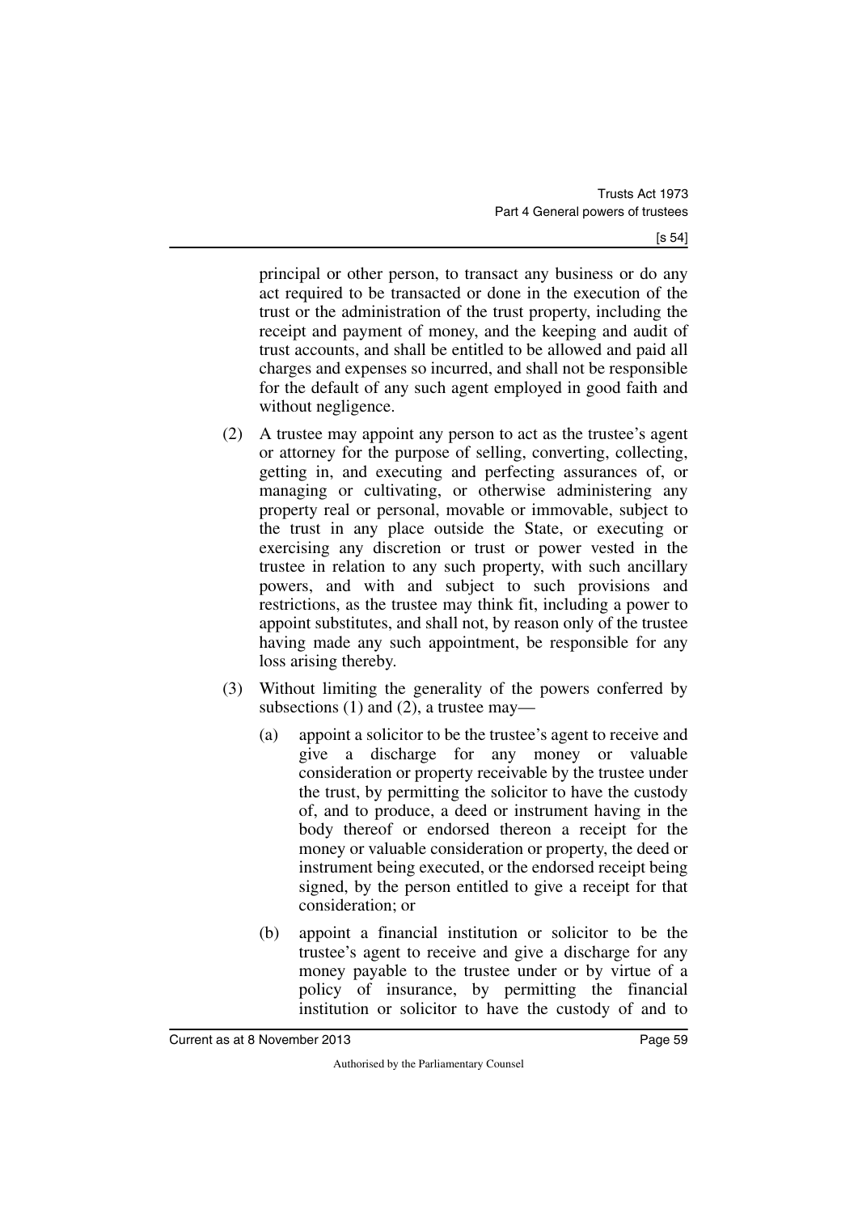principal or other person, to transact any business or do any act required to be transacted or done in the execution of the trust or the administration of the trust property, including the receipt and payment of money, and the keeping and audit of trust accounts, and shall be entitled to be allowed and paid all charges and expenses so incurred, and shall not be responsible for the default of any such agent employed in good faith and without negligence.

(2) A trustee may appoint any person to act as the trustee's agent or attorney for the purpose of selling, converting, collecting, getting in, and executing and perfecting assurances of, or managing or cultivating, or otherwise administering any property real or personal, movable or immovable, subject to the trust in any place outside the State, or executing or exercising any discretion or trust or power vested in the trustee in relation to any such property, with such ancillary powers, and with and subject to such provisions and restrictions, as the trustee may think fit, including a power to appoint substitutes, and shall not, by reason only of the trustee having made any such appointment, be responsible for any loss arising thereby.

(3) Without limiting the generality of the powers conferred by subsections (1) and (2), a trustee may—

(a) appoint a solicitor to be the trustee's agent to receive and give a discharge for any money or valuable consideration or property receivable by the trustee under the trust, by permitting the solicitor to have the custody of, and to produce, a deed or instrument having in the body thereof or endorsed thereon a receipt for the money or valuable consideration or property, the deed or instrument being executed, or the endorsed receipt being signed, by the person entitled to give a receipt for that consideration; or

(b) appoint a financial institution or solicitor to be the trustee's agent to receive and give a discharge for any money payable to the trustee under or by virtue of a policy of insurance, by permitting the financial institution or solicitor to have the custody of and to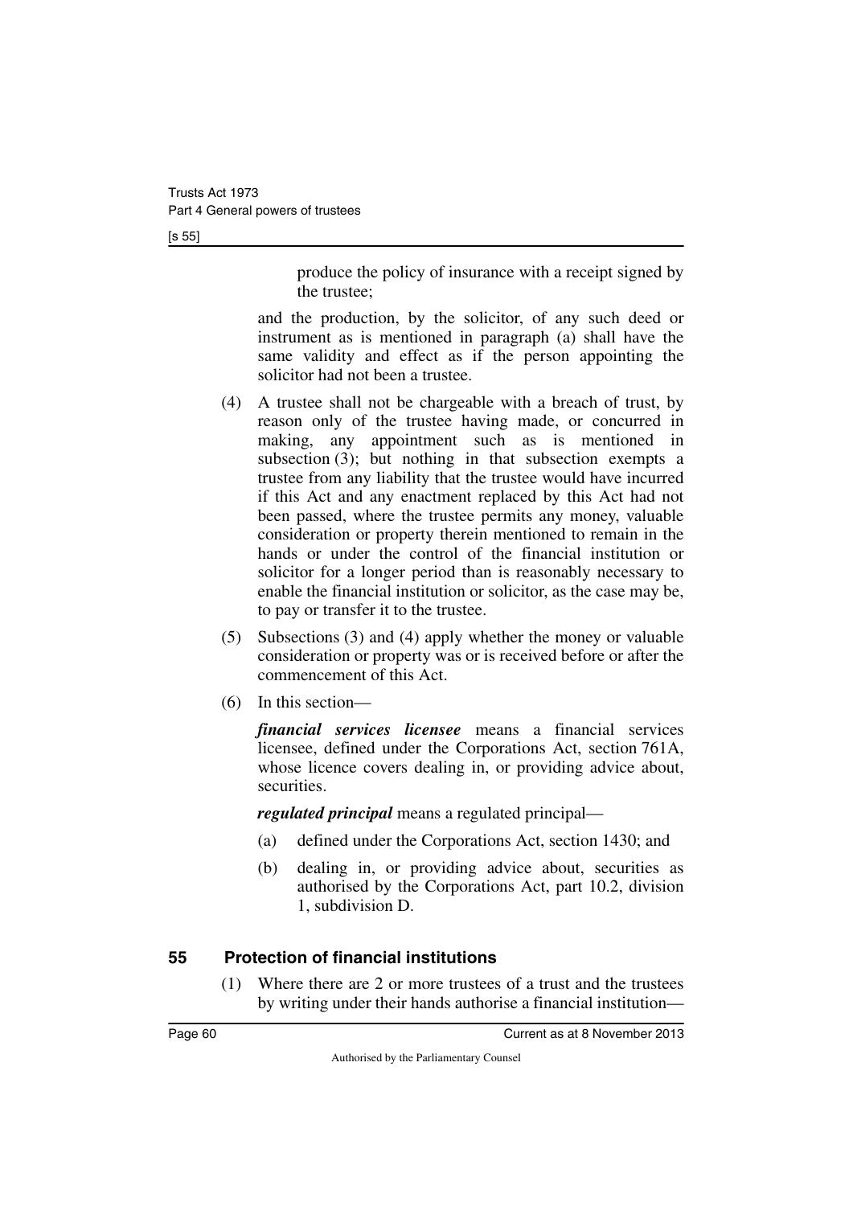produce the policy of insurance with a receipt signed by the trustee;

and the production, by the solicitor, of any such deed or instrument as is mentioned in paragraph (a) shall have the same validity and effect as if the person appointing the solicitor had not been a trustee.

(4) A trustee shall not be chargeable with a breach of trust, by reason only of the trustee having made, or concurred in making, any appointment such as is mentioned in subsection (3); but nothing in that subsection exempts a trustee from any liability that the trustee would have incurred if this Act and any enactment replaced by this Act had not been passed, where the trustee permits any money, valuable consideration or property therein mentioned to remain in the hands or under the control of the financial institution or solicitor for a longer period than is reasonably necessary to enable the financial institution or solicitor, as the case may be, to pay or transfer it to the trustee.

(5) Subsections (3) and (4) apply whether the money or valuable consideration or property was or is received before or after the commencement of this Act.

(6) In this section—

***financial services licensee*** means a financial services licensee, defined under the Corporations Act, section 761A, whose licence covers dealing in, or providing advice about, securities.

***regulated principal*** means a regulated principal—

(a) defined under the Corporations Act, section 1430; and

(b) dealing in, or providing advice about, securities as authorised by the Corporations Act, part 10.2, division 1, subdivision D.

## 55 Protection of financial institutions

(1) Where there are 2 or more trustees of a trust and the trustees by writing under their hands authorise a financial institution—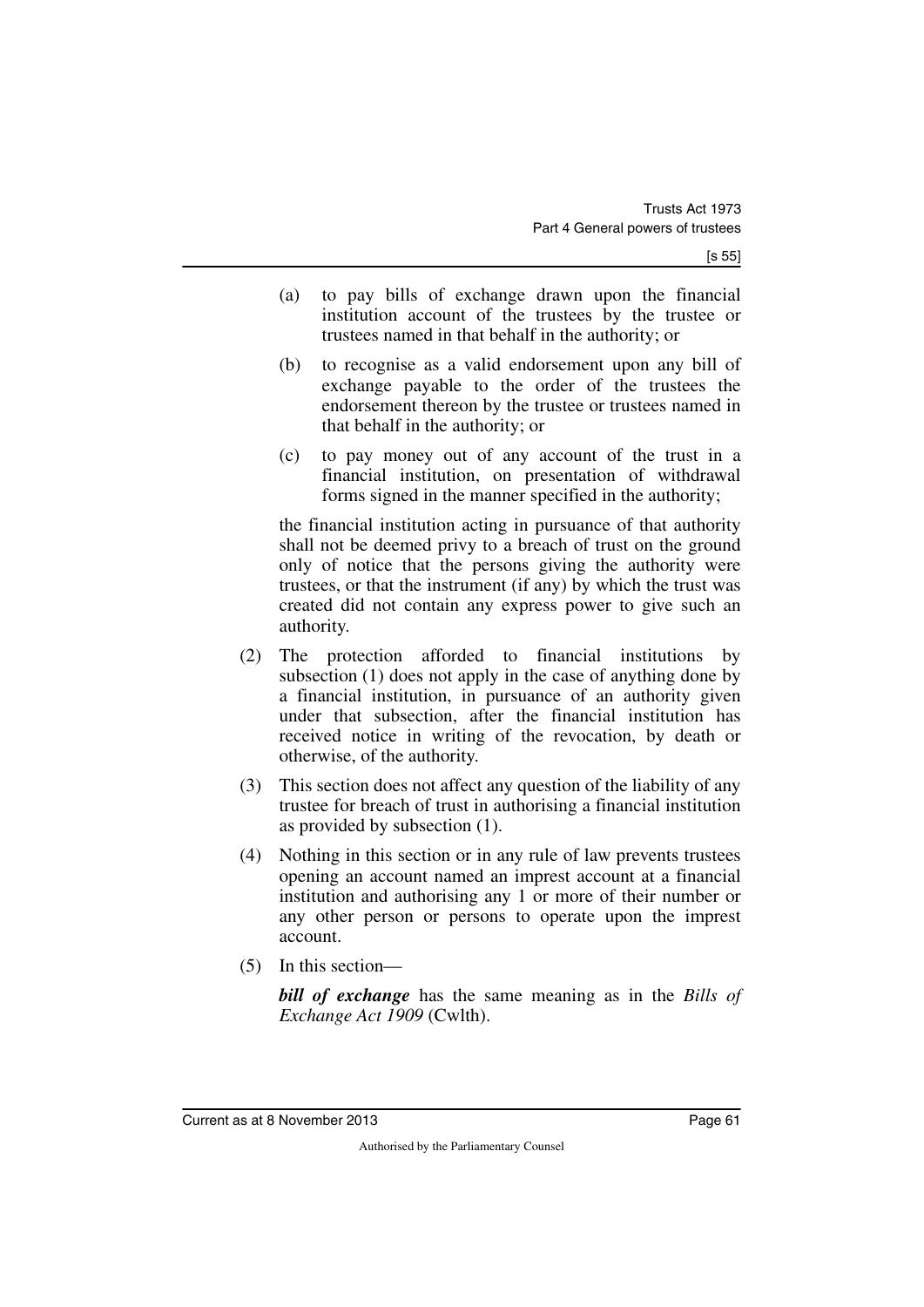(a) to pay bills of exchange drawn upon the financial institution account of the trustees by the trustee or trustees named in that behalf in the authority; or

(b) to recognise as a valid endorsement upon any bill of exchange payable to the order of the trustees the endorsement thereon by the trustee or trustees named in that behalf in the authority; or

(c) to pay money out of any account of the trust in a financial institution, on presentation of withdrawal forms signed in the manner specified in the authority;

the financial institution acting in pursuance of that authority shall not be deemed privy to a breach of trust on the ground only of notice that the persons giving the authority were trustees, or that the instrument (if any) by which the trust was created did not contain any express power to give such an authority.

(2) The protection afforded to financial institutions by subsection (1) does not apply in the case of anything done by a financial institution, in pursuance of an authority given under that subsection, after the financial institution has received notice in writing of the revocation, by death or otherwise, of the authority.

(3) This section does not affect any question of the liability of any trustee for breach of trust in authorising a financial institution as provided by subsection (1).

(4) Nothing in this section or in any rule of law prevents trustees opening an account named an imprest account at a financial institution and authorising any 1 or more of their number or any other person or persons to operate upon the imprest account.

(5) In this section—

***bill of exchange*** has the same meaning as in the *Bills of Exchange Act 1909* (Cwlth).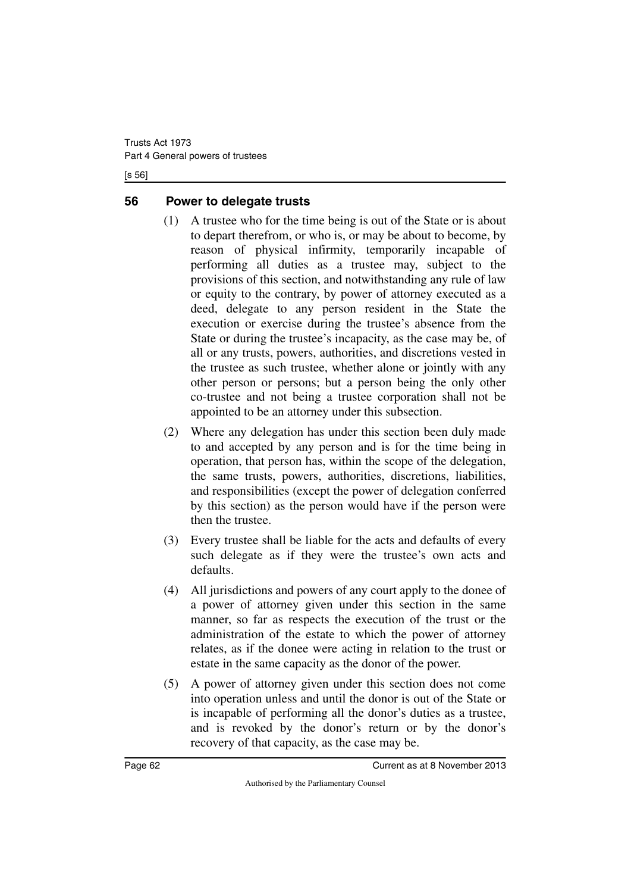## 56 Power to delegate trusts

(1) A trustee who for the time being is out of the State or is about to depart therefrom, or who is, or may be about to become, by reason of physical infirmity, temporarily incapable of performing all duties as a trustee may, subject to the provisions of this section, and notwithstanding any rule of law or equity to the contrary, by power of attorney executed as a deed, delegate to any person resident in the State the execution or exercise during the trustee's absence from the State or during the trustee's incapacity, as the case may be, of all or any trusts, powers, authorities, and discretions vested in the trustee as such trustee, whether alone or jointly with any other person or persons; but a person being the only other co-trustee and not being a trustee corporation shall not be appointed to be an attorney under this subsection.

(2) Where any delegation has under this section been duly made to and accepted by any person and is for the time being in operation, that person has, within the scope of the delegation, the same trusts, powers, authorities, discretions, liabilities, and responsibilities (except the power of delegation conferred by this section) as the person would have if the person were then the trustee.

(3) Every trustee shall be liable for the acts and defaults of every such delegate as if they were the trustee's own acts and defaults.

(4) All jurisdictions and powers of any court apply to the donee of a power of attorney given under this section in the same manner, so far as respects the execution of the trust or the administration of the estate to which the power of attorney relates, as if the donee were acting in relation to the trust or estate in the same capacity as the donor of the power.

(5) A power of attorney given under this section does not come into operation unless and until the donor is out of the State or is incapable of performing all the donor's duties as a trustee, and is revoked by the donor's return or by the donor's recovery of that capacity, as the case may be.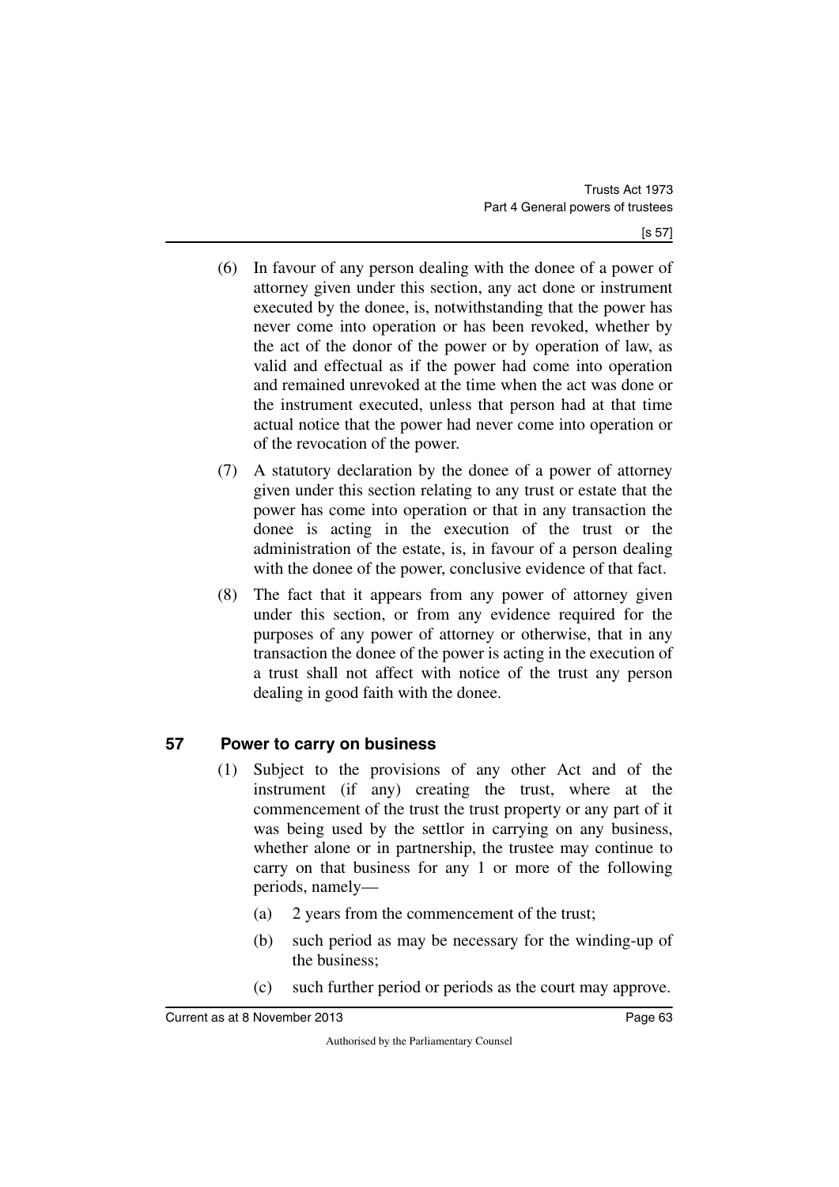(6) In favour of any person dealing with the donee of a power of attorney given under this section, any act done or instrument executed by the donee, is, notwithstanding that the power has never come into operation or has been revoked, whether by the act of the donor of the power or by operation of law, as valid and effectual as if the power had come into operation and remained unrevoked at the time when the act was done or the instrument executed, unless that person had at that time actual notice that the power had never come into operation or of the revocation of the power.

(7) A statutory declaration by the donee of a power of attorney given under this section relating to any trust or estate that the power has come into operation or that in any transaction the donee is acting in the execution of the trust or the administration of the estate, is, in favour of a person dealing with the donee of the power, conclusive evidence of that fact.

(8) The fact that it appears from any power of attorney given under this section, or from any evidence required for the purposes of any power of attorney or otherwise, that in any transaction the donee of the power is acting in the execution of a trust shall not affect with notice of the trust any person dealing in good faith with the donee.

## 57 Power to carry on business

(1) Subject to the provisions of any other Act and of the instrument (if any) creating the trust, where at the commencement of the trust the trust property or any part of it was being used by the settlor in carrying on any business, whether alone or in partnership, the trustee may continue to carry on that business for any 1 or more of the following periods, namely—

(a) 2 years from the commencement of the trust;

(b) such period as may be necessary for the winding-up of the business;

(c) such further period or periods as the court may approve.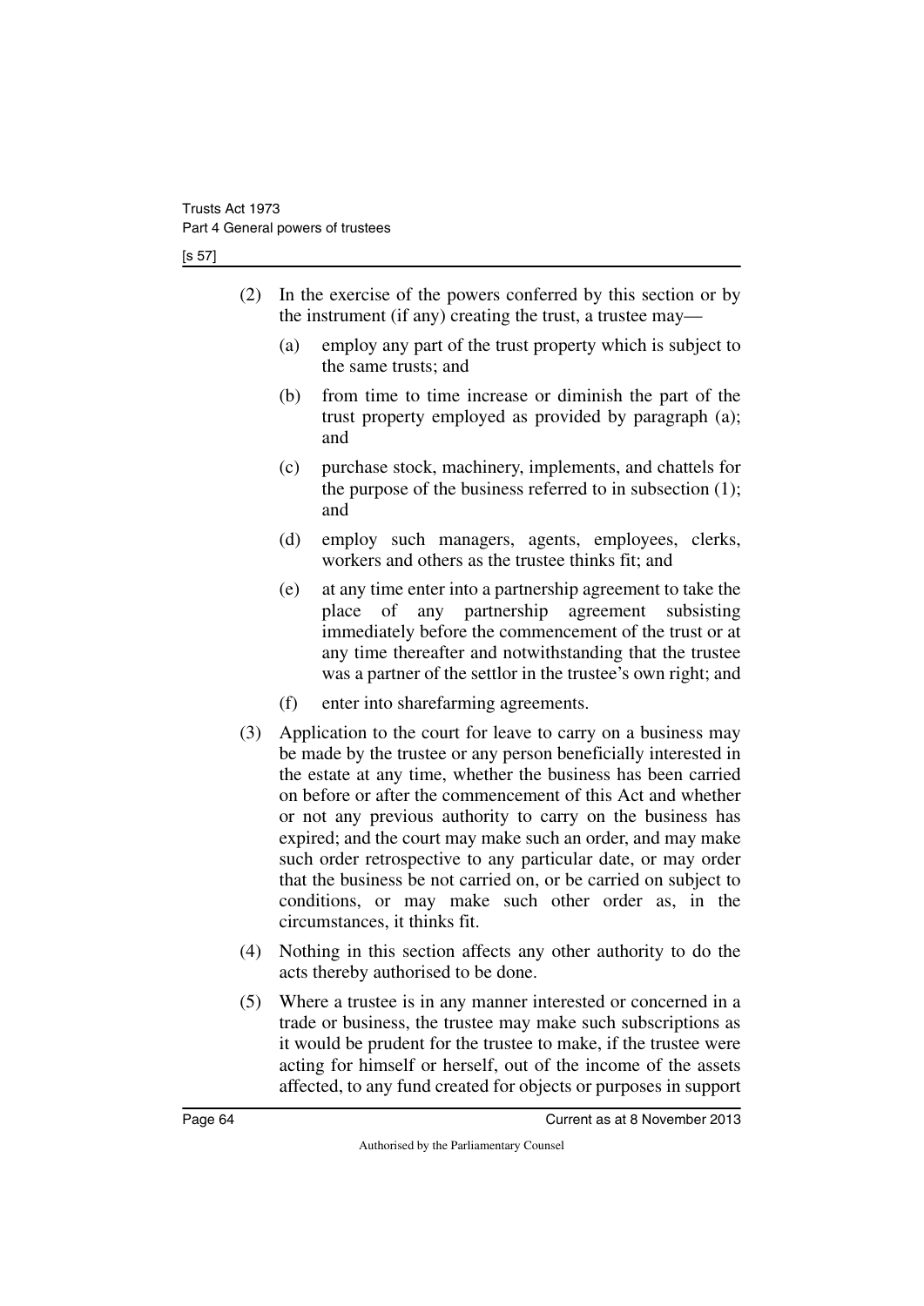(2) In the exercise of the powers conferred by this section or by the instrument (if any) creating the trust, a trustee may—

(a) employ any part of the trust property which is subject to the same trusts; and

(b) from time to time increase or diminish the part of the trust property employed as provided by paragraph (a); and

(c) purchase stock, machinery, implements, and chattels for the purpose of the business referred to in subsection (1); and

(d) employ such managers, agents, employees, clerks, workers and others as the trustee thinks fit; and

(e) at any time enter into a partnership agreement to take the place of any partnership agreement subsisting immediately before the commencement of the trust or at any time thereafter and notwithstanding that the trustee was a partner of the settlor in the trustee's own right; and

(f) enter into sharefarming agreements.

(3) Application to the court for leave to carry on a business may be made by the trustee or any person beneficially interested in the estate at any time, whether the business has been carried on before or after the commencement of this Act and whether or not any previous authority to carry on the business has expired; and the court may make such an order, and may make such order retrospective to any particular date, or may order that the business be not carried on, or be carried on subject to conditions, or may make such other order as, in the circumstances, it thinks fit.

(4) Nothing in this section affects any other authority to do the acts thereby authorised to be done.

(5) Where a trustee is in any manner interested or concerned in a trade or business, the trustee may make such subscriptions as it would be prudent for the trustee to make, if the trustee were acting for himself or herself, out of the income of the assets affected, to any fund created for objects or purposes in support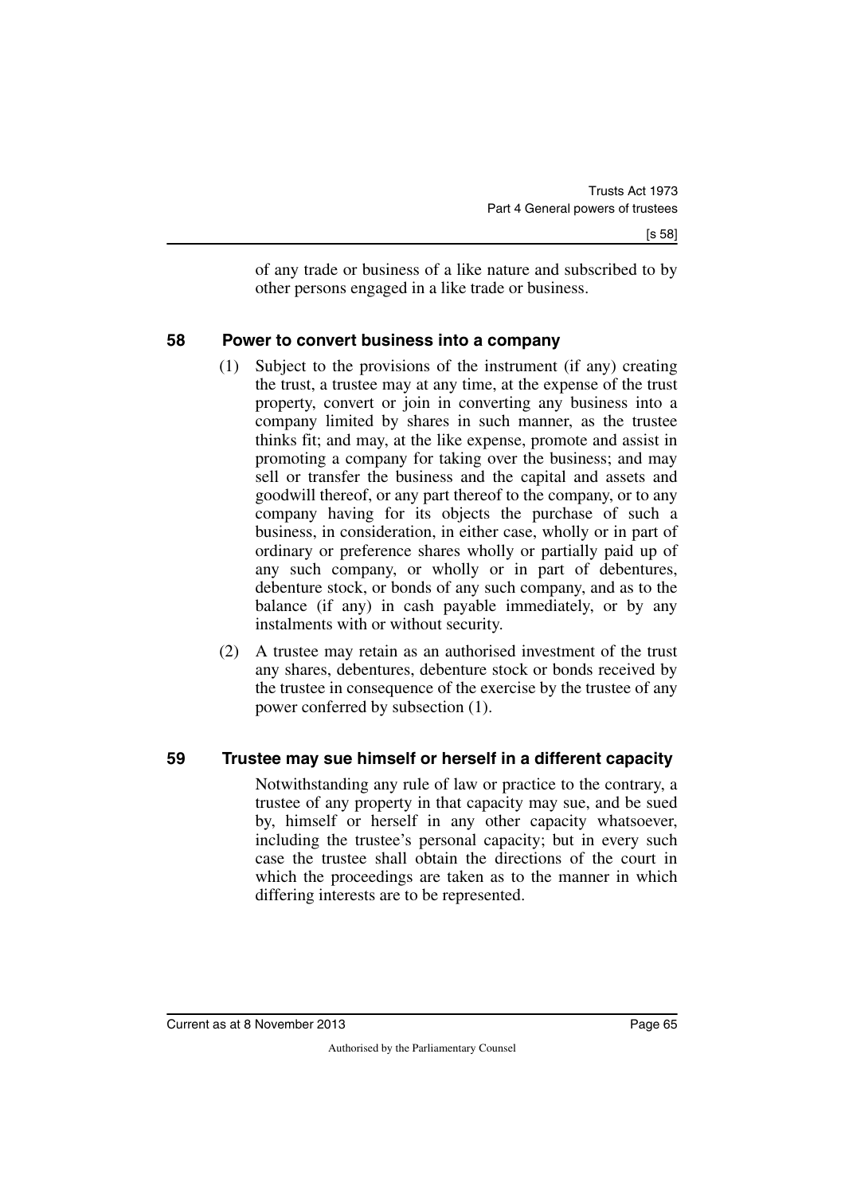of any trade or business of a like nature and subscribed to by other persons engaged in a like trade or business.

## 58 Power to convert business into a company

(1) Subject to the provisions of the instrument (if any) creating the trust, a trustee may at any time, at the expense of the trust property, convert or join in converting any business into a company limited by shares in such manner, as the trustee thinks fit; and may, at the like expense, promote and assist in promoting a company for taking over the business; and may sell or transfer the business and the capital and assets and goodwill thereof, or any part thereof to the company, or to any company having for its objects the purchase of such a business, in consideration, in either case, wholly or in part of ordinary or preference shares wholly or partially paid up of any such company, or wholly or in part of debentures, debenture stock, or bonds of any such company, and as to the balance (if any) in cash payable immediately, or by any instalments with or without security.

(2) A trustee may retain as an authorised investment of the trust any shares, debentures, debenture stock or bonds received by the trustee in consequence of the exercise by the trustee of any power conferred by subsection (1).

## 59 Trustee may sue himself or herself in a different capacity

Notwithstanding any rule of law or practice to the contrary, a trustee of any property in that capacity may sue, and be sued by, himself or herself in any other capacity whatsoever, including the trustee's personal capacity; but in every such case the trustee shall obtain the directions of the court in which the proceedings are taken as to the manner in which differing interests are to be represented.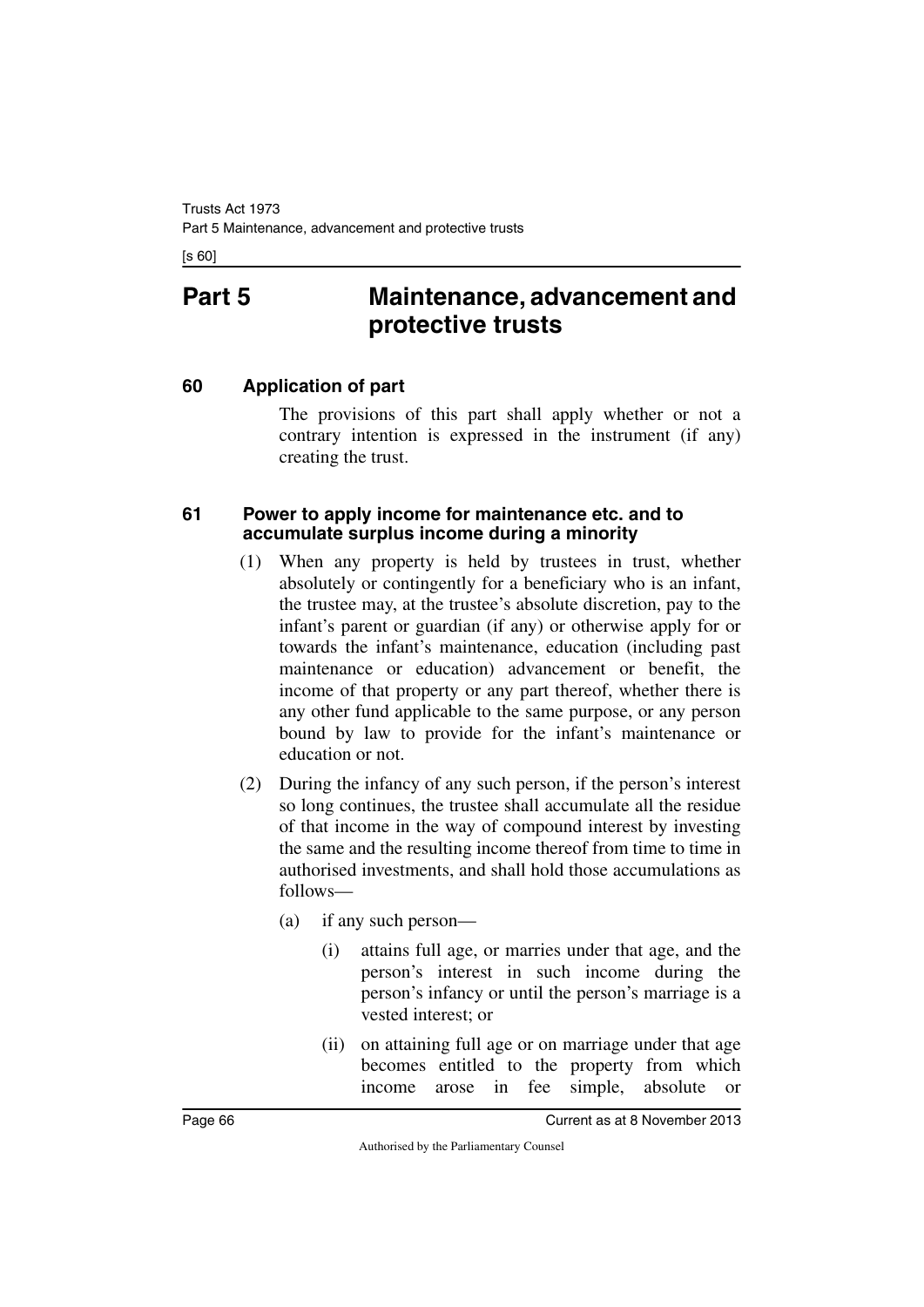# Part 5 Maintenance, advancement and protective trusts

## 60 Application of part

The provisions of this part shall apply whether or not a contrary intention is expressed in the instrument (if any) creating the trust.

## 61 Power to apply income for maintenance etc. and to accumulate surplus income during a minority

(1) When any property is held by trustees in trust, whether absolutely or contingently for a beneficiary who is an infant, the trustee may, at the trustee's absolute discretion, pay to the infant's parent or guardian (if any) or otherwise apply for or towards the infant's maintenance, education (including past maintenance or education) advancement or benefit, the income of that property or any part thereof, whether there is any other fund applicable to the same purpose, or any person bound by law to provide for the infant's maintenance or education or not.

(2) During the infancy of any such person, if the person's interest so long continues, the trustee shall accumulate all the residue of that income in the way of compound interest by investing the same and the resulting income thereof from time to time in authorised investments, and shall hold those accumulations as follows—

- (a) if any such person—
  - (i) attains full age, or marries under that age, and the person's interest in such income during the person's infancy or until the person's marriage is a vested interest; or
  - (ii) on attaining full age or on marriage under that age becomes entitled to the property from which income arose in fee simple, absolute or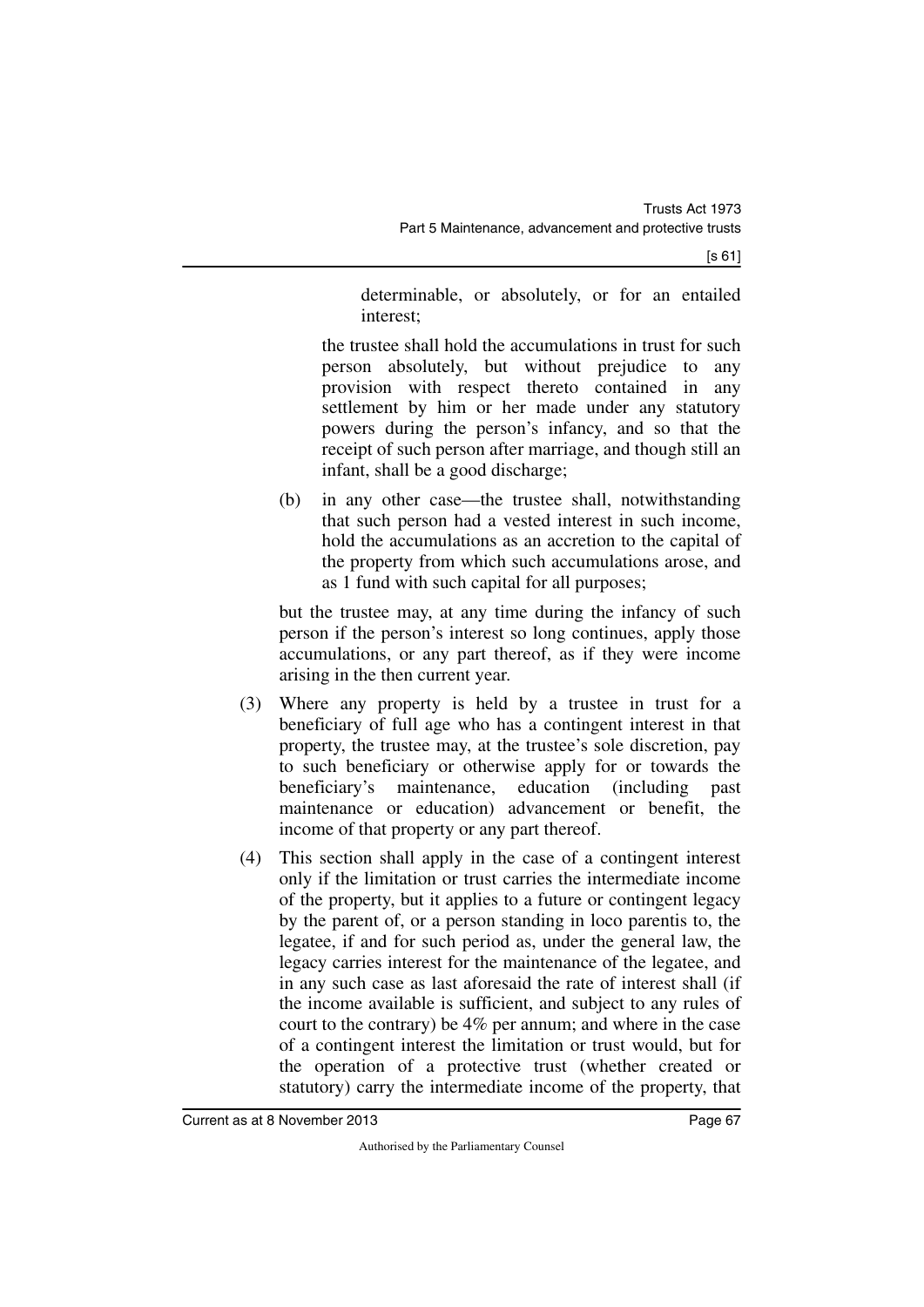determinable, or absolutely, or for an entailed interest;

the trustee shall hold the accumulations in trust for such person absolutely, but without prejudice to any provision with respect thereto contained in any settlement by him or her made under any statutory powers during the person's infancy, and so that the receipt of such person after marriage, and though still an infant, shall be a good discharge;

(b) in any other case—the trustee shall, notwithstanding that such person had a vested interest in such income, hold the accumulations as an accretion to the capital of the property from which such accumulations arose, and as 1 fund with such capital for all purposes;

but the trustee may, at any time during the infancy of such person if the person's interest so long continues, apply those accumulations, or any part thereof, as if they were income arising in the then current year.

(3) Where any property is held by a trustee in trust for a beneficiary of full age who has a contingent interest in that property, the trustee may, at the trustee's sole discretion, pay to such beneficiary or otherwise apply for or towards the beneficiary's maintenance, education (including past maintenance or education) advancement or benefit, the income of that property or any part thereof.

(4) This section shall apply in the case of a contingent interest only if the limitation or trust carries the intermediate income of the property, but it applies to a future or contingent legacy by the parent of, or a person standing in loco parentis to, the legatee, if and for such period as, under the general law, the legacy carries interest for the maintenance of the legatee, and in any such case as last aforesaid the rate of interest shall (if the income available is sufficient, and subject to any rules of court to the contrary) be 4% per annum; and where in the case of a contingent interest the limitation or trust would, but for the operation of a protective trust (whether created or statutory) carry the intermediate income of the property, that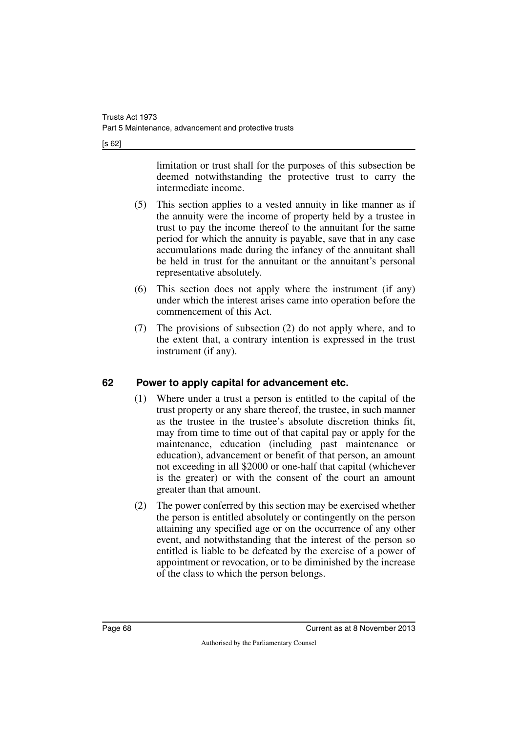limitation or trust shall for the purposes of this subsection be deemed notwithstanding the protective trust to carry the intermediate income.

(5) This section applies to a vested annuity in like manner as if the annuity were the income of property held by a trustee in trust to pay the income thereof to the annuitant for the same period for which the annuity is payable, save that in any case accumulations made during the infancy of the annuitant shall be held in trust for the annuitant or the annuitant's personal representative absolutely.

(6) This section does not apply where the instrument (if any) under which the interest arises came into operation before the commencement of this Act.

(7) The provisions of subsection (2) do not apply where, and to the extent that, a contrary intention is expressed in the trust instrument (if any).

## 62 Power to apply capital for advancement etc.

(1) Where under a trust a person is entitled to the capital of the trust property or any share thereof, the trustee, in such manner as the trustee in the trustee's absolute discretion thinks fit, may from time to time out of that capital pay or apply for the maintenance, education (including past maintenance or education), advancement or benefit of that person, an amount not exceeding in all $2000 or one-half that capital (whichever is the greater) or with the consent of the court an amount greater than that amount.

(2) The power conferred by this section may be exercised whether the person is entitled absolutely or contingently on the person attaining any specified age or on the occurrence of any other event, and notwithstanding that the interest of the person so entitled is liable to be defeated by the exercise of a power of appointment or revocation, or to be diminished by the increase of the class to which the person belongs.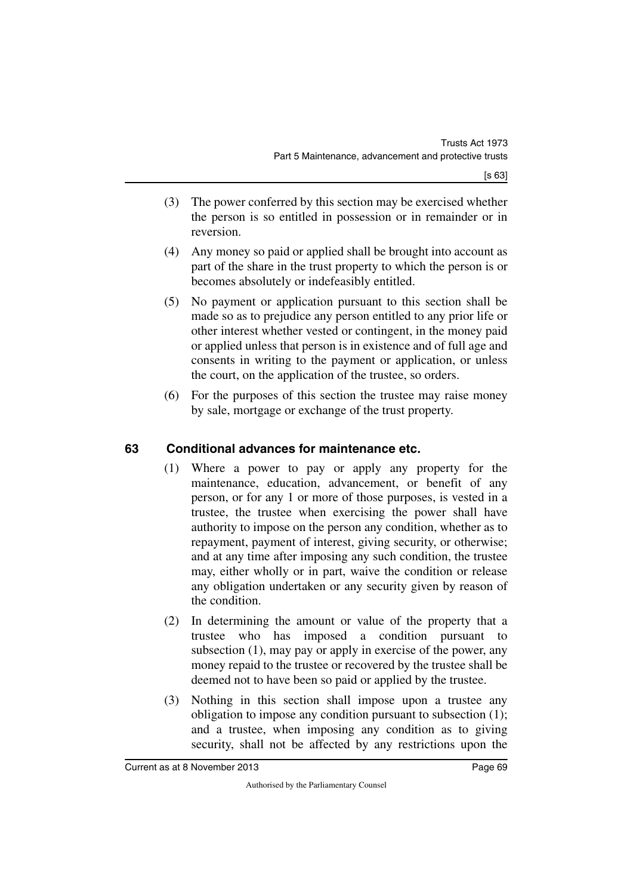(3) The power conferred by this section may be exercised whether the person is so entitled in possession or in remainder or in reversion.

(4) Any money so paid or applied shall be brought into account as part of the share in the trust property to which the person is or becomes absolutely or indefeasibly entitled.

(5) No payment or application pursuant to this section shall be made so as to prejudice any person entitled to any prior life or other interest whether vested or contingent, in the money paid or applied unless that person is in existence and of full age and consents in writing to the payment or application, or unless the court, on the application of the trustee, so orders.

(6) For the purposes of this section the trustee may raise money by sale, mortgage or exchange of the trust property.

### 63 Conditional advances for maintenance etc.

(1) Where a power to pay or apply any property for the maintenance, education, advancement, or benefit of any person, or for any 1 or more of those purposes, is vested in a trustee, the trustee when exercising the power shall have authority to impose on the person any condition, whether as to repayment, payment of interest, giving security, or otherwise; and at any time after imposing any such condition, the trustee may, either wholly or in part, waive the condition or release any obligation undertaken or any security given by reason of the condition.

(2) In determining the amount or value of the property that a trustee who has imposed a condition pursuant to subsection (1), may pay or apply in exercise of the power, any money repaid to the trustee or recovered by the trustee shall be deemed not to have been so paid or applied by the trustee.

(3) Nothing in this section shall impose upon a trustee any obligation to impose any condition pursuant to subsection (1); and a trustee, when imposing any condition as to giving security, shall not be affected by any restrictions upon the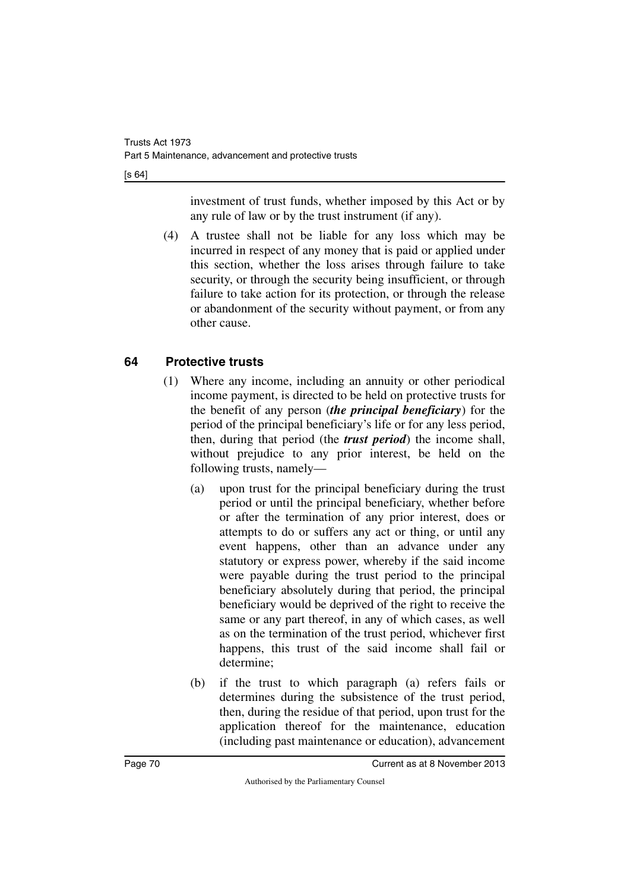investment of trust funds, whether imposed by this Act or by any rule of law or by the trust instrument (if any).

(4) A trustee shall not be liable for any loss which may be incurred in respect of any money that is paid or applied under this section, whether the loss arises through failure to take security, or through the security being insufficient, or through failure to take action for its protection, or through the release or abandonment of the security without payment, or from any other cause.

## 64 Protective trusts

(1) Where any income, including an annuity or other periodical income payment, is directed to be held on protective trusts for the benefit of any person (***the principal beneficiary***) for the period of the principal beneficiary's life or for any less period, then, during that period (the ***trust period***) the income shall, without prejudice to any prior interest, be held on the following trusts, namely—

(a) upon trust for the principal beneficiary during the trust period or until the principal beneficiary, whether before or after the termination of any prior interest, does or attempts to do or suffers any act or thing, or until any event happens, other than an advance under any statutory or express power, whereby if the said income were payable during the trust period to the principal beneficiary absolutely during that period, the principal beneficiary would be deprived of the right to receive the same or any part thereof, in any of which cases, as well as on the termination of the trust period, whichever first happens, this trust of the said income shall fail or determine;

(b) if the trust to which paragraph (a) refers fails or determines during the subsistence of the trust period, then, during the residue of that period, upon trust for the application thereof for the maintenance, education (including past maintenance or education), advancement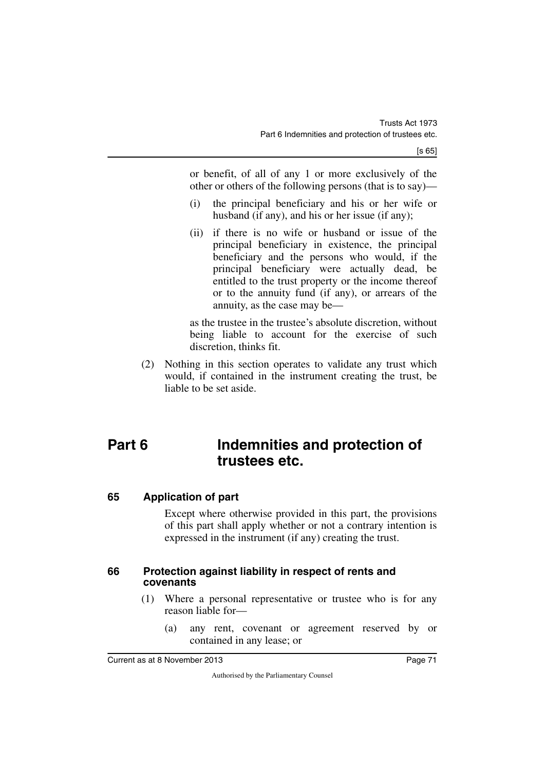or benefit, of all of any 1 or more exclusively of the other or others of the following persons (that is to say)—

(i) the principal beneficiary and his or her wife or husband (if any), and his or her issue (if any);

(ii) if there is no wife or husband or issue of the principal beneficiary in existence, the principal beneficiary and the persons who would, if the principal beneficiary were actually dead, be entitled to the trust property or the income thereof or to the annuity fund (if any), or arrears of the annuity, as the case may be—

as the trustee in the trustee's absolute discretion, without being liable to account for the exercise of such discretion, thinks fit.

(2) Nothing in this section operates to validate any trust which would, if contained in the instrument creating the trust, be liable to be set aside.

# Part 6 Indemnities and protection of trustees etc.

### 65 Application of part

Except where otherwise provided in this part, the provisions of this part shall apply whether or not a contrary intention is expressed in the instrument (if any) creating the trust.

### 66 Protection against liability in respect of rents and covenants

(1) Where a personal representative or trustee who is for any reason liable for—

(a) any rent, covenant or agreement reserved by or contained in any lease; or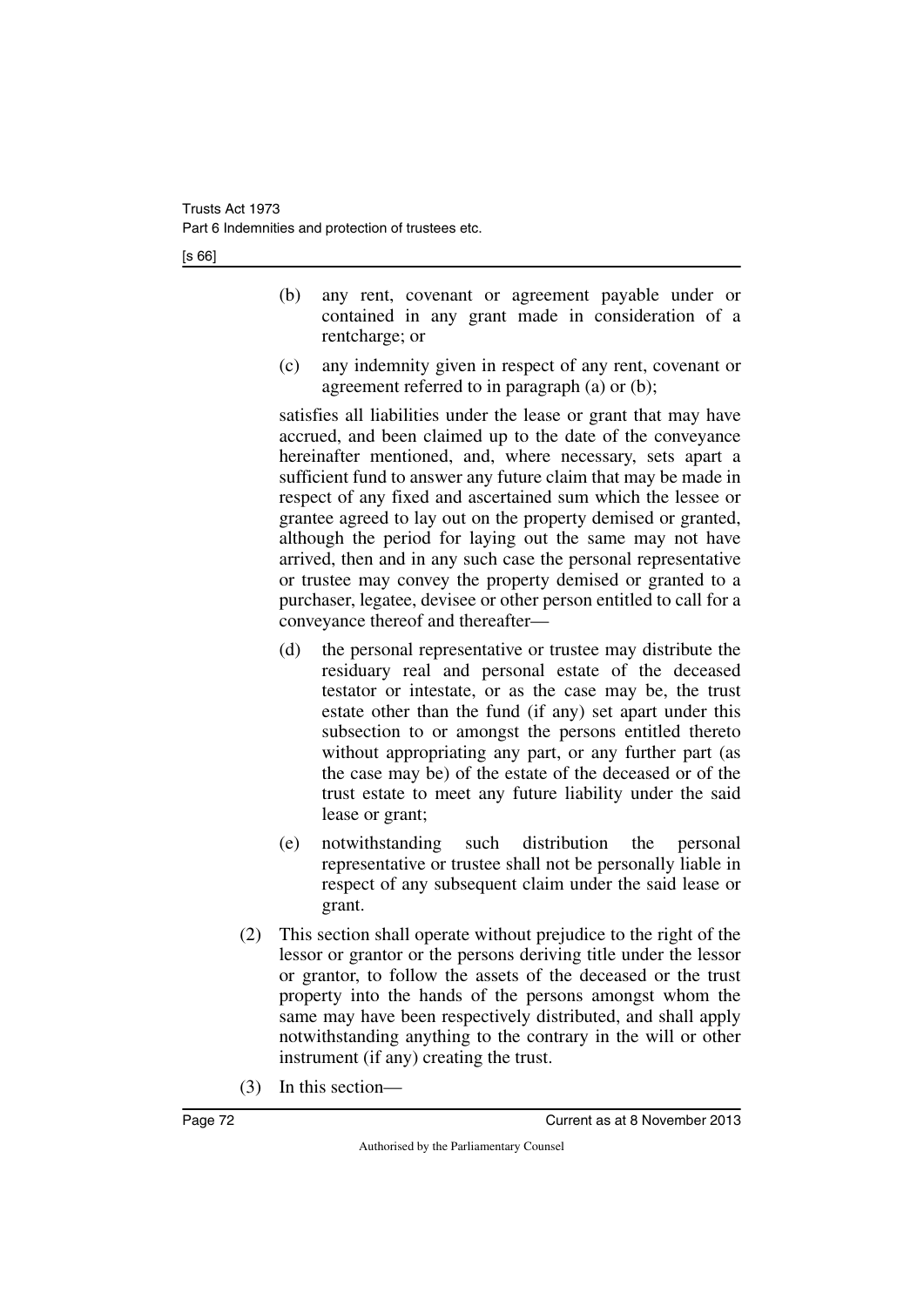(b) any rent, covenant or agreement payable under or contained in any grant made in consideration of a rentcharge; or

(c) any indemnity given in respect of any rent, covenant or agreement referred to in paragraph (a) or (b);

satisfies all liabilities under the lease or grant that may have accrued, and been claimed up to the date of the conveyance hereinafter mentioned, and, where necessary, sets apart a sufficient fund to answer any future claim that may be made in respect of any fixed and ascertained sum which the lessee or grantee agreed to lay out on the property demised or granted, although the period for laying out the same may not have arrived, then and in any such case the personal representative or trustee may convey the property demised or granted to a purchaser, legatee, devisee or other person entitled to call for a conveyance thereof and thereafter—

(d) the personal representative or trustee may distribute the residuary real and personal estate of the deceased testator or intestate, or as the case may be, the trust estate other than the fund (if any) set apart under this subsection to or amongst the persons entitled thereto without appropriating any part, or any further part (as the case may be) of the estate of the deceased or of the trust estate to meet any future liability under the said lease or grant;

(e) notwithstanding such distribution the personal representative or trustee shall not be personally liable in respect of any subsequent claim under the said lease or grant.

(2) This section shall operate without prejudice to the right of the lessor or grantor or the persons deriving title under the lessor or grantor, to follow the assets of the deceased or the trust property into the hands of the persons amongst whom the same may have been respectively distributed, and shall apply notwithstanding anything to the contrary in the will or other instrument (if any) creating the trust.

(3) In this section—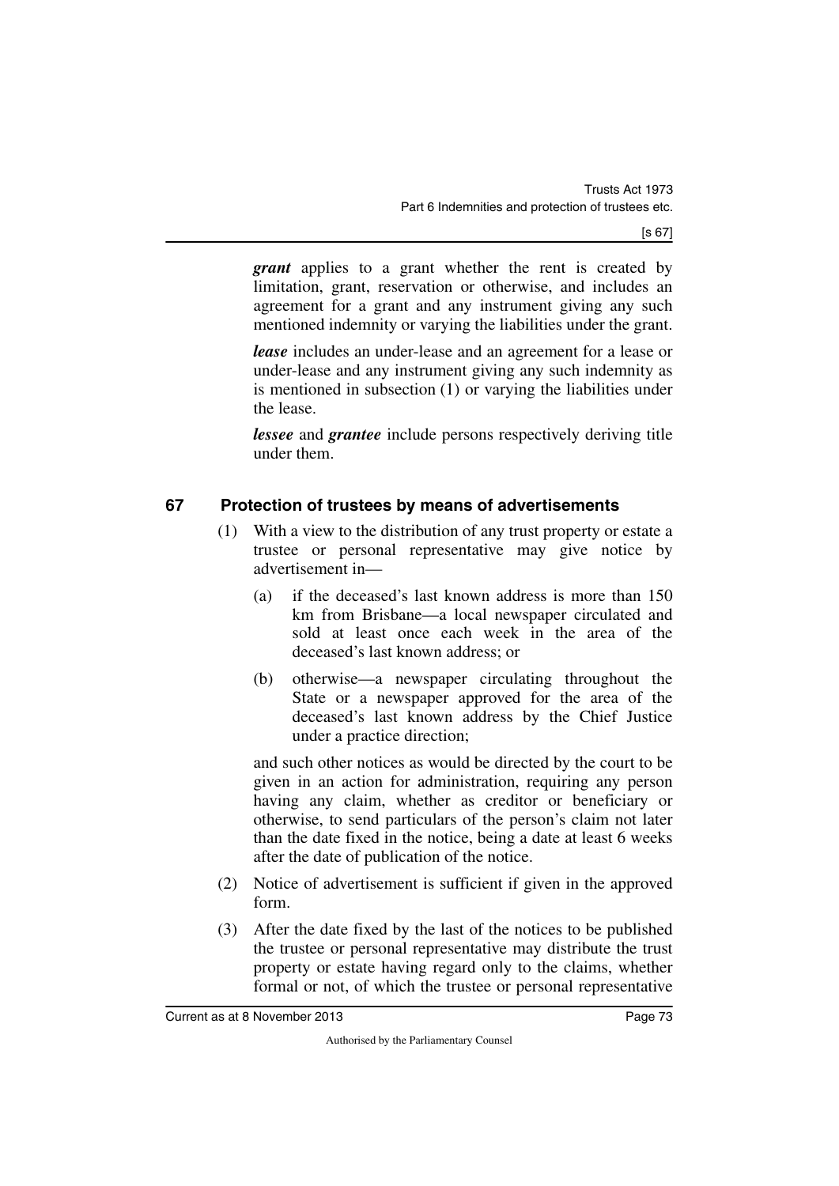***grant*** applies to a grant whether the rent is created by limitation, grant, reservation or otherwise, and includes an agreement for a grant and any instrument giving any such mentioned indemnity or varying the liabilities under the grant.

***lease*** includes an under-lease and an agreement for a lease or under-lease and any instrument giving any such indemnity as is mentioned in subsection (1) or varying the liabilities under the lease.

***lessee*** and ***grantee*** include persons respectively deriving title under them.

## 67 Protection of trustees by means of advertisements

(1) With a view to the distribution of any trust property or estate a trustee or personal representative may give notice by advertisement in—

(a) if the deceased's last known address is more than 150 km from Brisbane—a local newspaper circulated and sold at least once each week in the area of the deceased's last known address; or

(b) otherwise—a newspaper circulating throughout the State or a newspaper approved for the area of the deceased's last known address by the Chief Justice under a practice direction;

and such other notices as would be directed by the court to be given in an action for administration, requiring any person having any claim, whether as creditor or beneficiary or otherwise, to send particulars of the person's claim not later than the date fixed in the notice, being a date at least 6 weeks after the date of publication of the notice.

(2) Notice of advertisement is sufficient if given in the approved form.

(3) After the date fixed by the last of the notices to be published the trustee or personal representative may distribute the trust property or estate having regard only to the claims, whether formal or not, of which the trustee or personal representative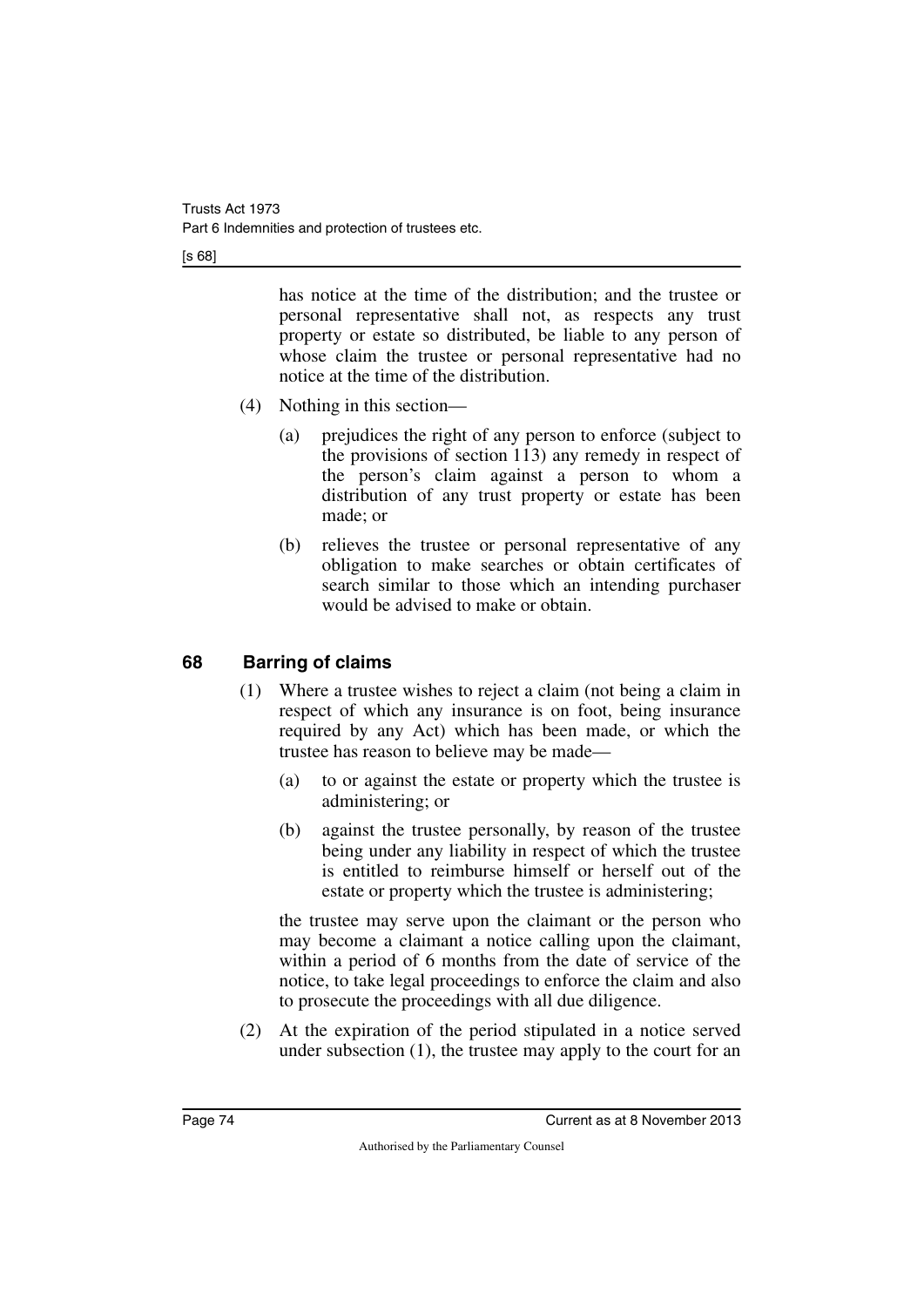has notice at the time of the distribution; and the trustee or personal representative shall not, as respects any trust property or estate so distributed, be liable to any person of whose claim the trustee or personal representative had no notice at the time of the distribution.

(4) Nothing in this section—

(a) prejudices the right of any person to enforce (subject to the provisions of section 113) any remedy in respect of the person's claim against a person to whom a distribution of any trust property or estate has been made; or

(b) relieves the trustee or personal representative of any obligation to make searches or obtain certificates of search similar to those which an intending purchaser would be advised to make or obtain.

## 68 Barring of claims

(1) Where a trustee wishes to reject a claim (not being a claim in respect of which any insurance is on foot, being insurance required by any Act) which has been made, or which the trustee has reason to believe may be made—

(a) to or against the estate or property which the trustee is administering; or

(b) against the trustee personally, by reason of the trustee being under any liability in respect of which the trustee is entitled to reimburse himself or herself out of the estate or property which the trustee is administering;

the trustee may serve upon the claimant or the person who may become a claimant a notice calling upon the claimant, within a period of 6 months from the date of service of the notice, to take legal proceedings to enforce the claim and also to prosecute the proceedings with all due diligence.

(2) At the expiration of the period stipulated in a notice served under subsection (1), the trustee may apply to the court for an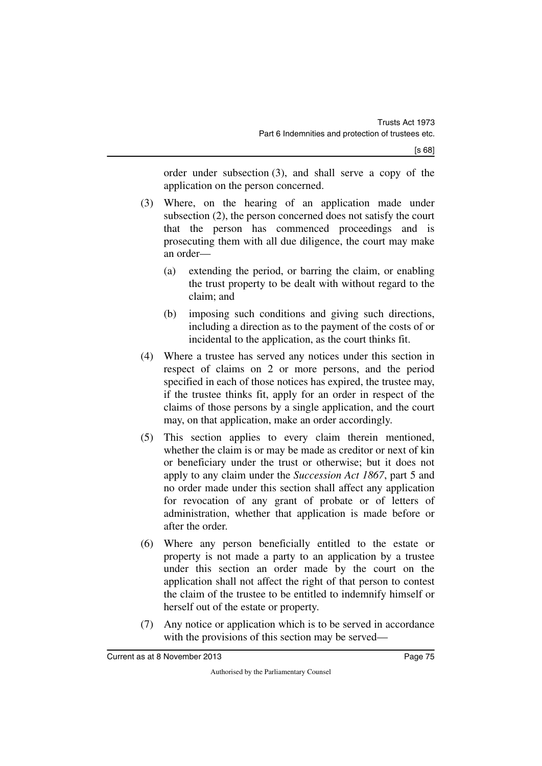order under subsection (3), and shall serve a copy of the application on the person concerned.

(3) Where, on the hearing of an application made under subsection (2), the person concerned does not satisfy the court that the person has commenced proceedings and is prosecuting them with all due diligence, the court may make an order—

(a) extending the period, or barring the claim, or enabling the trust property to be dealt with without regard to the claim; and

(b) imposing such conditions and giving such directions, including a direction as to the payment of the costs of or incidental to the application, as the court thinks fit.

(4) Where a trustee has served any notices under this section in respect of claims on 2 or more persons, and the period specified in each of those notices has expired, the trustee may, if the trustee thinks fit, apply for an order in respect of the claims of those persons by a single application, and the court may, on that application, make an order accordingly.

(5) This section applies to every claim therein mentioned, whether the claim is or may be made as creditor or next of kin or beneficiary under the trust or otherwise; but it does not apply to any claim under the *Succession Act 1867*, part 5 and no order made under this section shall affect any application for revocation of any grant of probate or of letters of administration, whether that application is made before or after the order.

(6) Where any person beneficially entitled to the estate or property is not made a party to an application by a trustee under this section an order made by the court on the application shall not affect the right of that person to contest the claim of the trustee to be entitled to indemnify himself or herself out of the estate or property.

(7) Any notice or application which is to be served in accordance with the provisions of this section may be served—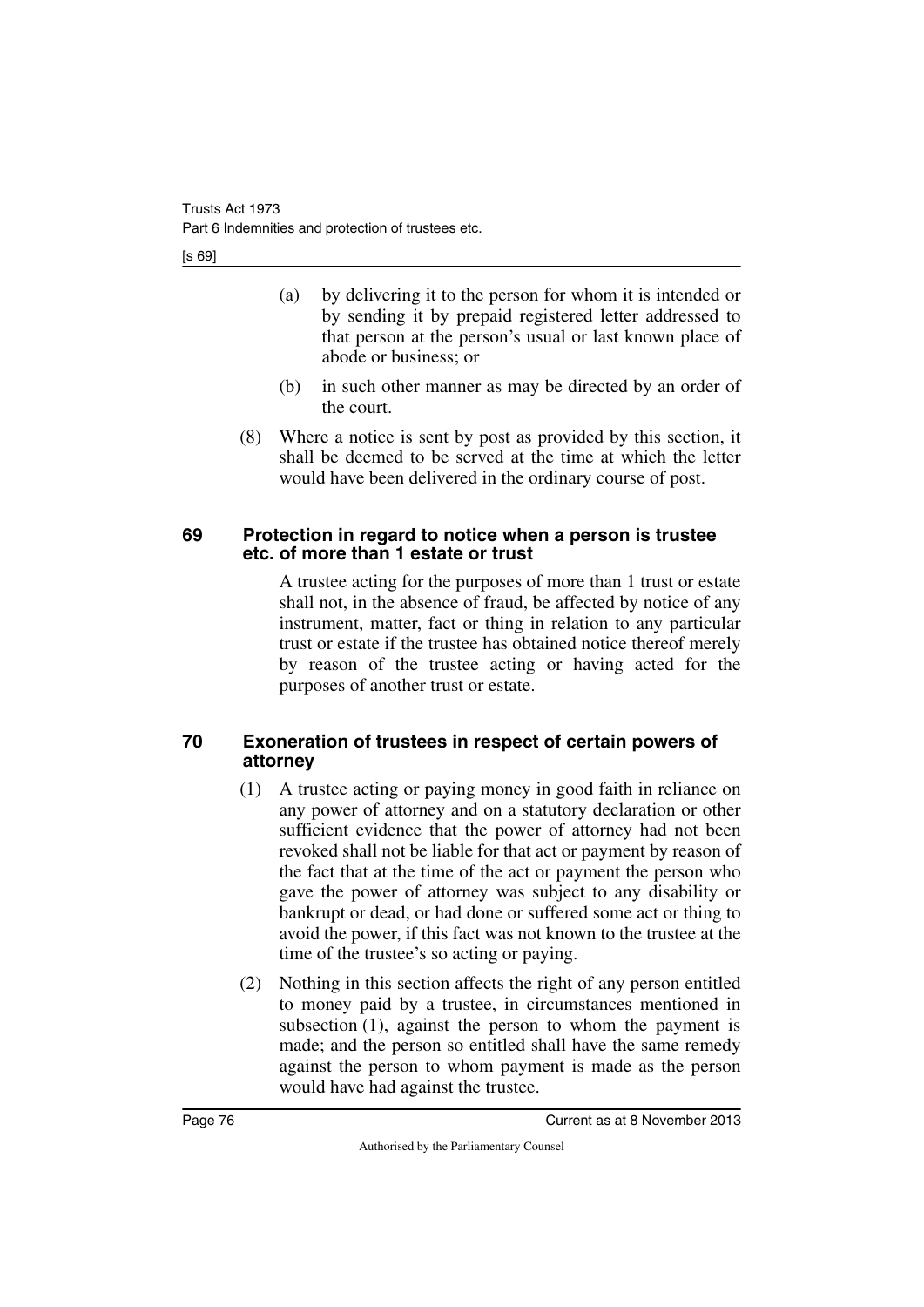(a) by delivering it to the person for whom it is intended or by sending it by prepaid registered letter addressed to that person at the person's usual or last known place of abode or business; or

(b) in such other manner as may be directed by an order of the court.

(8) Where a notice is sent by post as provided by this section, it shall be deemed to be served at the time at which the letter would have been delivered in the ordinary course of post.

## 69 Protection in regard to notice when a person is trustee etc. of more than 1 estate or trust

A trustee acting for the purposes of more than 1 trust or estate shall not, in the absence of fraud, be affected by notice of any instrument, matter, fact or thing in relation to any particular trust or estate if the trustee has obtained notice thereof merely by reason of the trustee acting or having acted for the purposes of another trust or estate.

## 70 Exoneration of trustees in respect of certain powers of attorney

(1) A trustee acting or paying money in good faith in reliance on any power of attorney and on a statutory declaration or other sufficient evidence that the power of attorney had not been revoked shall not be liable for that act or payment by reason of the fact that at the time of the act or payment the person who gave the power of attorney was subject to any disability or bankrupt or dead, or had done or suffered some act or thing to avoid the power, if this fact was not known to the trustee at the time of the trustee's so acting or paying.

(2) Nothing in this section affects the right of any person entitled to money paid by a trustee, in circumstances mentioned in subsection (1), against the person to whom the payment is made; and the person so entitled shall have the same remedy against the person to whom payment is made as the person would have had against the trustee.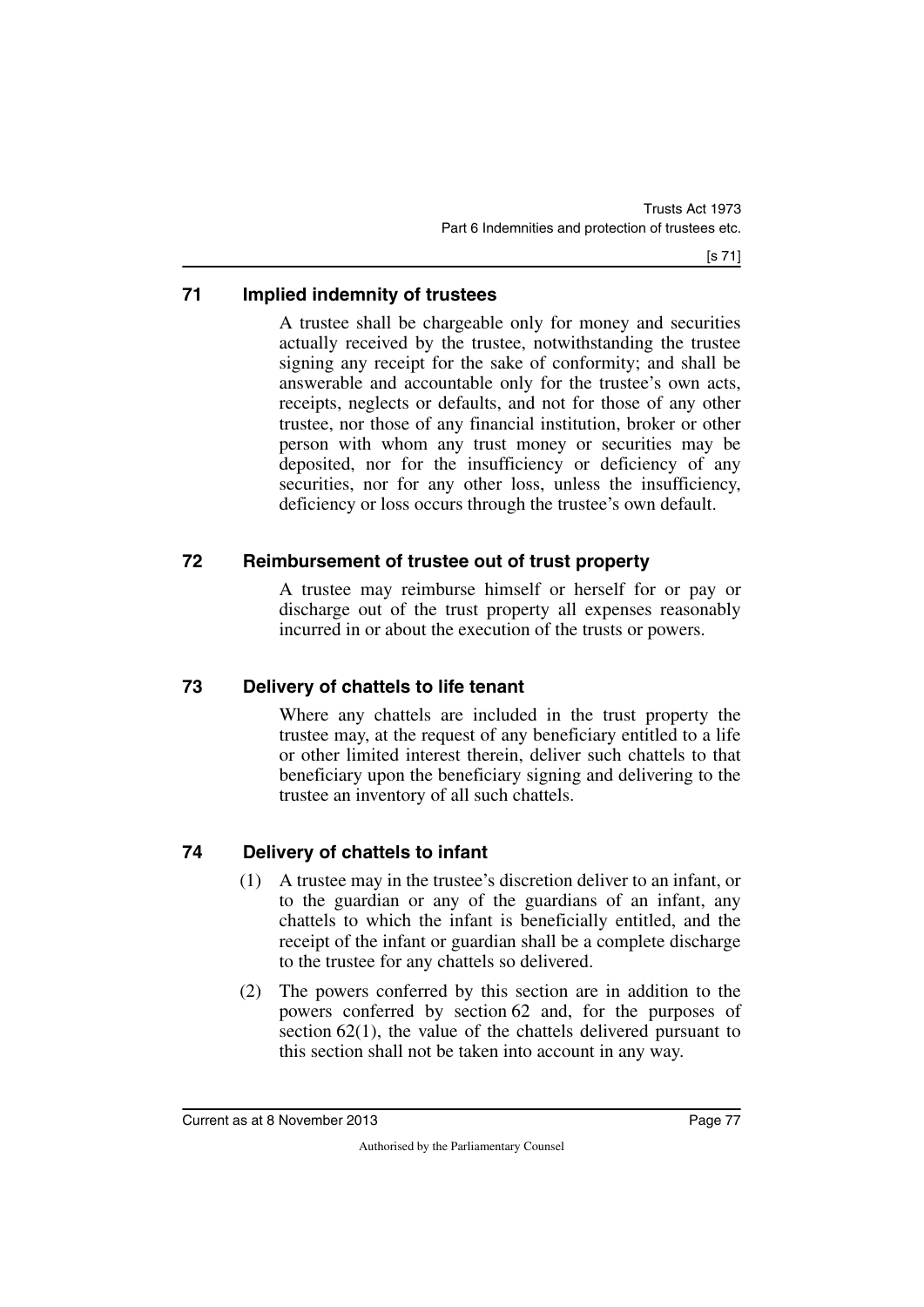## 71 Implied indemnity of trustees

A trustee shall be chargeable only for money and securities actually received by the trustee, notwithstanding the trustee signing any receipt for the sake of conformity; and shall be answerable and accountable only for the trustee's own acts, receipts, neglects or defaults, and not for those of any other trustee, nor those of any financial institution, broker or other person with whom any trust money or securities may be deposited, nor for the insufficiency or deficiency of any securities, nor for any other loss, unless the insufficiency, deficiency or loss occurs through the trustee's own default.

## 72 Reimbursement of trustee out of trust property

A trustee may reimburse himself or herself for or pay or discharge out of the trust property all expenses reasonably incurred in or about the execution of the trusts or powers.

## 73 Delivery of chattels to life tenant

Where any chattels are included in the trust property the trustee may, at the request of any beneficiary entitled to a life or other limited interest therein, deliver such chattels to that beneficiary upon the beneficiary signing and delivering to the trustee an inventory of all such chattels.

## 74 Delivery of chattels to infant

(1) A trustee may in the trustee's discretion deliver to an infant, or to the guardian or any of the guardians of an infant, any chattels to which the infant is beneficially entitled, and the receipt of the infant or guardian shall be a complete discharge to the trustee for any chattels so delivered.

(2) The powers conferred by this section are in addition to the powers conferred by section 62 and, for the purposes of section 62(1), the value of the chattels delivered pursuant to this section shall not be taken into account in any way.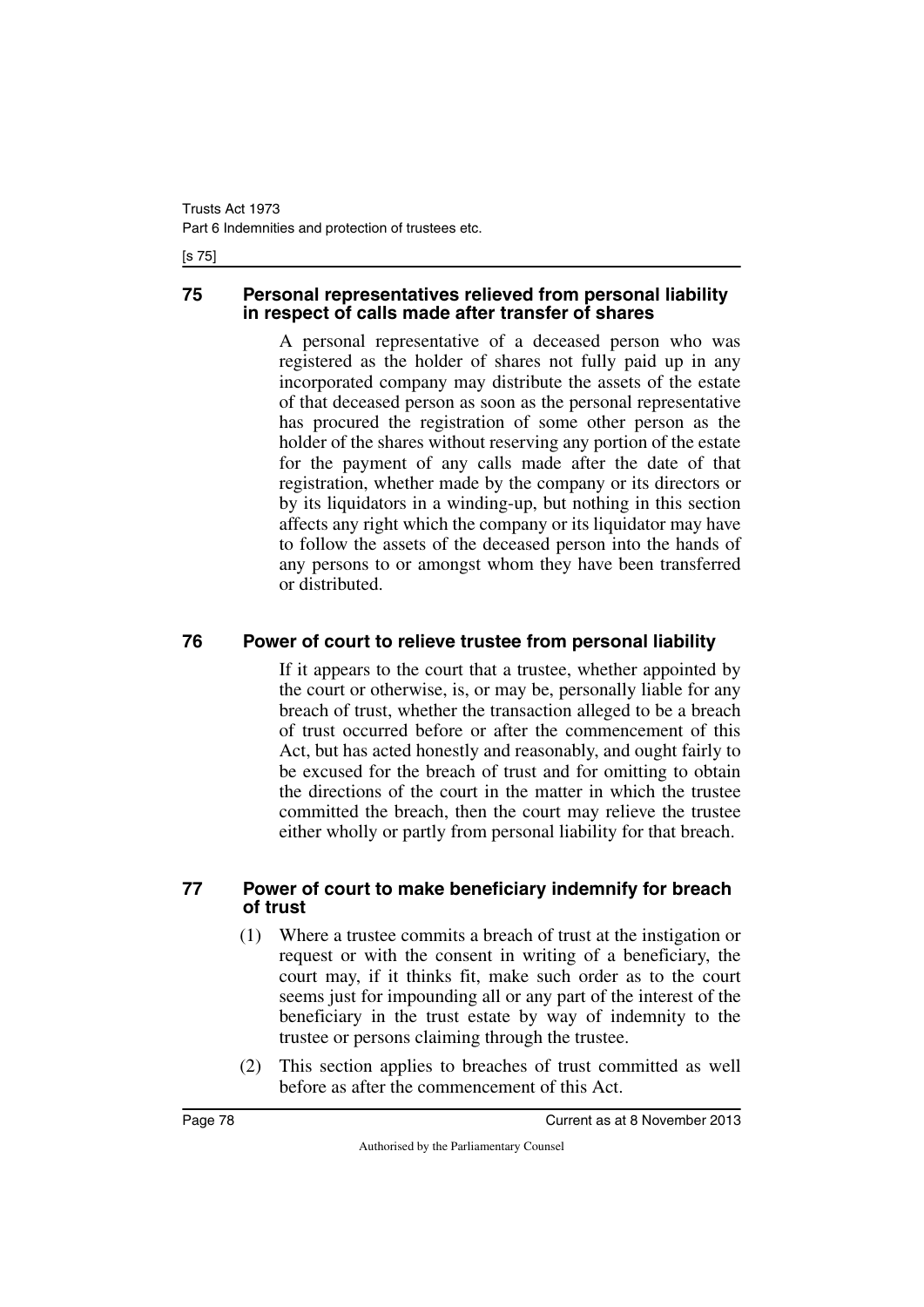### 75 Personal representatives relieved from personal liability in respect of calls made after transfer of shares

A personal representative of a deceased person who was registered as the holder of shares not fully paid up in any incorporated company may distribute the assets of the estate of that deceased person as soon as the personal representative has procured the registration of some other person as the holder of the shares without reserving any portion of the estate for the payment of any calls made after the date of that registration, whether made by the company or its directors or by its liquidators in a winding-up, but nothing in this section affects any right which the company or its liquidator may have to follow the assets of the deceased person into the hands of any persons to or amongst whom they have been transferred or distributed.

### 76 Power of court to relieve trustee from personal liability

If it appears to the court that a trustee, whether appointed by the court or otherwise, is, or may be, personally liable for any breach of trust, whether the transaction alleged to be a breach of trust occurred before or after the commencement of this Act, but has acted honestly and reasonably, and ought fairly to be excused for the breach of trust and for omitting to obtain the directions of the court in the matter in which the trustee committed the breach, then the court may relieve the trustee either wholly or partly from personal liability for that breach.

### 77 Power of court to make beneficiary indemnify for breach of trust

(1) Where a trustee commits a breach of trust at the instigation or request or with the consent in writing of a beneficiary, the court may, if it thinks fit, make such order as to the court seems just for impounding all or any part of the interest of the beneficiary in the trust estate by way of indemnity to the trustee or persons claiming through the trustee.

(2) This section applies to breaches of trust committed as well before as after the commencement of this Act.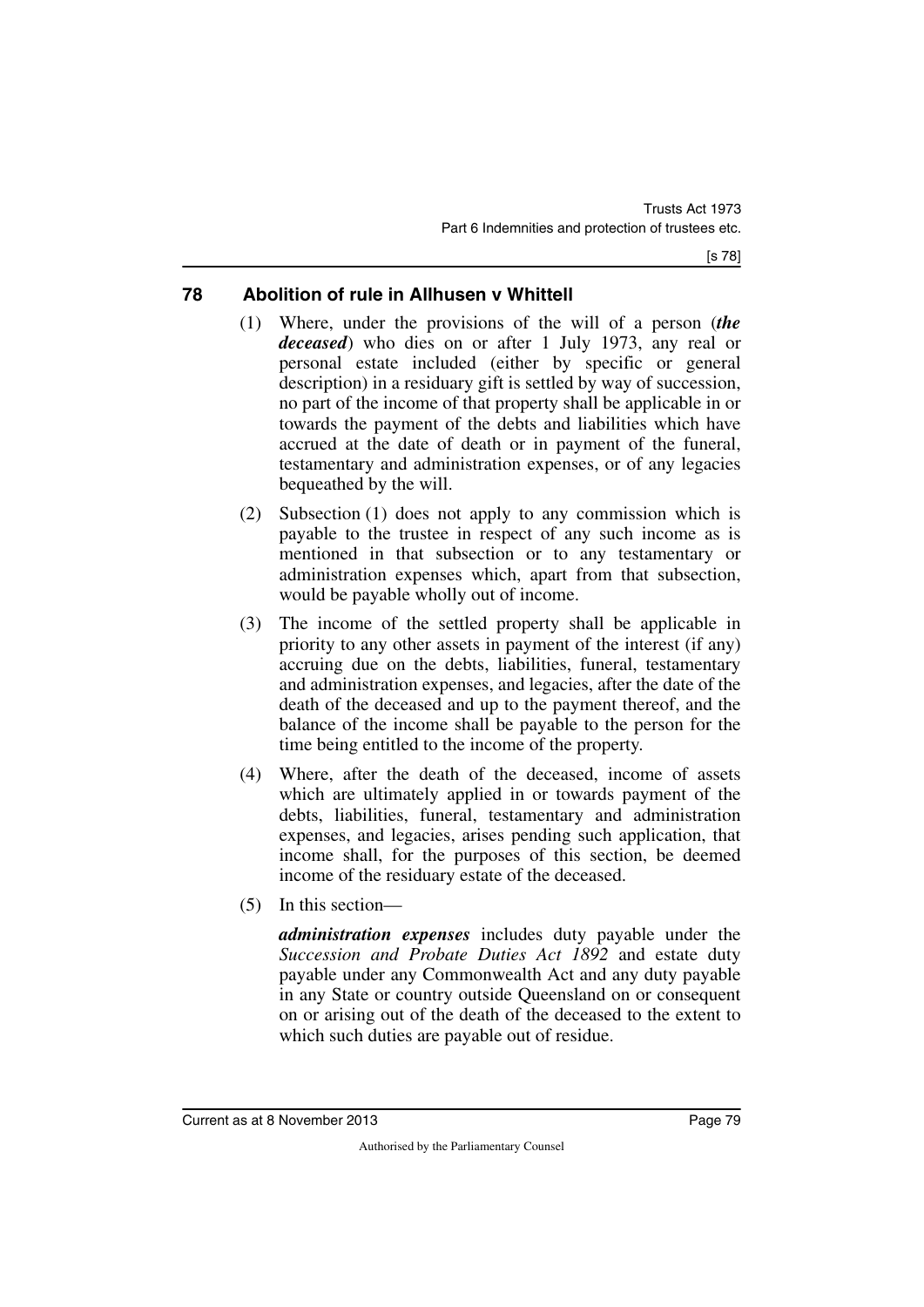## 78 Abolition of rule in Allhusen v Whittell

(1) Where, under the provisions of the will of a person (***the deceased***) who dies on or after 1 July 1973, any real or personal estate included (either by specific or general description) in a residuary gift is settled by way of succession, no part of the income of that property shall be applicable in or towards the payment of the debts and liabilities which have accrued at the date of death or in payment of the funeral, testamentary and administration expenses, or of any legacies bequeathed by the will.

(2) Subsection (1) does not apply to any commission which is payable to the trustee in respect of any such income as is mentioned in that subsection or to any testamentary or administration expenses which, apart from that subsection, would be payable wholly out of income.

(3) The income of the settled property shall be applicable in priority to any other assets in payment of the interest (if any) accruing due on the debts, liabilities, funeral, testamentary and administration expenses, and legacies, after the date of the death of the deceased and up to the payment thereof, and the balance of the income shall be payable to the person for the time being entitled to the income of the property.

(4) Where, after the death of the deceased, income of assets which are ultimately applied in or towards payment of the debts, liabilities, funeral, testamentary and administration expenses, and legacies, arises pending such application, that income shall, for the purposes of this section, be deemed income of the residuary estate of the deceased.

(5) In this section—

***administration expenses*** includes duty payable under the *Succession and Probate Duties Act 1892* and estate duty payable under any Commonwealth Act and any duty payable in any State or country outside Queensland on or consequent on or arising out of the death of the deceased to the extent to which such duties are payable out of residue.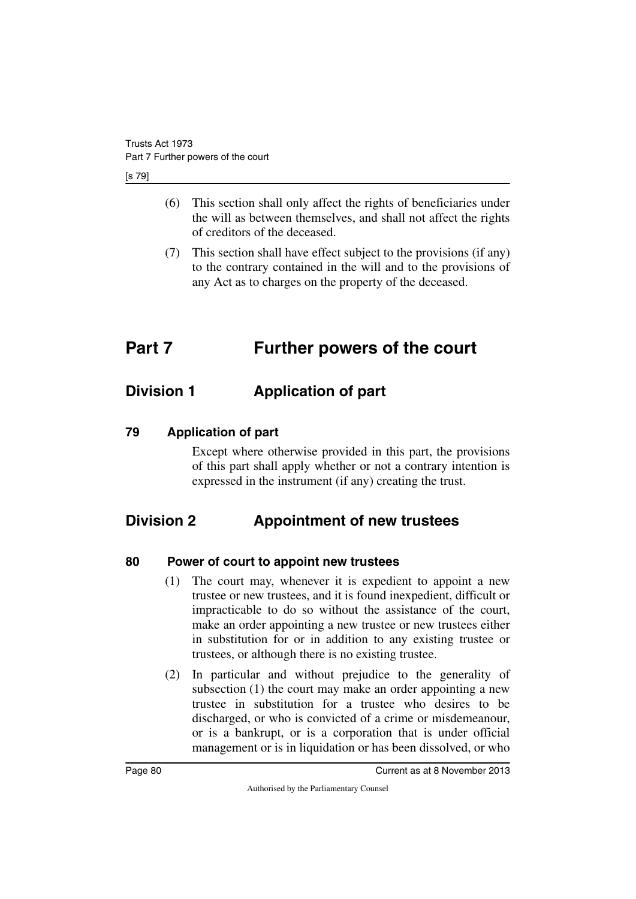(6) This section shall only affect the rights of beneficiaries under the will as between themselves, and shall not affect the rights of creditors of the deceased.

(7) This section shall have effect subject to the provisions (if any) to the contrary contained in the will and to the provisions of any Act as to charges on the property of the deceased.

# Part 7 Further powers of the court

## Division 1 Application of part

### 79 Application of part

Except where otherwise provided in this part, the provisions of this part shall apply whether or not a contrary intention is expressed in the instrument (if any) creating the trust.

## Division 2 Appointment of new trustees

### 80 Power of court to appoint new trustees

(1) The court may, whenever it is expedient to appoint a new trustee or new trustees, and it is found inexpedient, difficult or impracticable to do so without the assistance of the court, make an order appointing a new trustee or new trustees either in substitution for or in addition to any existing trustee or trustees, or although there is no existing trustee.

(2) In particular and without prejudice to the generality of subsection (1) the court may make an order appointing a new trustee in substitution for a trustee who desires to be discharged, or who is convicted of a crime or misdemeanour, or is a bankrupt, or is a corporation that is under official management or is in liquidation or has been dissolved, or who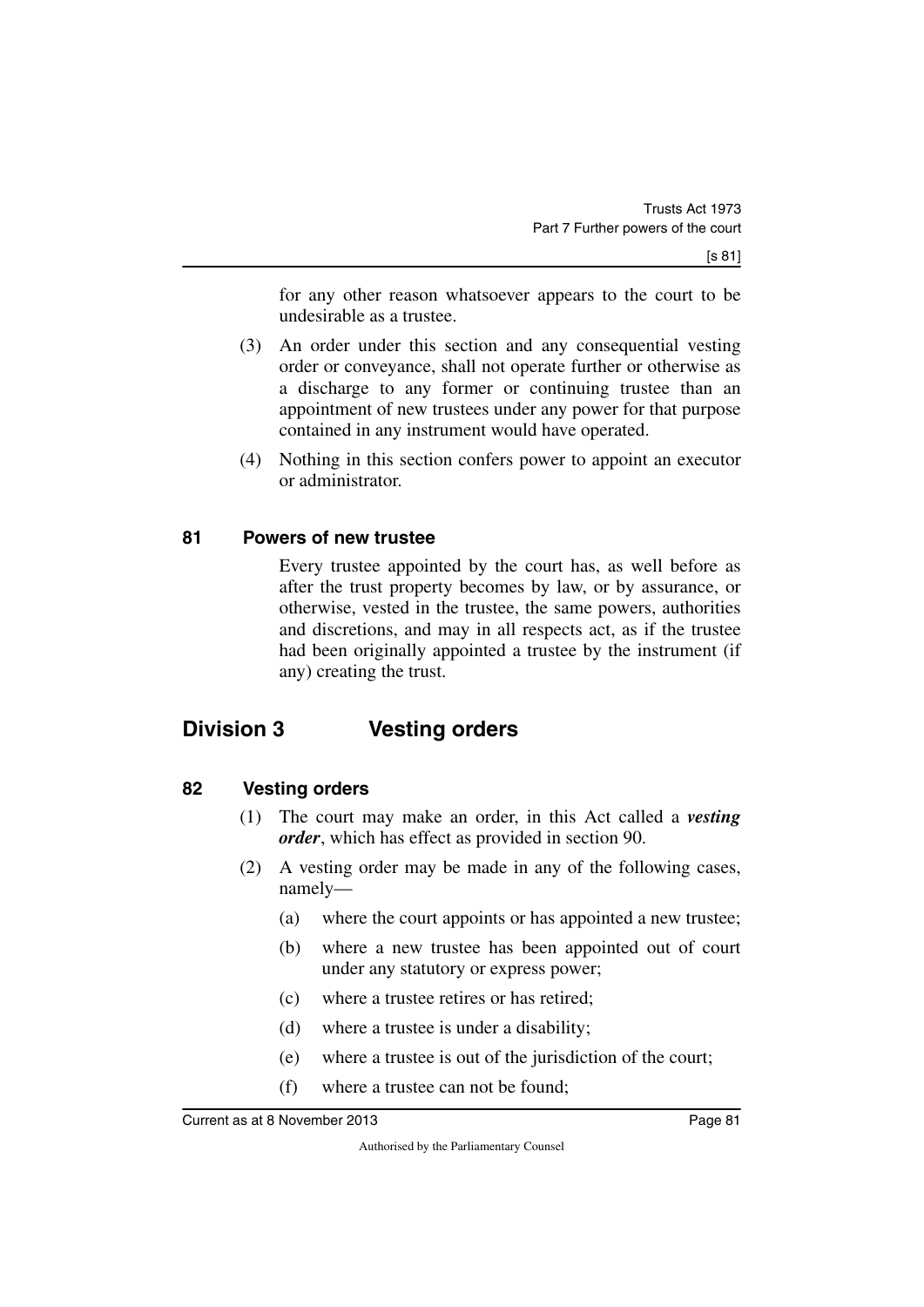for any other reason whatsoever appears to the court to be undesirable as a trustee.

(3) An order under this section and any consequential vesting order or conveyance, shall not operate further or otherwise as a discharge to any former or continuing trustee than an appointment of new trustees under any power for that purpose contained in any instrument would have operated.

(4) Nothing in this section confers power to appoint an executor or administrator.

### 81 Powers of new trustee

Every trustee appointed by the court has, as well before as after the trust property becomes by law, or by assurance, or otherwise, vested in the trustee, the same powers, authorities and discretions, and may in all respects act, as if the trustee had been originally appointed a trustee by the instrument (if any) creating the trust.

## Division 3 Vesting orders

### 82 Vesting orders

(1) The court may make an order, in this Act called a ***vesting order***, which has effect as provided in section 90.

(2) A vesting order may be made in any of the following cases, namely—

(a) where the court appoints or has appointed a new trustee;

(b) where a new trustee has been appointed out of court under any statutory or express power;

(c) where a trustee retires or has retired;

(d) where a trustee is under a disability;

(e) where a trustee is out of the jurisdiction of the court;

(f) where a trustee can not be found;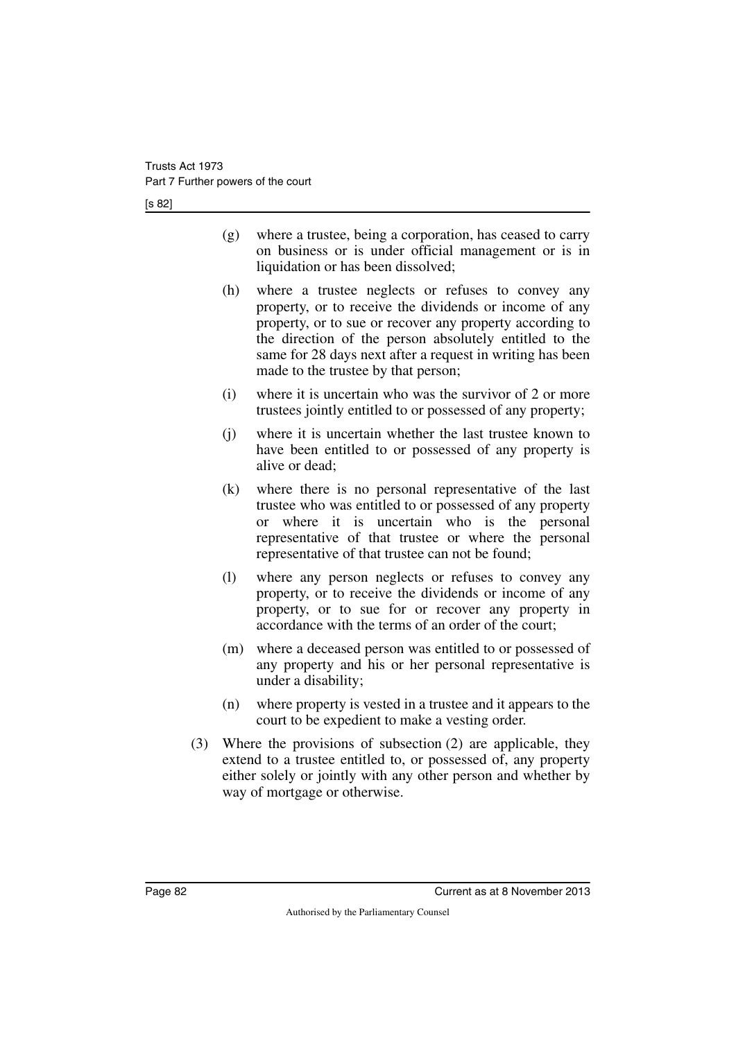(g) where a trustee, being a corporation, has ceased to carry on business or is under official management or is in liquidation or has been dissolved;

(h) where a trustee neglects or refuses to convey any property, or to receive the dividends or income of any property, or to sue or recover any property according to the direction of the person absolutely entitled to the same for 28 days next after a request in writing has been made to the trustee by that person;

(i) where it is uncertain who was the survivor of 2 or more trustees jointly entitled to or possessed of any property;

(j) where it is uncertain whether the last trustee known to have been entitled to or possessed of any property is alive or dead;

(k) where there is no personal representative of the last trustee who was entitled to or possessed of any property or where it is uncertain who is the personal representative of that trustee or where the personal representative of that trustee can not be found;

(l) where any person neglects or refuses to convey any property, or to receive the dividends or income of any property, or to sue for or recover any property in accordance with the terms of an order of the court;

(m) where a deceased person was entitled to or possessed of any property and his or her personal representative is under a disability;

(n) where property is vested in a trustee and it appears to the court to be expedient to make a vesting order.

(3) Where the provisions of subsection (2) are applicable, they extend to a trustee entitled to, or possessed of, any property either solely or jointly with any other person and whether by way of mortgage or otherwise.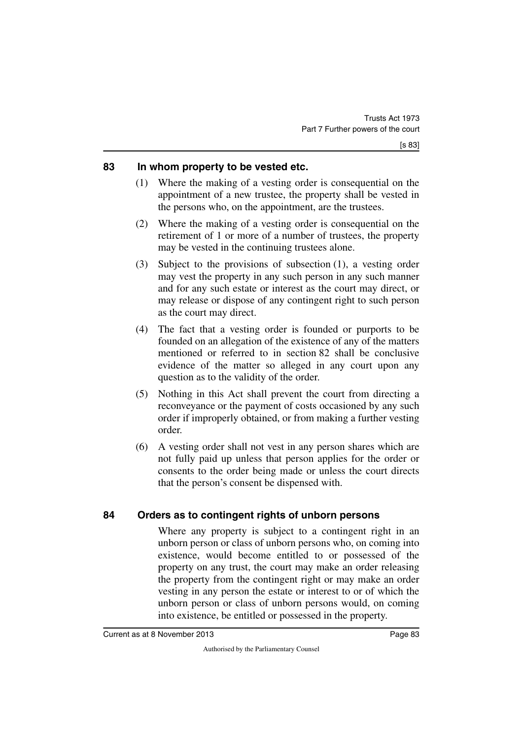## 83 In whom property to be vested etc.

(1) Where the making of a vesting order is consequential on the appointment of a new trustee, the property shall be vested in the persons who, on the appointment, are the trustees.

(2) Where the making of a vesting order is consequential on the retirement of 1 or more of a number of trustees, the property may be vested in the continuing trustees alone.

(3) Subject to the provisions of subsection (1), a vesting order may vest the property in any such person in any such manner and for any such estate or interest as the court may direct, or may release or dispose of any contingent right to such person as the court may direct.

(4) The fact that a vesting order is founded or purports to be founded on an allegation of the existence of any of the matters mentioned or referred to in section 82 shall be conclusive evidence of the matter so alleged in any court upon any question as to the validity of the order.

(5) Nothing in this Act shall prevent the court from directing a reconveyance or the payment of costs occasioned by any such order if improperly obtained, or from making a further vesting order.

(6) A vesting order shall not vest in any person shares which are not fully paid up unless that person applies for the order or consents to the order being made or unless the court directs that the person's consent be dispensed with.

## 84 Orders as to contingent rights of unborn persons

Where any property is subject to a contingent right in an unborn person or class of unborn persons who, on coming into existence, would become entitled to or possessed of the property on any trust, the court may make an order releasing the property from the contingent right or may make an order vesting in any person the estate or interest to or of which the unborn person or class of unborn persons would, on coming into existence, be entitled or possessed in the property.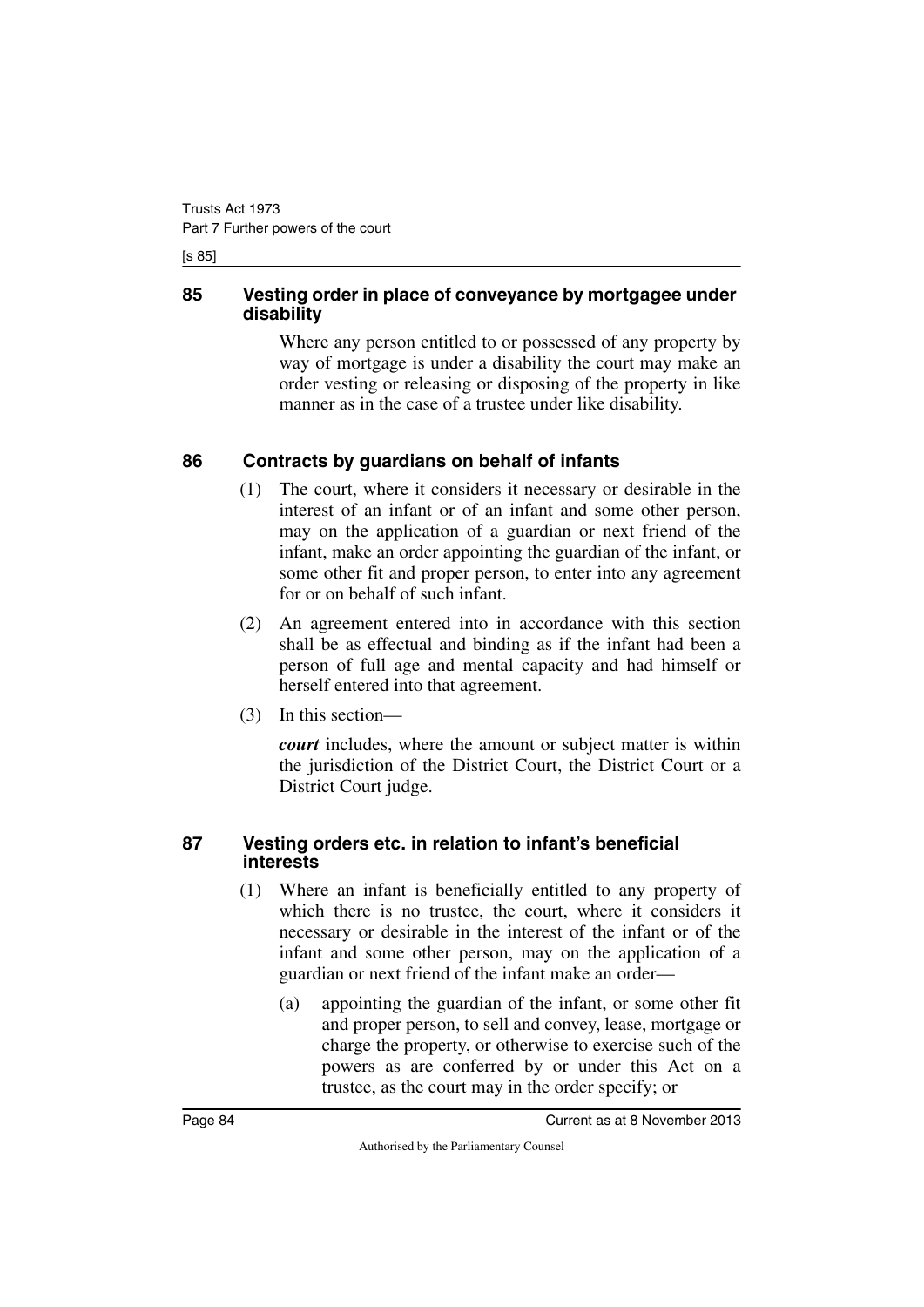## 85 Vesting order in place of conveyance by mortgagee under disability

Where any person entitled to or possessed of any property by way of mortgage is under a disability the court may make an order vesting or releasing or disposing of the property in like manner as in the case of a trustee under like disability.

## 86 Contracts by guardians on behalf of infants

(1) The court, where it considers it necessary or desirable in the interest of an infant or of an infant and some other person, may on the application of a guardian or next friend of the infant, make an order appointing the guardian of the infant, or some other fit and proper person, to enter into any agreement for or on behalf of such infant.

(2) An agreement entered into in accordance with this section shall be as effectual and binding as if the infant had been a person of full age and mental capacity and had himself or herself entered into that agreement.

(3) In this section—

***court*** includes, where the amount or subject matter is within the jurisdiction of the District Court, the District Court or a District Court judge.

## 87 Vesting orders etc. in relation to infant's beneficial interests

(1) Where an infant is beneficially entitled to any property of which there is no trustee, the court, where it considers it necessary or desirable in the interest of the infant or of the infant and some other person, may on the application of a guardian or next friend of the infant make an order—

(a) appointing the guardian of the infant, or some other fit and proper person, to sell and convey, lease, mortgage or charge the property, or otherwise to exercise such of the powers as are conferred by or under this Act on a trustee, as the court may in the order specify; or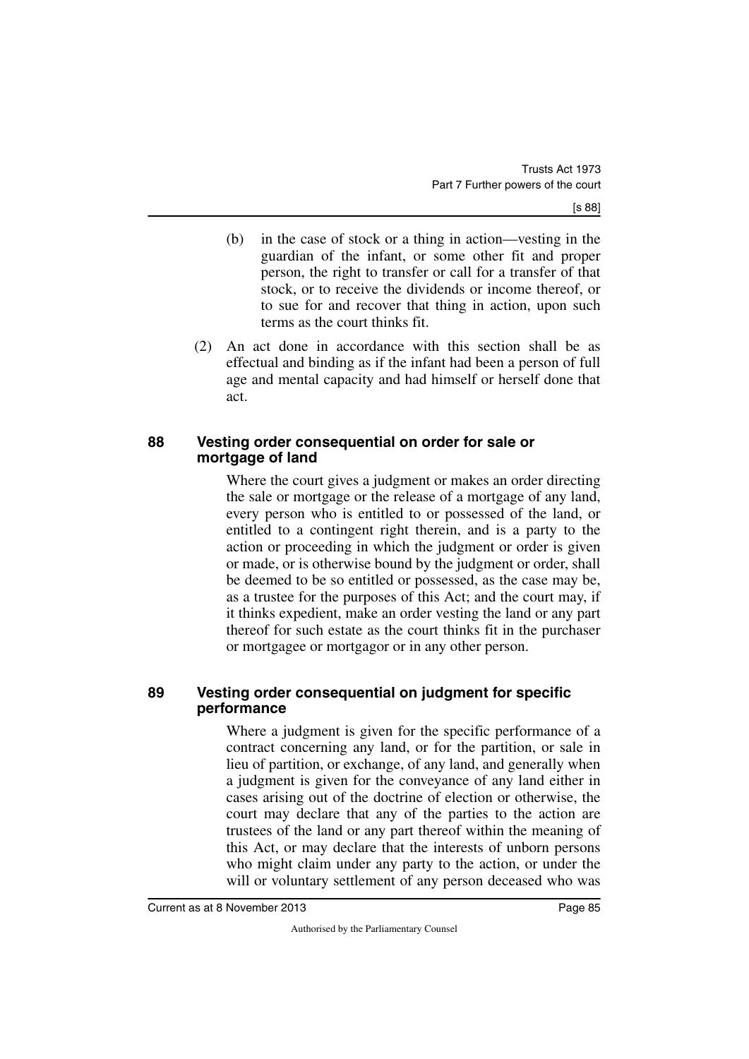(b) in the case of stock or a thing in action—vesting in the guardian of the infant, or some other fit and proper person, the right to transfer or call for a transfer of that stock, or to receive the dividends or income thereof, or to sue for and recover that thing in action, upon such terms as the court thinks fit.

(2) An act done in accordance with this section shall be as effectual and binding as if the infant had been a person of full age and mental capacity and had himself or herself done that act.

## 88 Vesting order consequential on order for sale or mortgage of land

Where the court gives a judgment or makes an order directing the sale or mortgage or the release of a mortgage of any land, every person who is entitled to or possessed of the land, or entitled to a contingent right therein, and is a party to the action or proceeding in which the judgment or order is given or made, or is otherwise bound by the judgment or order, shall be deemed to be so entitled or possessed, as the case may be, as a trustee for the purposes of this Act; and the court may, if it thinks expedient, make an order vesting the land or any part thereof for such estate as the court thinks fit in the purchaser or mortgagee or mortgagor or in any other person.

## 89 Vesting order consequential on judgment for specific performance

Where a judgment is given for the specific performance of a contract concerning any land, or for the partition, or sale in lieu of partition, or exchange, of any land, and generally when a judgment is given for the conveyance of any land either in cases arising out of the doctrine of election or otherwise, the court may declare that any of the parties to the action are trustees of the land or any part thereof within the meaning of this Act, or may declare that the interests of unborn persons who might claim under any party to the action, or under the will or voluntary settlement of any person deceased who was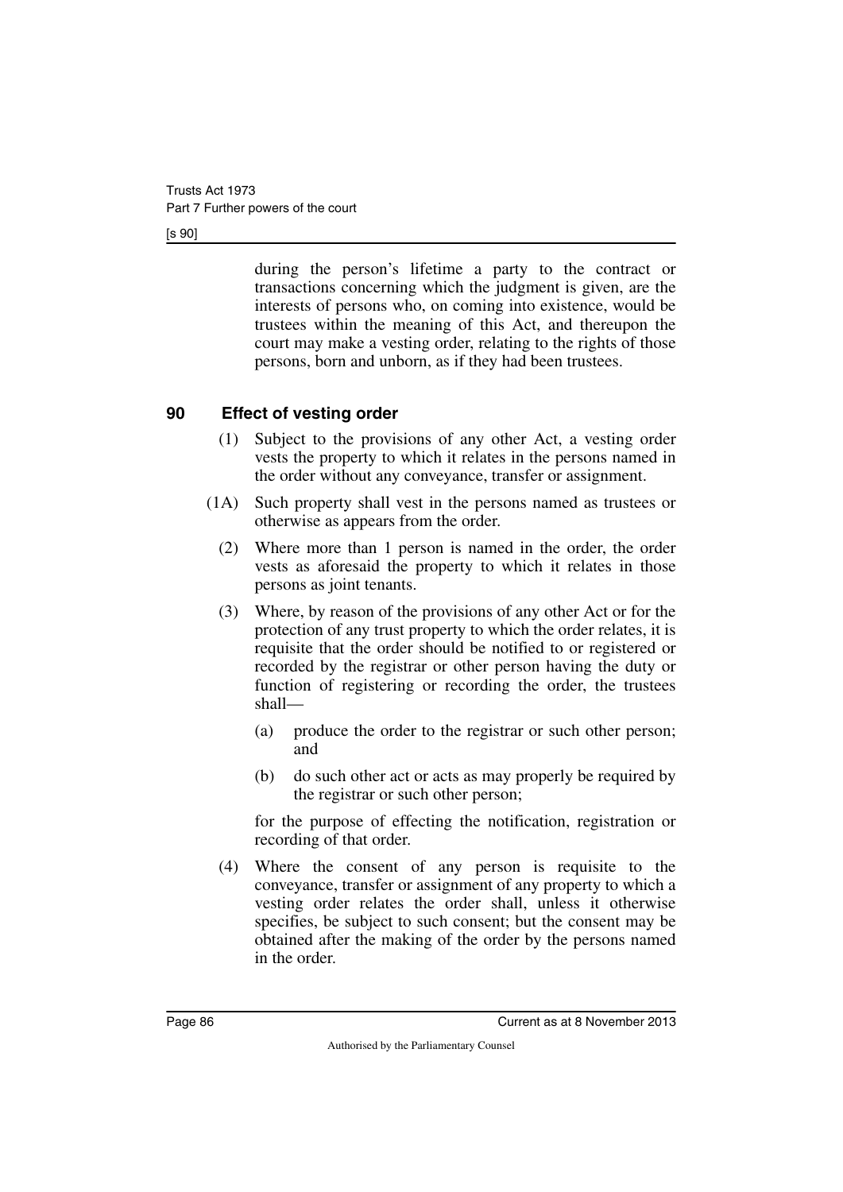during the person's lifetime a party to the contract or transactions concerning which the judgment is given, are the interests of persons who, on coming into existence, would be trustees within the meaning of this Act, and thereupon the court may make a vesting order, relating to the rights of those persons, born and unborn, as if they had been trustees.

## 90 Effect of vesting order

(1) Subject to the provisions of any other Act, a vesting order vests the property to which it relates in the persons named in the order without any conveyance, transfer or assignment.

(1A) Such property shall vest in the persons named as trustees or otherwise as appears from the order.

(2) Where more than 1 person is named in the order, the order vests as aforesaid the property to which it relates in those persons as joint tenants.

(3) Where, by reason of the provisions of any other Act or for the protection of any trust property to which the order relates, it is requisite that the order should be notified to or registered or recorded by the registrar or other person having the duty or function of registering or recording the order, the trustees shall—

(a) produce the order to the registrar or such other person; and

(b) do such other act or acts as may properly be required by the registrar or such other person;

for the purpose of effecting the notification, registration or recording of that order.

(4) Where the consent of any person is requisite to the conveyance, transfer or assignment of any property to which a vesting order relates the order shall, unless it otherwise specifies, be subject to such consent; but the consent may be obtained after the making of the order by the persons named in the order.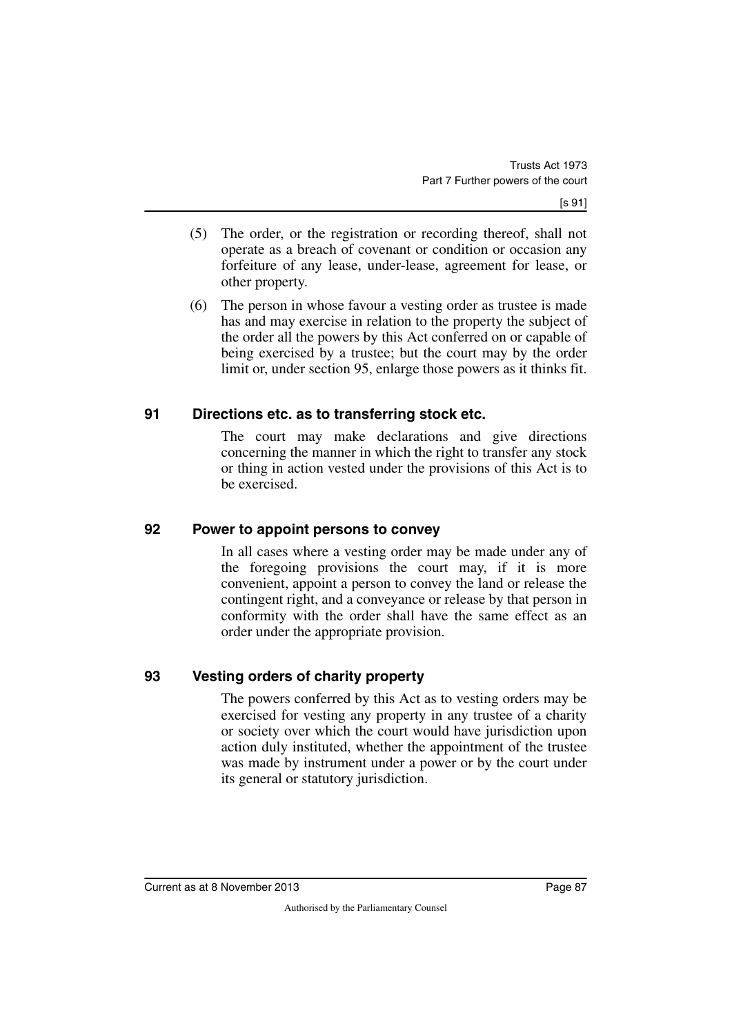(5) The order, or the registration or recording thereof, shall not operate as a breach of covenant or condition or occasion any forfeiture of any lease, under-lease, agreement for lease, or other property.

(6) The person in whose favour a vesting order as trustee is made has and may exercise in relation to the property the subject of the order all the powers by this Act conferred on or capable of being exercised by a trustee; but the court may by the order limit or, under section 95, enlarge those powers as it thinks fit.

## 91 Directions etc. as to transferring stock etc.

The court may make declarations and give directions concerning the manner in which the right to transfer any stock or thing in action vested under the provisions of this Act is to be exercised.

## 92 Power to appoint persons to convey

In all cases where a vesting order may be made under any of the foregoing provisions the court may, if it is more convenient, appoint a person to convey the land or release the contingent right, and a conveyance or release by that person in conformity with the order shall have the same effect as an order under the appropriate provision.

## 93 Vesting orders of charity property

The powers conferred by this Act as to vesting orders may be exercised for vesting any property in any trustee of a charity or society over which the court would have jurisdiction upon action duly instituted, whether the appointment of the trustee was made by instrument under a power or by the court under its general or statutory jurisdiction.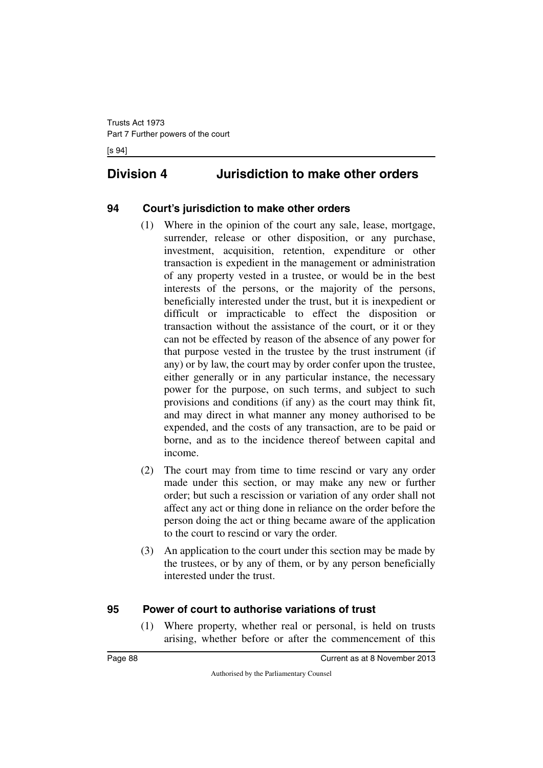## Division 4 Jurisdiction to make other orders

### 94 Court's jurisdiction to make other orders

(1) Where in the opinion of the court any sale, lease, mortgage, surrender, release or other disposition, or any purchase, investment, acquisition, retention, expenditure or other transaction is expedient in the management or administration of any property vested in a trustee, or would be in the best interests of the persons, or the majority of the persons, beneficially interested under the trust, but it is inexpedient or difficult or impracticable to effect the disposition or transaction without the assistance of the court, or it or they can not be effected by reason of the absence of any power for that purpose vested in the trustee by the trust instrument (if any) or by law, the court may by order confer upon the trustee, either generally or in any particular instance, the necessary power for the purpose, on such terms, and subject to such provisions and conditions (if any) as the court may think fit, and may direct in what manner any money authorised to be expended, and the costs of any transaction, are to be paid or borne, and as to the incidence thereof between capital and income.

(2) The court may from time to time rescind or vary any order made under this section, or may make any new or further order; but such a rescission or variation of any order shall not affect any act or thing done in reliance on the order before the person doing the act or thing became aware of the application to the court to rescind or vary the order.

(3) An application to the court under this section may be made by the trustees, or by any of them, or by any person beneficially interested under the trust.

### 95 Power of court to authorise variations of trust

(1) Where property, whether real or personal, is held on trusts arising, whether before or after the commencement of this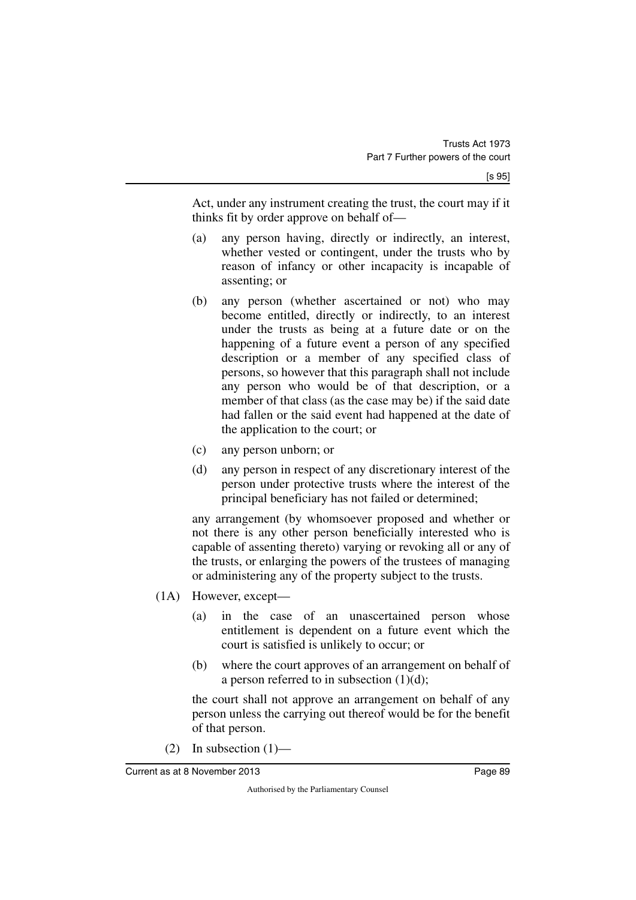Act, under any instrument creating the trust, the court may if it thinks fit by order approve on behalf of—

(a) any person having, directly or indirectly, an interest, whether vested or contingent, under the trusts who by reason of infancy or other incapacity is incapable of assenting; or

(b) any person (whether ascertained or not) who may become entitled, directly or indirectly, to an interest under the trusts as being at a future date or on the happening of a future event a person of any specified description or a member of any specified class of persons, so however that this paragraph shall not include any person who would be of that description, or a member of that class (as the case may be) if the said date had fallen or the said event had happened at the date of the application to the court; or

(c) any person unborn; or

(d) any person in respect of any discretionary interest of the person under protective trusts where the interest of the principal beneficiary has not failed or determined;

any arrangement (by whomsoever proposed and whether or not there is any other person beneficially interested who is capable of assenting thereto) varying or revoking all or any of the trusts, or enlarging the powers of the trustees of managing or administering any of the property subject to the trusts.

(1A) However, except—

(a) in the case of an unascertained person whose entitlement is dependent on a future event which the court is satisfied is unlikely to occur; or

(b) where the court approves of an arrangement on behalf of a person referred to in subsection (1)(d);

the court shall not approve an arrangement on behalf of any person unless the carrying out thereof would be for the benefit of that person.

(2) In subsection (1)—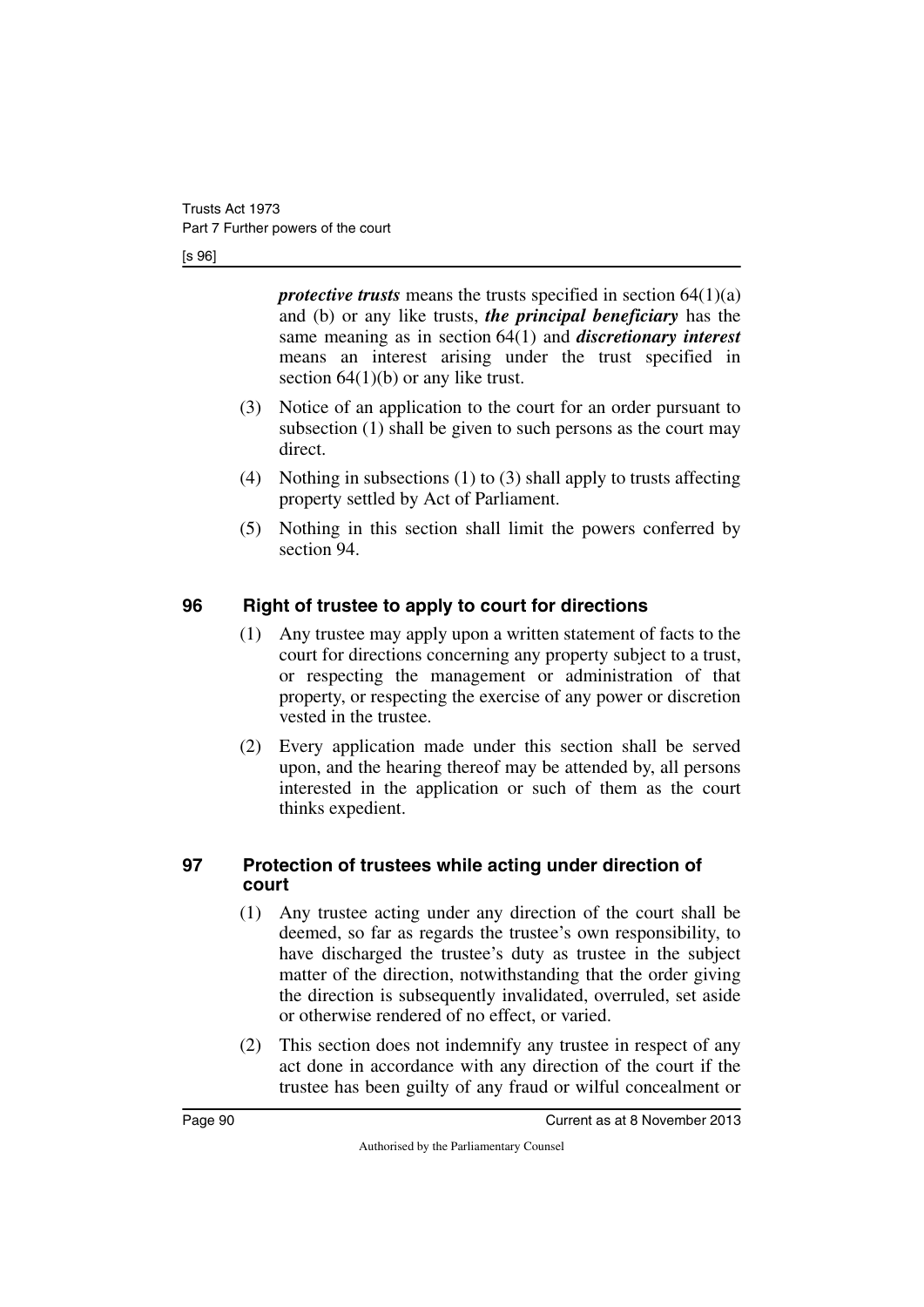***protective trusts*** means the trusts specified in section 64(1)(a) and (b) or any like trusts, ***the principal beneficiary*** has the same meaning as in section 64(1) and ***discretionary interest*** means an interest arising under the trust specified in section 64(1)(b) or any like trust.

(3) Notice of an application to the court for an order pursuant to subsection (1) shall be given to such persons as the court may direct.

(4) Nothing in subsections (1) to (3) shall apply to trusts affecting property settled by Act of Parliament.

(5) Nothing in this section shall limit the powers conferred by section 94.

## 96 Right of trustee to apply to court for directions

(1) Any trustee may apply upon a written statement of facts to the court for directions concerning any property subject to a trust, or respecting the management or administration of that property, or respecting the exercise of any power or discretion vested in the trustee.

(2) Every application made under this section shall be served upon, and the hearing thereof may be attended by, all persons interested in the application or such of them as the court thinks expedient.

## 97 Protection of trustees while acting under direction of court

(1) Any trustee acting under any direction of the court shall be deemed, so far as regards the trustee's own responsibility, to have discharged the trustee's duty as trustee in the subject matter of the direction, notwithstanding that the order giving the direction is subsequently invalidated, overruled, set aside or otherwise rendered of no effect, or varied.

(2) This section does not indemnify any trustee in respect of any act done in accordance with any direction of the court if the trustee has been guilty of any fraud or wilful concealment or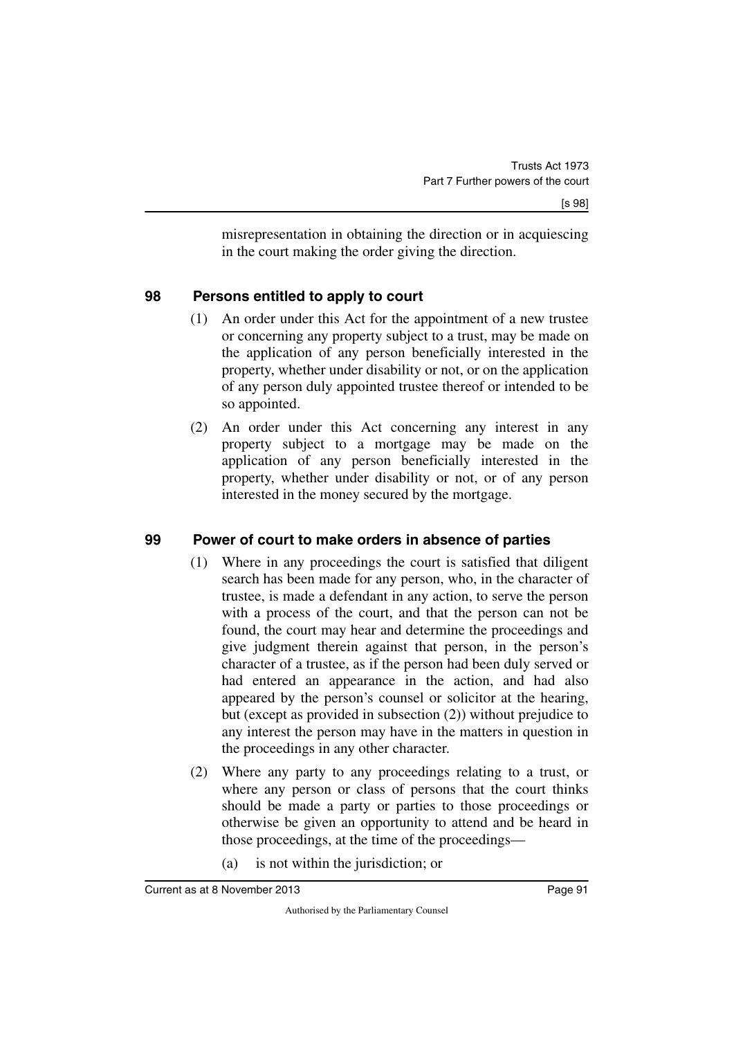misrepresentation in obtaining the direction or in acquiescing in the court making the order giving the direction.

### 98 Persons entitled to apply to court

(1) An order under this Act for the appointment of a new trustee or concerning any property subject to a trust, may be made on the application of any person beneficially interested in the property, whether under disability or not, or on the application of any person duly appointed trustee thereof or intended to be so appointed.

(2) An order under this Act concerning any interest in any property subject to a mortgage may be made on the application of any person beneficially interested in the property, whether under disability or not, or of any person interested in the money secured by the mortgage.

### 99 Power of court to make orders in absence of parties

(1) Where in any proceedings the court is satisfied that diligent search has been made for any person, who, in the character of trustee, is made a defendant in any action, to serve the person with a process of the court, and that the person can not be found, the court may hear and determine the proceedings and give judgment therein against that person, in the person's character of a trustee, as if the person had been duly served or had entered an appearance in the action, and had also appeared by the person's counsel or solicitor at the hearing, but (except as provided in subsection (2)) without prejudice to any interest the person may have in the matters in question in the proceedings in any other character.

(2) Where any party to any proceedings relating to a trust, or where any person or class of persons that the court thinks should be made a party or parties to those proceedings or otherwise be given an opportunity to attend and be heard in those proceedings, at the time of the proceedings—

(a) is not within the jurisdiction; or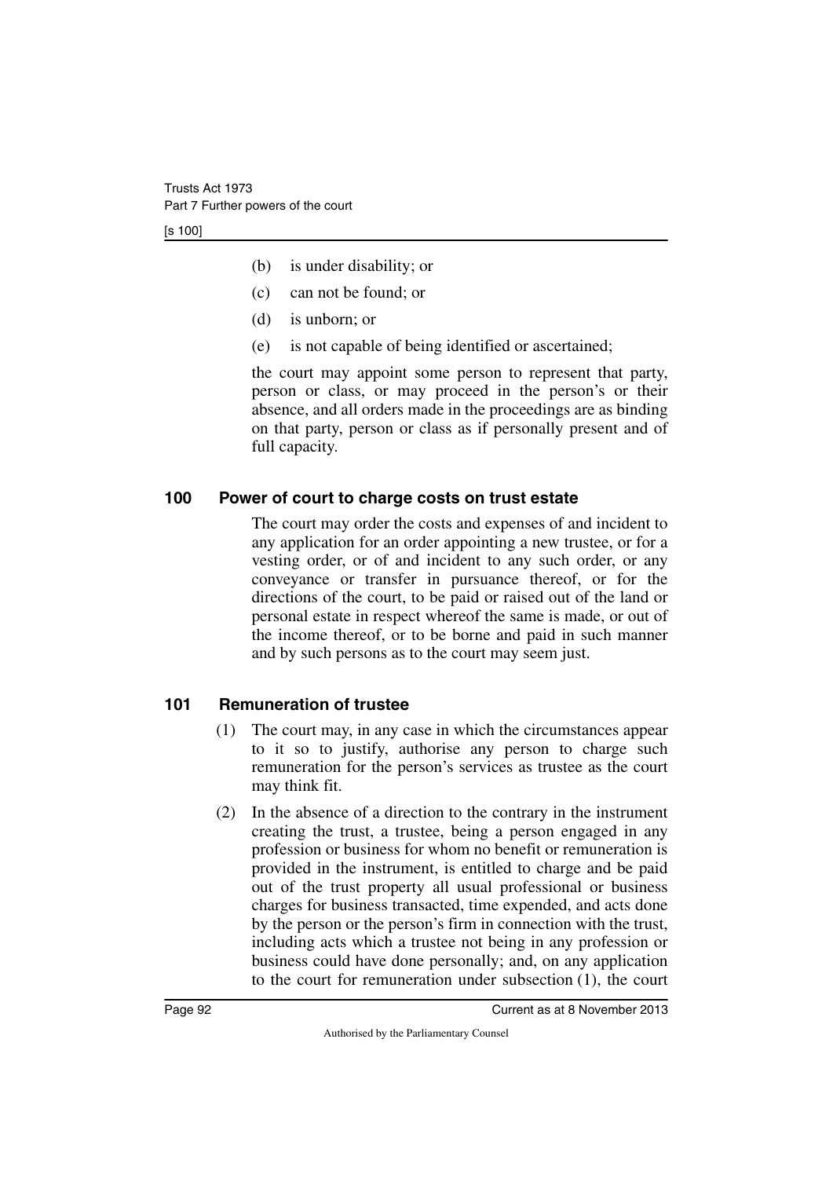(b) is under disability; or

(c) can not be found; or

(d) is unborn; or

(e) is not capable of being identified or ascertained;

the court may appoint some person to represent that party, person or class, or may proceed in the person's or their absence, and all orders made in the proceedings are as binding on that party, person or class as if personally present and of full capacity.

### 100 Power of court to charge costs on trust estate

The court may order the costs and expenses of and incident to any application for an order appointing a new trustee, or for a vesting order, or of and incident to any such order, or any conveyance or transfer in pursuance thereof, or for the directions of the court, to be paid or raised out of the land or personal estate in respect whereof the same is made, or out of the income thereof, or to be borne and paid in such manner and by such persons as to the court may seem just.

### 101 Remuneration of trustee

(1) The court may, in any case in which the circumstances appear to it so to justify, authorise any person to charge such remuneration for the person's services as trustee as the court may think fit.

(2) In the absence of a direction to the contrary in the instrument creating the trust, a trustee, being a person engaged in any profession or business for whom no benefit or remuneration is provided in the instrument, is entitled to charge and be paid out of the trust property all usual professional or business charges for business transacted, time expended, and acts done by the person or the person's firm in connection with the trust, including acts which a trustee not being in any profession or business could have done personally; and, on any application to the court for remuneration under subsection (1), the court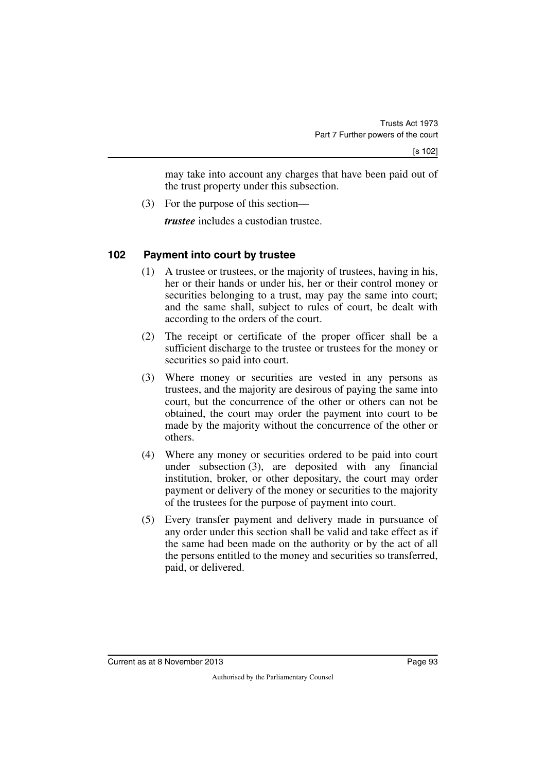may take into account any charges that have been paid out of the trust property under this subsection.

(3) For the purpose of this section—

***trustee*** includes a custodian trustee.

## 102 Payment into court by trustee

(1) A trustee or trustees, or the majority of trustees, having in his, her or their hands or under his, her or their control money or securities belonging to a trust, may pay the same into court; and the same shall, subject to rules of court, be dealt with according to the orders of the court.

(2) The receipt or certificate of the proper officer shall be a sufficient discharge to the trustee or trustees for the money or securities so paid into court.

(3) Where money or securities are vested in any persons as trustees, and the majority are desirous of paying the same into court, but the concurrence of the other or others can not be obtained, the court may order the payment into court to be made by the majority without the concurrence of the other or others.

(4) Where any money or securities ordered to be paid into court under subsection (3), are deposited with any financial institution, broker, or other depositary, the court may order payment or delivery of the money or securities to the majority of the trustees for the purpose of payment into court.

(5) Every transfer payment and delivery made in pursuance of any order under this section shall be valid and take effect as if the same had been made on the authority or by the act of all the persons entitled to the money and securities so transferred, paid, or delivered.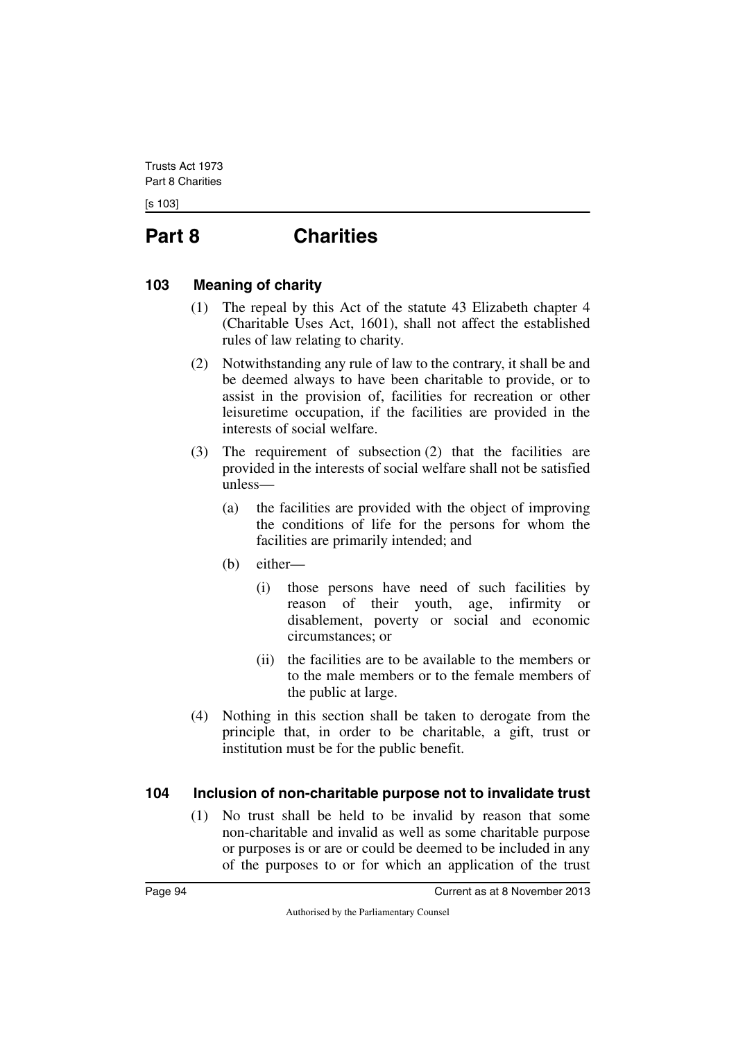# Part 8 Charities

## 103 Meaning of charity

(1) The repeal by this Act of the statute 43 Elizabeth chapter 4 (Charitable Uses Act, 1601), shall not affect the established rules of law relating to charity.

(2) Notwithstanding any rule of law to the contrary, it shall be and be deemed always to have been charitable to provide, or to assist in the provision of, facilities for recreation or other leisuretime occupation, if the facilities are provided in the interests of social welfare.

(3) The requirement of subsection (2) that the facilities are provided in the interests of social welfare shall not be satisfied unless—

- (a) the facilities are provided with the object of improving the conditions of life for the persons for whom the facilities are primarily intended; and
- (b) either—
  - (i) those persons have need of such facilities by reason of their youth, age, infirmity or disablement, poverty or social and economic circumstances; or
  - (ii) the facilities are to be available to the members or to the male members or to the female members of the public at large.

(4) Nothing in this section shall be taken to derogate from the principle that, in order to be charitable, a gift, trust or institution must be for the public benefit.

## 104 Inclusion of non-charitable purpose not to invalidate trust

(1) No trust shall be held to be invalid by reason that some non-charitable and invalid as well as some charitable purpose or purposes is or are or could be deemed to be included in any of the purposes to or for which an application of the trust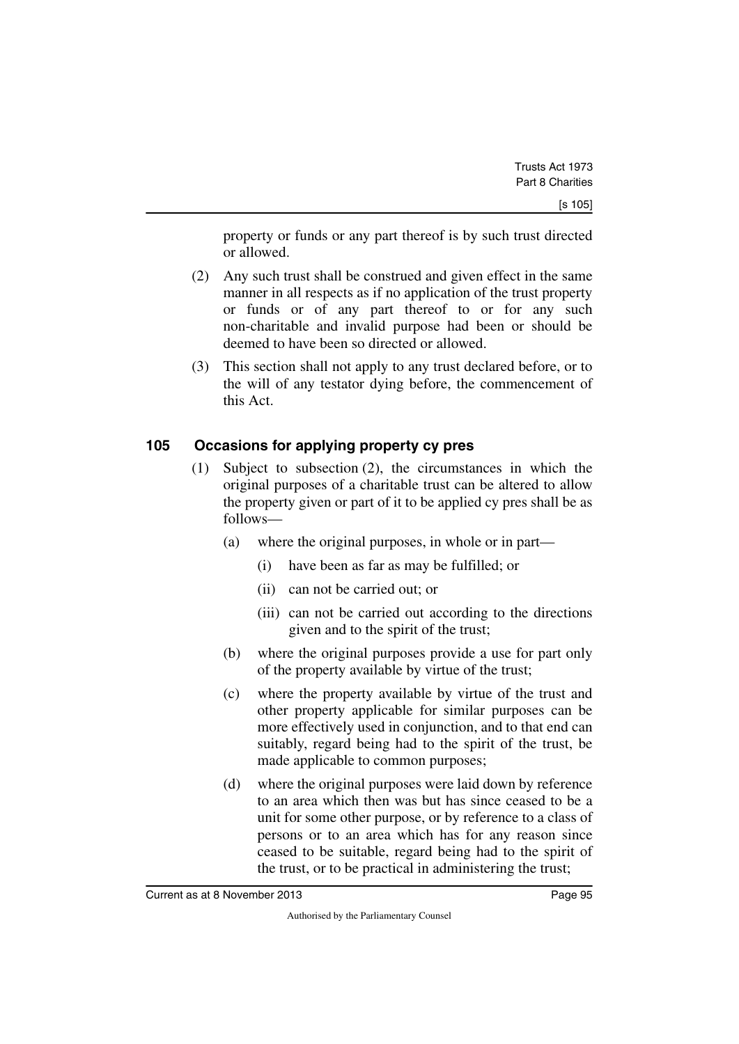property or funds or any part thereof is by such trust directed or allowed.

(2) Any such trust shall be construed and given effect in the same manner in all respects as if no application of the trust property or funds or of any part thereof to or for any such non-charitable and invalid purpose had been or should be deemed to have been so directed or allowed.

(3) This section shall not apply to any trust declared before, or to the will of any testator dying before, the commencement of this Act.

### 105 Occasions for applying property cy pres

(1) Subject to subsection (2), the circumstances in which the original purposes of a charitable trust can be altered to allow the property given or part of it to be applied cy pres shall be as follows—

(a) where the original purposes, in whole or in part—

(i) have been as far as may be fulfilled; or

(ii) can not be carried out; or

(iii) can not be carried out according to the directions given and to the spirit of the trust;

(b) where the original purposes provide a use for part only of the property available by virtue of the trust;

(c) where the property available by virtue of the trust and other property applicable for similar purposes can be more effectively used in conjunction, and to that end can suitably, regard being had to the spirit of the trust, be made applicable to common purposes;

(d) where the original purposes were laid down by reference to an area which then was but has since ceased to be a unit for some other purpose, or by reference to a class of persons or to an area which has for any reason since ceased to be suitable, regard being had to the spirit of the trust, or to be practical in administering the trust;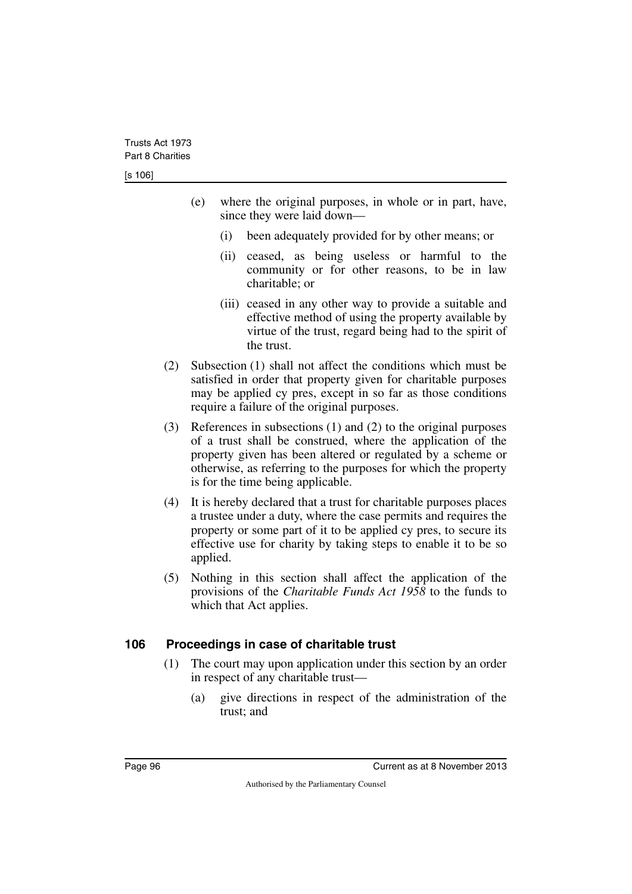(e) where the original purposes, in whole or in part, have, since they were laid down—

   (i) been adequately provided for by other means; or

   (ii) ceased, as being useless or harmful to the community or for other reasons, to be in law charitable; or

   (iii) ceased in any other way to provide a suitable and effective method of using the property available by virtue of the trust, regard being had to the spirit of the trust.

(2) Subsection (1) shall not affect the conditions which must be satisfied in order that property given for charitable purposes may be applied cy pres, except in so far as those conditions require a failure of the original purposes.

(3) References in subsections (1) and (2) to the original purposes of a trust shall be construed, where the application of the property given has been altered or regulated by a scheme or otherwise, as referring to the purposes for which the property is for the time being applicable.

(4) It is hereby declared that a trust for charitable purposes places a trustee under a duty, where the case permits and requires the property or some part of it to be applied cy pres, to secure its effective use for charity by taking steps to enable it to be so applied.

(5) Nothing in this section shall affect the application of the provisions of the *Charitable Funds Act 1958* to the funds to which that Act applies.

## 106 Proceedings in case of charitable trust

(1) The court may upon application under this section by an order in respect of any charitable trust—

   (a) give directions in respect of the administration of the trust; and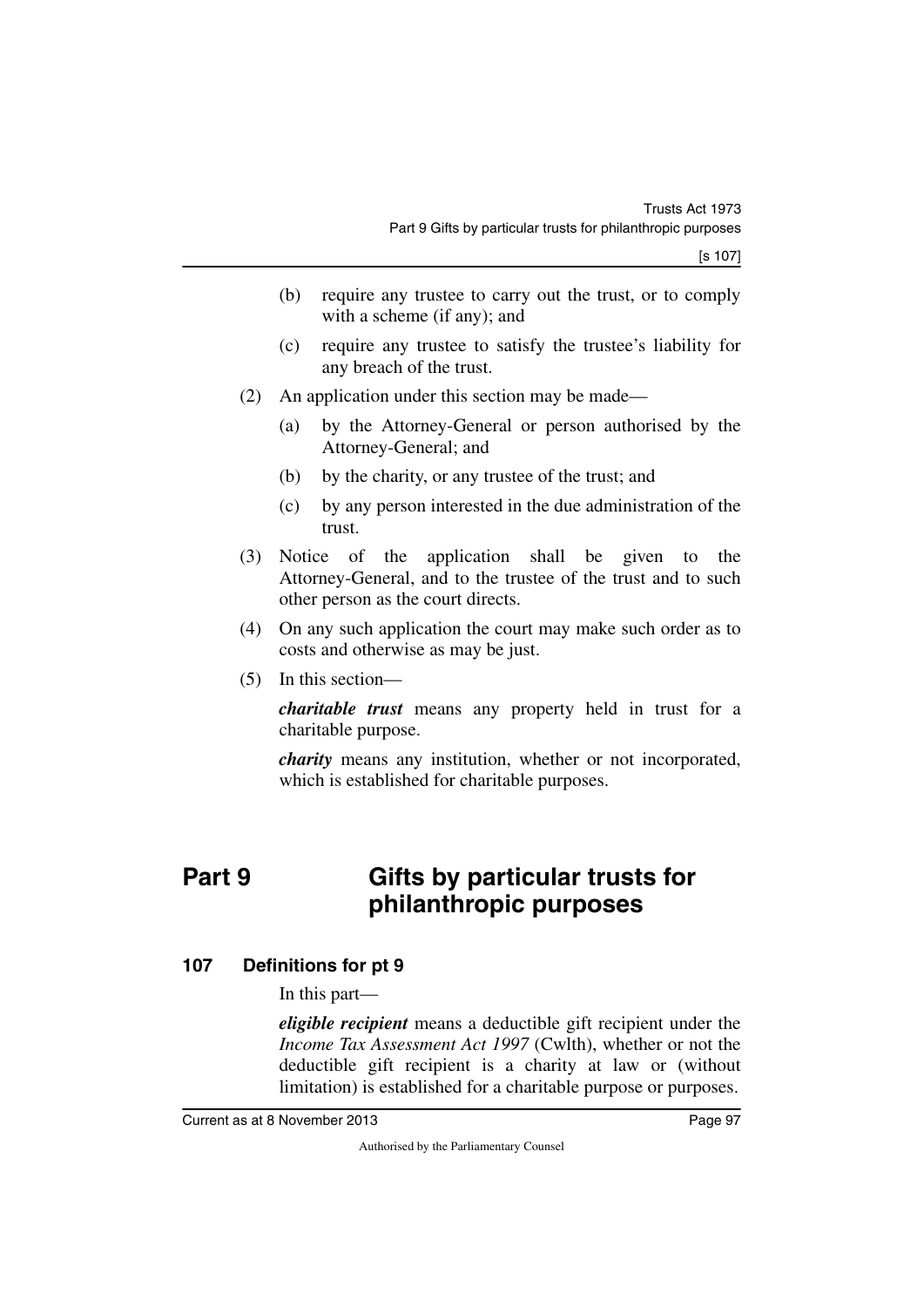(b) require any trustee to carry out the trust, or to comply with a scheme (if any); and

(c) require any trustee to satisfy the trustee's liability for any breach of the trust.

(2) An application under this section may be made—

(a) by the Attorney-General or person authorised by the Attorney-General; and

(b) by the charity, or any trustee of the trust; and

(c) by any person interested in the due administration of the trust.

(3) Notice of the application shall be given to the Attorney-General, and to the trustee of the trust and to such other person as the court directs.

(4) On any such application the court may make such order as to costs and otherwise as may be just.

(5) In this section—

***charitable trust*** means any property held in trust for a charitable purpose.

***charity*** means any institution, whether or not incorporated, which is established for charitable purposes.

# Part 9 Gifts by particular trusts for philanthropic purposes

## 107 Definitions for pt 9

In this part—

***eligible recipient*** means a deductible gift recipient under the *Income Tax Assessment Act 1997* (Cwlth), whether or not the deductible gift recipient is a charity at law or (without limitation) is established for a charitable purpose or purposes.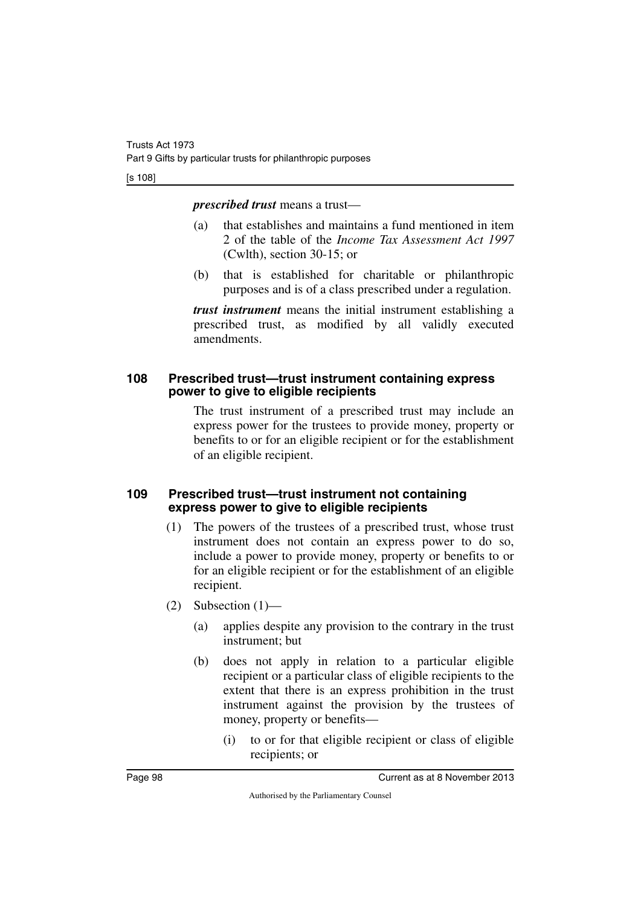***prescribed trust*** means a trust—

(a) that establishes and maintains a fund mentioned in item 2 of the table of the *Income Tax Assessment Act 1997* (Cwlth), section 30-15; or

(b) that is established for charitable or philanthropic purposes and is of a class prescribed under a regulation.

***trust instrument*** means the initial instrument establishing a prescribed trust, as modified by all validly executed amendments.

## 108 Prescribed trust—trust instrument containing express power to give to eligible recipients

The trust instrument of a prescribed trust may include an express power for the trustees to provide money, property or benefits to or for an eligible recipient or for the establishment of an eligible recipient.

## 109 Prescribed trust—trust instrument not containing express power to give to eligible recipients

(1) The powers of the trustees of a prescribed trust, whose trust instrument does not contain an express power to do so, include a power to provide money, property or benefits to or for an eligible recipient or for the establishment of an eligible recipient.

(2) Subsection (1)—

(a) applies despite any provision to the contrary in the trust instrument; but

(b) does not apply in relation to a particular eligible recipient or a particular class of eligible recipients to the extent that there is an express prohibition in the trust instrument against the provision by the trustees of money, property or benefits—

(i) to or for that eligible recipient or class of eligible recipients; or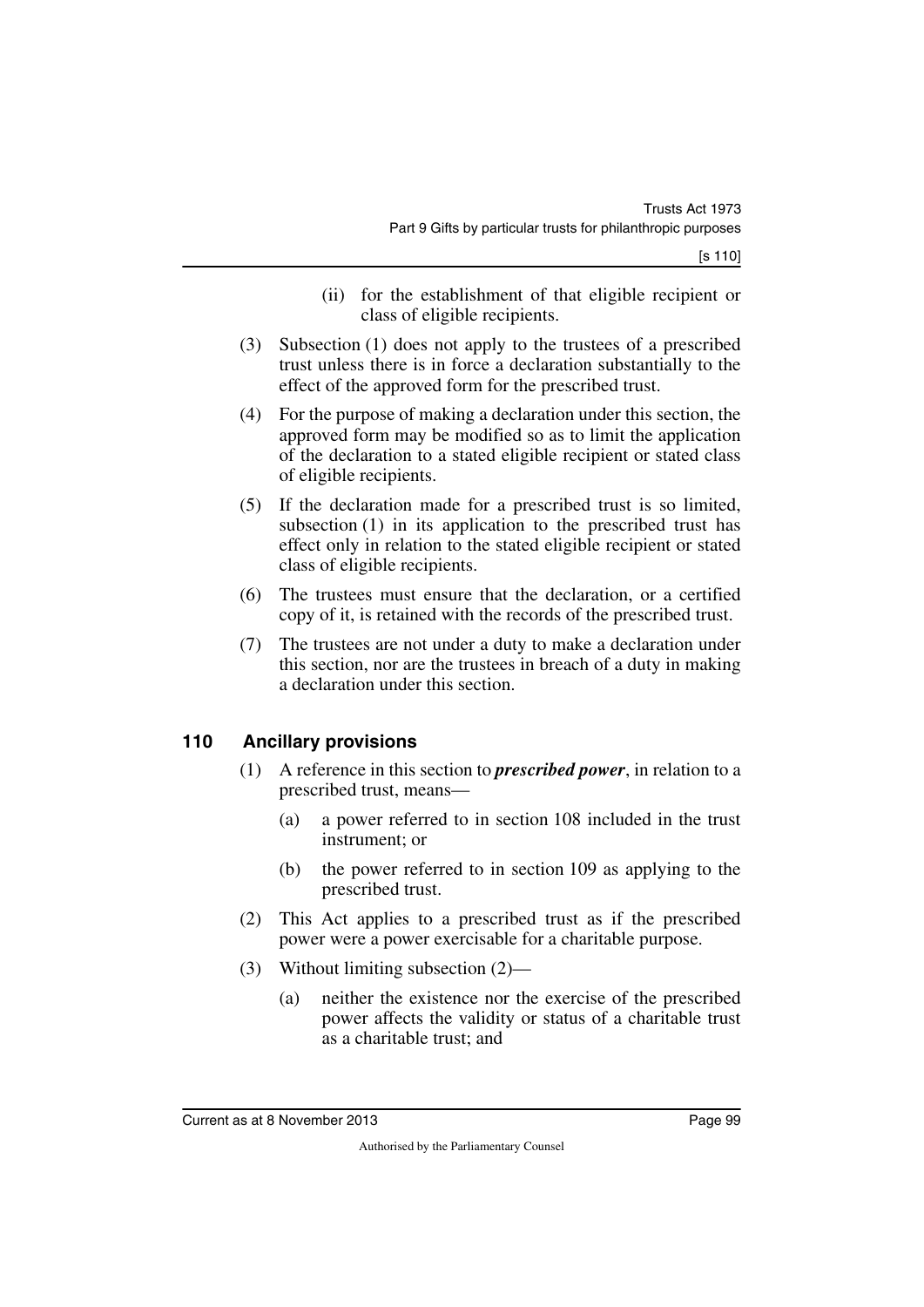(ii) for the establishment of that eligible recipient or class of eligible recipients.

(3) Subsection (1) does not apply to the trustees of a prescribed trust unless there is in force a declaration substantially to the effect of the approved form for the prescribed trust.

(4) For the purpose of making a declaration under this section, the approved form may be modified so as to limit the application of the declaration to a stated eligible recipient or stated class of eligible recipients.

(5) If the declaration made for a prescribed trust is so limited, subsection (1) in its application to the prescribed trust has effect only in relation to the stated eligible recipient or stated class of eligible recipients.

(6) The trustees must ensure that the declaration, or a certified copy of it, is retained with the records of the prescribed trust.

(7) The trustees are not under a duty to make a declaration under this section, nor are the trustees in breach of a duty in making a declaration under this section.

## 110 Ancillary provisions

(1) A reference in this section to ***prescribed power***, in relation to a prescribed trust, means—

(a) a power referred to in section 108 included in the trust instrument; or

(b) the power referred to in section 109 as applying to the prescribed trust.

(2) This Act applies to a prescribed trust as if the prescribed power were a power exercisable for a charitable purpose.

(3) Without limiting subsection (2)—

(a) neither the existence nor the exercise of the prescribed power affects the validity or status of a charitable trust as a charitable trust; and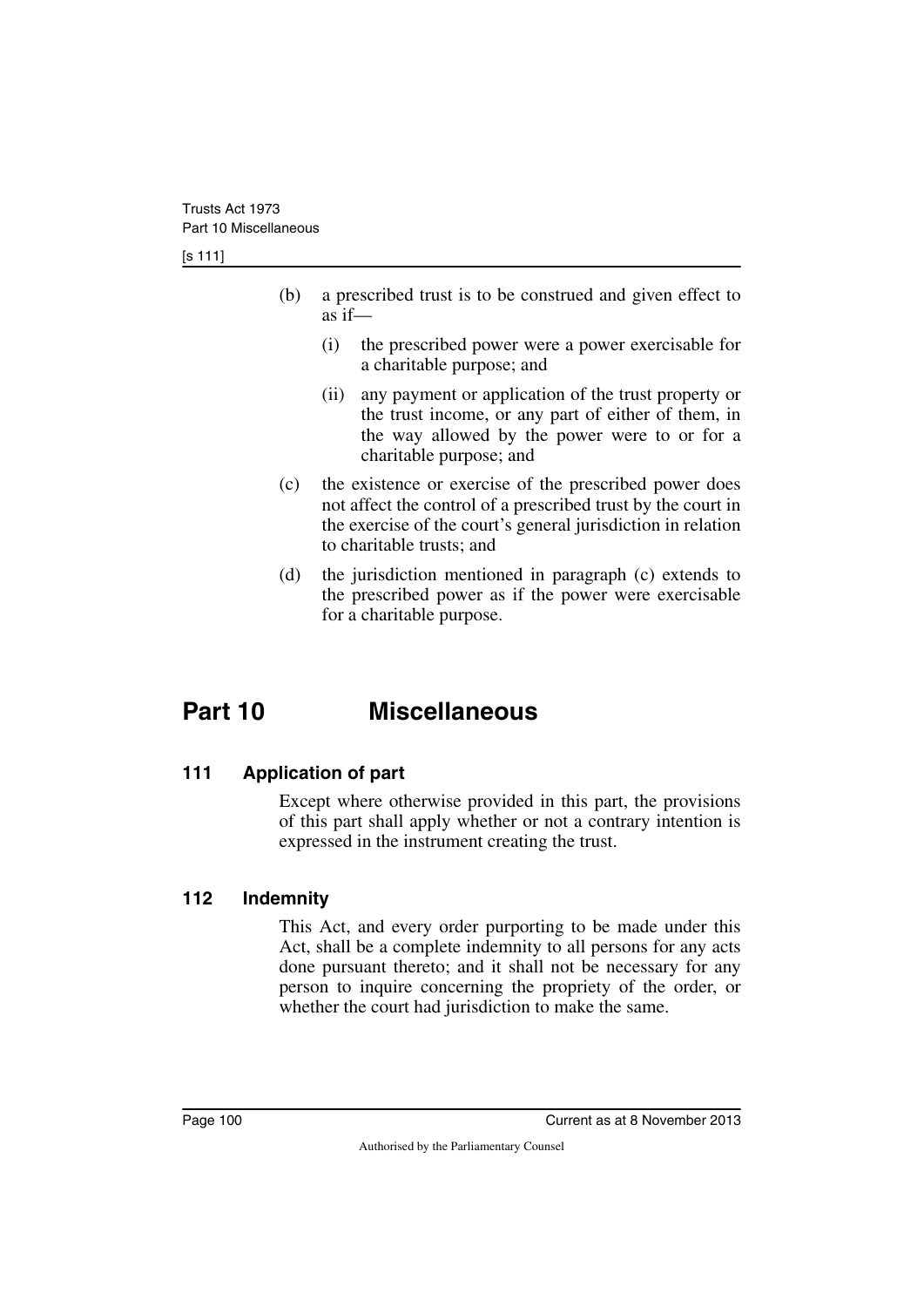(b) a prescribed trust is to be construed and given effect to as if—

  (i) the prescribed power were a power exercisable for a charitable purpose; and

  (ii) any payment or application of the trust property or the trust income, or any part of either of them, in the way allowed by the power were to or for a charitable purpose; and

(c) the existence or exercise of the prescribed power does not affect the control of a prescribed trust by the court in the exercise of the court's general jurisdiction in relation to charitable trusts; and

(d) the jurisdiction mentioned in paragraph (c) extends to the prescribed power as if the power were exercisable for a charitable purpose.

# Part 10 Miscellaneous

### 111 Application of part

Except where otherwise provided in this part, the provisions of this part shall apply whether or not a contrary intention is expressed in the instrument creating the trust.

### 112 Indemnity

This Act, and every order purporting to be made under this Act, shall be a complete indemnity to all persons for any acts done pursuant thereto; and it shall not be necessary for any person to inquire concerning the propriety of the order, or whether the court had jurisdiction to make the same.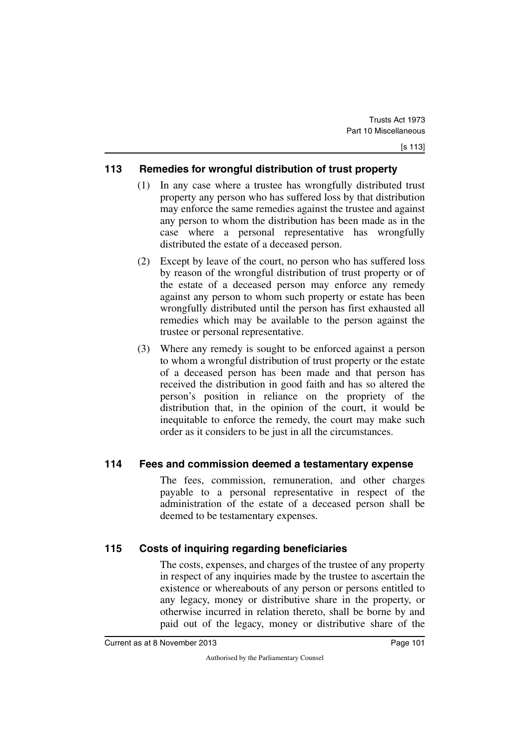## 113 Remedies for wrongful distribution of trust property

(1) In any case where a trustee has wrongfully distributed trust property any person who has suffered loss by that distribution may enforce the same remedies against the trustee and against any person to whom the distribution has been made as in the case where a personal representative has wrongfully distributed the estate of a deceased person.

(2) Except by leave of the court, no person who has suffered loss by reason of the wrongful distribution of trust property or of the estate of a deceased person may enforce any remedy against any person to whom such property or estate has been wrongfully distributed until the person has first exhausted all remedies which may be available to the person against the trustee or personal representative.

(3) Where any remedy is sought to be enforced against a person to whom a wrongful distribution of trust property or the estate of a deceased person has been made and that person has received the distribution in good faith and has so altered the person's position in reliance on the propriety of the distribution that, in the opinion of the court, it would be inequitable to enforce the remedy, the court may make such order as it considers to be just in all the circumstances.

## 114 Fees and commission deemed a testamentary expense

The fees, commission, remuneration, and other charges payable to a personal representative in respect of the administration of the estate of a deceased person shall be deemed to be testamentary expenses.

## 115 Costs of inquiring regarding beneficiaries

The costs, expenses, and charges of the trustee of any property in respect of any inquiries made by the trustee to ascertain the existence or whereabouts of any person or persons entitled to any legacy, money or distributive share in the property, or otherwise incurred in relation thereto, shall be borne by and paid out of the legacy, money or distributive share of the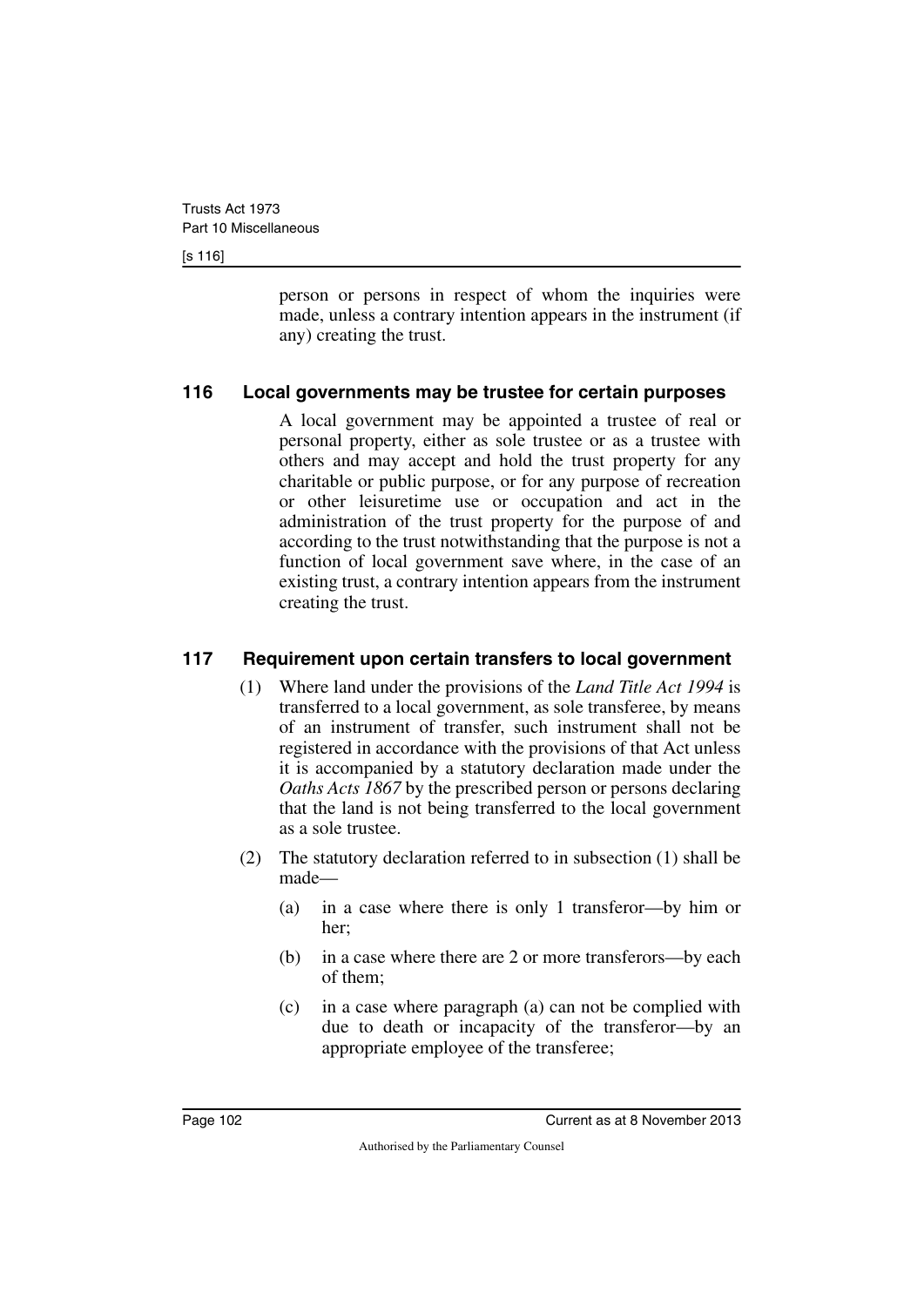person or persons in respect of whom the inquiries were made, unless a contrary intention appears in the instrument (if any) creating the trust.

## 116 Local governments may be trustee for certain purposes

A local government may be appointed a trustee of real or personal property, either as sole trustee or as a trustee with others and may accept and hold the trust property for any charitable or public purpose, or for any purpose of recreation or other leisuretime use or occupation and act in the administration of the trust property for the purpose of and according to the trust notwithstanding that the purpose is not a function of local government save where, in the case of an existing trust, a contrary intention appears from the instrument creating the trust.

## 117 Requirement upon certain transfers to local government

(1) Where land under the provisions of the *Land Title Act 1994* is transferred to a local government, as sole transferee, by means of an instrument of transfer, such instrument shall not be registered in accordance with the provisions of that Act unless it is accompanied by a statutory declaration made under the *Oaths Acts 1867* by the prescribed person or persons declaring that the land is not being transferred to the local government as a sole trustee.

(2) The statutory declaration referred to in subsection (1) shall be made—

(a) in a case where there is only 1 transferor—by him or her;

(b) in a case where there are 2 or more transferors—by each of them;

(c) in a case where paragraph (a) can not be complied with due to death or incapacity of the transferor—by an appropriate employee of the transferee;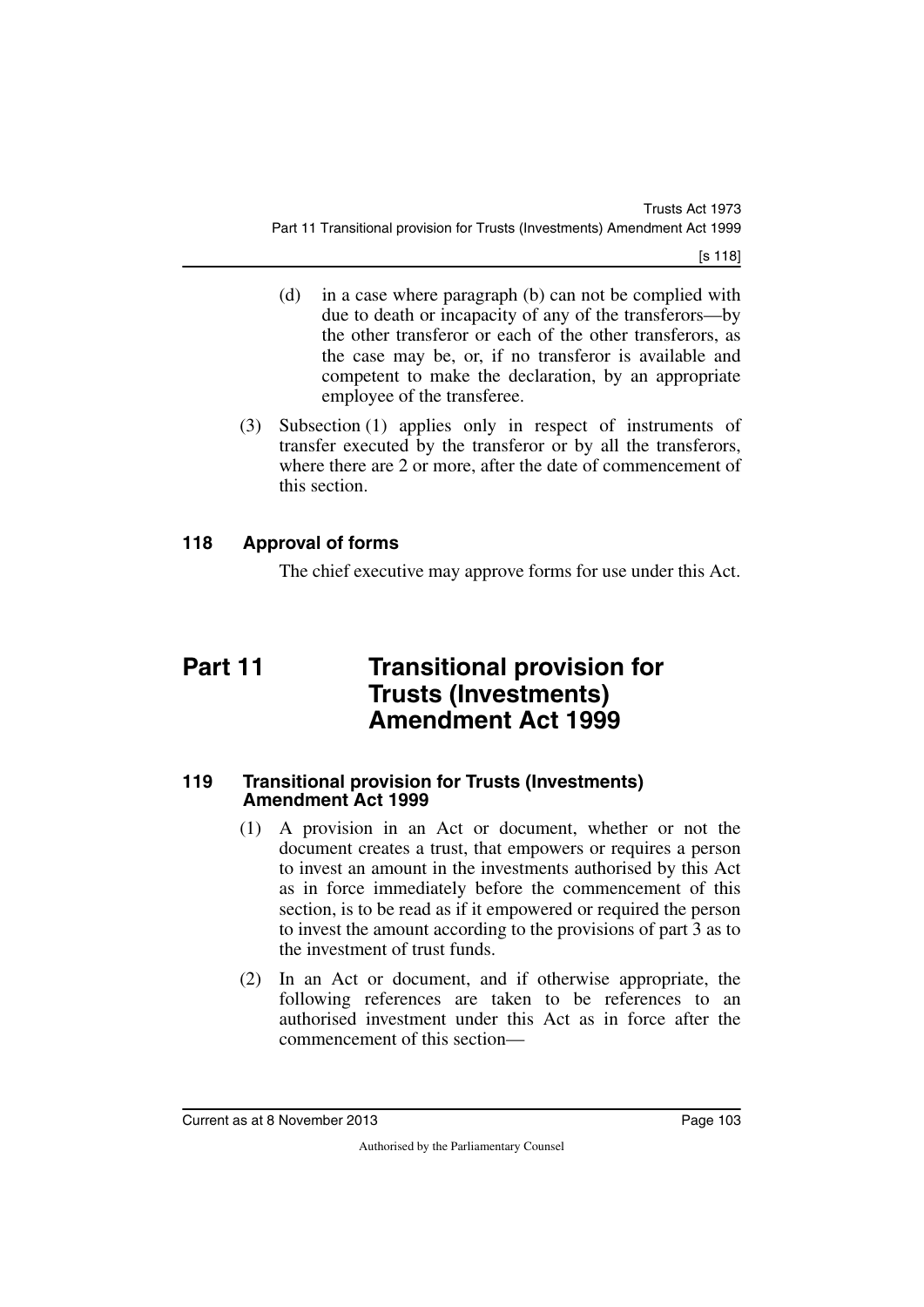(d) in a case where paragraph (b) can not be complied with due to death or incapacity of any of the transferors—by the other transferor or each of the other transferors, as the case may be, or, if no transferor is available and competent to make the declaration, by an appropriate employee of the transferee.

(3) Subsection (1) applies only in respect of instruments of transfer executed by the transferor or by all the transferors, where there are 2 or more, after the date of commencement of this section.

### 118 Approval of forms

The chief executive may approve forms for use under this Act.

## Part 11 Transitional provision for Trusts (Investments) Amendment Act 1999

### 119 Transitional provision for Trusts (Investments) Amendment Act 1999

(1) A provision in an Act or document, whether or not the document creates a trust, that empowers or requires a person to invest an amount in the investments authorised by this Act as in force immediately before the commencement of this section, is to be read as if it empowered or required the person to invest the amount according to the provisions of part 3 as to the investment of trust funds.

(2) In an Act or document, and if otherwise appropriate, the following references are taken to be references to an authorised investment under this Act as in force after the commencement of this section—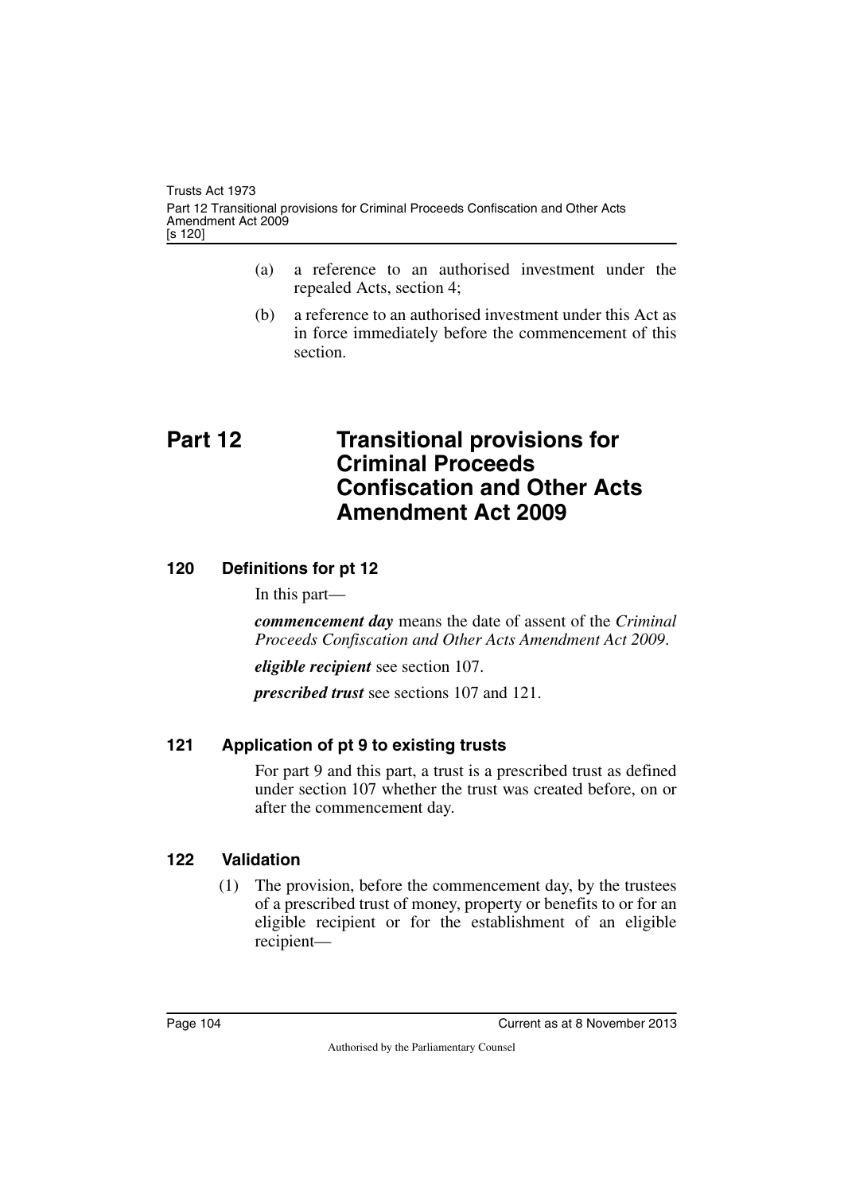(a) a reference to an authorised investment under the repealed Acts, section 4;

(b) a reference to an authorised investment under this Act as in force immediately before the commencement of this section.

# Part 12 Transitional provisions for Criminal Proceeds Confiscation and Other Acts Amendment Act 2009

## 120 Definitions for pt 12

In this part—

***commencement day*** means the date of assent of the *Criminal Proceeds Confiscation and Other Acts Amendment Act 2009*.

***eligible recipient*** see section 107.

***prescribed trust*** see sections 107 and 121.

## 121 Application of pt 9 to existing trusts

For part 9 and this part, a trust is a prescribed trust as defined under section 107 whether the trust was created before, on or after the commencement day.

## 122 Validation

(1) The provision, before the commencement day, by the trustees of a prescribed trust of money, property or benefits to or for an eligible recipient or for the establishment of an eligible recipient—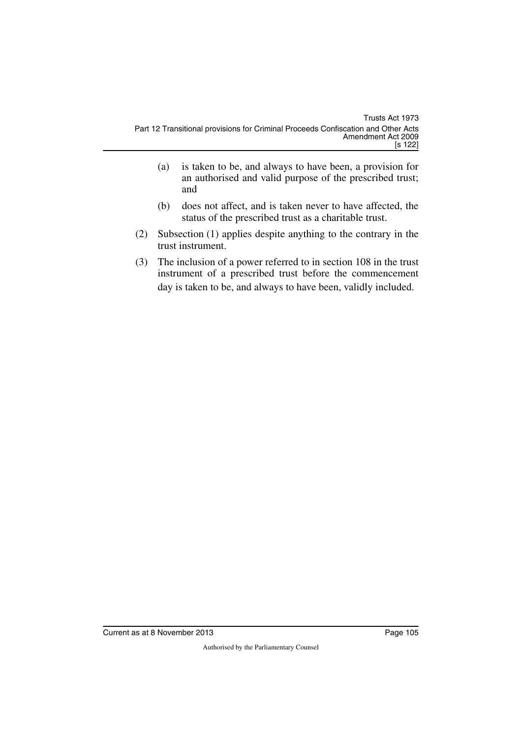(a) is taken to be, and always to have been, a provision for an authorised and valid purpose of the prescribed trust; and

(b) does not affect, and is taken never to have affected, the status of the prescribed trust as a charitable trust.

(2) Subsection (1) applies despite anything to the contrary in the trust instrument.

(3) The inclusion of a power referred to in section 108 in the trust instrument of a prescribed trust before the commencement day is taken to be, and always to have been, validly included.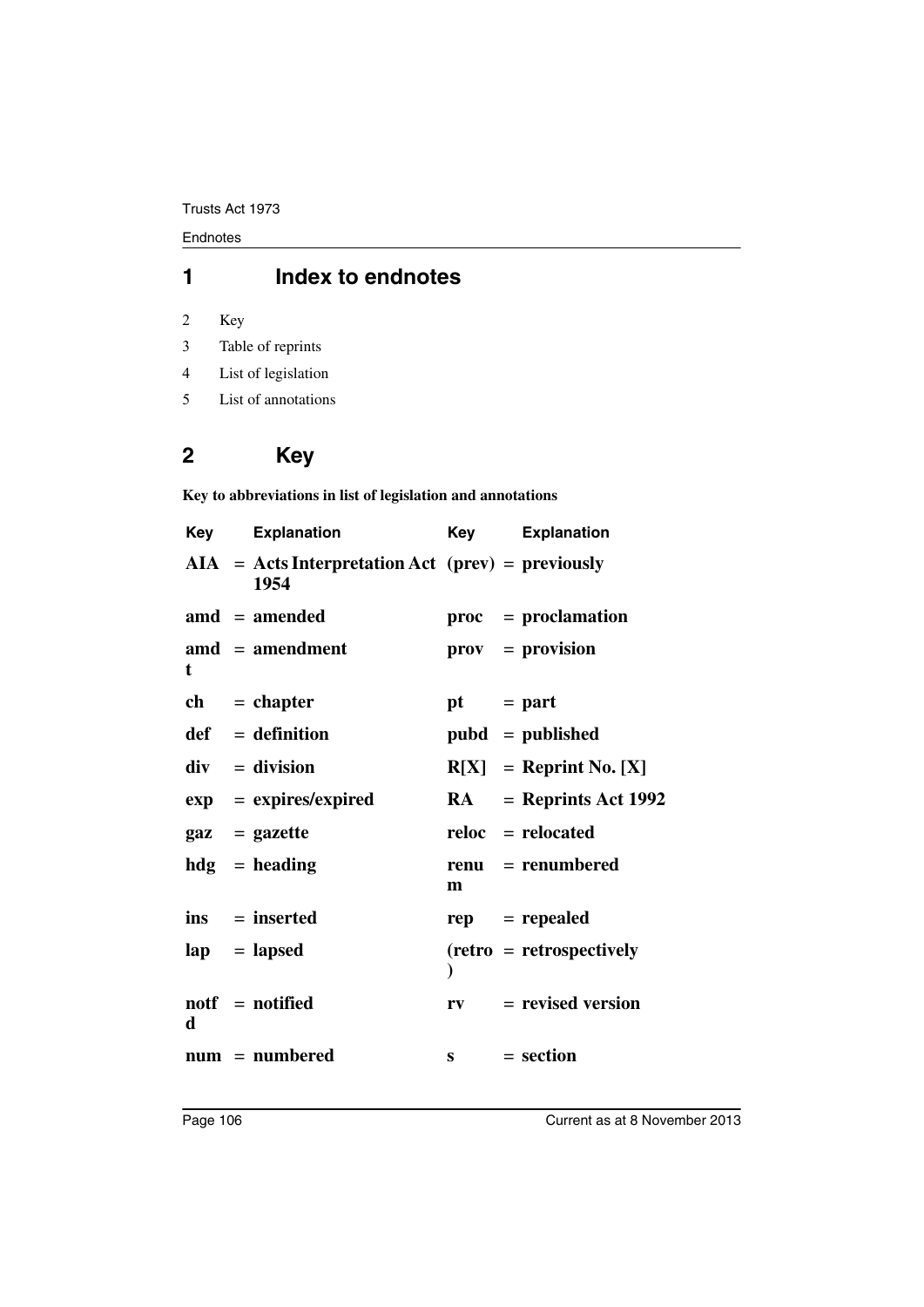## 1 Index to endnotes

2 Key

3 Table of reprints

4 List of legislation

5 List of annotations

## 2 Key

**Key to abbreviations in list of legislation and annotations**

| Key | | Explanation | Key | | Explanation |
|---|---|---|---|---|---|
| **AIA** | = | **Acts Interpretation Act 1954** | **(prev)** | = | **previously** |
| **amd** | = | **amended** | **proc** | = | **proclamation** |
| **amdt** | = | **amendment** | **prov** | = | **provision** |
| **ch** | = | **chapter** | **pt** | = | **part** |
| **def** | = | **definition** | **pubd** | = | **published** |
| **div** | = | **division** | **R[X]** | = | **Reprint No. [X]** |
| **exp** | = | **expires/expired** | **RA** | = | **Reprints Act 1992** |
| **gaz** | = | **gazette** | **reloc** | = | **relocated** |
| **hdg** | = | **heading** | **renum** | = | **renumbered** |
| **ins** | = | **inserted** | **rep** | = | **repealed** |
| **lap** | = | **lapsed** | **(retro)** | = | **retrospectively** |
| **notfd** | = | **notified** | **rv** | = | **revised version** |
| **num** | = | **numbered** | **s** | = | **section** |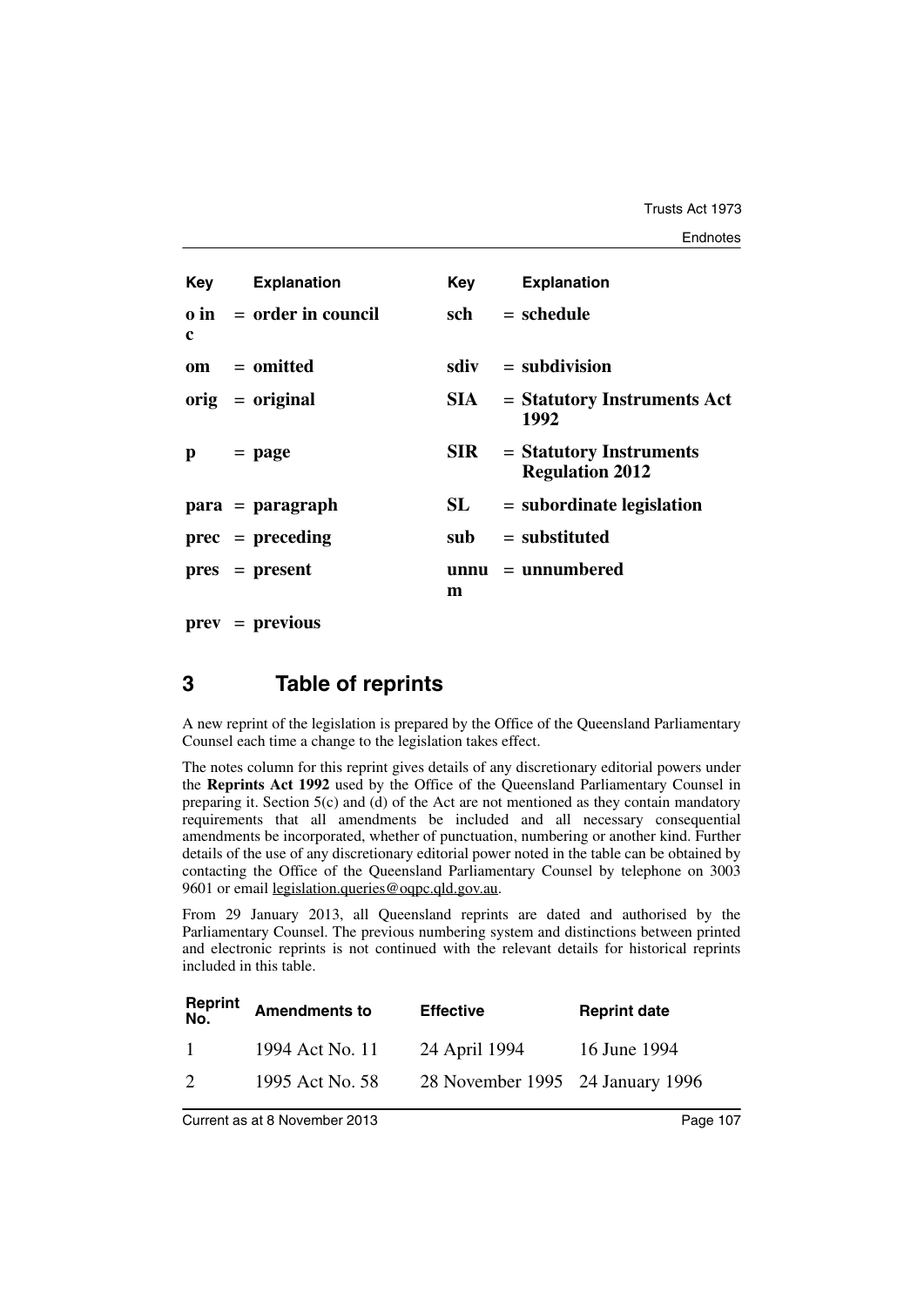| Key | Explanation | Key | Explanation |
|---|---|---|---|
| **o in c** | **= order in council** | **sch** | **= schedule** |
| **om** | **= omitted** | **sdiv** | **= subdivision** |
| **orig** | **= original** | **SIA** | **= Statutory Instruments Act 1992** |
| **p** | **= page** | **SIR** | **= Statutory Instruments Regulation 2012** |
| **para** | **= paragraph** | **SL** | **= subordinate legislation** |
| **prec** | **= preceding** | **sub** | **= substituted** |
| **pres** | **= present** | **unnum** | **= unnumbered** |
| **prev** | **= previous** | | |

## 3 Table of reprints

A new reprint of the legislation is prepared by the Office of the Queensland Parliamentary Counsel each time a change to the legislation takes effect.

The notes column for this reprint gives details of any discretionary editorial powers under the **Reprints Act 1992** used by the Office of the Queensland Parliamentary Counsel in preparing it. Section 5(c) and (d) of the Act are not mentioned as they contain mandatory requirements that all amendments be included and all necessary consequential amendments be incorporated, whether of punctuation, numbering or another kind. Further details of the use of any discretionary editorial power noted in the table can be obtained by contacting the Office of the Queensland Parliamentary Counsel by telephone on 3003 9601 or email legislation.queries@oqpc.qld.gov.au.

From 29 January 2013, all Queensland reprints are dated and authorised by the Parliamentary Counsel. The previous numbering system and distinctions between printed and electronic reprints is not continued with the relevant details for historical reprints included in this table.

| Reprint No. | Amendments to | Effective | Reprint date |
|---|---|---|---|
| 1 | 1994 Act No. 11 | 24 April 1994 | 16 June 1994 |
| 2 | 1995 Act No. 58 | 28 November 1995 | 24 January 1996 |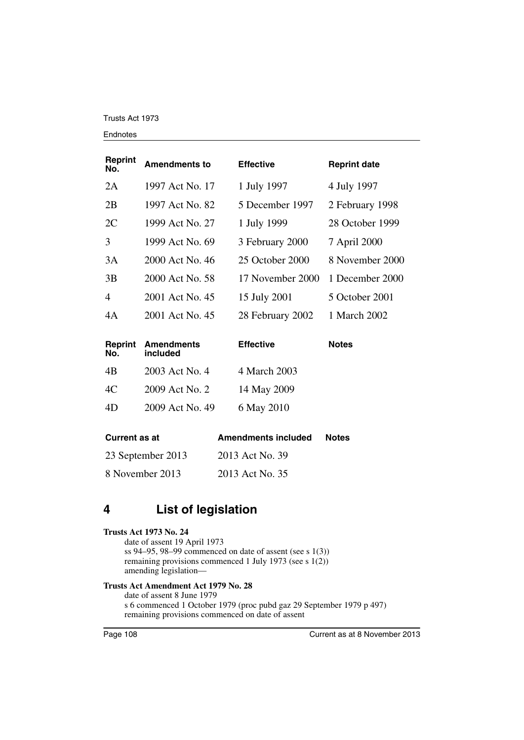| Reprint No. | Amendments to | Effective | Reprint date |
|---|---|---|---|
| 2A | 1997 Act No. 17 | 1 July 1997 | 4 July 1997 |
| 2B | 1997 Act No. 82 | 5 December 1997 | 2 February 1998 |
| 2C | 1999 Act No. 27 | 1 July 1999 | 28 October 1999 |
| 3 | 1999 Act No. 69 | 3 February 2000 | 7 April 2000 |
| 3A | 2000 Act No. 46 | 25 October 2000 | 8 November 2000 |
| 3B | 2000 Act No. 58 | 17 November 2000 | 1 December 2000 |
| 4 | 2001 Act No. 45 | 15 July 2001 | 5 October 2001 |
| 4A | 2001 Act No. 45 | 28 February 2002 | 1 March 2002 |

| Reprint No. | Amendments included | Effective | Notes |
|---|---|---|---|
| 4B | 2003 Act No. 4 | 4 March 2003 | |
| 4C | 2009 Act No. 2 | 14 May 2009 | |
| 4D | 2009 Act No. 49 | 6 May 2010 | |

| Current as at | Amendments included | Notes |
|---|---|---|
| 23 September 2013 | 2013 Act No. 39 | |
| 8 November 2013 | 2013 Act No. 35 | |

## 4 List of legislation

**Trusts Act 1973 No. 24**

date of assent 19 April 1973
ss 94–95, 98–99 commenced on date of assent (see s 1(3))
remaining provisions commenced 1 July 1973 (see s 1(2))
amending legislation—

**Trusts Act Amendment Act 1979 No. 28**

date of assent 8 June 1979
s 6 commenced 1 October 1979 (proc pubd gaz 29 September 1979 p 497)
remaining provisions commenced on date of assent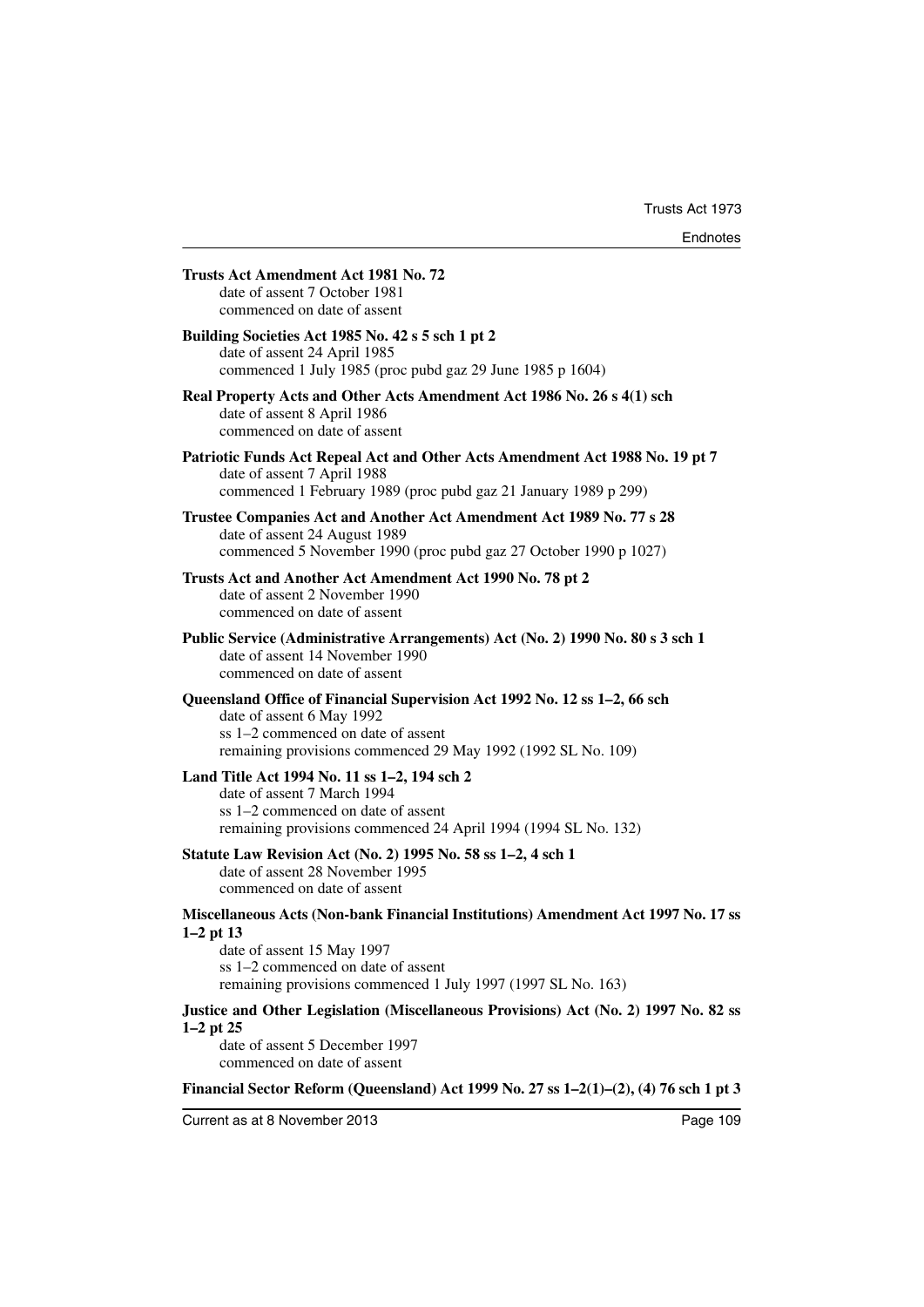**Trusts Act Amendment Act 1981 No. 72**
date of assent 7 October 1981
commenced on date of assent

**Building Societies Act 1985 No. 42 s 5 sch 1 pt 2**
date of assent 24 April 1985
commenced 1 July 1985 (proc pubd gaz 29 June 1985 p 1604)

**Real Property Acts and Other Acts Amendment Act 1986 No. 26 s 4(1) sch**
date of assent 8 April 1986
commenced on date of assent

**Patriotic Funds Act Repeal Act and Other Acts Amendment Act 1988 No. 19 pt 7**
date of assent 7 April 1988
commenced 1 February 1989 (proc pubd gaz 21 January 1989 p 299)

**Trustee Companies Act and Another Act Amendment Act 1989 No. 77 s 28**
date of assent 24 August 1989
commenced 5 November 1990 (proc pubd gaz 27 October 1990 p 1027)

**Trusts Act and Another Act Amendment Act 1990 No. 78 pt 2**
date of assent 2 November 1990
commenced on date of assent

**Public Service (Administrative Arrangements) Act (No. 2) 1990 No. 80 s 3 sch 1**
date of assent 14 November 1990
commenced on date of assent

**Queensland Office of Financial Supervision Act 1992 No. 12 ss 1–2, 66 sch**
date of assent 6 May 1992
ss 1–2 commenced on date of assent
remaining provisions commenced 29 May 1992 (1992 SL No. 109)

**Land Title Act 1994 No. 11 ss 1–2, 194 sch 2**
date of assent 7 March 1994
ss 1–2 commenced on date of assent
remaining provisions commenced 24 April 1994 (1994 SL No. 132)

**Statute Law Revision Act (No. 2) 1995 No. 58 ss 1–2, 4 sch 1**
date of assent 28 November 1995
commenced on date of assent

**Miscellaneous Acts (Non-bank Financial Institutions) Amendment Act 1997 No. 17 ss 1–2 pt 13**
date of assent 15 May 1997
ss 1–2 commenced on date of assent
remaining provisions commenced 1 July 1997 (1997 SL No. 163)

**Justice and Other Legislation (Miscellaneous Provisions) Act (No. 2) 1997 No. 82 ss 1–2 pt 25**
date of assent 5 December 1997
commenced on date of assent

**Financial Sector Reform (Queensland) Act 1999 No. 27 ss 1–2(1)–(2), (4) 76 sch 1 pt 3**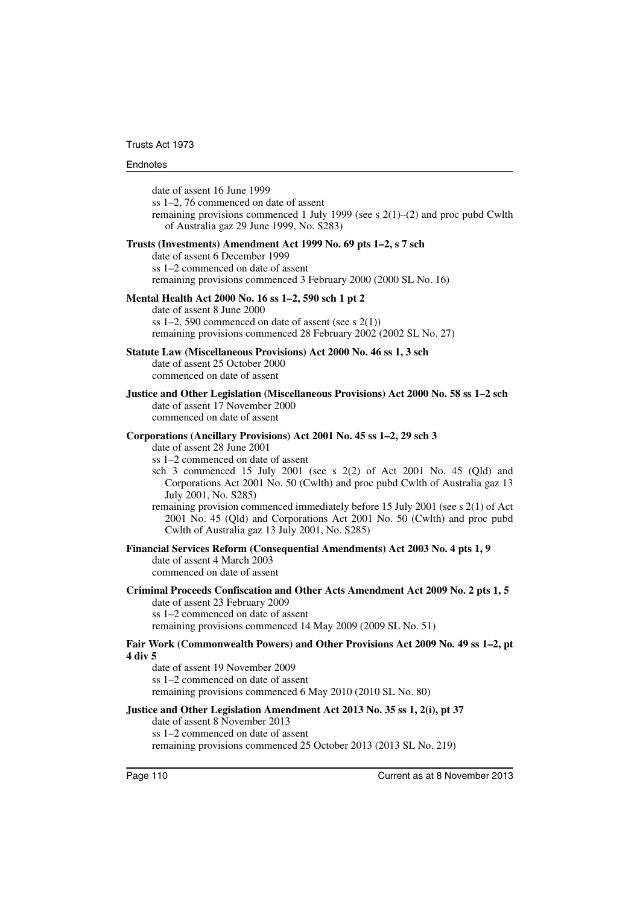date of assent 16 June 1999
ss 1–2, 76 commenced on date of assent
remaining provisions commenced 1 July 1999 (see s 2(1)–(2) and proc pubd Cwlth of Australia gaz 29 June 1999, No. S283)

**Trusts (Investments) Amendment Act 1999 No. 69 pts 1–2, s 7 sch**
date of assent 6 December 1999
ss 1–2 commenced on date of assent
remaining provisions commenced 3 February 2000 (2000 SL No. 16)

**Mental Health Act 2000 No. 16 ss 1–2, 590 sch 1 pt 2**
date of assent 8 June 2000
ss 1–2, 590 commenced on date of assent (see s 2(1))
remaining provisions commenced 28 February 2002 (2002 SL No. 27)

**Statute Law (Miscellaneous Provisions) Act 2000 No. 46 ss 1, 3 sch**
date of assent 25 October 2000
commenced on date of assent

**Justice and Other Legislation (Miscellaneous Provisions) Act 2000 No. 58 ss 1–2 sch**
date of assent 17 November 2000
commenced on date of assent

**Corporations (Ancillary Provisions) Act 2001 No. 45 ss 1–2, 29 sch 3**
date of assent 28 June 2001
ss 1–2 commenced on date of assent
sch 3 commenced 15 July 2001 (see s 2(2) of Act 2001 No. 45 (Qld) and Corporations Act 2001 No. 50 (Cwlth) and proc pubd Cwlth of Australia gaz 13 July 2001, No. S285)
remaining provision commenced immediately before 15 July 2001 (see s 2(1) of Act 2001 No. 45 (Qld) and Corporations Act 2001 No. 50 (Cwlth) and proc pubd Cwlth of Australia gaz 13 July 2001, No. S285)

**Financial Services Reform (Consequential Amendments) Act 2003 No. 4 pts 1, 9**
date of assent 4 March 2003
commenced on date of assent

**Criminal Proceeds Confiscation and Other Acts Amendment Act 2009 No. 2 pts 1, 5**
date of assent 23 February 2009
ss 1–2 commenced on date of assent
remaining provisions commenced 14 May 2009 (2009 SL No. 51)

**Fair Work (Commonwealth Powers) and Other Provisions Act 2009 No. 49 ss 1–2, pt 4 div 5**
date of assent 19 November 2009
ss 1–2 commenced on date of assent
remaining provisions commenced 6 May 2010 (2010 SL No. 80)

**Justice and Other Legislation Amendment Act 2013 No. 35 ss 1, 2(i), pt 37**
date of assent 8 November 2013
ss 1–2 commenced on date of assent
remaining provisions commenced 25 October 2013 (2013 SL No. 219)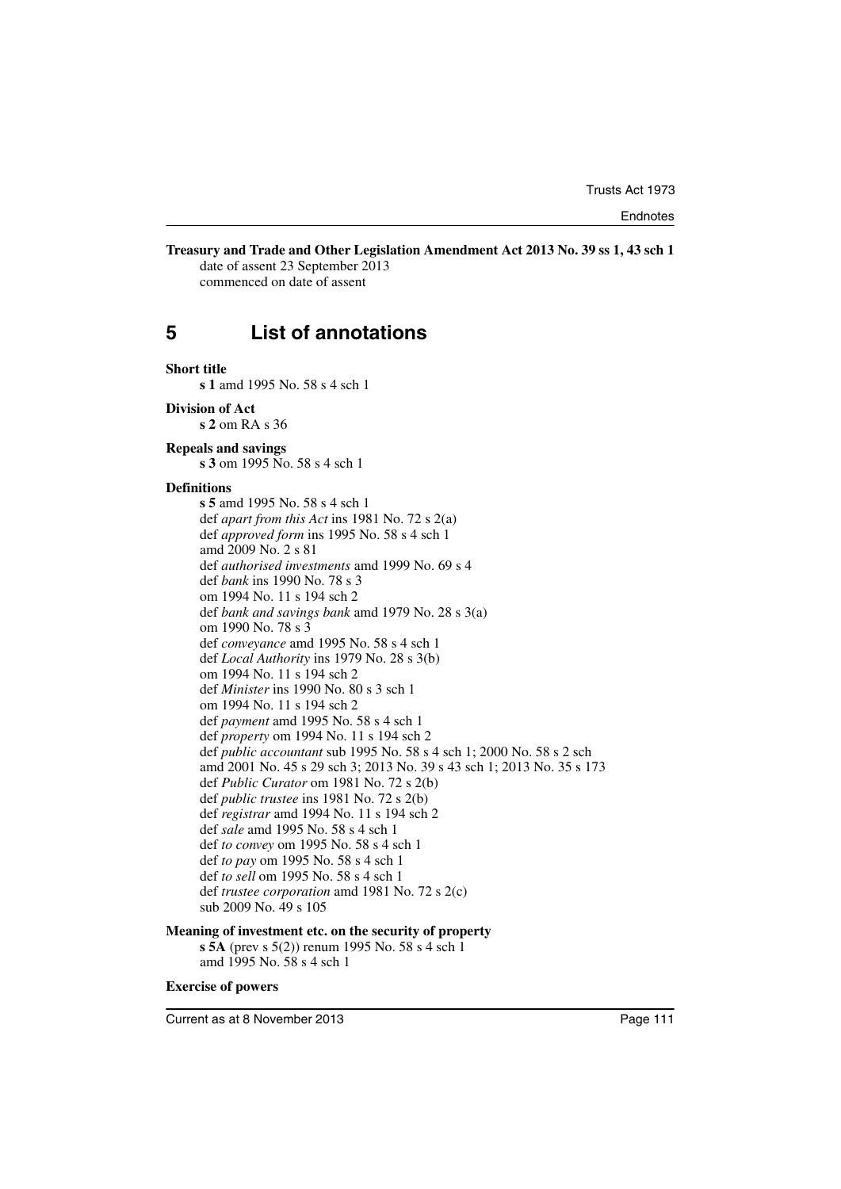**Treasury and Trade and Other Legislation Amendment Act 2013 No. 39 ss 1, 43 sch 1**
date of assent 23 September 2013
commenced on date of assent

# 5 List of annotations

**Short title**
**s 1** amd 1995 No. 58 s 4 sch 1

**Division of Act**
**s 2** om RA s 36

**Repeals and savings**
**s 3** om 1995 No. 58 s 4 sch 1

**Definitions**
**s 5** amd 1995 No. 58 s 4 sch 1
def *apart from this Act* ins 1981 No. 72 s 2(a)
def *approved form* ins 1995 No. 58 s 4 sch 1
amd 2009 No. 2 s 81
def *authorised investments* amd 1999 No. 69 s 4
def *bank* ins 1990 No. 78 s 3
om 1994 No. 11 s 194 sch 2
def *bank and savings bank* amd 1979 No. 28 s 3(a)
om 1990 No. 78 s 3
def *conveyance* amd 1995 No. 58 s 4 sch 1
def *Local Authority* ins 1979 No. 28 s 3(b)
om 1994 No. 11 s 194 sch 2
def *Minister* ins 1990 No. 80 s 3 sch 1
om 1994 No. 11 s 194 sch 2
def *payment* amd 1995 No. 58 s 4 sch 1
def *property* om 1994 No. 11 s 194 sch 2
def *public accountant* sub 1995 No. 58 s 4 sch 1; 2000 No. 58 s 2 sch
amd 2001 No. 45 s 29 sch 3; 2013 No. 39 s 43 sch 1; 2013 No. 35 s 173
def *Public Curator* om 1981 No. 72 s 2(b)
def *public trustee* ins 1981 No. 72 s 2(b)
def *registrar* amd 1994 No. 11 s 194 sch 2
def *sale* amd 1995 No. 58 s 4 sch 1
def *to convey* om 1995 No. 58 s 4 sch 1
def *to pay* om 1995 No. 58 s 4 sch 1
def *to sell* om 1995 No. 58 s 4 sch 1
def *trustee corporation* amd 1981 No. 72 s 2(c)
sub 2009 No. 49 s 105

**Meaning of investment etc. on the security of property**
**s 5A** (prev s 5(2)) renum 1995 No. 58 s 4 sch 1
amd 1995 No. 58 s 4 sch 1

**Exercise of powers**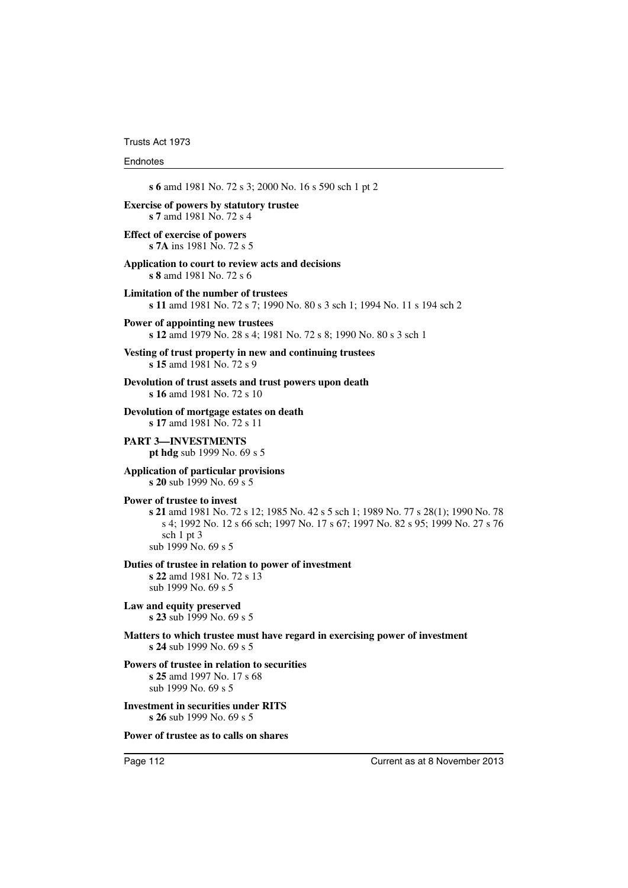**s 6** amd 1981 No. 72 s 3; 2000 No. 16 s 590 sch 1 pt 2

**Exercise of powers by statutory trustee**
**s 7** amd 1981 No. 72 s 4

**Effect of exercise of powers**
**s 7A** ins 1981 No. 72 s 5

**Application to court to review acts and decisions**
**s 8** amd 1981 No. 72 s 6

**Limitation of the number of trustees**
**s 11** amd 1981 No. 72 s 7; 1990 No. 80 s 3 sch 1; 1994 No. 11 s 194 sch 2

**Power of appointing new trustees**
**s 12** amd 1979 No. 28 s 4; 1981 No. 72 s 8; 1990 No. 80 s 3 sch 1

**Vesting of trust property in new and continuing trustees**
**s 15** amd 1981 No. 72 s 9

**Devolution of trust assets and trust powers upon death**
**s 16** amd 1981 No. 72 s 10

**Devolution of mortgage estates on death**
**s 17** amd 1981 No. 72 s 11

**PART 3—INVESTMENTS**
**pt hdg** sub 1999 No. 69 s 5

**Application of particular provisions**
**s 20** sub 1999 No. 69 s 5

**Power of trustee to invest**
**s 21** amd 1981 No. 72 s 12; 1985 No. 42 s 5 sch 1; 1989 No. 77 s 28(1); 1990 No. 78 s 4; 1992 No. 12 s 66 sch; 1997 No. 17 s 67; 1997 No. 82 s 95; 1999 No. 27 s 76 sch 1 pt 3
sub 1999 No. 69 s 5

**Duties of trustee in relation to power of investment**
**s 22** amd 1981 No. 72 s 13
sub 1999 No. 69 s 5

**Law and equity preserved**
**s 23** sub 1999 No. 69 s 5

**Matters to which trustee must have regard in exercising power of investment**
**s 24** sub 1999 No. 69 s 5

**Powers of trustee in relation to securities**
**s 25** amd 1997 No. 17 s 68
sub 1999 No. 69 s 5

**Investment in securities under RITS**
**s 26** sub 1999 No. 69 s 5

**Power of trustee as to calls on shares**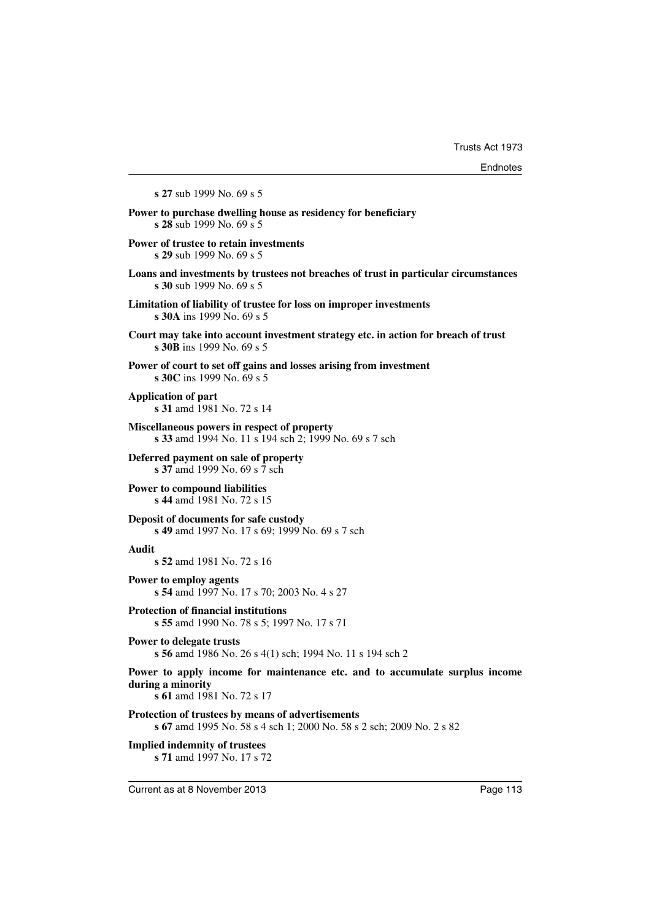**s 27** sub 1999 No. 69 s 5

**Power to purchase dwelling house as residency for beneficiary**
**s 28** sub 1999 No. 69 s 5

**Power of trustee to retain investments**
**s 29** sub 1999 No. 69 s 5

**Loans and investments by trustees not breaches of trust in particular circumstances**
**s 30** sub 1999 No. 69 s 5

**Limitation of liability of trustee for loss on improper investments**
**s 30A** ins 1999 No. 69 s 5

**Court may take into account investment strategy etc. in action for breach of trust**
**s 30B** ins 1999 No. 69 s 5

**Power of court to set off gains and losses arising from investment**
**s 30C** ins 1999 No. 69 s 5

**Application of part**
**s 31** amd 1981 No. 72 s 14

**Miscellaneous powers in respect of property**
**s 33** amd 1994 No. 11 s 194 sch 2; 1999 No. 69 s 7 sch

**Deferred payment on sale of property**
**s 37** amd 1999 No. 69 s 7 sch

**Power to compound liabilities**
**s 44** amd 1981 No. 72 s 15

**Deposit of documents for safe custody**
**s 49** amd 1997 No. 17 s 69; 1999 No. 69 s 7 sch

**Audit**
**s 52** amd 1981 No. 72 s 16

**Power to employ agents**
**s 54** amd 1997 No. 17 s 70; 2003 No. 4 s 27

**Protection of financial institutions**
**s 55** amd 1990 No. 78 s 5; 1997 No. 17 s 71

**Power to delegate trusts**
**s 56** amd 1986 No. 26 s 4(1) sch; 1994 No. 11 s 194 sch 2

**Power to apply income for maintenance etc. and to accumulate surplus income during a minority**
**s 61** amd 1981 No. 72 s 17

**Protection of trustees by means of advertisements**
**s 67** amd 1995 No. 58 s 4 sch 1; 2000 No. 58 s 2 sch; 2009 No. 2 s 82

**Implied indemnity of trustees**
**s 71** amd 1997 No. 17 s 72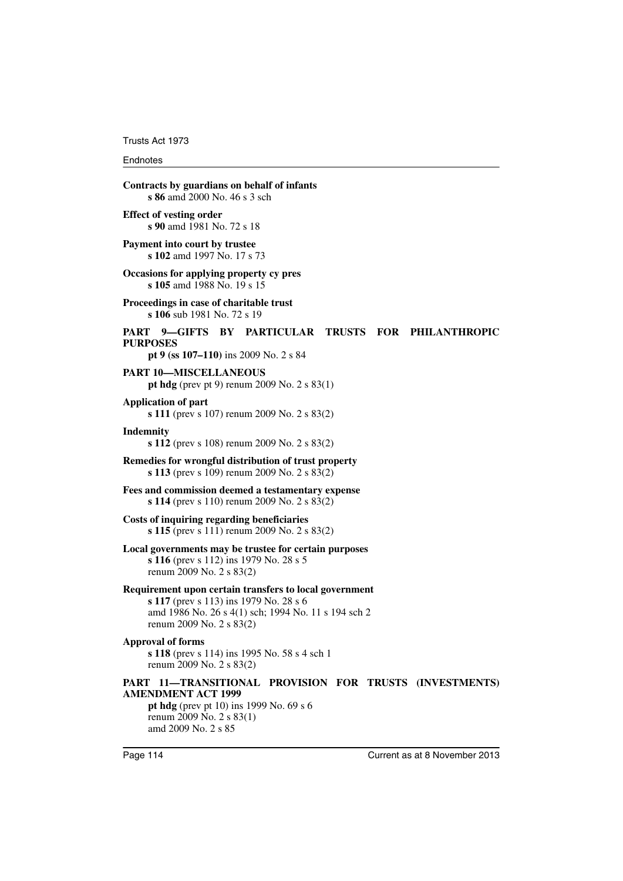**Contracts by guardians on behalf of infants**
**s 86** amd 2000 No. 46 s 3 sch

**Effect of vesting order**
**s 90** amd 1981 No. 72 s 18

**Payment into court by trustee**
**s 102** amd 1997 No. 17 s 73

**Occasions for applying property cy pres**
**s 105** amd 1988 No. 19 s 15

**Proceedings in case of charitable trust**
**s 106** sub 1981 No. 72 s 19

**PART 9—GIFTS BY PARTICULAR TRUSTS FOR PHILANTHROPIC PURPOSES**
**pt 9 (ss 107–110)** ins 2009 No. 2 s 84

**PART 10—MISCELLANEOUS**
**pt hdg** (prev pt 9) renum 2009 No. 2 s 83(1)

**Application of part**
**s 111** (prev s 107) renum 2009 No. 2 s 83(2)

**Indemnity**
**s 112** (prev s 108) renum 2009 No. 2 s 83(2)

**Remedies for wrongful distribution of trust property**
**s 113** (prev s 109) renum 2009 No. 2 s 83(2)

**Fees and commission deemed a testamentary expense**
**s 114** (prev s 110) renum 2009 No. 2 s 83(2)

**Costs of inquiring regarding beneficiaries**
**s 115** (prev s 111) renum 2009 No. 2 s 83(2)

**Local governments may be trustee for certain purposes**
**s 116** (prev s 112) ins 1979 No. 28 s 5
renum 2009 No. 2 s 83(2)

**Requirement upon certain transfers to local government**
**s 117** (prev s 113) ins 1979 No. 28 s 6
amd 1986 No. 26 s 4(1) sch; 1994 No. 11 s 194 sch 2
renum 2009 No. 2 s 83(2)

**Approval of forms**
**s 118** (prev s 114) ins 1995 No. 58 s 4 sch 1
renum 2009 No. 2 s 83(2)

**PART 11—TRANSITIONAL PROVISION FOR TRUSTS (INVESTMENTS) AMENDMENT ACT 1999**
**pt hdg** (prev pt 10) ins 1999 No. 69 s 6
renum 2009 No. 2 s 83(1)
amd 2009 No. 2 s 85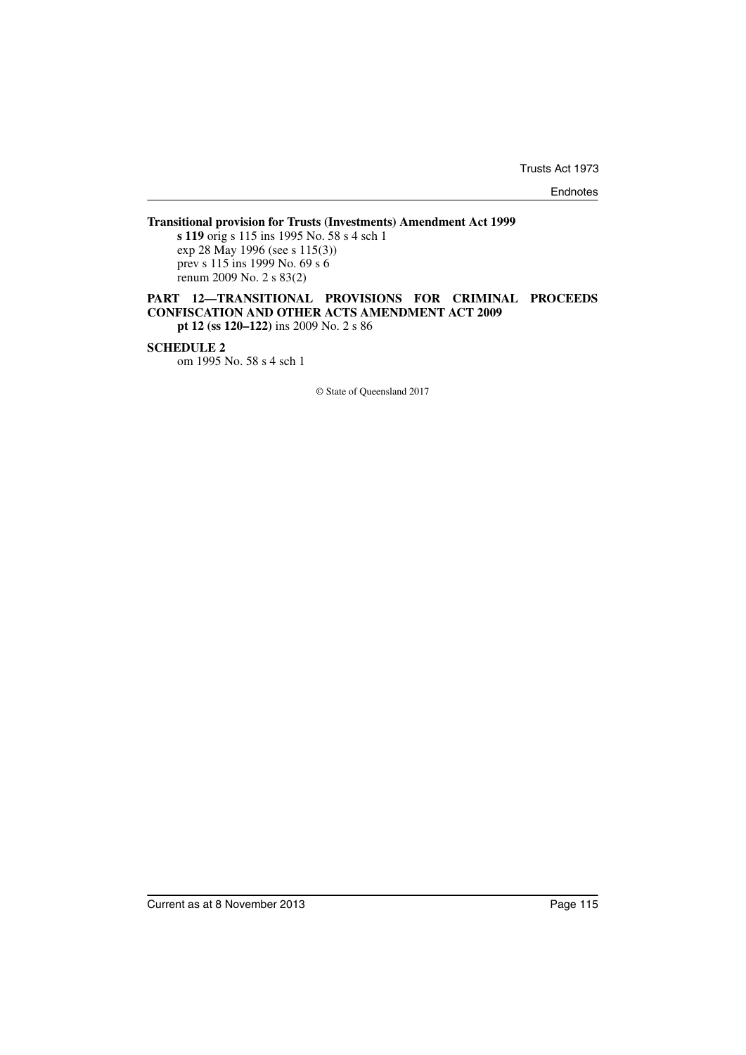**Transitional provision for Trusts (Investments) Amendment Act 1999**

**s 119** orig s 115 ins 1995 No. 58 s 4 sch 1
exp 28 May 1996 (see s 115(3))
prev s 115 ins 1999 No. 69 s 6
renum 2009 No. 2 s 83(2)

**PART 12—TRANSITIONAL PROVISIONS FOR CRIMINAL PROCEEDS CONFISCATION AND OTHER ACTS AMENDMENT ACT 2009**

**pt 12 (ss 120–122)** ins 2009 No. 2 s 86

**SCHEDULE 2**

om 1995 No. 58 s 4 sch 1

© State of Queensland 2017